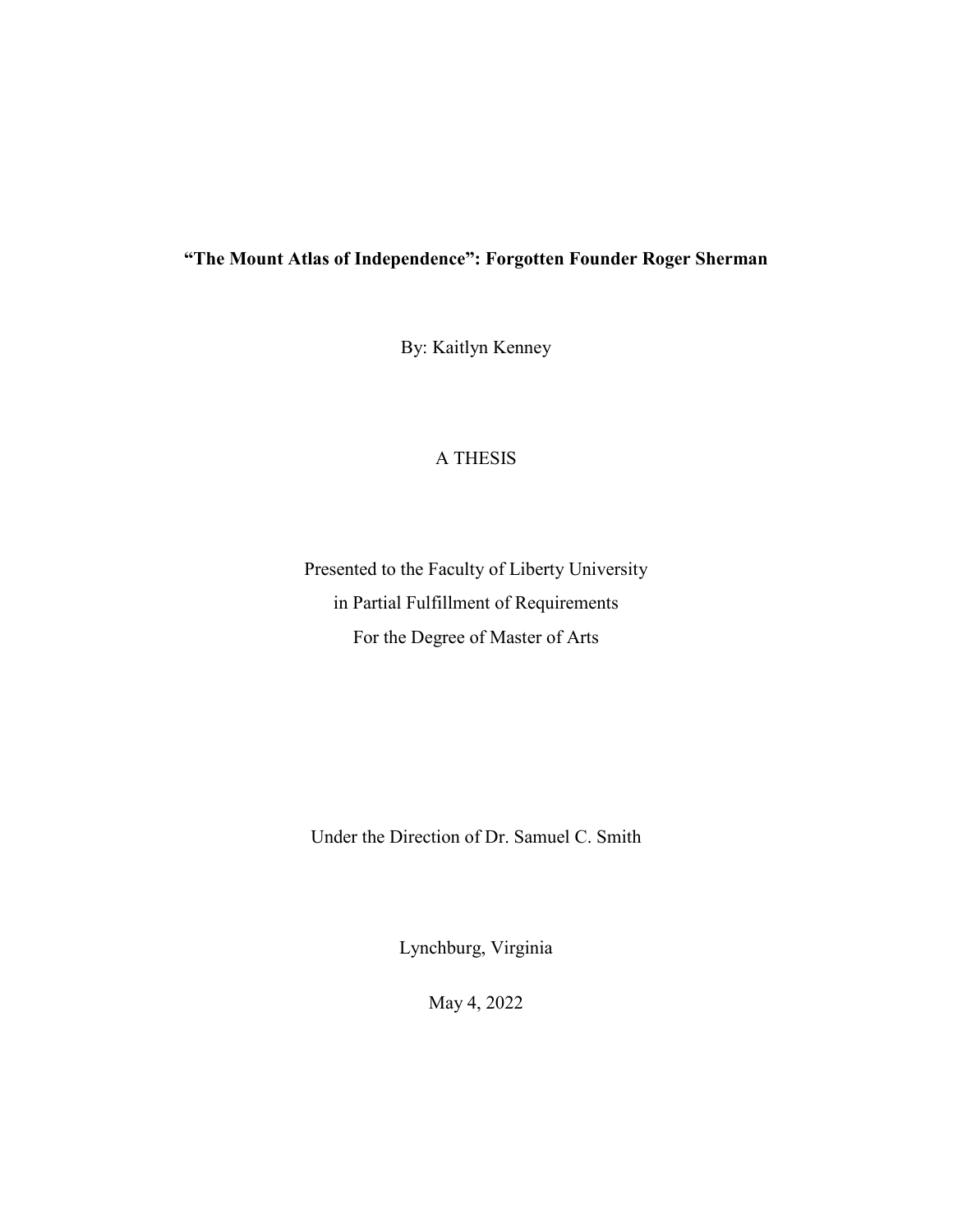# "The Mount Atlas of Independence": Forgotten Founder Roger Sherman

By: Kaitlyn Kenney

A THESIS

Presented to the Faculty of Liberty University
in Partial Fulfillment of Requirements
For the Degree of Master of Arts

Under the Direction of Dr. Samuel C. Smith

Lynchburg, Virginia

May 4, 2022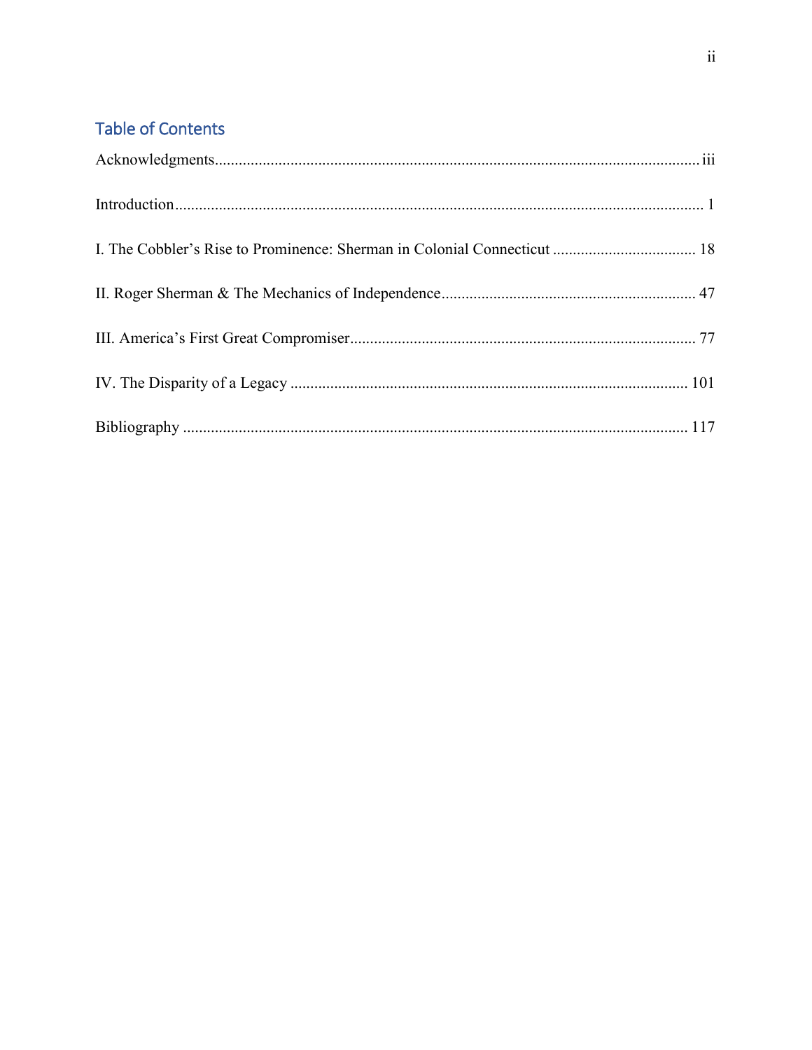## Table of Contents

Acknowledgments ..... iii

Introduction ..... 1

I. The Cobbler's Rise to Prominence: Sherman in Colonial Connecticut ..... 18

II. Roger Sherman & The Mechanics of Independence ..... 47

III. America's First Great Compromiser ..... 77

IV. The Disparity of a Legacy ..... 101

Bibliography ..... 117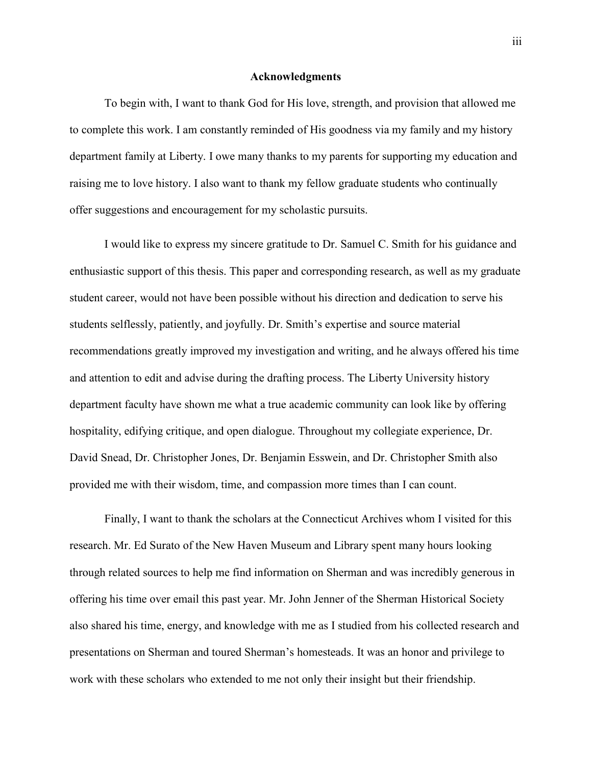# Acknowledgments

To begin with, I want to thank God for His love, strength, and provision that allowed me to complete this work. I am constantly reminded of His goodness via my family and my history department family at Liberty. I owe many thanks to my parents for supporting my education and raising me to love history. I also want to thank my fellow graduate students who continually offer suggestions and encouragement for my scholastic pursuits.

I would like to express my sincere gratitude to Dr. Samuel C. Smith for his guidance and enthusiastic support of this thesis. This paper and corresponding research, as well as my graduate student career, would not have been possible without his direction and dedication to serve his students selflessly, patiently, and joyfully. Dr. Smith's expertise and source material recommendations greatly improved my investigation and writing, and he always offered his time and attention to edit and advise during the drafting process. The Liberty University history department faculty have shown me what a true academic community can look like by offering hospitality, edifying critique, and open dialogue. Throughout my collegiate experience, Dr. David Snead, Dr. Christopher Jones, Dr. Benjamin Esswein, and Dr. Christopher Smith also provided me with their wisdom, time, and compassion more times than I can count.

Finally, I want to thank the scholars at the Connecticut Archives whom I visited for this research. Mr. Ed Surato of the New Haven Museum and Library spent many hours looking through related sources to help me find information on Sherman and was incredibly generous in offering his time over email this past year. Mr. John Jenner of the Sherman Historical Society also shared his time, energy, and knowledge with me as I studied from his collected research and presentations on Sherman and toured Sherman's homesteads. It was an honor and privilege to work with these scholars who extended to me not only their insight but their friendship.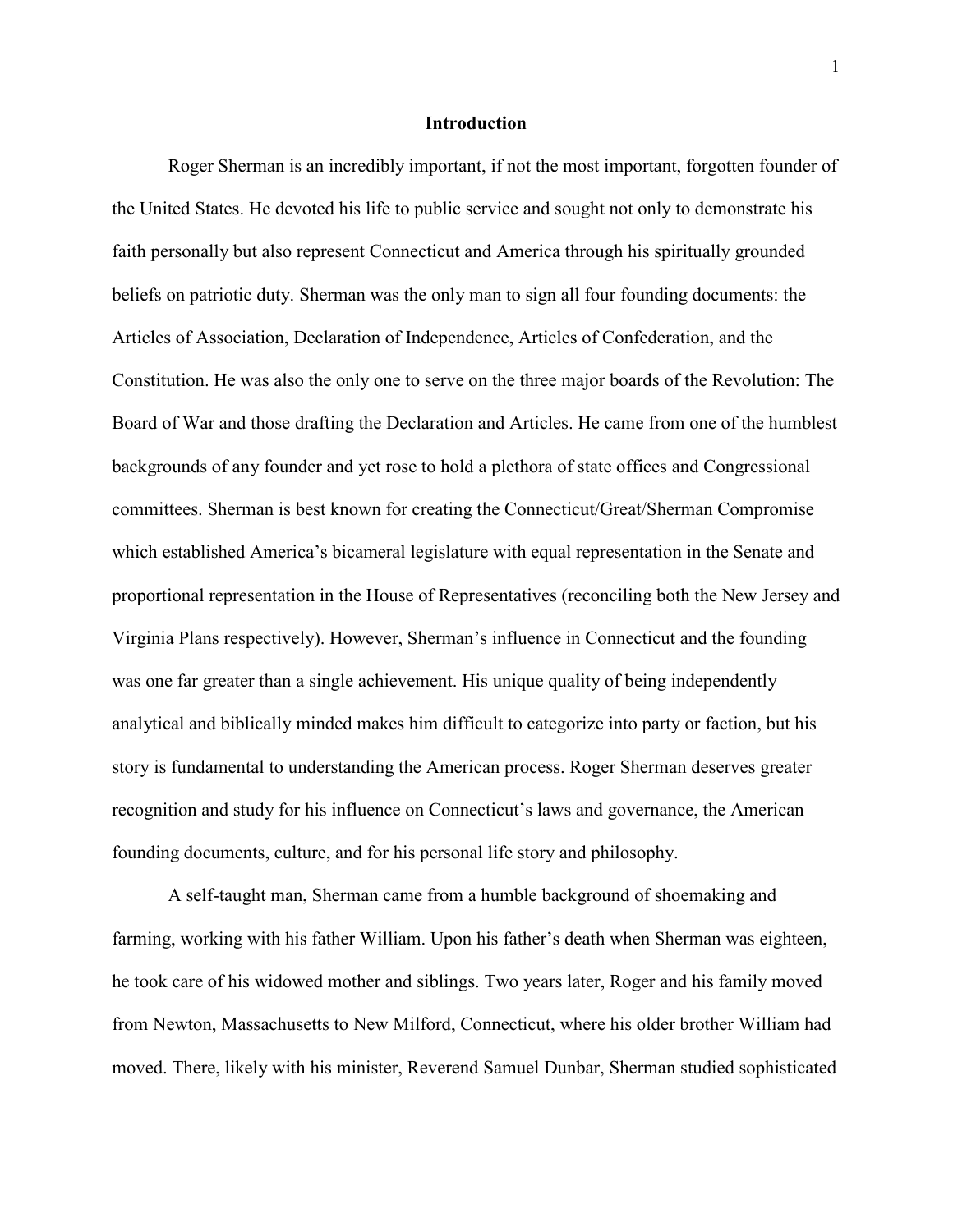## Introduction

Roger Sherman is an incredibly important, if not the most important, forgotten founder of the United States. He devoted his life to public service and sought not only to demonstrate his faith personally but also represent Connecticut and America through his spiritually grounded beliefs on patriotic duty. Sherman was the only man to sign all four founding documents: the Articles of Association, Declaration of Independence, Articles of Confederation, and the Constitution. He was also the only one to serve on the three major boards of the Revolution: The Board of War and those drafting the Declaration and Articles. He came from one of the humblest backgrounds of any founder and yet rose to hold a plethora of state offices and Congressional committees. Sherman is best known for creating the Connecticut/Great/Sherman Compromise which established America's bicameral legislature with equal representation in the Senate and proportional representation in the House of Representatives (reconciling both the New Jersey and Virginia Plans respectively). However, Sherman's influence in Connecticut and the founding was one far greater than a single achievement. His unique quality of being independently analytical and biblically minded makes him difficult to categorize into party or faction, but his story is fundamental to understanding the American process. Roger Sherman deserves greater recognition and study for his influence on Connecticut's laws and governance, the American founding documents, culture, and for his personal life story and philosophy.

A self-taught man, Sherman came from a humble background of shoemaking and farming, working with his father William. Upon his father's death when Sherman was eighteen, he took care of his widowed mother and siblings. Two years later, Roger and his family moved from Newton, Massachusetts to New Milford, Connecticut, where his older brother William had moved. There, likely with his minister, Reverend Samuel Dunbar, Sherman studied sophisticated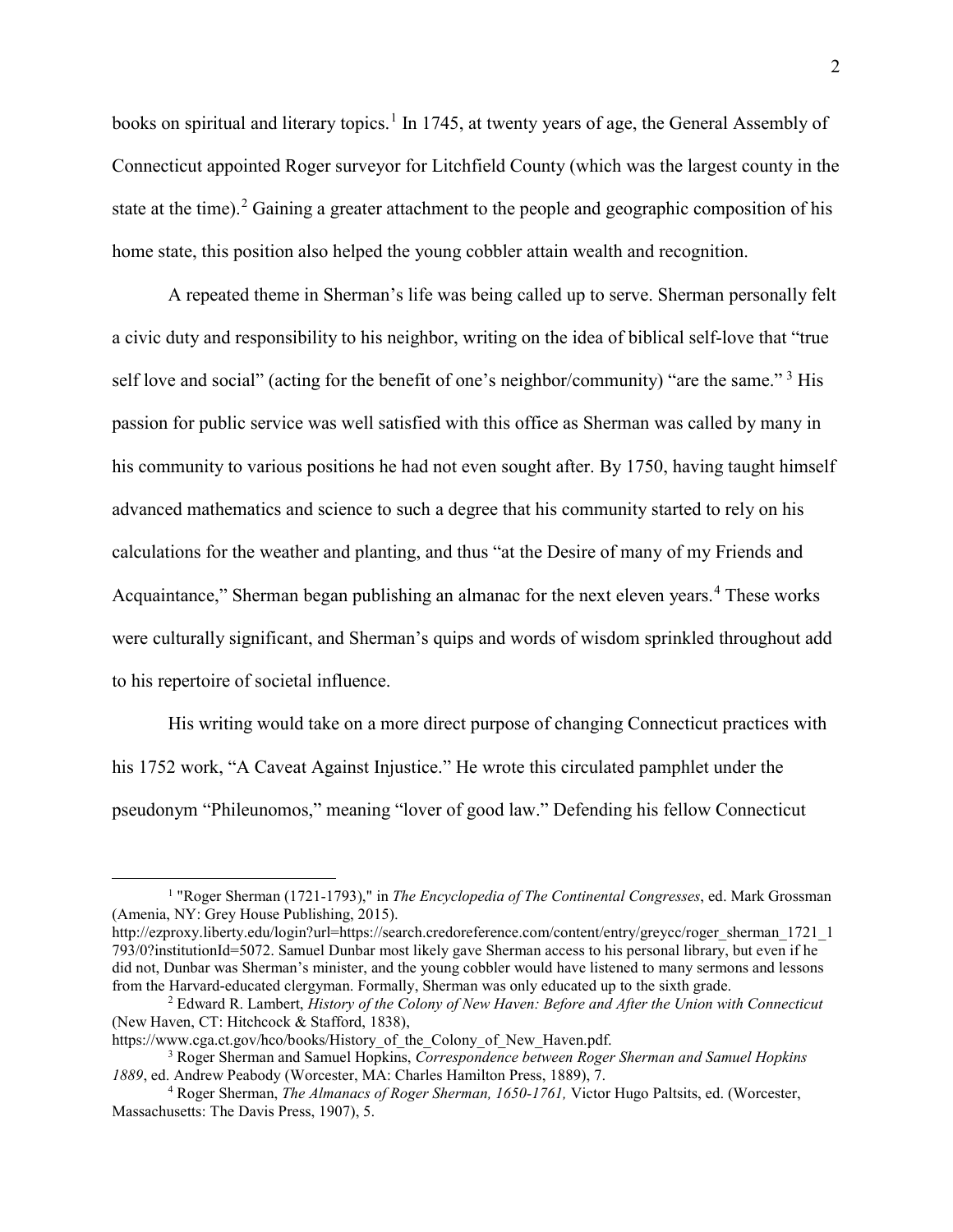books on spiritual and literary topics.[1] In 1745, at twenty years of age, the General Assembly of Connecticut appointed Roger surveyor for Litchfield County (which was the largest county in the state at the time).[2] Gaining a greater attachment to the people and geographic composition of his home state, this position also helped the young cobbler attain wealth and recognition.

A repeated theme in Sherman's life was being called up to serve. Sherman personally felt a civic duty and responsibility to his neighbor, writing on the idea of biblical self-love that "true self love and social" (acting for the benefit of one's neighbor/community) "are the same." [3] His passion for public service was well satisfied with this office as Sherman was called by many in his community to various positions he had not even sought after. By 1750, having taught himself advanced mathematics and science to such a degree that his community started to rely on his calculations for the weather and planting, and thus "at the Desire of many of my Friends and Acquaintance," Sherman began publishing an almanac for the next eleven years.[4] These works were culturally significant, and Sherman's quips and words of wisdom sprinkled throughout add to his repertoire of societal influence.

His writing would take on a more direct purpose of changing Connecticut practices with his 1752 work, "A Caveat Against Injustice." He wrote this circulated pamphlet under the pseudonym "Phileunomos," meaning "lover of good law." Defending his fellow Connecticut

---

[1] "Roger Sherman (1721-1793)," in *The Encyclopedia of The Continental Congresses*, ed. Mark Grossman (Amenia, NY: Grey House Publishing, 2015). http://ezproxy.liberty.edu/login?url=https://search.credoreference.com/content/entry/greycc/roger_sherman_1721_1793/0?institutionId=5072. Samuel Dunbar most likely gave Sherman access to his personal library, but even if he did not, Dunbar was Sherman's minister, and the young cobbler would have listened to many sermons and lessons from the Harvard-educated clergyman. Formally, Sherman was only educated up to the sixth grade.

[2] Edward R. Lambert, *History of the Colony of New Haven: Before and After the Union with Connecticut* (New Haven, CT: Hitchcock & Stafford, 1838), https://www.cga.ct.gov/hco/books/History_of_the_Colony_of_New_Haven.pdf.

[3] Roger Sherman and Samuel Hopkins, *Correspondence between Roger Sherman and Samuel Hopkins 1889*, ed. Andrew Peabody (Worcester, MA: Charles Hamilton Press, 1889), 7.

[4] Roger Sherman, *The Almanacs of Roger Sherman, 1650-1761,* Victor Hugo Paltsits, ed. (Worcester, Massachusetts: The Davis Press, 1907), 5.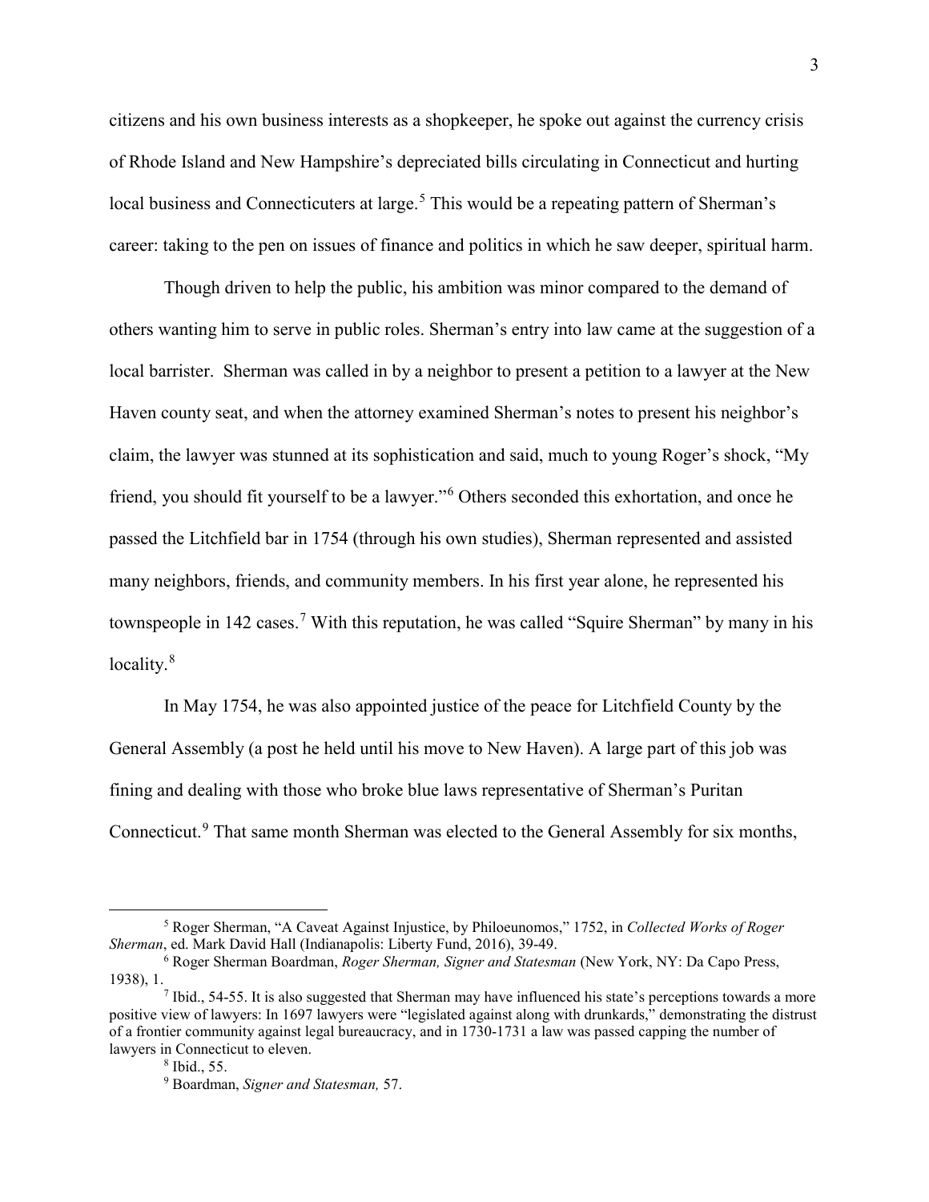citizens and his own business interests as a shopkeeper, he spoke out against the currency crisis of Rhode Island and New Hampshire's depreciated bills circulating in Connecticut and hurting local business and Connecticuters at large.[5] This would be a repeating pattern of Sherman's career: taking to the pen on issues of finance and politics in which he saw deeper, spiritual harm.

Though driven to help the public, his ambition was minor compared to the demand of others wanting him to serve in public roles. Sherman's entry into law came at the suggestion of a local barrister. Sherman was called in by a neighbor to present a petition to a lawyer at the New Haven county seat, and when the attorney examined Sherman's notes to present his neighbor's claim, the lawyer was stunned at its sophistication and said, much to young Roger's shock, "My friend, you should fit yourself to be a lawyer."[6] Others seconded this exhortation, and once he passed the Litchfield bar in 1754 (through his own studies), Sherman represented and assisted many neighbors, friends, and community members. In his first year alone, he represented his townspeople in 142 cases.[7] With this reputation, he was called "Squire Sherman" by many in his locality.[8]

In May 1754, he was also appointed justice of the peace for Litchfield County by the General Assembly (a post he held until his move to New Haven). A large part of this job was fining and dealing with those who broke blue laws representative of Sherman's Puritan Connecticut.[9] That same month Sherman was elected to the General Assembly for six months,

---

[5] Roger Sherman, "A Caveat Against Injustice, by Philoeunomos," 1752, in *Collected Works of Roger Sherman*, ed. Mark David Hall (Indianapolis: Liberty Fund, 2016), 39-49.

[6] Roger Sherman Boardman, *Roger Sherman, Signer and Statesman* (New York, NY: Da Capo Press, 1938), 1.

[7] Ibid., 54-55. It is also suggested that Sherman may have influenced his state's perceptions towards a more positive view of lawyers: In 1697 lawyers were "legislated against along with drunkards," demonstrating the distrust of a frontier community against legal bureaucracy, and in 1730-1731 a law was passed capping the number of lawyers in Connecticut to eleven.

[8] Ibid., 55.

[9] Boardman, *Signer and Statesman,* 57.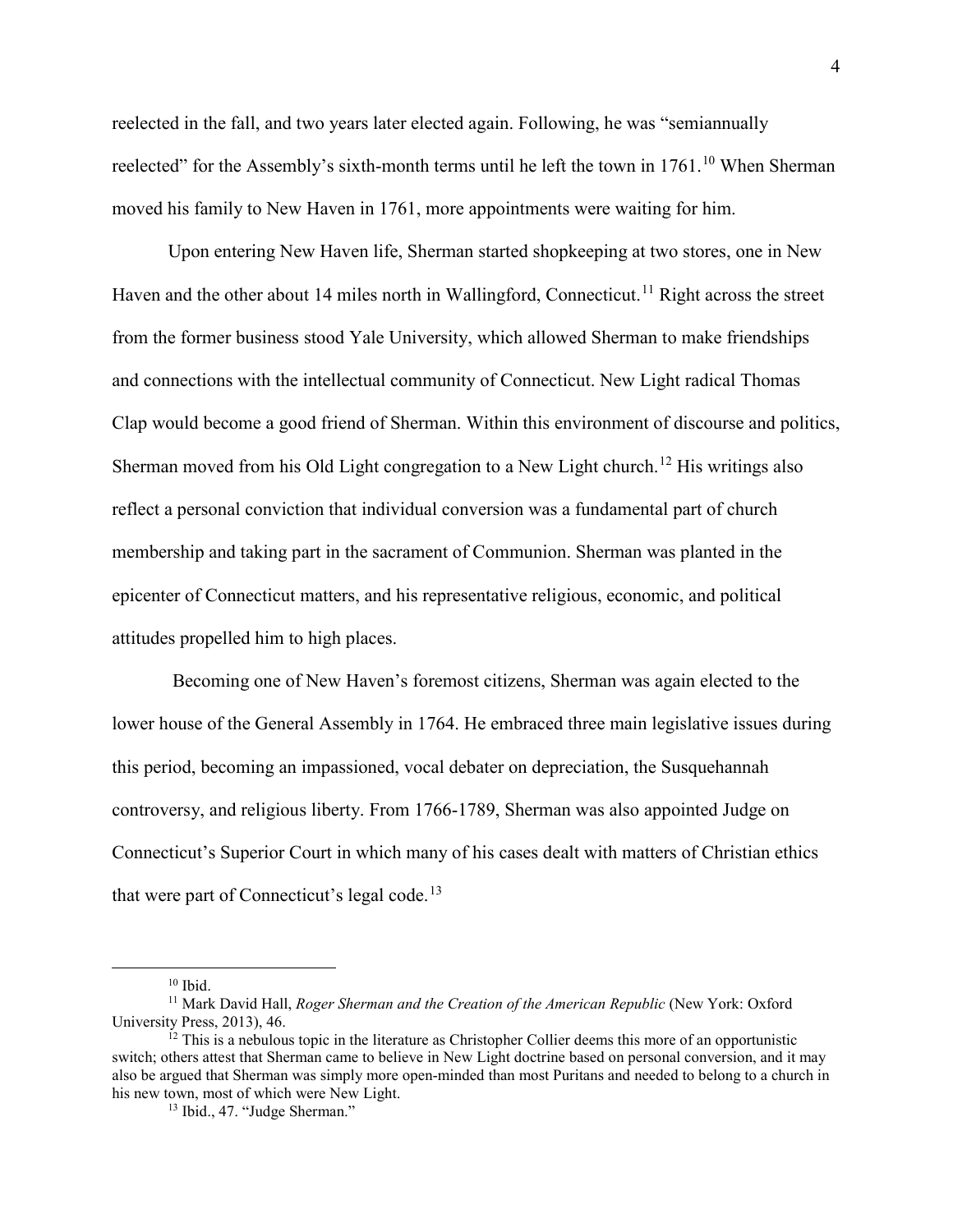reelected in the fall, and two years later elected again. Following, he was "semiannually reelected" for the Assembly's sixth-month terms until he left the town in 1761.[10] When Sherman moved his family to New Haven in 1761, more appointments were waiting for him.

Upon entering New Haven life, Sherman started shopkeeping at two stores, one in New Haven and the other about 14 miles north in Wallingford, Connecticut.[11] Right across the street from the former business stood Yale University, which allowed Sherman to make friendships and connections with the intellectual community of Connecticut. New Light radical Thomas Clap would become a good friend of Sherman. Within this environment of discourse and politics, Sherman moved from his Old Light congregation to a New Light church.[12] His writings also reflect a personal conviction that individual conversion was a fundamental part of church membership and taking part in the sacrament of Communion. Sherman was planted in the epicenter of Connecticut matters, and his representative religious, economic, and political attitudes propelled him to high places.

Becoming one of New Haven's foremost citizens, Sherman was again elected to the lower house of the General Assembly in 1764. He embraced three main legislative issues during this period, becoming an impassioned, vocal debater on depreciation, the Susquehannah controversy, and religious liberty. From 1766-1789, Sherman was also appointed Judge on Connecticut's Superior Court in which many of his cases dealt with matters of Christian ethics that were part of Connecticut's legal code.[13]

---

[10] Ibid.

[11] Mark David Hall, *Roger Sherman and the Creation of the American Republic* (New York: Oxford University Press, 2013), 46.

[12] This is a nebulous topic in the literature as Christopher Collier deems this more of an opportunistic switch; others attest that Sherman came to believe in New Light doctrine based on personal conversion, and it may also be argued that Sherman was simply more open-minded than most Puritans and needed to belong to a church in his new town, most of which were New Light.

[13] Ibid., 47. "Judge Sherman."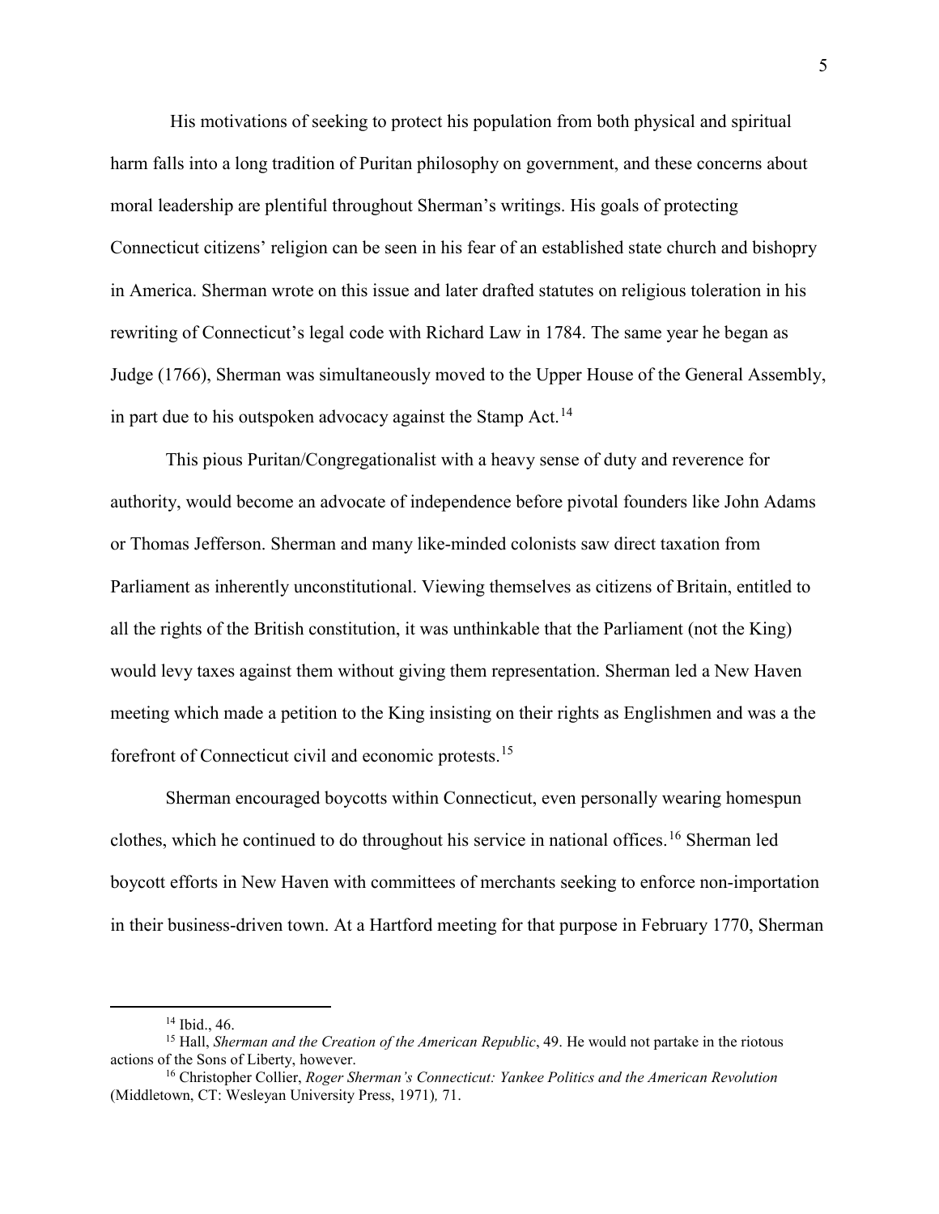His motivations of seeking to protect his population from both physical and spiritual harm falls into a long tradition of Puritan philosophy on government, and these concerns about moral leadership are plentiful throughout Sherman's writings. His goals of protecting Connecticut citizens' religion can be seen in his fear of an established state church and bishopry in America. Sherman wrote on this issue and later drafted statutes on religious toleration in his rewriting of Connecticut's legal code with Richard Law in 1784. The same year he began as Judge (1766), Sherman was simultaneously moved to the Upper House of the General Assembly, in part due to his outspoken advocacy against the Stamp Act.[14]

This pious Puritan/Congregationalist with a heavy sense of duty and reverence for authority, would become an advocate of independence before pivotal founders like John Adams or Thomas Jefferson. Sherman and many like-minded colonists saw direct taxation from Parliament as inherently unconstitutional. Viewing themselves as citizens of Britain, entitled to all the rights of the British constitution, it was unthinkable that the Parliament (not the King) would levy taxes against them without giving them representation. Sherman led a New Haven meeting which made a petition to the King insisting on their rights as Englishmen and was a the forefront of Connecticut civil and economic protests.[15]

Sherman encouraged boycotts within Connecticut, even personally wearing homespun clothes, which he continued to do throughout his service in national offices.[16] Sherman led boycott efforts in New Haven with committees of merchants seeking to enforce non-importation in their business-driven town. At a Hartford meeting for that purpose in February 1770, Sherman

---

[14] Ibid., 46.

[15] Hall, *Sherman and the Creation of the American Republic*, 49. He would not partake in the riotous actions of the Sons of Liberty, however.

[16] Christopher Collier, *Roger Sherman's Connecticut: Yankee Politics and the American Revolution* (Middletown, CT: Wesleyan University Press, 1971), 71.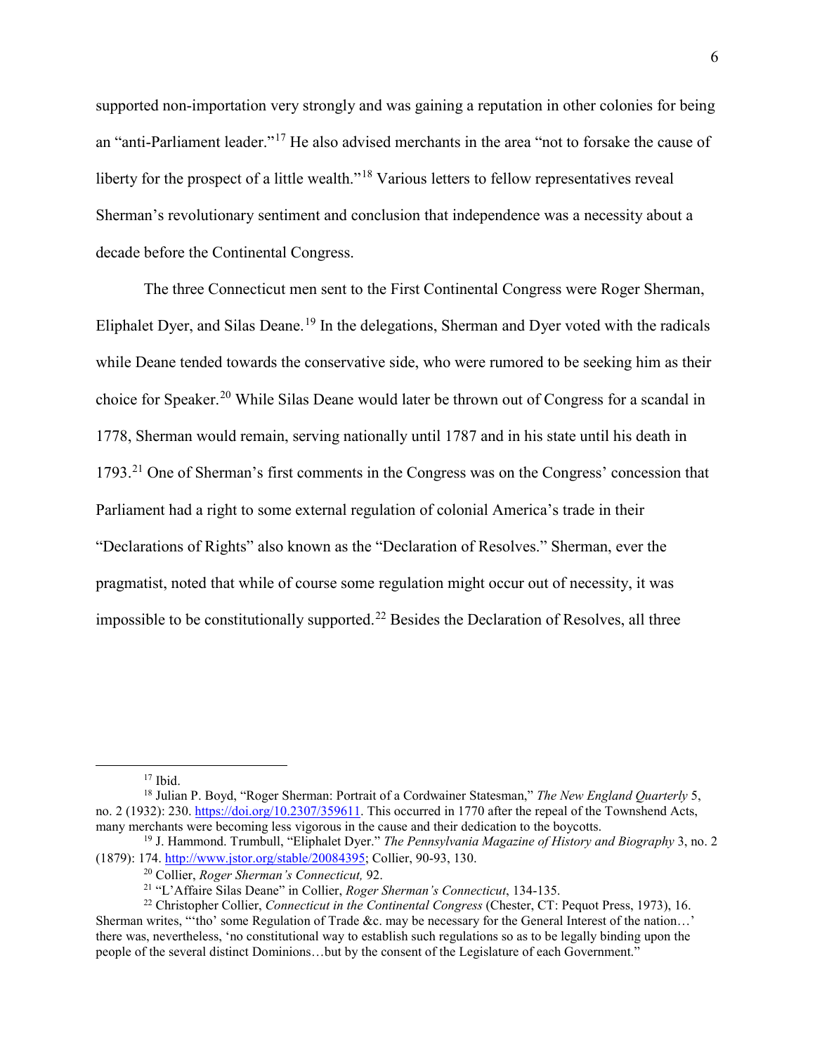supported non-importation very strongly and was gaining a reputation in other colonies for being an "anti-Parliament leader."[17] He also advised merchants in the area "not to forsake the cause of liberty for the prospect of a little wealth."[18] Various letters to fellow representatives reveal Sherman's revolutionary sentiment and conclusion that independence was a necessity about a decade before the Continental Congress.

The three Connecticut men sent to the First Continental Congress were Roger Sherman, Eliphalet Dyer, and Silas Deane.[19] In the delegations, Sherman and Dyer voted with the radicals while Deane tended towards the conservative side, who were rumored to be seeking him as their choice for Speaker.[20] While Silas Deane would later be thrown out of Congress for a scandal in 1778, Sherman would remain, serving nationally until 1787 and in his state until his death in 1793.[21] One of Sherman's first comments in the Congress was on the Congress' concession that Parliament had a right to some external regulation of colonial America's trade in their "Declarations of Rights" also known as the "Declaration of Resolves." Sherman, ever the pragmatist, noted that while of course some regulation might occur out of necessity, it was impossible to be constitutionally supported.[22] Besides the Declaration of Resolves, all three

---

[17] Ibid.

[18] Julian P. Boyd, "Roger Sherman: Portrait of a Cordwainer Statesman," *The New England Quarterly* 5, no. 2 (1932): 230. https://doi.org/10.2307/359611. This occurred in 1770 after the repeal of the Townshend Acts, many merchants were becoming less vigorous in the cause and their dedication to the boycotts.

[19] J. Hammond. Trumbull, "Eliphalet Dyer." *The Pennsylvania Magazine of History and Biography* 3, no. 2 (1879): 174. http://www.jstor.org/stable/20084395; Collier, 90-93, 130.

[20] Collier, *Roger Sherman's Connecticut,* 92.

[21] "L'Affaire Silas Deane" in Collier, *Roger Sherman's Connecticut*, 134-135.

[22] Christopher Collier, *Connecticut in the Continental Congress* (Chester, CT: Pequot Press, 1973), 16. Sherman writes, "'tho' some Regulation of Trade &c. may be necessary for the General Interest of the nation…' there was, nevertheless, 'no constitutional way to establish such regulations so as to be legally binding upon the people of the several distinct Dominions…but by the consent of the Legislature of each Government."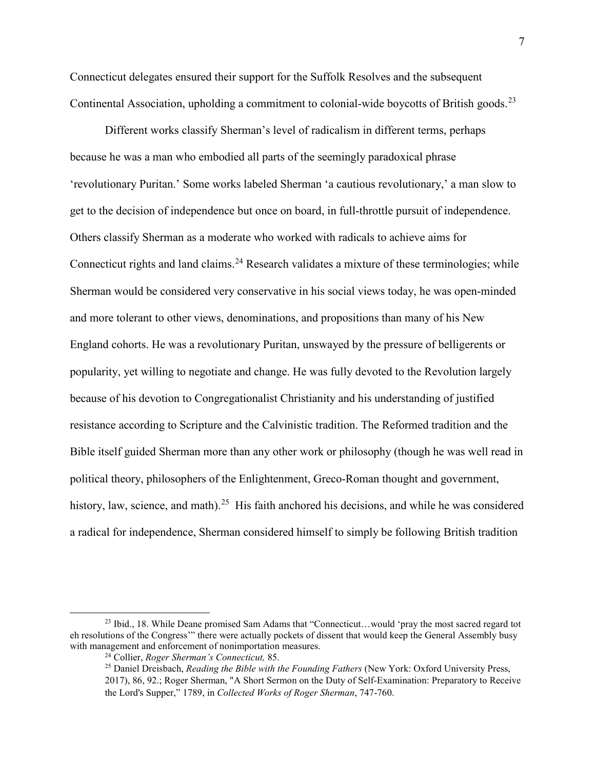Connecticut delegates ensured their support for the Suffolk Resolves and the subsequent Continental Association, upholding a commitment to colonial-wide boycotts of British goods.[23]

Different works classify Sherman's level of radicalism in different terms, perhaps because he was a man who embodied all parts of the seemingly paradoxical phrase 'revolutionary Puritan.' Some works labeled Sherman 'a cautious revolutionary,' a man slow to get to the decision of independence but once on board, in full-throttle pursuit of independence. Others classify Sherman as a moderate who worked with radicals to achieve aims for Connecticut rights and land claims.[24] Research validates a mixture of these terminologies; while Sherman would be considered very conservative in his social views today, he was open-minded and more tolerant to other views, denominations, and propositions than many of his New England cohorts. He was a revolutionary Puritan, unswayed by the pressure of belligerents or popularity, yet willing to negotiate and change. He was fully devoted to the Revolution largely because of his devotion to Congregationalist Christianity and his understanding of justified resistance according to Scripture and the Calvinistic tradition. The Reformed tradition and the Bible itself guided Sherman more than any other work or philosophy (though he was well read in political theory, philosophers of the Enlightenment, Greco-Roman thought and government, history, law, science, and math).[25] His faith anchored his decisions, and while he was considered a radical for independence, Sherman considered himself to simply be following British tradition

---

[23] Ibid., 18. While Deane promised Sam Adams that "Connecticut…would 'pray the most sacred regard tot eh resolutions of the Congress'" there were actually pockets of dissent that would keep the General Assembly busy with management and enforcement of nonimportation measures.

[24] Collier, *Roger Sherman's Connecticut,* 85.

[25] Daniel Dreisbach, *Reading the Bible with the Founding Fathers* (New York: Oxford University Press, 2017), 86, 92.; Roger Sherman, "A Short Sermon on the Duty of Self-Examination: Preparatory to Receive the Lord's Supper," 1789, in *Collected Works of Roger Sherman*, 747-760.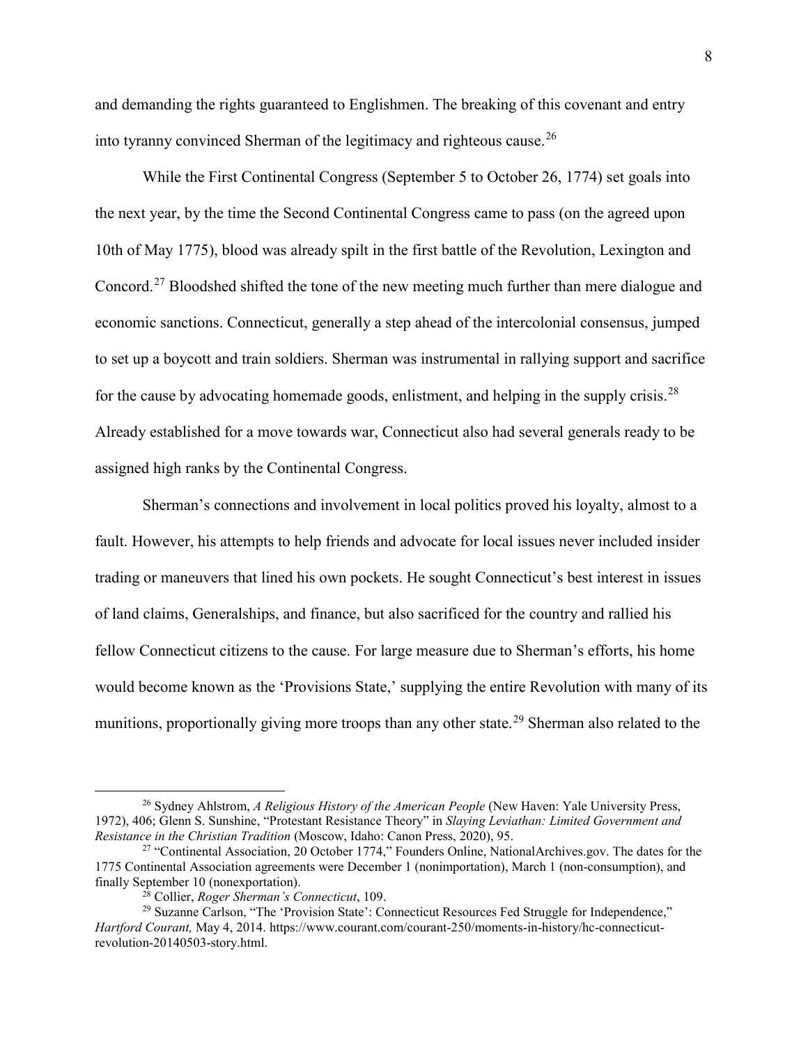and demanding the rights guaranteed to Englishmen. The breaking of this covenant and entry into tyranny convinced Sherman of the legitimacy and righteous cause.[26]

While the First Continental Congress (September 5 to October 26, 1774) set goals into the next year, by the time the Second Continental Congress came to pass (on the agreed upon 10th of May 1775), blood was already spilt in the first battle of the Revolution, Lexington and Concord.[27] Bloodshed shifted the tone of the new meeting much further than mere dialogue and economic sanctions. Connecticut, generally a step ahead of the intercolonial consensus, jumped to set up a boycott and train soldiers. Sherman was instrumental in rallying support and sacrifice for the cause by advocating homemade goods, enlistment, and helping in the supply crisis.[28] Already established for a move towards war, Connecticut also had several generals ready to be assigned high ranks by the Continental Congress.

Sherman's connections and involvement in local politics proved his loyalty, almost to a fault. However, his attempts to help friends and advocate for local issues never included insider trading or maneuvers that lined his own pockets. He sought Connecticut's best interest in issues of land claims, Generalships, and finance, but also sacrificed for the country and rallied his fellow Connecticut citizens to the cause. For large measure due to Sherman's efforts, his home would become known as the 'Provisions State,' supplying the entire Revolution with many of its munitions, proportionally giving more troops than any other state.[29] Sherman also related to the

---

[26] Sydney Ahlstrom, *A Religious History of the American People* (New Haven: Yale University Press, 1972), 406; Glenn S. Sunshine, "Protestant Resistance Theory" in *Slaying Leviathan: Limited Government and Resistance in the Christian Tradition* (Moscow, Idaho: Canon Press, 2020), 95.

[27] "Continental Association, 20 October 1774," Founders Online, NationalArchives.gov. The dates for the 1775 Continental Association agreements were December 1 (nonimportation), March 1 (non-consumption), and finally September 10 (nonexportation).

[28] Collier, *Roger Sherman's Connecticut*, 109.

[29] Suzanne Carlson, "The 'Provision State': Connecticut Resources Fed Struggle for Independence," *Hartford Courant,* May 4, 2014. https://www.courant.com/courant-250/moments-in-history/hc-connecticut-revolution-20140503-story.html.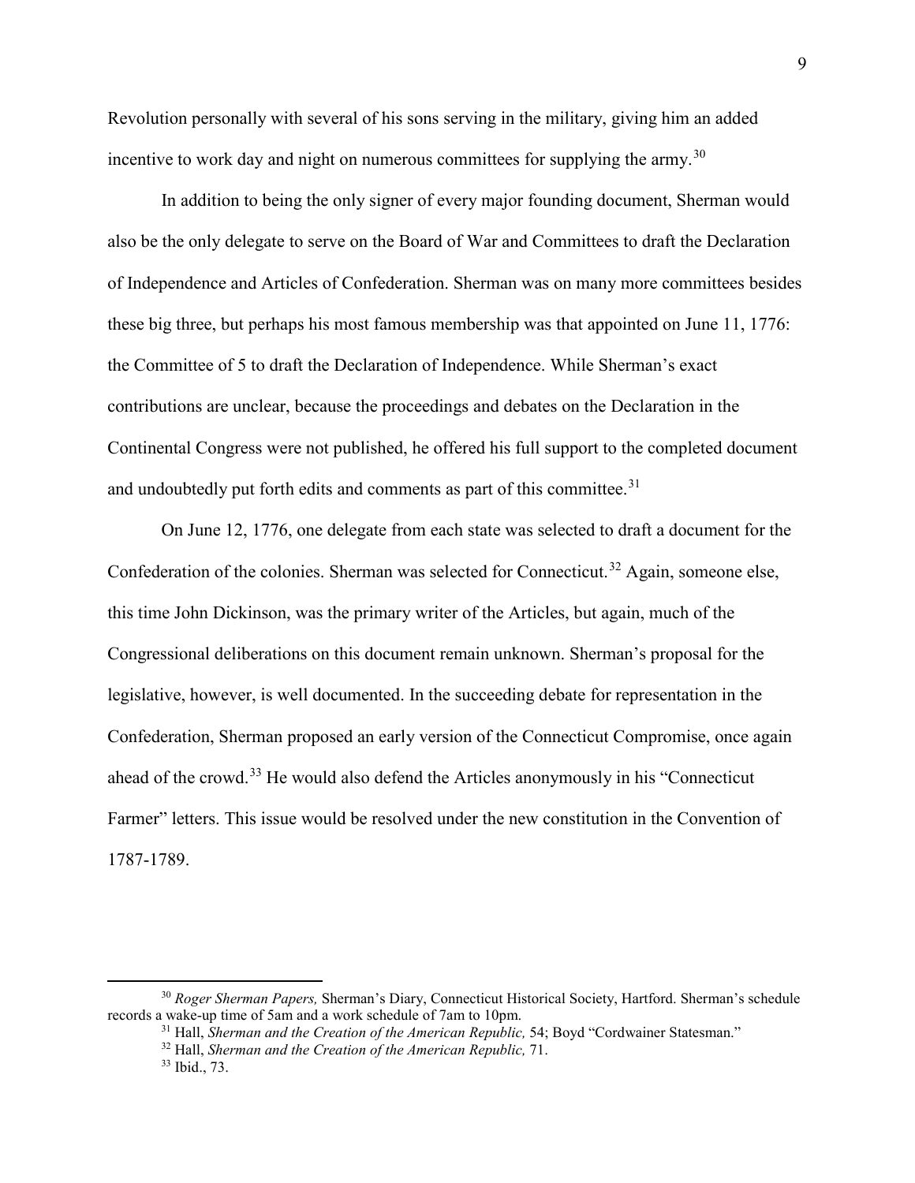Revolution personally with several of his sons serving in the military, giving him an added incentive to work day and night on numerous committees for supplying the army.[30]

In addition to being the only signer of every major founding document, Sherman would also be the only delegate to serve on the Board of War and Committees to draft the Declaration of Independence and Articles of Confederation. Sherman was on many more committees besides these big three, but perhaps his most famous membership was that appointed on June 11, 1776: the Committee of 5 to draft the Declaration of Independence. While Sherman's exact contributions are unclear, because the proceedings and debates on the Declaration in the Continental Congress were not published, he offered his full support to the completed document and undoubtedly put forth edits and comments as part of this committee.[31]

On June 12, 1776, one delegate from each state was selected to draft a document for the Confederation of the colonies. Sherman was selected for Connecticut.[32] Again, someone else, this time John Dickinson, was the primary writer of the Articles, but again, much of the Congressional deliberations on this document remain unknown. Sherman's proposal for the legislative, however, is well documented. In the succeeding debate for representation in the Confederation, Sherman proposed an early version of the Connecticut Compromise, once again ahead of the crowd.[33] He would also defend the Articles anonymously in his "Connecticut Farmer" letters. This issue would be resolved under the new constitution in the Convention of 1787-1789.

---

[30] *Roger Sherman Papers,* Sherman's Diary, Connecticut Historical Society, Hartford. Sherman's schedule records a wake-up time of 5am and a work schedule of 7am to 10pm.

[31] Hall, *Sherman and the Creation of the American Republic,* 54; Boyd "Cordwainer Statesman."

[32] Hall, *Sherman and the Creation of the American Republic,* 71.

[33] Ibid., 73.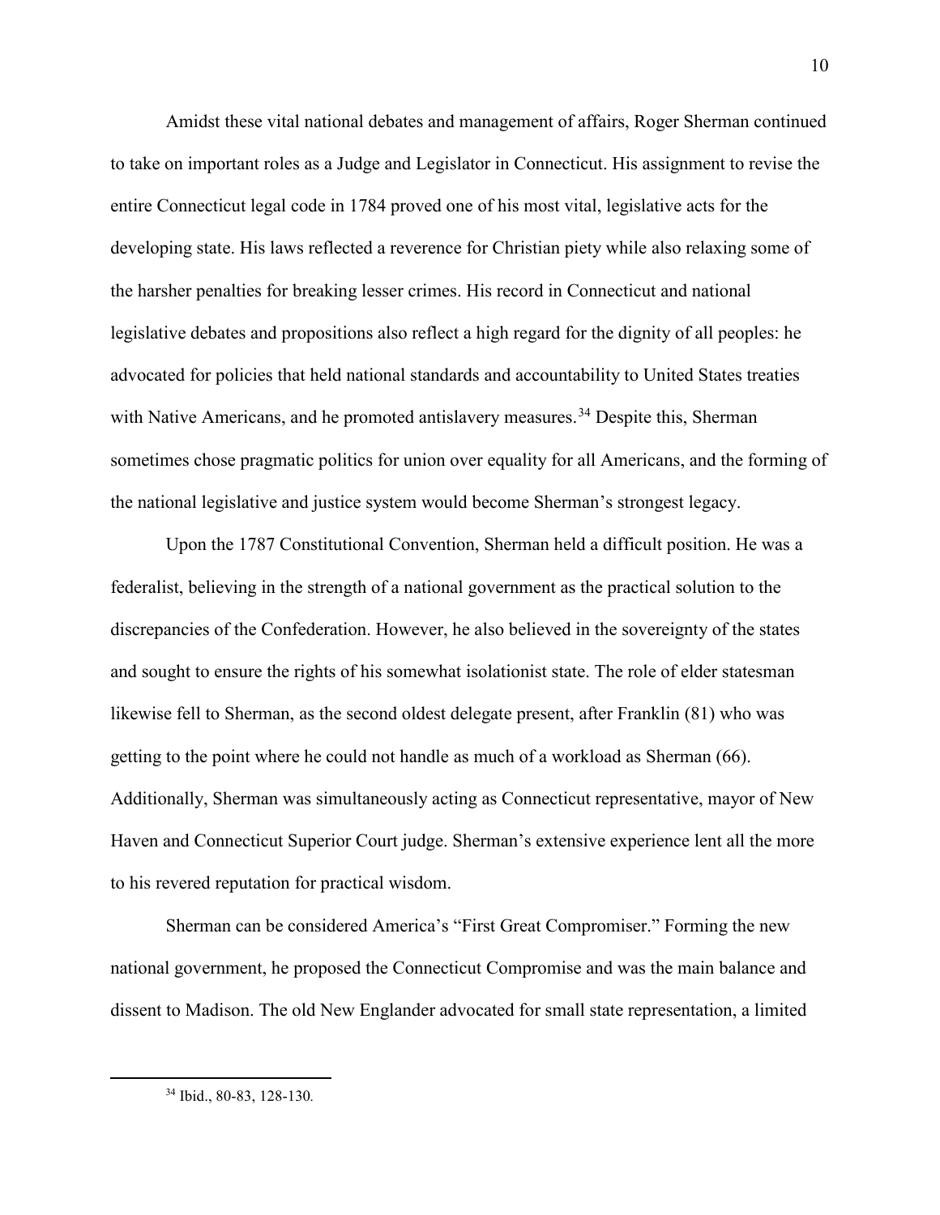Amidst these vital national debates and management of affairs, Roger Sherman continued to take on important roles as a Judge and Legislator in Connecticut. His assignment to revise the entire Connecticut legal code in 1784 proved one of his most vital, legislative acts for the developing state. His laws reflected a reverence for Christian piety while also relaxing some of the harsher penalties for breaking lesser crimes. His record in Connecticut and national legislative debates and propositions also reflect a high regard for the dignity of all peoples: he advocated for policies that held national standards and accountability to United States treaties with Native Americans, and he promoted antislavery measures.[34] Despite this, Sherman sometimes chose pragmatic politics for union over equality for all Americans, and the forming of the national legislative and justice system would become Sherman's strongest legacy.

Upon the 1787 Constitutional Convention, Sherman held a difficult position. He was a federalist, believing in the strength of a national government as the practical solution to the discrepancies of the Confederation. However, he also believed in the sovereignty of the states and sought to ensure the rights of his somewhat isolationist state. The role of elder statesman likewise fell to Sherman, as the second oldest delegate present, after Franklin (81) who was getting to the point where he could not handle as much of a workload as Sherman (66). Additionally, Sherman was simultaneously acting as Connecticut representative, mayor of New Haven and Connecticut Superior Court judge. Sherman's extensive experience lent all the more to his revered reputation for practical wisdom.

Sherman can be considered America's "First Great Compromiser." Forming the new national government, he proposed the Connecticut Compromise and was the main balance and dissent to Madison. The old New Englander advocated for small state representation, a limited

[34] Ibid., 80-83, 128-130.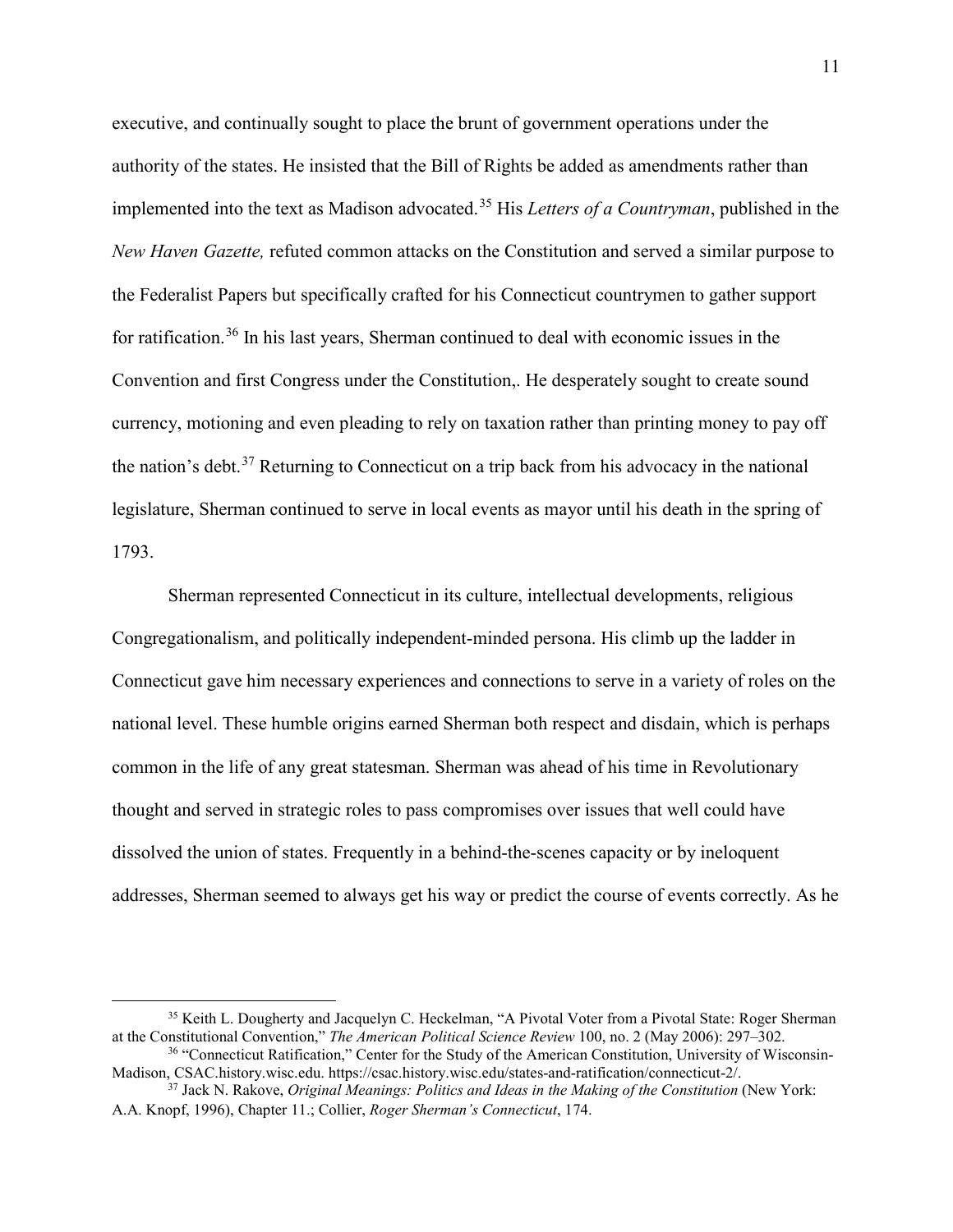executive, and continually sought to place the brunt of government operations under the authority of the states. He insisted that the Bill of Rights be added as amendments rather than implemented into the text as Madison advocated.[35] His *Letters of a Countryman*, published in the *New Haven Gazette,* refuted common attacks on the Constitution and served a similar purpose to the Federalist Papers but specifically crafted for his Connecticut countrymen to gather support for ratification.[36] In his last years, Sherman continued to deal with economic issues in the Convention and first Congress under the Constitution,. He desperately sought to create sound currency, motioning and even pleading to rely on taxation rather than printing money to pay off the nation's debt.[37] Returning to Connecticut on a trip back from his advocacy in the national legislature, Sherman continued to serve in local events as mayor until his death in the spring of 1793.

Sherman represented Connecticut in its culture, intellectual developments, religious Congregationalism, and politically independent-minded persona. His climb up the ladder in Connecticut gave him necessary experiences and connections to serve in a variety of roles on the national level. These humble origins earned Sherman both respect and disdain, which is perhaps common in the life of any great statesman. Sherman was ahead of his time in Revolutionary thought and served in strategic roles to pass compromises over issues that well could have dissolved the union of states. Frequently in a behind-the-scenes capacity or by ineloquent addresses, Sherman seemed to always get his way or predict the course of events correctly. As he

---

[35] Keith L. Dougherty and Jacquelyn C. Heckelman, "A Pivotal Voter from a Pivotal State: Roger Sherman at the Constitutional Convention," *The American Political Science Review* 100, no. 2 (May 2006): 297–302.

[36] "Connecticut Ratification," Center for the Study of the American Constitution, University of Wisconsin-Madison, CSAC.history.wisc.edu. https://csac.history.wisc.edu/states-and-ratification/connecticut-2/.

[37] Jack N. Rakove, *Original Meanings: Politics and Ideas in the Making of the Constitution* (New York: A.A. Knopf, 1996), Chapter 11.; Collier, *Roger Sherman's Connecticut*, 174.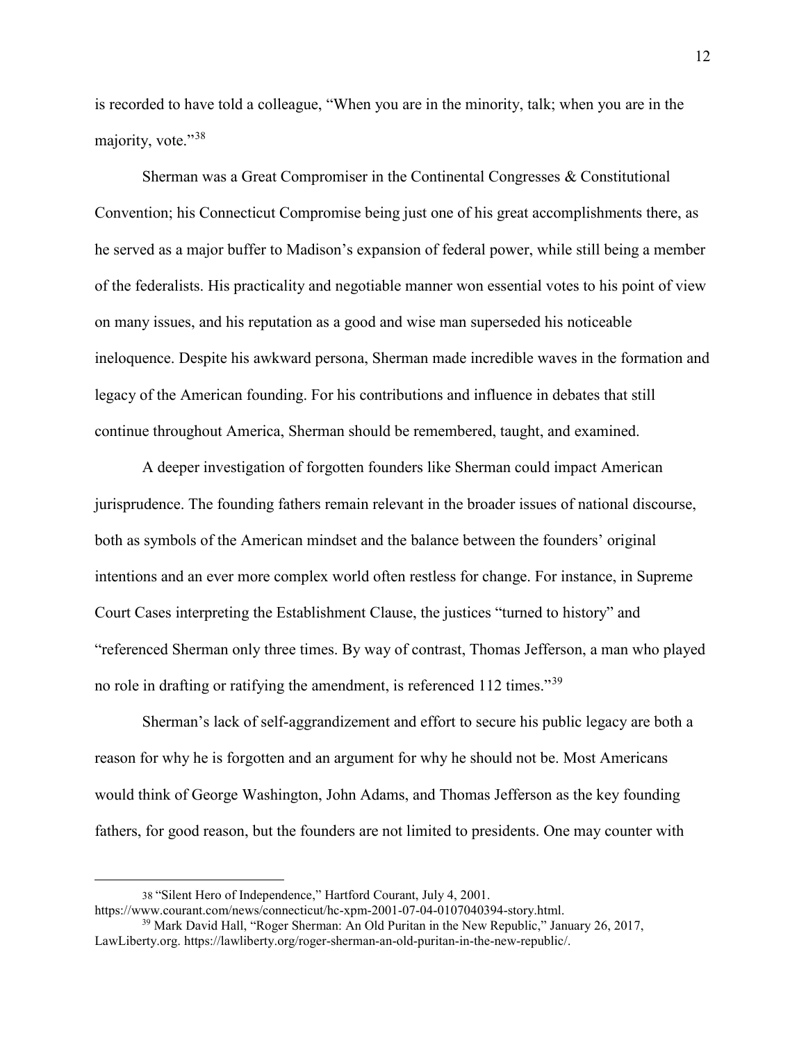is recorded to have told a colleague, "When you are in the minority, talk; when you are in the majority, vote."[38]

Sherman was a Great Compromiser in the Continental Congresses & Constitutional Convention; his Connecticut Compromise being just one of his great accomplishments there, as he served as a major buffer to Madison's expansion of federal power, while still being a member of the federalists. His practicality and negotiable manner won essential votes to his point of view on many issues, and his reputation as a good and wise man superseded his noticeable ineloquence. Despite his awkward persona, Sherman made incredible waves in the formation and legacy of the American founding. For his contributions and influence in debates that still continue throughout America, Sherman should be remembered, taught, and examined.

A deeper investigation of forgotten founders like Sherman could impact American jurisprudence. The founding fathers remain relevant in the broader issues of national discourse, both as symbols of the American mindset and the balance between the founders' original intentions and an ever more complex world often restless for change. For instance, in Supreme Court Cases interpreting the Establishment Clause, the justices "turned to history" and "referenced Sherman only three times. By way of contrast, Thomas Jefferson, a man who played no role in drafting or ratifying the amendment, is referenced 112 times."[39]

Sherman's lack of self-aggrandizement and effort to secure his public legacy are both a reason for why he is forgotten and an argument for why he should not be. Most Americans would think of George Washington, John Adams, and Thomas Jefferson as the key founding fathers, for good reason, but the founders are not limited to presidents. One may counter with

---

[38] "Silent Hero of Independence," Hartford Courant, July 4, 2001. https://www.courant.com/news/connecticut/hc-xpm-2001-07-04-0107040394-story.html.

[39] Mark David Hall, "Roger Sherman: An Old Puritan in the New Republic," January 26, 2017, LawLiberty.org. https://lawliberty.org/roger-sherman-an-old-puritan-in-the-new-republic/.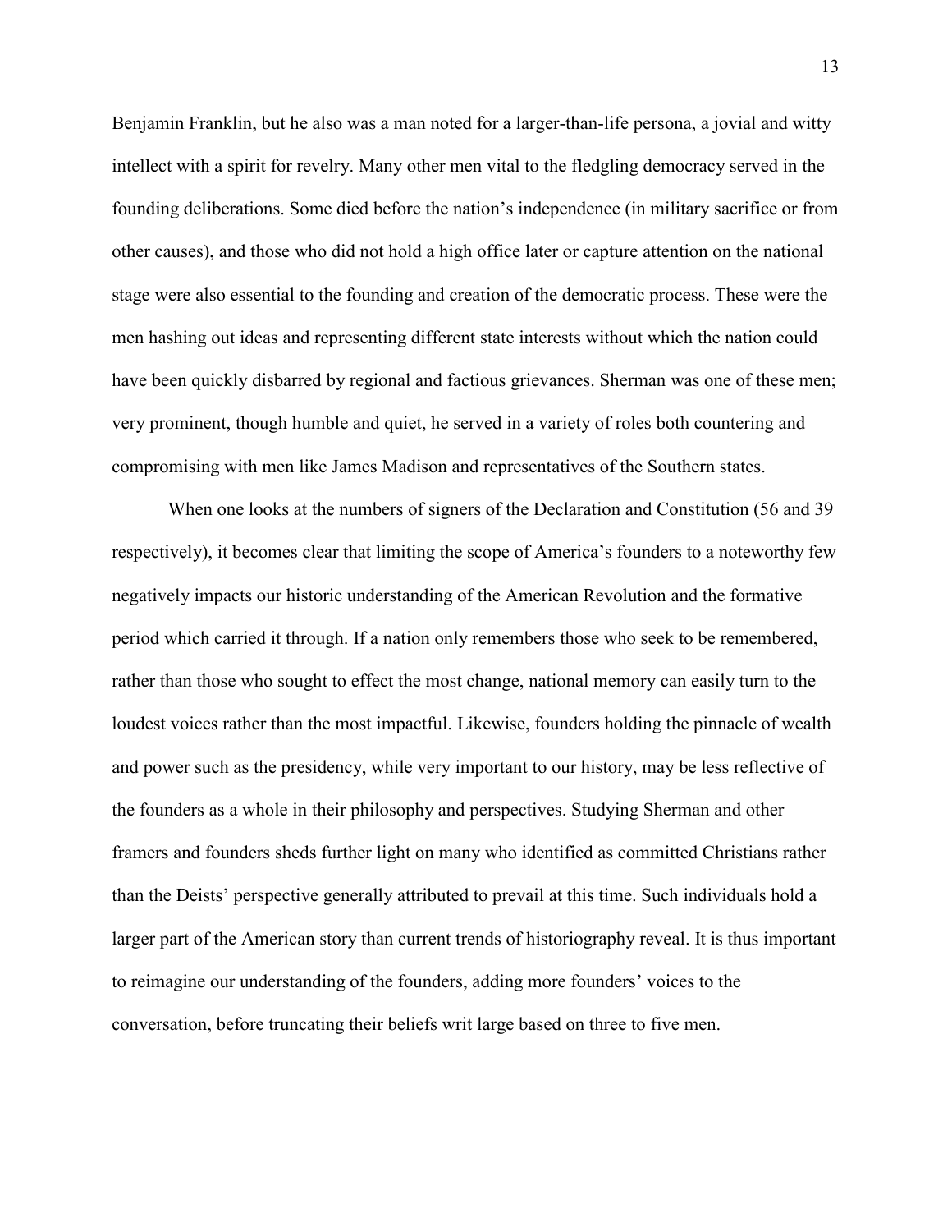Benjamin Franklin, but he also was a man noted for a larger-than-life persona, a jovial and witty intellect with a spirit for revelry. Many other men vital to the fledgling democracy served in the founding deliberations. Some died before the nation's independence (in military sacrifice or from other causes), and those who did not hold a high office later or capture attention on the national stage were also essential to the founding and creation of the democratic process. These were the men hashing out ideas and representing different state interests without which the nation could have been quickly disbarred by regional and factious grievances. Sherman was one of these men; very prominent, though humble and quiet, he served in a variety of roles both countering and compromising with men like James Madison and representatives of the Southern states.

When one looks at the numbers of signers of the Declaration and Constitution (56 and 39 respectively), it becomes clear that limiting the scope of America's founders to a noteworthy few negatively impacts our historic understanding of the American Revolution and the formative period which carried it through. If a nation only remembers those who seek to be remembered, rather than those who sought to effect the most change, national memory can easily turn to the loudest voices rather than the most impactful. Likewise, founders holding the pinnacle of wealth and power such as the presidency, while very important to our history, may be less reflective of the founders as a whole in their philosophy and perspectives. Studying Sherman and other framers and founders sheds further light on many who identified as committed Christians rather than the Deists' perspective generally attributed to prevail at this time. Such individuals hold a larger part of the American story than current trends of historiography reveal. It is thus important to reimagine our understanding of the founders, adding more founders' voices to the conversation, before truncating their beliefs writ large based on three to five men.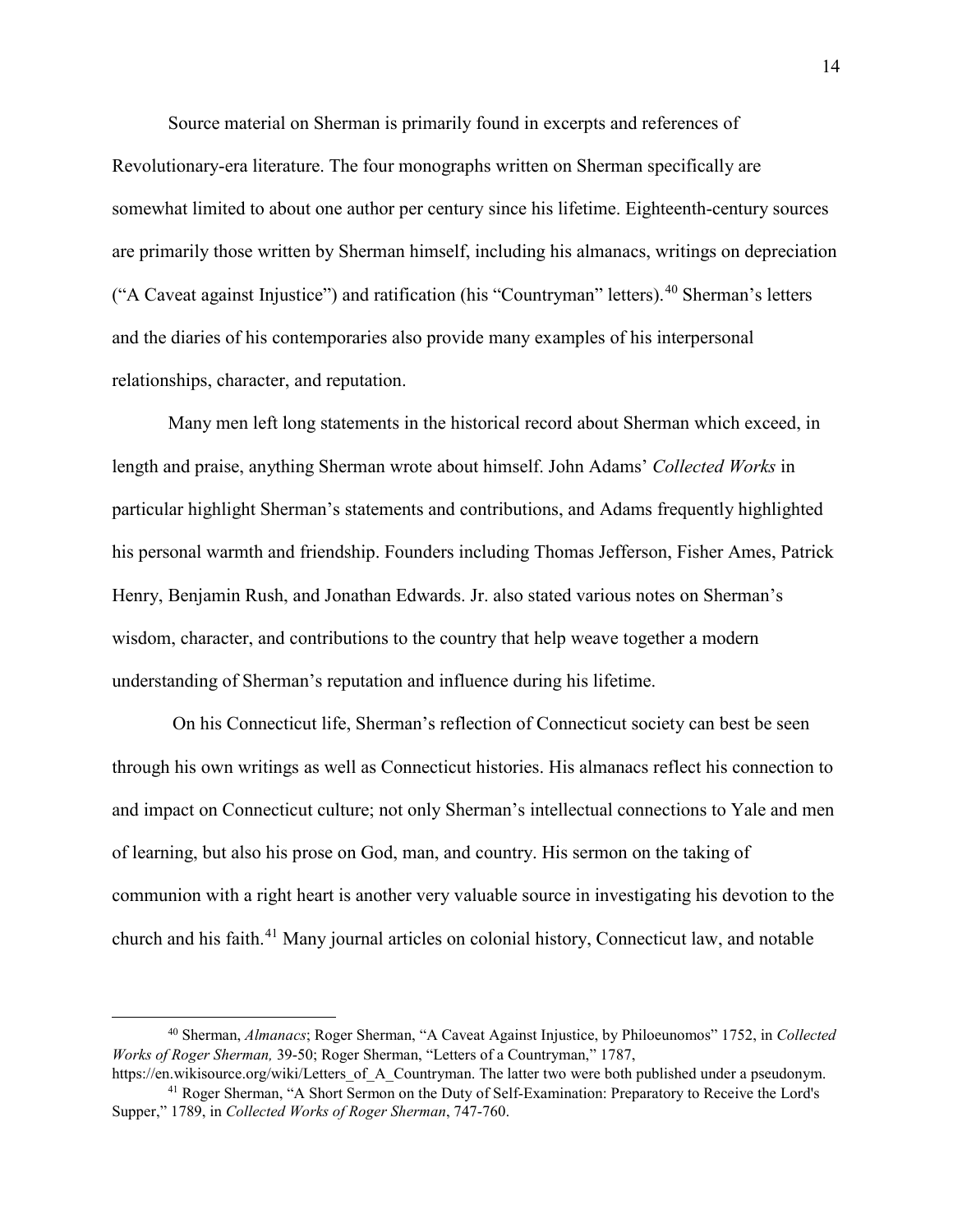Source material on Sherman is primarily found in excerpts and references of Revolutionary-era literature. The four monographs written on Sherman specifically are somewhat limited to about one author per century since his lifetime. Eighteenth-century sources are primarily those written by Sherman himself, including his almanacs, writings on depreciation ("A Caveat against Injustice") and ratification (his "Countryman" letters).[40] Sherman's letters and the diaries of his contemporaries also provide many examples of his interpersonal relationships, character, and reputation.

Many men left long statements in the historical record about Sherman which exceed, in length and praise, anything Sherman wrote about himself. John Adams' *Collected Works* in particular highlight Sherman's statements and contributions, and Adams frequently highlighted his personal warmth and friendship. Founders including Thomas Jefferson, Fisher Ames, Patrick Henry, Benjamin Rush, and Jonathan Edwards. Jr. also stated various notes on Sherman's wisdom, character, and contributions to the country that help weave together a modern understanding of Sherman's reputation and influence during his lifetime.

On his Connecticut life, Sherman's reflection of Connecticut society can best be seen through his own writings as well as Connecticut histories. His almanacs reflect his connection to and impact on Connecticut culture; not only Sherman's intellectual connections to Yale and men of learning, but also his prose on God, man, and country. His sermon on the taking of communion with a right heart is another very valuable source in investigating his devotion to the church and his faith.[41] Many journal articles on colonial history, Connecticut law, and notable

---

[40] Sherman, *Almanacs*; Roger Sherman, "A Caveat Against Injustice, by Philoeunomos" 1752, in *Collected Works of Roger Sherman,* 39-50; Roger Sherman, "Letters of a Countryman," 1787, https://en.wikisource.org/wiki/Letters_of_A_Countryman. The latter two were both published under a pseudonym.

[41] Roger Sherman, "A Short Sermon on the Duty of Self-Examination: Preparatory to Receive the Lord's Supper," 1789, in *Collected Works of Roger Sherman*, 747-760.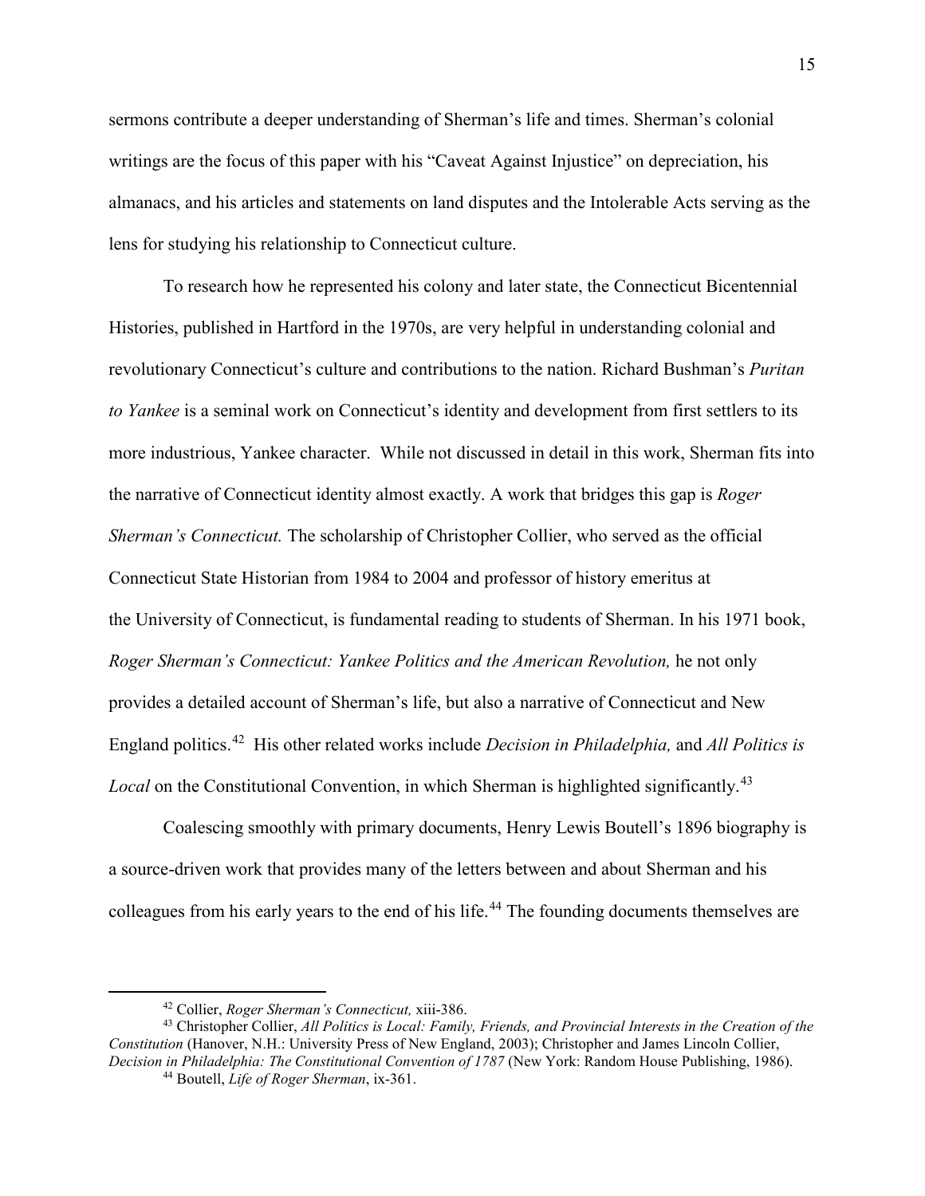sermons contribute a deeper understanding of Sherman's life and times. Sherman's colonial writings are the focus of this paper with his "Caveat Against Injustice" on depreciation, his almanacs, and his articles and statements on land disputes and the Intolerable Acts serving as the lens for studying his relationship to Connecticut culture.

To research how he represented his colony and later state, the Connecticut Bicentennial Histories, published in Hartford in the 1970s, are very helpful in understanding colonial and revolutionary Connecticut's culture and contributions to the nation. Richard Bushman's *Puritan to Yankee* is a seminal work on Connecticut's identity and development from first settlers to its more industrious, Yankee character. While not discussed in detail in this work, Sherman fits into the narrative of Connecticut identity almost exactly. A work that bridges this gap is *Roger Sherman's Connecticut.* The scholarship of Christopher Collier, who served as the official Connecticut State Historian from 1984 to 2004 and professor of history emeritus at the University of Connecticut, is fundamental reading to students of Sherman. In his 1971 book, *Roger Sherman's Connecticut: Yankee Politics and the American Revolution,* he not only provides a detailed account of Sherman's life, but also a narrative of Connecticut and New England politics.[42] His other related works include *Decision in Philadelphia,* and *All Politics is Local* on the Constitutional Convention, in which Sherman is highlighted significantly.[43]

Coalescing smoothly with primary documents, Henry Lewis Boutell's 1896 biography is a source-driven work that provides many of the letters between and about Sherman and his colleagues from his early years to the end of his life.[44] The founding documents themselves are

---

[42] Collier, *Roger Sherman's Connecticut,* xiii-386.

[43] Christopher Collier, *All Politics is Local: Family, Friends, and Provincial Interests in the Creation of the Constitution* (Hanover, N.H.: University Press of New England, 2003); Christopher and James Lincoln Collier, *Decision in Philadelphia: The Constitutional Convention of 1787* (New York: Random House Publishing, 1986).

[44] Boutell, *Life of Roger Sherman*, ix-361.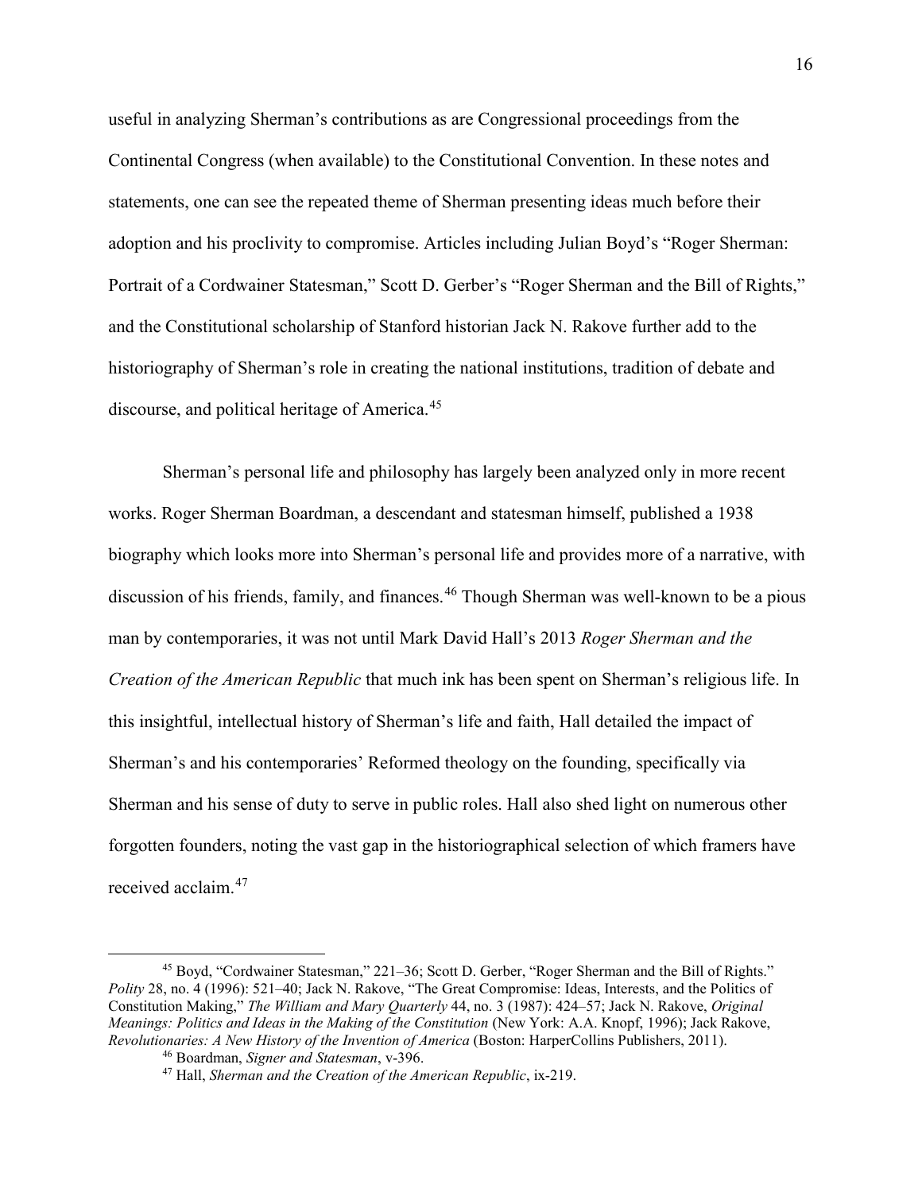useful in analyzing Sherman's contributions as are Congressional proceedings from the Continental Congress (when available) to the Constitutional Convention. In these notes and statements, one can see the repeated theme of Sherman presenting ideas much before their adoption and his proclivity to compromise. Articles including Julian Boyd's "Roger Sherman: Portrait of a Cordwainer Statesman," Scott D. Gerber's "Roger Sherman and the Bill of Rights," and the Constitutional scholarship of Stanford historian Jack N. Rakove further add to the historiography of Sherman's role in creating the national institutions, tradition of debate and discourse, and political heritage of America.[45]

Sherman's personal life and philosophy has largely been analyzed only in more recent works. Roger Sherman Boardman, a descendant and statesman himself, published a 1938 biography which looks more into Sherman's personal life and provides more of a narrative, with discussion of his friends, family, and finances.[46] Though Sherman was well-known to be a pious man by contemporaries, it was not until Mark David Hall's 2013 *Roger Sherman and the Creation of the American Republic* that much ink has been spent on Sherman's religious life. In this insightful, intellectual history of Sherman's life and faith, Hall detailed the impact of Sherman's and his contemporaries' Reformed theology on the founding, specifically via Sherman and his sense of duty to serve in public roles. Hall also shed light on numerous other forgotten founders, noting the vast gap in the historiographical selection of which framers have received acclaim.[47]

---

[45] Boyd, "Cordwainer Statesman," 221–36; Scott D. Gerber, "Roger Sherman and the Bill of Rights." *Polity* 28, no. 4 (1996): 521–40; Jack N. Rakove, "The Great Compromise: Ideas, Interests, and the Politics of Constitution Making," *The William and Mary Quarterly* 44, no. 3 (1987): 424–57; Jack N. Rakove, *Original Meanings: Politics and Ideas in the Making of the Constitution* (New York: A.A. Knopf, 1996); Jack Rakove, *Revolutionaries: A New History of the Invention of America* (Boston: HarperCollins Publishers, 2011).

[46] Boardman, *Signer and Statesman*, v-396.

[47] Hall, *Sherman and the Creation of the American Republic*, ix-219.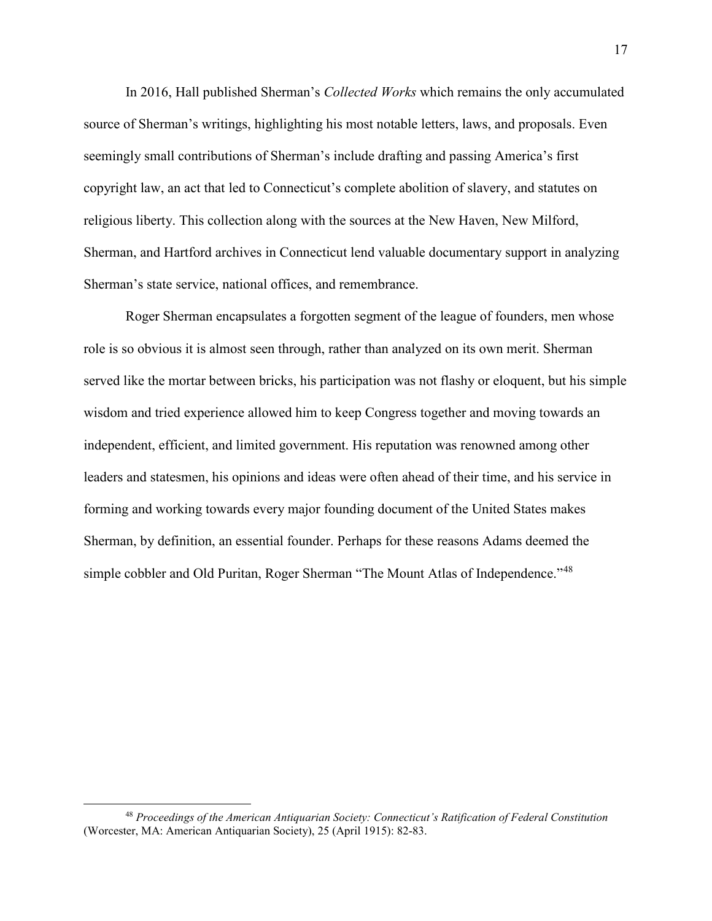In 2016, Hall published Sherman's *Collected Works* which remains the only accumulated source of Sherman's writings, highlighting his most notable letters, laws, and proposals. Even seemingly small contributions of Sherman's include drafting and passing America's first copyright law, an act that led to Connecticut's complete abolition of slavery, and statutes on religious liberty. This collection along with the sources at the New Haven, New Milford, Sherman, and Hartford archives in Connecticut lend valuable documentary support in analyzing Sherman's state service, national offices, and remembrance.

Roger Sherman encapsulates a forgotten segment of the league of founders, men whose role is so obvious it is almost seen through, rather than analyzed on its own merit. Sherman served like the mortar between bricks, his participation was not flashy or eloquent, but his simple wisdom and tried experience allowed him to keep Congress together and moving towards an independent, efficient, and limited government. His reputation was renowned among other leaders and statesmen, his opinions and ideas were often ahead of their time, and his service in forming and working towards every major founding document of the United States makes Sherman, by definition, an essential founder. Perhaps for these reasons Adams deemed the simple cobbler and Old Puritan, Roger Sherman "The Mount Atlas of Independence."[48]

---

[48] *Proceedings of the American Antiquarian Society: Connecticut's Ratification of Federal Constitution* (Worcester, MA: American Antiquarian Society), 25 (April 1915): 82-83.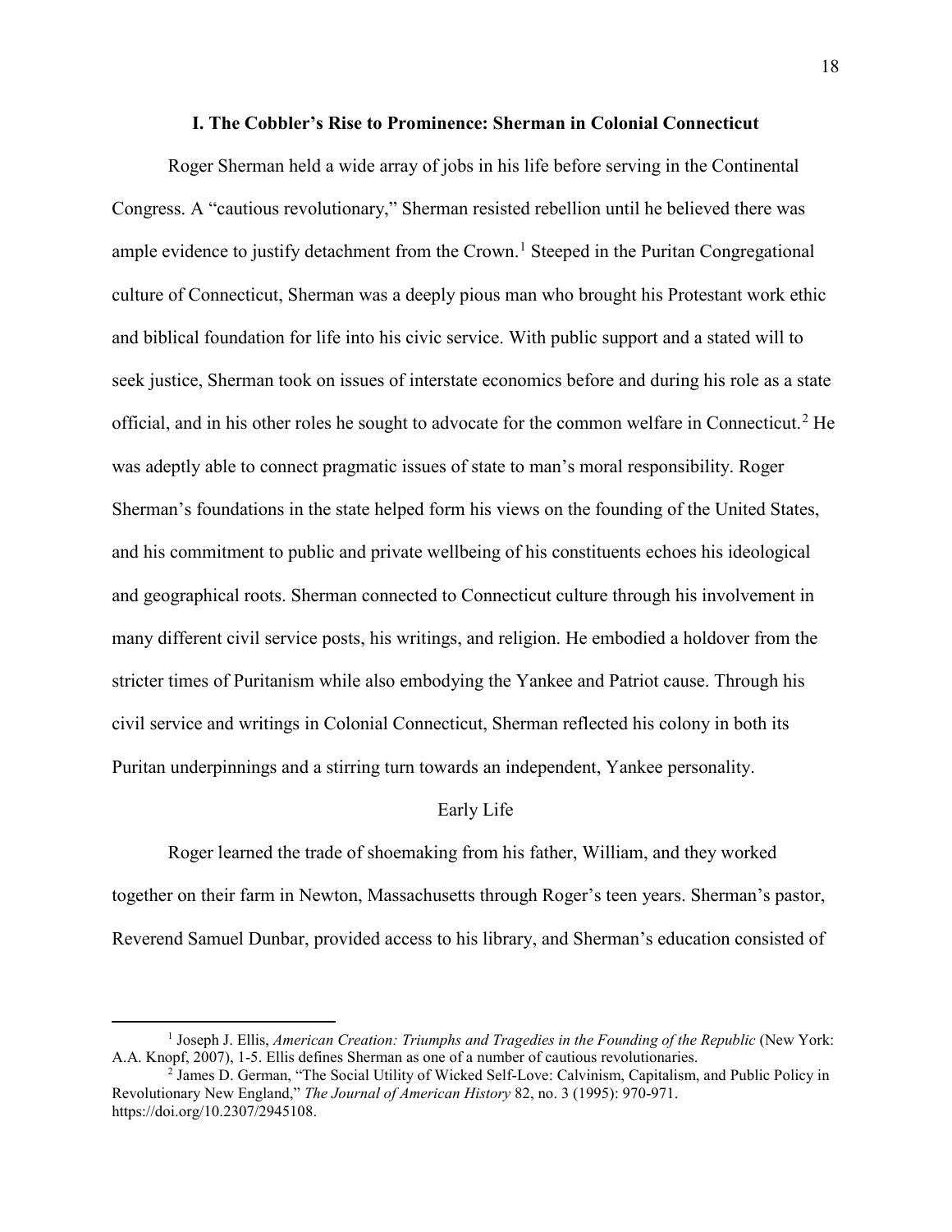## I. The Cobbler's Rise to Prominence: Sherman in Colonial Connecticut

Roger Sherman held a wide array of jobs in his life before serving in the Continental Congress. A "cautious revolutionary," Sherman resisted rebellion until he believed there was ample evidence to justify detachment from the Crown.[1] Steeped in the Puritan Congregational culture of Connecticut, Sherman was a deeply pious man who brought his Protestant work ethic and biblical foundation for life into his civic service. With public support and a stated will to seek justice, Sherman took on issues of interstate economics before and during his role as a state official, and in his other roles he sought to advocate for the common welfare in Connecticut.[2] He was adeptly able to connect pragmatic issues of state to man's moral responsibility. Roger Sherman's foundations in the state helped form his views on the founding of the United States, and his commitment to public and private wellbeing of his constituents echoes his ideological and geographical roots. Sherman connected to Connecticut culture through his involvement in many different civil service posts, his writings, and religion. He embodied a holdover from the stricter times of Puritanism while also embodying the Yankee and Patriot cause. Through his civil service and writings in Colonial Connecticut, Sherman reflected his colony in both its Puritan underpinnings and a stirring turn towards an independent, Yankee personality.

### Early Life

Roger learned the trade of shoemaking from his father, William, and they worked together on their farm in Newton, Massachusetts through Roger's teen years. Sherman's pastor, Reverend Samuel Dunbar, provided access to his library, and Sherman's education consisted of

---

[1] Joseph J. Ellis, *American Creation: Triumphs and Tragedies in the Founding of the Republic* (New York: A.A. Knopf, 2007), 1-5. Ellis defines Sherman as one of a number of cautious revolutionaries.

[2] James D. German, "The Social Utility of Wicked Self-Love: Calvinism, Capitalism, and Public Policy in Revolutionary New England," *The Journal of American History* 82, no. 3 (1995): 970-971. https://doi.org/10.2307/2945108.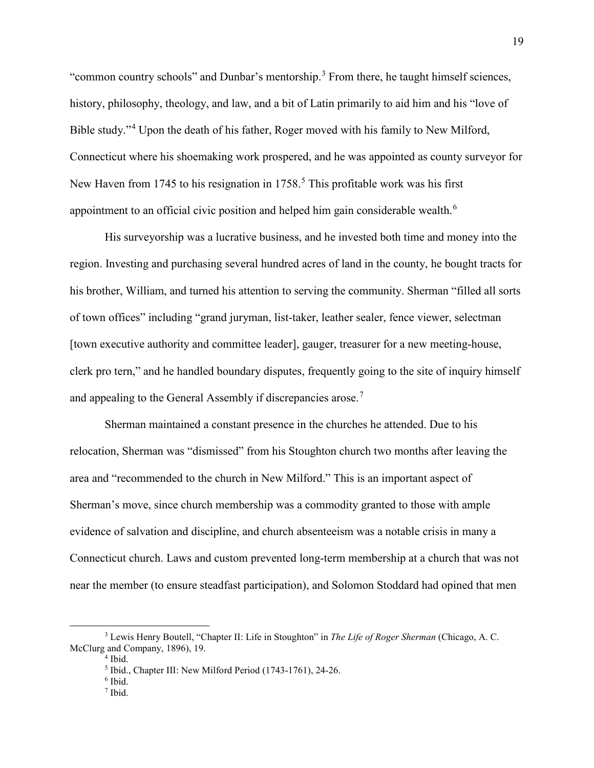"common country schools" and Dunbar's mentorship.[3] From there, he taught himself sciences, history, philosophy, theology, and law, and a bit of Latin primarily to aid him and his "love of Bible study."[4] Upon the death of his father, Roger moved with his family to New Milford, Connecticut where his shoemaking work prospered, and he was appointed as county surveyor for New Haven from 1745 to his resignation in 1758.[5] This profitable work was his first appointment to an official civic position and helped him gain considerable wealth.[6]

His surveyorship was a lucrative business, and he invested both time and money into the region. Investing and purchasing several hundred acres of land in the county, he bought tracts for his brother, William, and turned his attention to serving the community. Sherman "filled all sorts of town offices" including "grand juryman, list-taker, leather sealer, fence viewer, selectman [town executive authority and committee leader], gauger, treasurer for a new meeting-house, clerk pro tern," and he handled boundary disputes, frequently going to the site of inquiry himself and appealing to the General Assembly if discrepancies arose.[7]

Sherman maintained a constant presence in the churches he attended. Due to his relocation, Sherman was "dismissed" from his Stoughton church two months after leaving the area and "recommended to the church in New Milford." This is an important aspect of Sherman's move, since church membership was a commodity granted to those with ample evidence of salvation and discipline, and church absenteeism was a notable crisis in many a Connecticut church. Laws and custom prevented long-term membership at a church that was not near the member (to ensure steadfast participation), and Solomon Stoddard had opined that men

---

[3] Lewis Henry Boutell, "Chapter II: Life in Stoughton" in *The Life of Roger Sherman* (Chicago, A. C. McClurg and Company, 1896), 19.

[4] Ibid.

[5] Ibid., Chapter III: New Milford Period (1743-1761), 24-26.

[6] Ibid.

[7] Ibid.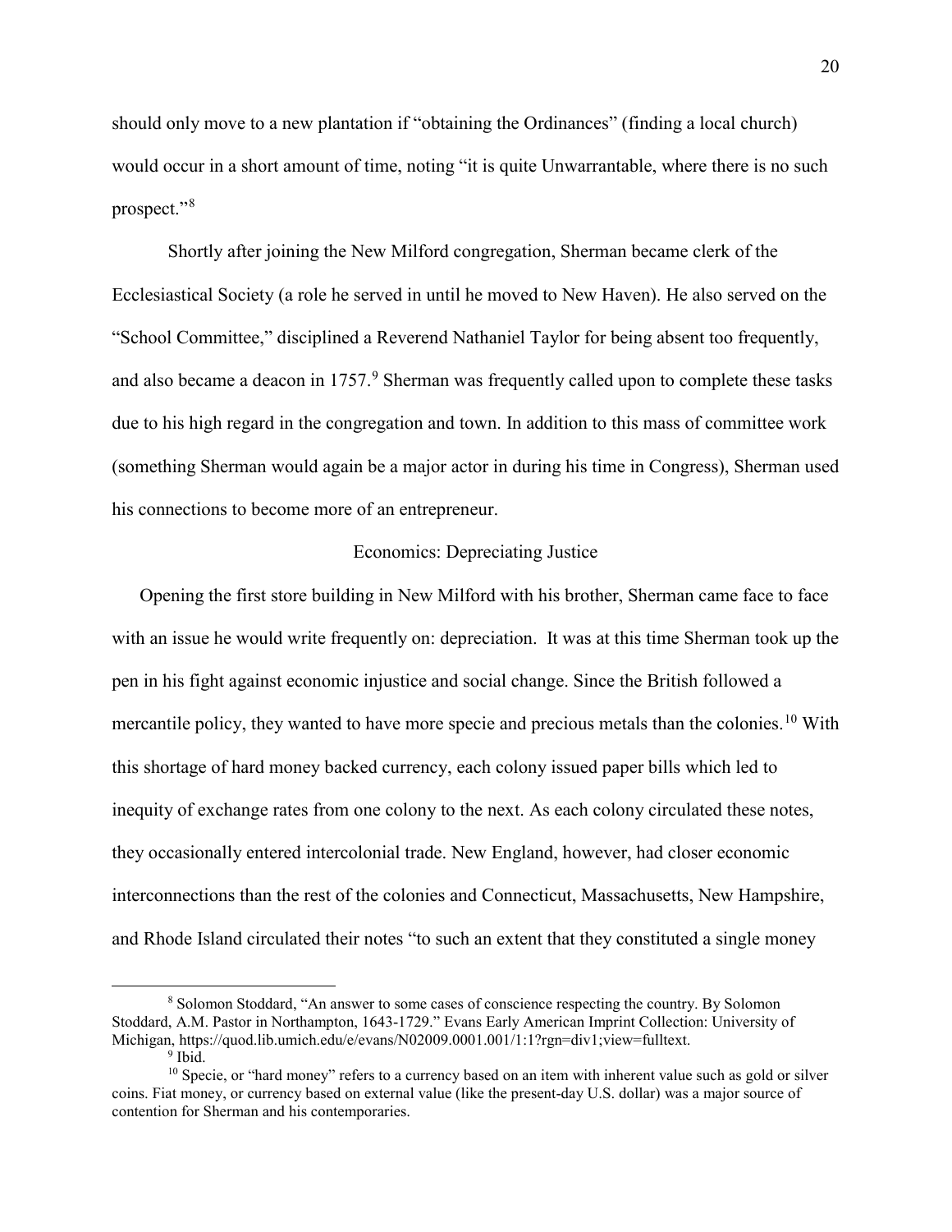should only move to a new plantation if "obtaining the Ordinances" (finding a local church) would occur in a short amount of time, noting "it is quite Unwarrantable, where there is no such prospect."[8]

Shortly after joining the New Milford congregation, Sherman became clerk of the Ecclesiastical Society (a role he served in until he moved to New Haven). He also served on the "School Committee," disciplined a Reverend Nathaniel Taylor for being absent too frequently, and also became a deacon in 1757.[9] Sherman was frequently called upon to complete these tasks due to his high regard in the congregation and town. In addition to this mass of committee work (something Sherman would again be a major actor in during his time in Congress), Sherman used his connections to become more of an entrepreneur.

## Economics: Depreciating Justice

Opening the first store building in New Milford with his brother, Sherman came face to face with an issue he would write frequently on: depreciation. It was at this time Sherman took up the pen in his fight against economic injustice and social change. Since the British followed a mercantile policy, they wanted to have more specie and precious metals than the colonies.[10] With this shortage of hard money backed currency, each colony issued paper bills which led to inequity of exchange rates from one colony to the next. As each colony circulated these notes, they occasionally entered intercolonial trade. New England, however, had closer economic interconnections than the rest of the colonies and Connecticut, Massachusetts, New Hampshire, and Rhode Island circulated their notes "to such an extent that they constituted a single money

---

[8] Solomon Stoddard, "An answer to some cases of conscience respecting the country. By Solomon Stoddard, A.M. Pastor in Northampton, 1643-1729." Evans Early American Imprint Collection: University of Michigan, https://quod.lib.umich.edu/e/evans/N02009.0001.001/1:1?rgn=div1;view=fulltext.

[9] Ibid.

[10] Specie, or "hard money" refers to a currency based on an item with inherent value such as gold or silver coins. Fiat money, or currency based on external value (like the present-day U.S. dollar) was a major source of contention for Sherman and his contemporaries.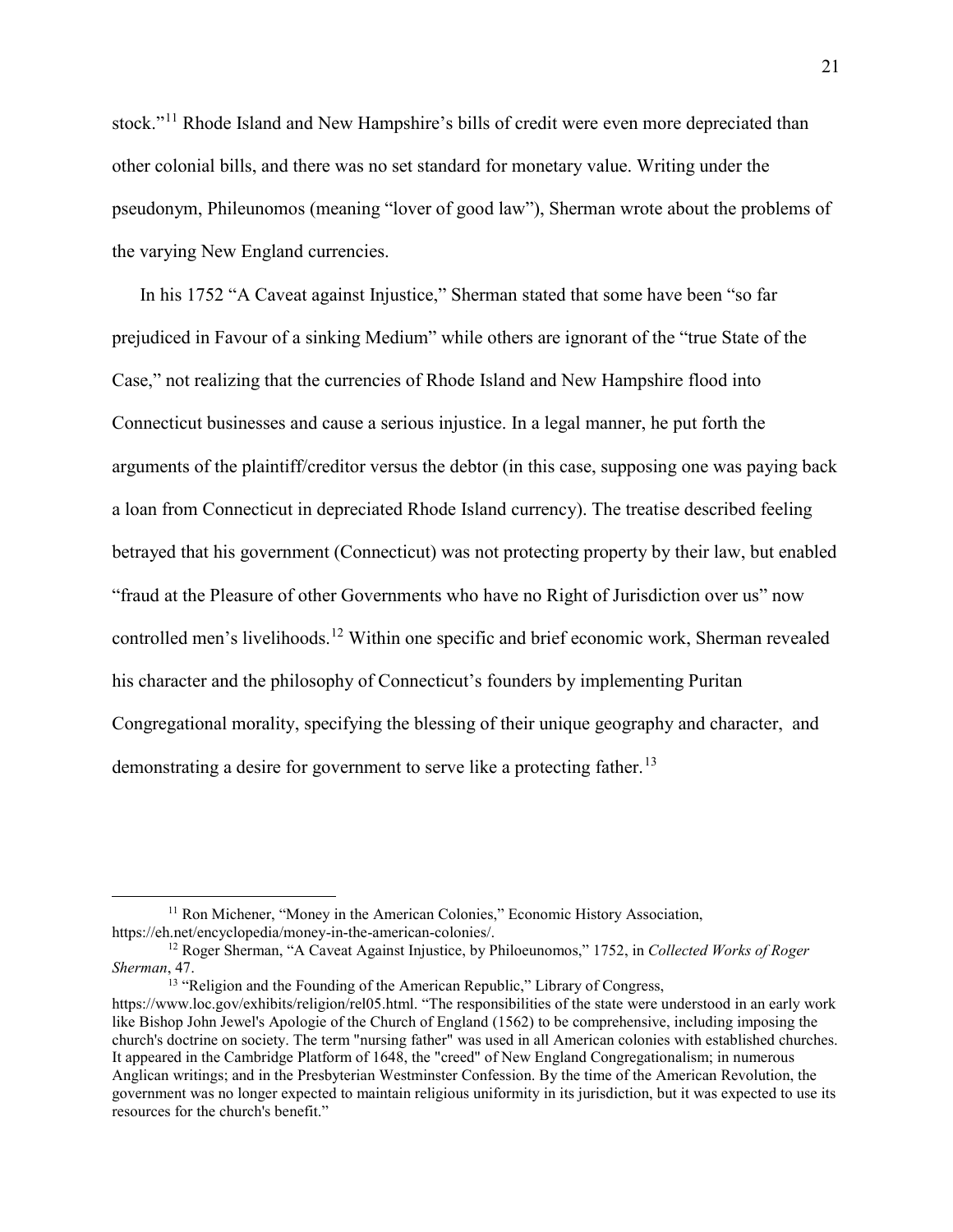stock."[11] Rhode Island and New Hampshire's bills of credit were even more depreciated than other colonial bills, and there was no set standard for monetary value. Writing under the pseudonym, Phileunomos (meaning "lover of good law"), Sherman wrote about the problems of the varying New England currencies.

In his 1752 "A Caveat against Injustice," Sherman stated that some have been "so far prejudiced in Favour of a sinking Medium" while others are ignorant of the "true State of the Case," not realizing that the currencies of Rhode Island and New Hampshire flood into Connecticut businesses and cause a serious injustice. In a legal manner, he put forth the arguments of the plaintiff/creditor versus the debtor (in this case, supposing one was paying back a loan from Connecticut in depreciated Rhode Island currency). The treatise described feeling betrayed that his government (Connecticut) was not protecting property by their law, but enabled "fraud at the Pleasure of other Governments who have no Right of Jurisdiction over us" now controlled men's livelihoods.[12] Within one specific and brief economic work, Sherman revealed his character and the philosophy of Connecticut's founders by implementing Puritan Congregational morality, specifying the blessing of their unique geography and character, and demonstrating a desire for government to serve like a protecting father.[13]

---

[11] Ron Michener, "Money in the American Colonies," Economic History Association, https://eh.net/encyclopedia/money-in-the-american-colonies/.

[12] Roger Sherman, "A Caveat Against Injustice, by Philoeunomos," 1752, in *Collected Works of Roger Sherman*, 47.

[13] "Religion and the Founding of the American Republic," Library of Congress, https://www.loc.gov/exhibits/religion/rel05.html. "The responsibilities of the state were understood in an early work like Bishop John Jewel's Apologie of the Church of England (1562) to be comprehensive, including imposing the church's doctrine on society. The term "nursing father" was used in all American colonies with established churches. It appeared in the Cambridge Platform of 1648, the "creed" of New England Congregationalism; in numerous Anglican writings; and in the Presbyterian Westminster Confession. By the time of the American Revolution, the government was no longer expected to maintain religious uniformity in its jurisdiction, but it was expected to use its resources for the church's benefit."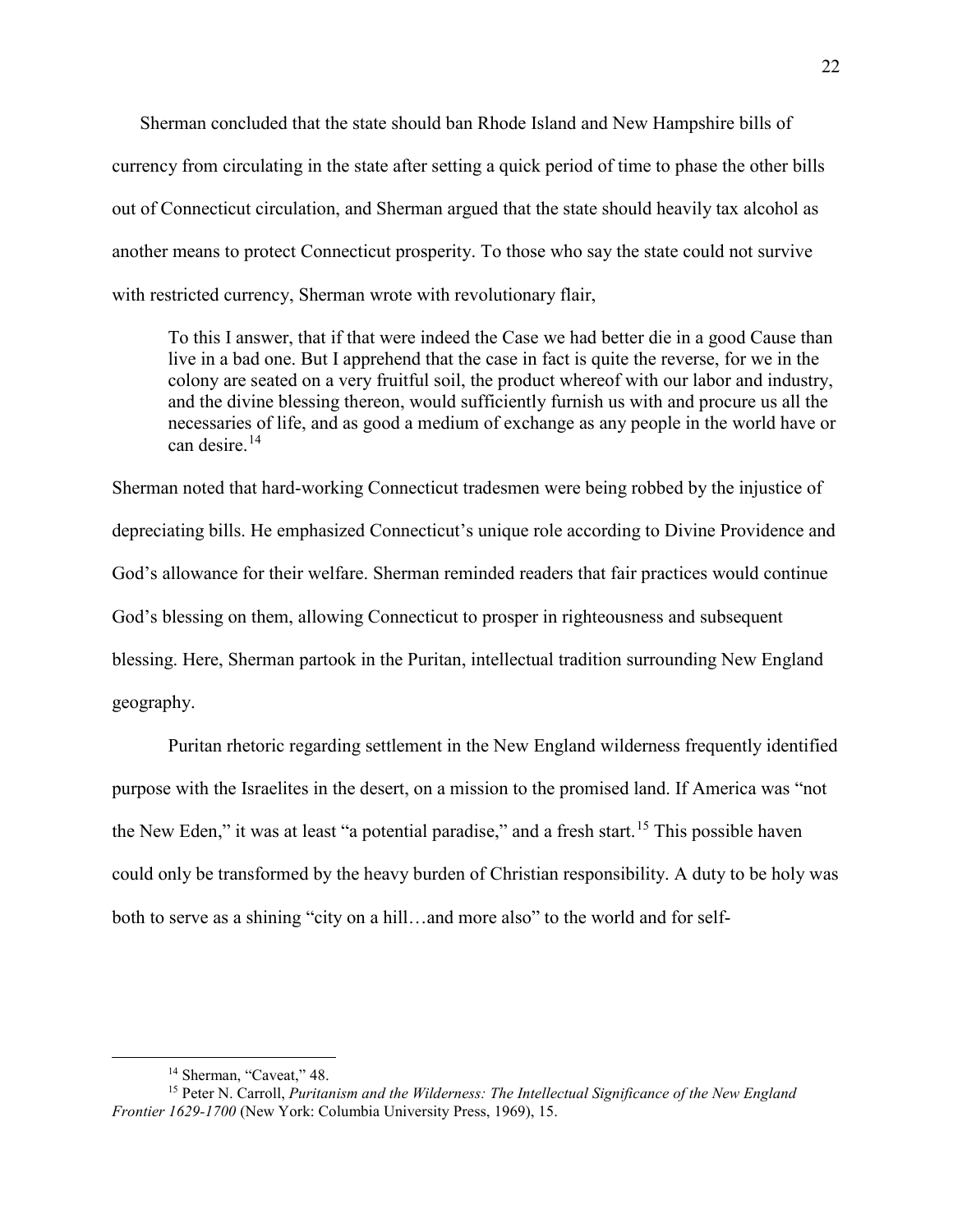Sherman concluded that the state should ban Rhode Island and New Hampshire bills of currency from circulating in the state after setting a quick period of time to phase the other bills out of Connecticut circulation, and Sherman argued that the state should heavily tax alcohol as another means to protect Connecticut prosperity. To those who say the state could not survive with restricted currency, Sherman wrote with revolutionary flair,

> To this I answer, that if that were indeed the Case we had better die in a good Cause than live in a bad one. But I apprehend that the case in fact is quite the reverse, for we in the colony are seated on a very fruitful soil, the product whereof with our labor and industry, and the divine blessing thereon, would sufficiently furnish us with and procure us all the necessaries of life, and as good a medium of exchange as any people in the world have or can desire.[14]

Sherman noted that hard-working Connecticut tradesmen were being robbed by the injustice of depreciating bills. He emphasized Connecticut's unique role according to Divine Providence and God's allowance for their welfare. Sherman reminded readers that fair practices would continue God's blessing on them, allowing Connecticut to prosper in righteousness and subsequent blessing. Here, Sherman partook in the Puritan, intellectual tradition surrounding New England geography.

Puritan rhetoric regarding settlement in the New England wilderness frequently identified purpose with the Israelites in the desert, on a mission to the promised land. If America was "not the New Eden," it was at least "a potential paradise," and a fresh start.[15] This possible haven could only be transformed by the heavy burden of Christian responsibility. A duty to be holy was both to serve as a shining "city on a hill…and more also" to the world and for self-

---

[14] Sherman, "Caveat," 48.

[15] Peter N. Carroll, *Puritanism and the Wilderness: The Intellectual Significance of the New England Frontier 1629-1700* (New York: Columbia University Press, 1969), 15.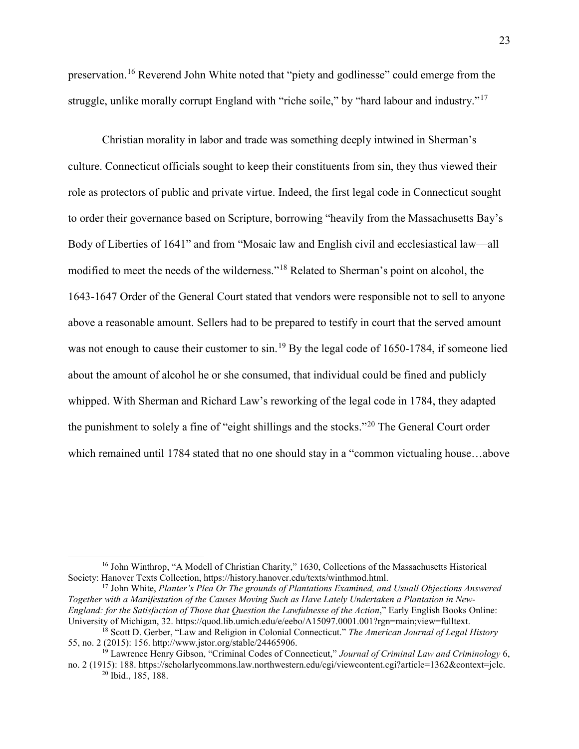preservation.[16] Reverend John White noted that "piety and godlinesse" could emerge from the struggle, unlike morally corrupt England with "riche soile," by "hard labour and industry."[17]

Christian morality in labor and trade was something deeply intwined in Sherman's culture. Connecticut officials sought to keep their constituents from sin, they thus viewed their role as protectors of public and private virtue. Indeed, the first legal code in Connecticut sought to order their governance based on Scripture, borrowing "heavily from the Massachusetts Bay's Body of Liberties of 1641" and from "Mosaic law and English civil and ecclesiastical law—all modified to meet the needs of the wilderness."[18] Related to Sherman's point on alcohol, the 1643-1647 Order of the General Court stated that vendors were responsible not to sell to anyone above a reasonable amount. Sellers had to be prepared to testify in court that the served amount was not enough to cause their customer to sin.[19] By the legal code of 1650-1784, if someone lied about the amount of alcohol he or she consumed, that individual could be fined and publicly whipped. With Sherman and Richard Law's reworking of the legal code in 1784, they adapted the punishment to solely a fine of "eight shillings and the stocks."[20] The General Court order which remained until 1784 stated that no one should stay in a "common victualing house…above

---

[16] John Winthrop, "A Modell of Christian Charity," 1630, Collections of the Massachusetts Historical Society: Hanover Texts Collection, https://history.hanover.edu/texts/winthmod.html.

[17] John White, *Planter's Plea Or The grounds of Plantations Examined, and Usuall Objections Answered Together with a Manifestation of the Causes Moving Such as Have Lately Undertaken a Plantation in New-England: for the Satisfaction of Those that Question the Lawfulnesse of the Action*," Early English Books Online: University of Michigan, 32. https://quod.lib.umich.edu/e/eebo/A15097.0001.001?rgn=main;view=fulltext.

[18] Scott D. Gerber, "Law and Religion in Colonial Connecticut." *The American Journal of Legal History* 55, no. 2 (2015): 156. http://www.jstor.org/stable/24465906.

[19] Lawrence Henry Gibson, "Criminal Codes of Connecticut," *Journal of Criminal Law and Criminology* 6, no. 2 (1915): 188. https://scholarlycommons.law.northwestern.edu/cgi/viewcontent.cgi?article=1362&context=jclc.

[20] Ibid., 185, 188.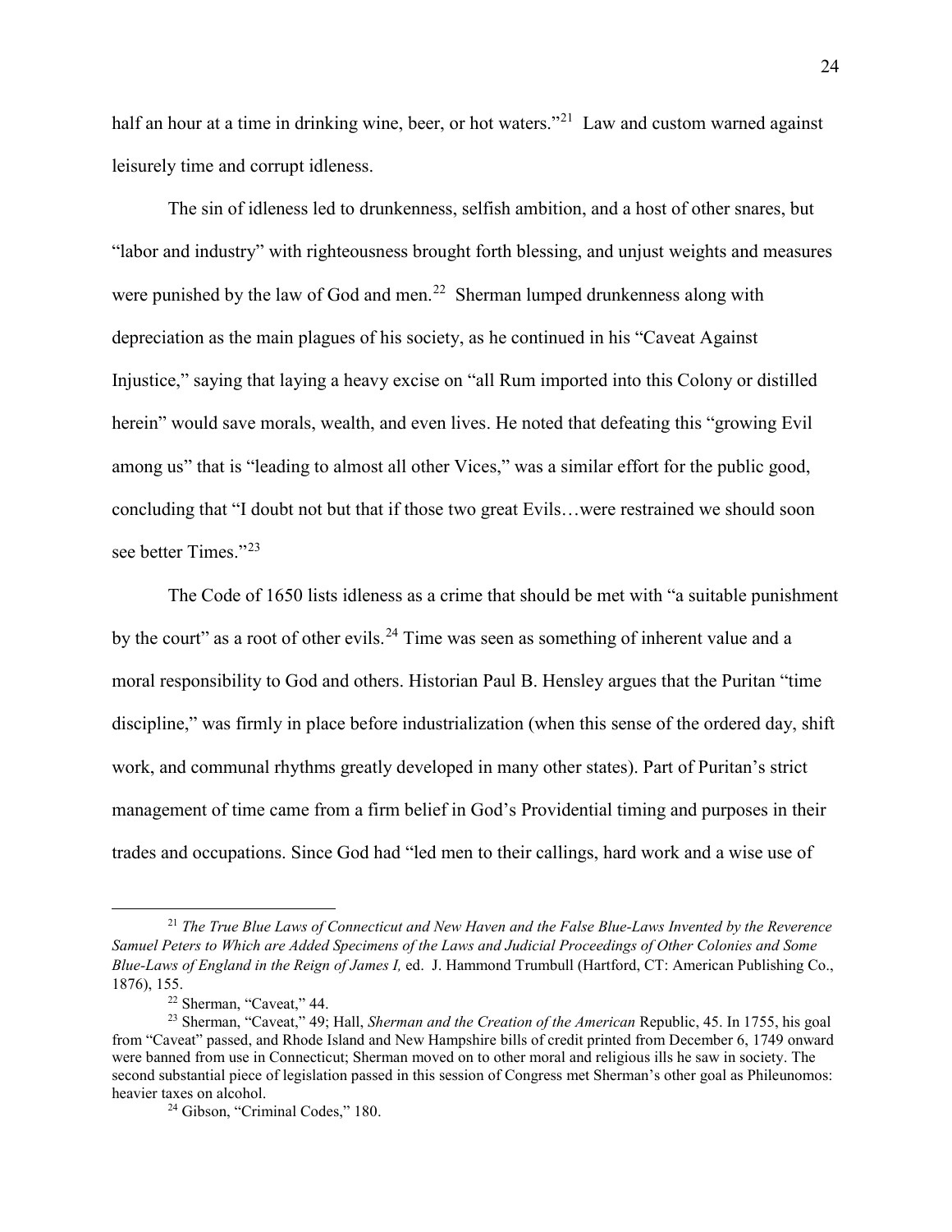half an hour at a time in drinking wine, beer, or hot waters."[21] Law and custom warned against leisurely time and corrupt idleness.

The sin of idleness led to drunkenness, selfish ambition, and a host of other snares, but "labor and industry" with righteousness brought forth blessing, and unjust weights and measures were punished by the law of God and men.[22] Sherman lumped drunkenness along with depreciation as the main plagues of his society, as he continued in his "Caveat Against Injustice," saying that laying a heavy excise on "all Rum imported into this Colony or distilled herein" would save morals, wealth, and even lives. He noted that defeating this "growing Evil among us" that is "leading to almost all other Vices," was a similar effort for the public good, concluding that "I doubt not but that if those two great Evils…were restrained we should soon see better Times."[23]

The Code of 1650 lists idleness as a crime that should be met with "a suitable punishment by the court" as a root of other evils.[24] Time was seen as something of inherent value and a moral responsibility to God and others. Historian Paul B. Hensley argues that the Puritan "time discipline," was firmly in place before industrialization (when this sense of the ordered day, shift work, and communal rhythms greatly developed in many other states). Part of Puritan's strict management of time came from a firm belief in God's Providential timing and purposes in their trades and occupations. Since God had "led men to their callings, hard work and a wise use of

---

[21] *The True Blue Laws of Connecticut and New Haven and the False Blue-Laws Invented by the Reverence Samuel Peters to Which are Added Specimens of the Laws and Judicial Proceedings of Other Colonies and Some Blue-Laws of England in the Reign of James I,* ed. J. Hammond Trumbull (Hartford, CT: American Publishing Co., 1876), 155.

[22] Sherman, "Caveat," 44.

[23] Sherman, "Caveat," 49; Hall, *Sherman and the Creation of the American* Republic, 45. In 1755, his goal from "Caveat" passed, and Rhode Island and New Hampshire bills of credit printed from December 6, 1749 onward were banned from use in Connecticut; Sherman moved on to other moral and religious ills he saw in society. The second substantial piece of legislation passed in this session of Congress met Sherman's other goal as Phileunomos: heavier taxes on alcohol.

[24] Gibson, "Criminal Codes," 180.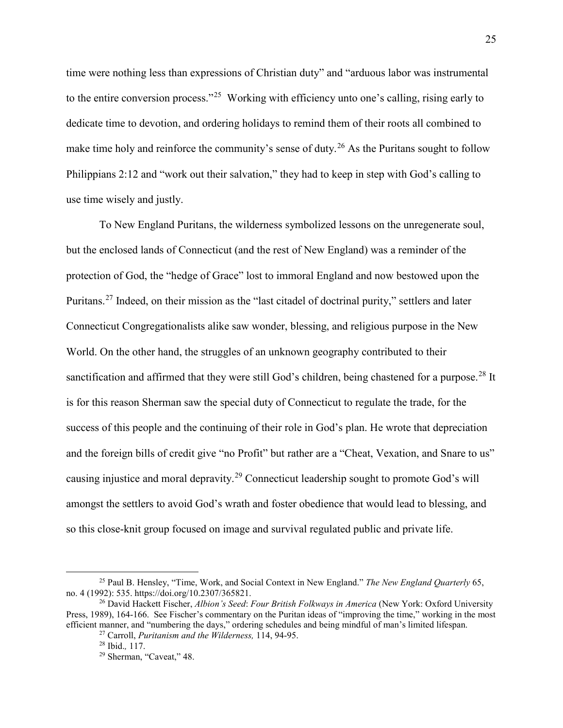time were nothing less than expressions of Christian duty" and "arduous labor was instrumental to the entire conversion process."[25] Working with efficiency unto one's calling, rising early to dedicate time to devotion, and ordering holidays to remind them of their roots all combined to make time holy and reinforce the community's sense of duty.[26] As the Puritans sought to follow Philippians 2:12 and "work out their salvation," they had to keep in step with God's calling to use time wisely and justly.

To New England Puritans, the wilderness symbolized lessons on the unregenerate soul, but the enclosed lands of Connecticut (and the rest of New England) was a reminder of the protection of God, the "hedge of Grace" lost to immoral England and now bestowed upon the Puritans.[27] Indeed, on their mission as the "last citadel of doctrinal purity," settlers and later Connecticut Congregationalists alike saw wonder, blessing, and religious purpose in the New World. On the other hand, the struggles of an unknown geography contributed to their sanctification and affirmed that they were still God's children, being chastened for a purpose.[28] It is for this reason Sherman saw the special duty of Connecticut to regulate the trade, for the success of this people and the continuing of their role in God's plan. He wrote that depreciation and the foreign bills of credit give "no Profit" but rather are a "Cheat, Vexation, and Snare to us" causing injustice and moral depravity.[29] Connecticut leadership sought to promote God's will amongst the settlers to avoid God's wrath and foster obedience that would lead to blessing, and so this close-knit group focused on image and survival regulated public and private life.

---

[25] Paul B. Hensley, "Time, Work, and Social Context in New England." *The New England Quarterly* 65, no. 4 (1992): 535. https://doi.org/10.2307/365821.

[26] David Hackett Fischer, *Albion's Seed*: *Four British Folkways in America* (New York: Oxford University Press, 1989), 164-166. See Fischer's commentary on the Puritan ideas of "improving the time," working in the most efficient manner, and "numbering the days," ordering schedules and being mindful of man's limited lifespan.

[27] Carroll, *Puritanism and the Wilderness,* 114, 94-95.

[28] Ibid.*,* 117.

[29] Sherman, "Caveat," 48.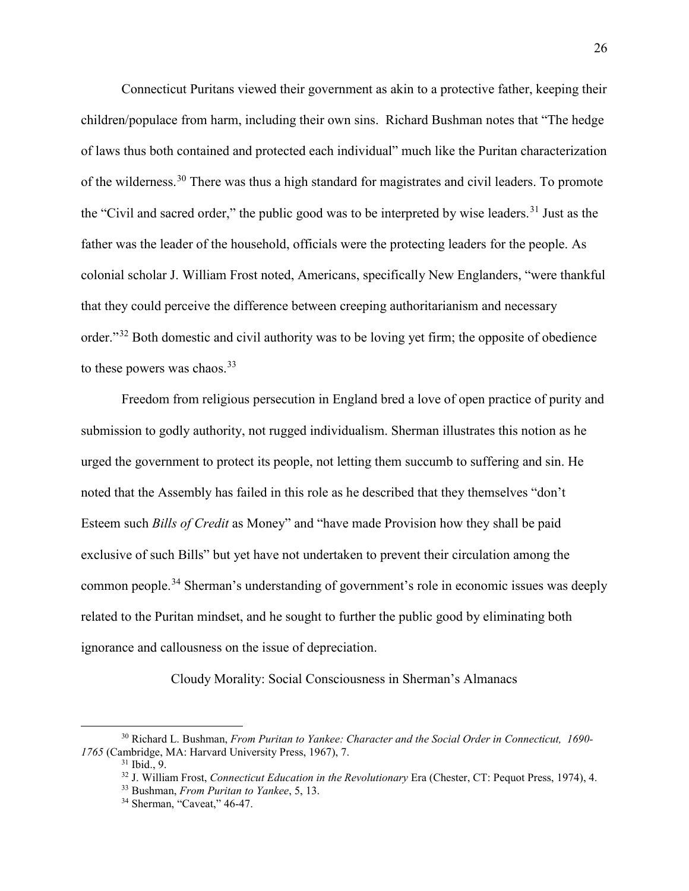Connecticut Puritans viewed their government as akin to a protective father, keeping their children/populace from harm, including their own sins. Richard Bushman notes that "The hedge of laws thus both contained and protected each individual" much like the Puritan characterization of the wilderness.[30] There was thus a high standard for magistrates and civil leaders. To promote the "Civil and sacred order," the public good was to be interpreted by wise leaders.[31] Just as the father was the leader of the household, officials were the protecting leaders for the people. As colonial scholar J. William Frost noted, Americans, specifically New Englanders, "were thankful that they could perceive the difference between creeping authoritarianism and necessary order."[32] Both domestic and civil authority was to be loving yet firm; the opposite of obedience to these powers was chaos.[33]

Freedom from religious persecution in England bred a love of open practice of purity and submission to godly authority, not rugged individualism. Sherman illustrates this notion as he urged the government to protect its people, not letting them succumb to suffering and sin. He noted that the Assembly has failed in this role as he described that they themselves "don't Esteem such *Bills of Credit* as Money" and "have made Provision how they shall be paid exclusive of such Bills" but yet have not undertaken to prevent their circulation among the common people.[34] Sherman's understanding of government's role in economic issues was deeply related to the Puritan mindset, and he sought to further the public good by eliminating both ignorance and callousness on the issue of depreciation.

## Cloudy Morality: Social Consciousness in Sherman's Almanacs

---

[30] Richard L. Bushman, *From Puritan to Yankee: Character and the Social Order in Connecticut, 1690-1765* (Cambridge, MA: Harvard University Press, 1967), 7.

[31] Ibid., 9.

[32] J. William Frost, *Connecticut Education in the Revolutionary* Era (Chester, CT: Pequot Press, 1974), 4.

[33] Bushman, *From Puritan to Yankee*, 5, 13.

[34] Sherman, "Caveat," 46-47.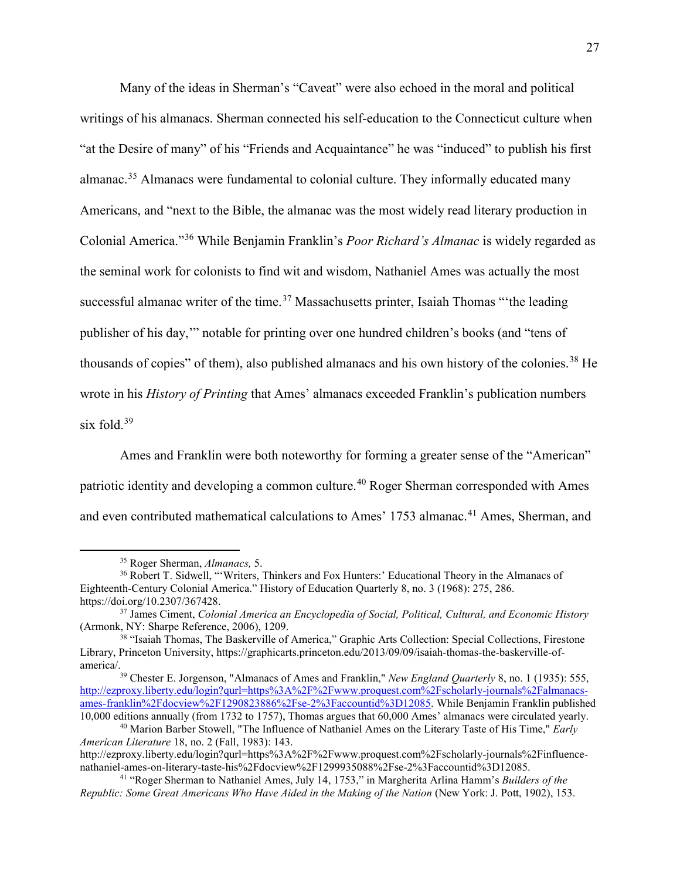Many of the ideas in Sherman's "Caveat" were also echoed in the moral and political writings of his almanacs. Sherman connected his self-education to the Connecticut culture when "at the Desire of many" of his "Friends and Acquaintance" he was "induced" to publish his first almanac.[35] Almanacs were fundamental to colonial culture. They informally educated many Americans, and "next to the Bible, the almanac was the most widely read literary production in Colonial America."[36] While Benjamin Franklin's *Poor Richard's Almanac* is widely regarded as the seminal work for colonists to find wit and wisdom, Nathaniel Ames was actually the most successful almanac writer of the time.[37] Massachusetts printer, Isaiah Thomas "'the leading publisher of his day,'" notable for printing over one hundred children's books (and "tens of thousands of copies" of them), also published almanacs and his own history of the colonies.[38] He wrote in his *History of Printing* that Ames' almanacs exceeded Franklin's publication numbers six fold.[39]

Ames and Franklin were both noteworthy for forming a greater sense of the "American" patriotic identity and developing a common culture.[40] Roger Sherman corresponded with Ames and even contributed mathematical calculations to Ames' 1753 almanac.[41] Ames, Sherman, and

---

[35] Roger Sherman, *Almanacs,* 5.

[36] Robert T. Sidwell, "'Writers, Thinkers and Fox Hunters:' Educational Theory in the Almanacs of Eighteenth-Century Colonial America." History of Education Quarterly 8, no. 3 (1968): 275, 286. https://doi.org/10.2307/367428.

[37] James Ciment, *Colonial America an Encyclopedia of Social, Political, Cultural, and Economic History* (Armonk, NY: Sharpe Reference, 2006), 1209.

[38] "Isaiah Thomas, The Baskerville of America," Graphic Arts Collection: Special Collections, Firestone Library, Princeton University, https://graphicarts.princeton.edu/2013/09/09/isaiah-thomas-the-baskerville-of-america/.

[39] Chester E. Jorgenson, "Almanacs of Ames and Franklin," *New England Quarterly* 8, no. 1 (1935): 555, http://ezproxy.liberty.edu/login?qurl=https%3A%2F%2Fwww.proquest.com%2Fscholarly-journals%2Falmanacs-ames-franklin%2Fdocview%2F1290823886%2Fse-2%3Faccountid%3D12085. While Benjamin Franklin published 10,000 editions annually (from 1732 to 1757), Thomas argues that 60,000 Ames' almanacs were circulated yearly.

[40] Marion Barber Stowell, "The Influence of Nathaniel Ames on the Literary Taste of His Time," *Early American Literature* 18, no. 2 (Fall, 1983): 143. http://ezproxy.liberty.edu/login?qurl=https%3A%2F%2Fwww.proquest.com%2Fscholarly-journals%2Finfluence-nathaniel-ames-on-literary-taste-his%2Fdocview%2F1299935088%2Fse-2%3Faccountid%3D12085.

[41] "Roger Sherman to Nathaniel Ames, July 14, 1753," in Margherita Arlina Hamm's *Builders of the Republic: Some Great Americans Who Have Aided in the Making of the Nation* (New York: J. Pott, 1902), 153.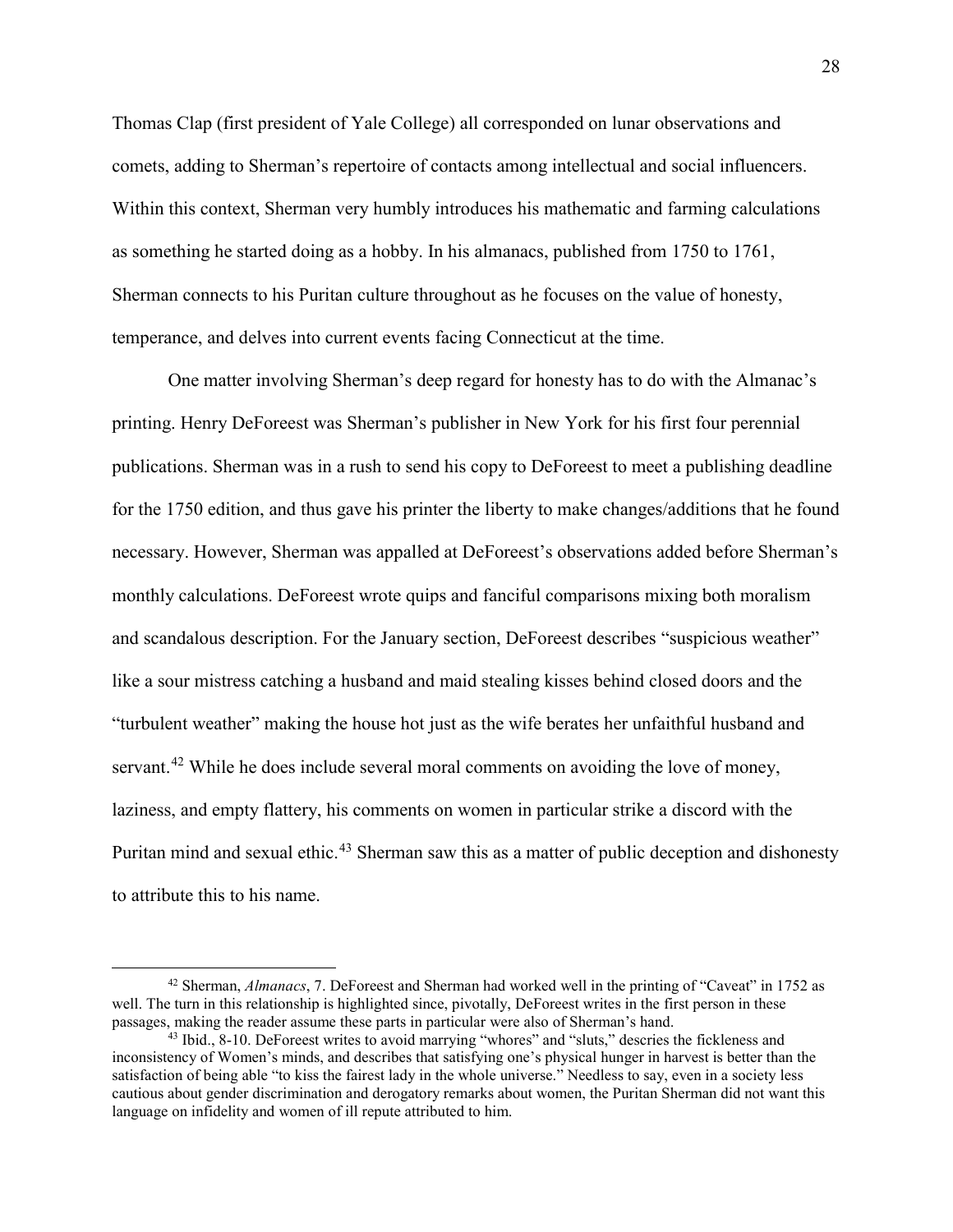Thomas Clap (first president of Yale College) all corresponded on lunar observations and comets, adding to Sherman's repertoire of contacts among intellectual and social influencers. Within this context, Sherman very humbly introduces his mathematic and farming calculations as something he started doing as a hobby. In his almanacs, published from 1750 to 1761, Sherman connects to his Puritan culture throughout as he focuses on the value of honesty, temperance, and delves into current events facing Connecticut at the time.

One matter involving Sherman's deep regard for honesty has to do with the Almanac's printing. Henry DeForeest was Sherman's publisher in New York for his first four perennial publications. Sherman was in a rush to send his copy to DeForeest to meet a publishing deadline for the 1750 edition, and thus gave his printer the liberty to make changes/additions that he found necessary. However, Sherman was appalled at DeForeest's observations added before Sherman's monthly calculations. DeForeest wrote quips and fanciful comparisons mixing both moralism and scandalous description. For the January section, DeForeest describes "suspicious weather" like a sour mistress catching a husband and maid stealing kisses behind closed doors and the "turbulent weather" making the house hot just as the wife berates her unfaithful husband and servant.[42] While he does include several moral comments on avoiding the love of money, laziness, and empty flattery, his comments on women in particular strike a discord with the Puritan mind and sexual ethic.[43] Sherman saw this as a matter of public deception and dishonesty to attribute this to his name.

---

[42] Sherman, *Almanacs*, 7. DeForeest and Sherman had worked well in the printing of "Caveat" in 1752 as well. The turn in this relationship is highlighted since, pivotally, DeForeest writes in the first person in these passages, making the reader assume these parts in particular were also of Sherman's hand.

[43] Ibid., 8-10. DeForeest writes to avoid marrying "whores" and "sluts," descries the fickleness and inconsistency of Women's minds, and describes that satisfying one's physical hunger in harvest is better than the satisfaction of being able "to kiss the fairest lady in the whole universe." Needless to say, even in a society less cautious about gender discrimination and derogatory remarks about women, the Puritan Sherman did not want this language on infidelity and women of ill repute attributed to him.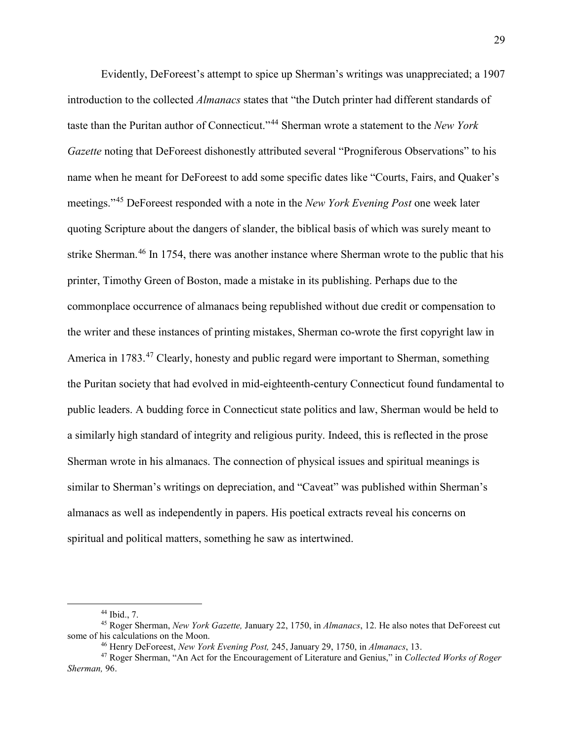Evidently, DeForeest's attempt to spice up Sherman's writings was unappreciated; a 1907 introduction to the collected *Almanacs* states that "the Dutch printer had different standards of taste than the Puritan author of Connecticut."[44] Sherman wrote a statement to the *New York Gazette* noting that DeForeest dishonestly attributed several "Progniferous Observations" to his name when he meant for DeForeest to add some specific dates like "Courts, Fairs, and Quaker's meetings."[45] DeForeest responded with a note in the *New York Evening Post* one week later quoting Scripture about the dangers of slander, the biblical basis of which was surely meant to strike Sherman.[46] In 1754, there was another instance where Sherman wrote to the public that his printer, Timothy Green of Boston, made a mistake in its publishing. Perhaps due to the commonplace occurrence of almanacs being republished without due credit or compensation to the writer and these instances of printing mistakes, Sherman co-wrote the first copyright law in America in 1783.[47] Clearly, honesty and public regard were important to Sherman, something the Puritan society that had evolved in mid-eighteenth-century Connecticut found fundamental to public leaders. A budding force in Connecticut state politics and law, Sherman would be held to a similarly high standard of integrity and religious purity. Indeed, this is reflected in the prose Sherman wrote in his almanacs. The connection of physical issues and spiritual meanings is similar to Sherman's writings on depreciation, and "Caveat" was published within Sherman's almanacs as well as independently in papers. His poetical extracts reveal his concerns on spiritual and political matters, something he saw as intertwined.

---

[44] Ibid., 7.

[45] Roger Sherman, *New York Gazette,* January 22, 1750, in *Almanacs*, 12. He also notes that DeForeest cut some of his calculations on the Moon.

[46] Henry DeForeest, *New York Evening Post,* 245, January 29, 1750, in *Almanacs*, 13.

[47] Roger Sherman, "An Act for the Encouragement of Literature and Genius," in *Collected Works of Roger Sherman,* 96.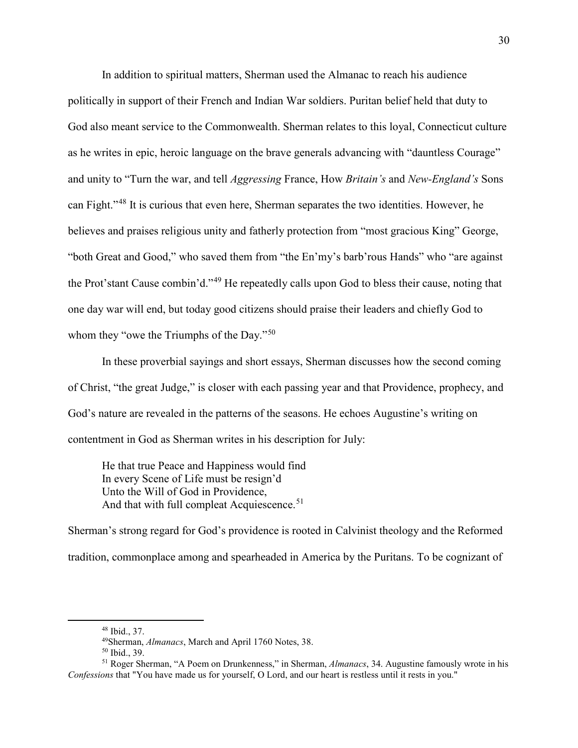In addition to spiritual matters, Sherman used the Almanac to reach his audience politically in support of their French and Indian War soldiers. Puritan belief held that duty to God also meant service to the Commonwealth. Sherman relates to this loyal, Connecticut culture as he writes in epic, heroic language on the brave generals advancing with "dauntless Courage" and unity to "Turn the war, and tell *Aggressing* France, How *Britain's* and *New-England's* Sons can Fight."[48] It is curious that even here, Sherman separates the two identities. However, he believes and praises religious unity and fatherly protection from "most gracious King" George, "both Great and Good," who saved them from "the En'my's barb'rous Hands" who "are against the Prot'stant Cause combin'd."[49] He repeatedly calls upon God to bless their cause, noting that one day war will end, but today good citizens should praise their leaders and chiefly God to whom they "owe the Triumphs of the Day."[50]

In these proverbial sayings and short essays, Sherman discusses how the second coming of Christ, "the great Judge," is closer with each passing year and that Providence, prophecy, and God's nature are revealed in the patterns of the seasons. He echoes Augustine's writing on contentment in God as Sherman writes in his description for July:

> He that true Peace and Happiness would find
> In every Scene of Life must be resign'd
> Unto the Will of God in Providence,
> And that with full compleat Acquiescence.[51]

Sherman's strong regard for God's providence is rooted in Calvinist theology and the Reformed tradition, commonplace among and spearheaded in America by the Puritans. To be cognizant of

---

[48] Ibid., 37.

[49] Sherman, *Almanacs*, March and April 1760 Notes, 38.

[50] Ibid., 39.

[51] Roger Sherman, "A Poem on Drunkenness," in Sherman, *Almanacs*, 34. Augustine famously wrote in his *Confessions* that "You have made us for yourself, O Lord, and our heart is restless until it rests in you."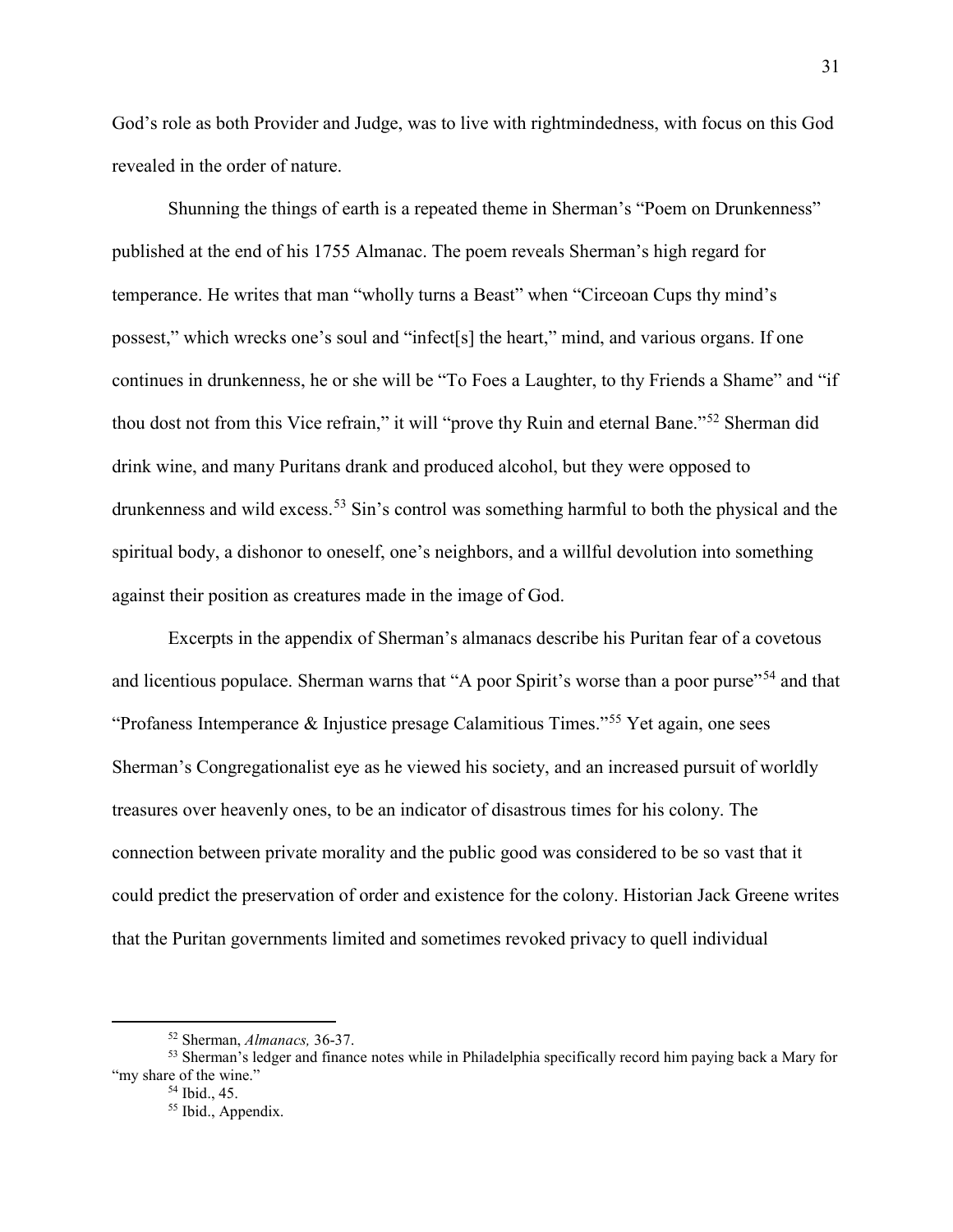God's role as both Provider and Judge, was to live with rightmindedness, with focus on this God revealed in the order of nature.

Shunning the things of earth is a repeated theme in Sherman's "Poem on Drunkenness" published at the end of his 1755 Almanac. The poem reveals Sherman's high regard for temperance. He writes that man "wholly turns a Beast" when "Circeoan Cups thy mind's possest," which wrecks one's soul and "infect[s] the heart," mind, and various organs. If one continues in drunkenness, he or she will be "To Foes a Laughter, to thy Friends a Shame" and "if thou dost not from this Vice refrain," it will "prove thy Ruin and eternal Bane."[52] Sherman did drink wine, and many Puritans drank and produced alcohol, but they were opposed to drunkenness and wild excess.[53] Sin's control was something harmful to both the physical and the spiritual body, a dishonor to oneself, one's neighbors, and a willful devolution into something against their position as creatures made in the image of God.

Excerpts in the appendix of Sherman's almanacs describe his Puritan fear of a covetous and licentious populace. Sherman warns that "A poor Spirit's worse than a poor purse"[54] and that "Profaness Intemperance & Injustice presage Calamitious Times."[55] Yet again, one sees Sherman's Congregationalist eye as he viewed his society, and an increased pursuit of worldly treasures over heavenly ones, to be an indicator of disastrous times for his colony. The connection between private morality and the public good was considered to be so vast that it could predict the preservation of order and existence for the colony. Historian Jack Greene writes that the Puritan governments limited and sometimes revoked privacy to quell individual

---

[52] Sherman, *Almanacs,* 36-37.

[53] Sherman's ledger and finance notes while in Philadelphia specifically record him paying back a Mary for "my share of the wine."

[54] Ibid., 45.

[55] Ibid., Appendix.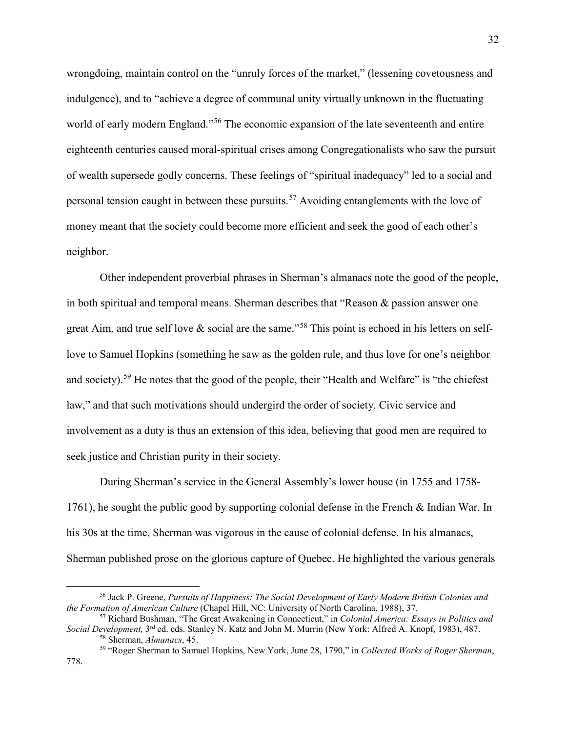wrongdoing, maintain control on the "unruly forces of the market," (lessening covetousness and indulgence), and to "achieve a degree of communal unity virtually unknown in the fluctuating world of early modern England."[56] The economic expansion of the late seventeenth and entire eighteenth centuries caused moral-spiritual crises among Congregationalists who saw the pursuit of wealth supersede godly concerns. These feelings of "spiritual inadequacy" led to a social and personal tension caught in between these pursuits.[57] Avoiding entanglements with the love of money meant that the society could become more efficient and seek the good of each other's neighbor.

Other independent proverbial phrases in Sherman's almanacs note the good of the people, in both spiritual and temporal means. Sherman describes that "Reason & passion answer one great Aim, and true self love & social are the same."[58] This point is echoed in his letters on self-love to Samuel Hopkins (something he saw as the golden rule, and thus love for one's neighbor and society).[59] He notes that the good of the people, their "Health and Welfare" is "the chiefest law," and that such motivations should undergird the order of society. Civic service and involvement as a duty is thus an extension of this idea, believing that good men are required to seek justice and Christian purity in their society.

During Sherman's service in the General Assembly's lower house (in 1755 and 1758-1761), he sought the public good by supporting colonial defense in the French & Indian War. In his 30s at the time, Sherman was vigorous in the cause of colonial defense. In his almanacs, Sherman published prose on the glorious capture of Quebec. He highlighted the various generals

---

[56] Jack P. Greene, *Pursuits of Happiness: The Social Development of Early Modern British Colonies and the Formation of American Culture* (Chapel Hill, NC: University of North Carolina, 1988), 37.

[57] Richard Bushman, "The Great Awakening in Connecticut," in *Colonial America: Essays in Politics and Social Development,* 3rd ed. eds. Stanley N. Katz and John M. Murrin (New York: Alfred A. Knopf, 1983), 487.

[58] Sherman, *Almanacs*, 45.

[59] "Roger Sherman to Samuel Hopkins, New York, June 28, 1790," in *Collected Works of Roger Sherman*, 778.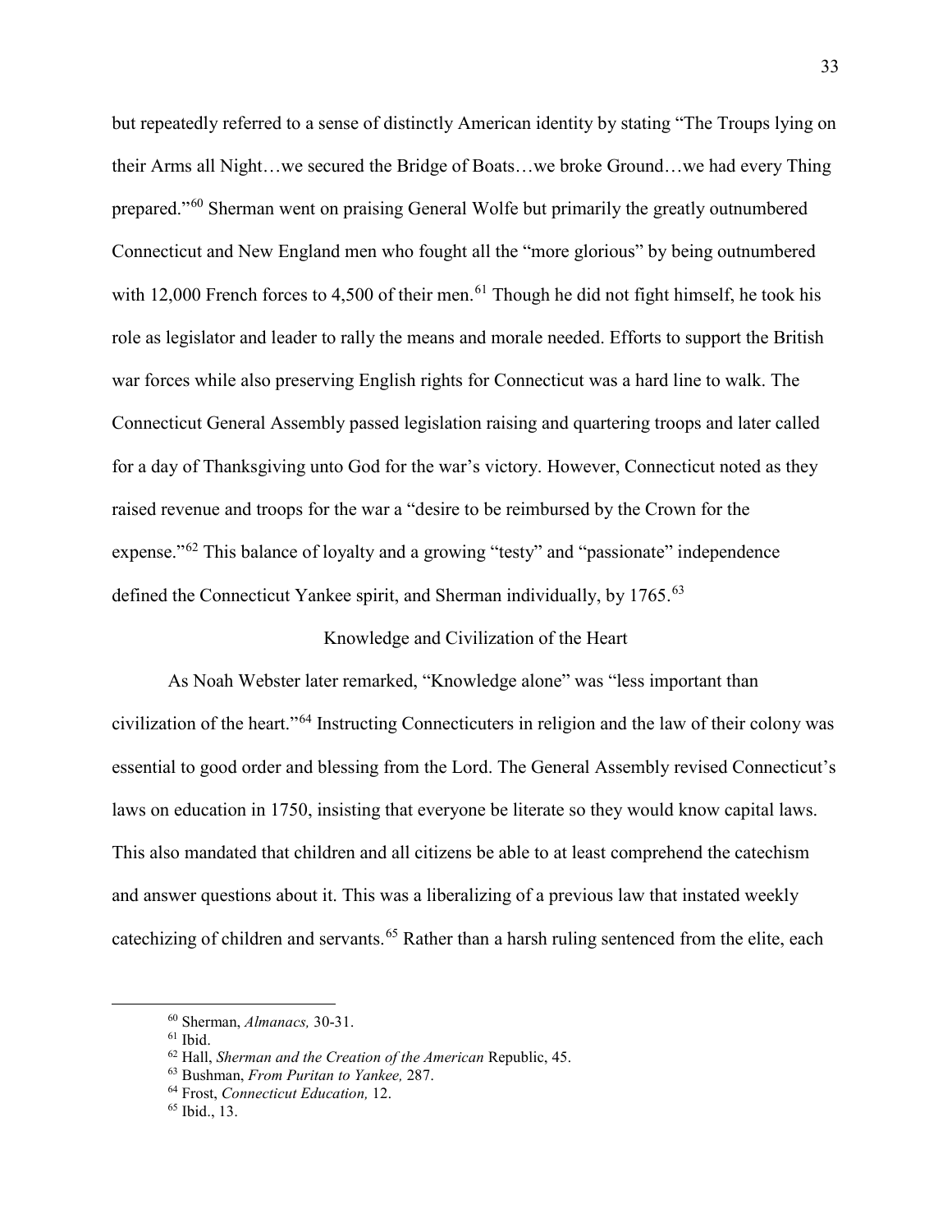but repeatedly referred to a sense of distinctly American identity by stating "The Troups lying on their Arms all Night…we secured the Bridge of Boats…we broke Ground…we had every Thing prepared."[60] Sherman went on praising General Wolfe but primarily the greatly outnumbered Connecticut and New England men who fought all the "more glorious" by being outnumbered with 12,000 French forces to 4,500 of their men.[61] Though he did not fight himself, he took his role as legislator and leader to rally the means and morale needed. Efforts to support the British war forces while also preserving English rights for Connecticut was a hard line to walk. The Connecticut General Assembly passed legislation raising and quartering troops and later called for a day of Thanksgiving unto God for the war's victory. However, Connecticut noted as they raised revenue and troops for the war a "desire to be reimbursed by the Crown for the expense."[62] This balance of loyalty and a growing "testy" and "passionate" independence defined the Connecticut Yankee spirit, and Sherman individually, by 1765.[63]

## Knowledge and Civilization of the Heart

As Noah Webster later remarked, "Knowledge alone" was "less important than civilization of the heart."[64] Instructing Connecticuters in religion and the law of their colony was essential to good order and blessing from the Lord. The General Assembly revised Connecticut's laws on education in 1750, insisting that everyone be literate so they would know capital laws. This also mandated that children and all citizens be able to at least comprehend the catechism and answer questions about it. This was a liberalizing of a previous law that instated weekly catechizing of children and servants.[65] Rather than a harsh ruling sentenced from the elite, each

---

[60] Sherman, *Almanacs,* 30-31.

[61] Ibid.

[62] Hall, *Sherman and the Creation of the American* Republic, 45.

[63] Bushman, *From Puritan to Yankee,* 287.

[64] Frost, *Connecticut Education,* 12.

[65] Ibid., 13.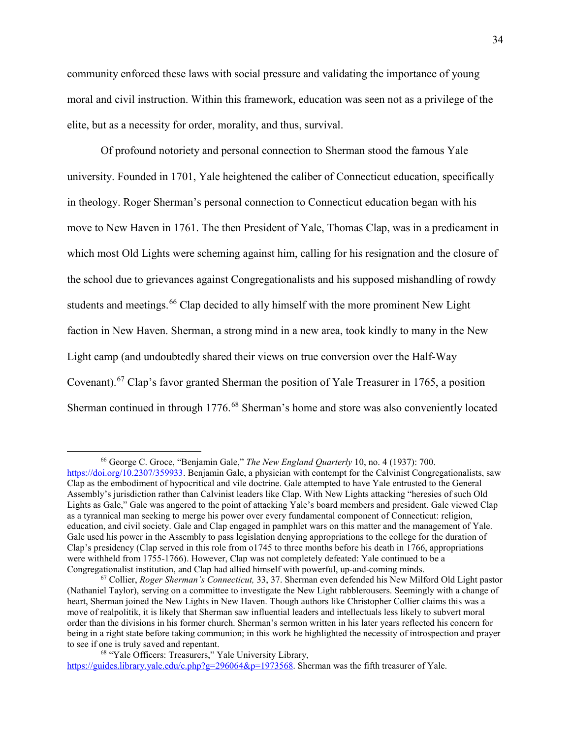community enforced these laws with social pressure and validating the importance of young moral and civil instruction. Within this framework, education was seen not as a privilege of the elite, but as a necessity for order, morality, and thus, survival.

Of profound notoriety and personal connection to Sherman stood the famous Yale university. Founded in 1701, Yale heightened the caliber of Connecticut education, specifically in theology. Roger Sherman's personal connection to Connecticut education began with his move to New Haven in 1761. The then President of Yale, Thomas Clap, was in a predicament in which most Old Lights were scheming against him, calling for his resignation and the closure of the school due to grievances against Congregationalists and his supposed mishandling of rowdy students and meetings.[66] Clap decided to ally himself with the more prominent New Light faction in New Haven. Sherman, a strong mind in a new area, took kindly to many in the New Light camp (and undoubtedly shared their views on true conversion over the Half-Way Covenant).[67] Clap's favor granted Sherman the position of Yale Treasurer in 1765, a position Sherman continued in through 1776.[68] Sherman's home and store was also conveniently located

---

[66] George C. Groce, "Benjamin Gale," *The New England Quarterly* 10, no. 4 (1937): 700. https://doi.org/10.2307/359933. Benjamin Gale, a physician with contempt for the Calvinist Congregationalists, saw Clap as the embodiment of hypocritical and vile doctrine. Gale attempted to have Yale entrusted to the General Assembly's jurisdiction rather than Calvinist leaders like Clap. With New Lights attacking "heresies of such Old Lights as Gale," Gale was angered to the point of attacking Yale's board members and president. Gale viewed Clap as a tyrannical man seeking to merge his power over every fundamental component of Connecticut: religion, education, and civil society. Gale and Clap engaged in pamphlet wars on this matter and the management of Yale. Gale used his power in the Assembly to pass legislation denying appropriations to the college for the duration of Clap's presidency (Clap served in this role from o1745 to three months before his death in 1766, appropriations were withheld from 1755-1766). However, Clap was not completely defeated: Yale continued to be a Congregationalist institution, and Clap had allied himself with powerful, up-and-coming minds.

[67] Collier, *Roger Sherman's Connecticut,* 33, 37. Sherman even defended his New Milford Old Light pastor (Nathaniel Taylor), serving on a committee to investigate the New Light rabblerousers. Seemingly with a change of heart, Sherman joined the New Lights in New Haven. Though authors like Christopher Collier claims this was a move of realpolitik, it is likely that Sherman saw influential leaders and intellectuals less likely to subvert moral order than the divisions in his former church. Sherman's sermon written in his later years reflected his concern for being in a right state before taking communion; in this work he highlighted the necessity of introspection and prayer to see if one is truly saved and repentant.

[68] "Yale Officers: Treasurers," Yale University Library, https://guides.library.yale.edu/c.php?g=296064&p=1973568. Sherman was the fifth treasurer of Yale.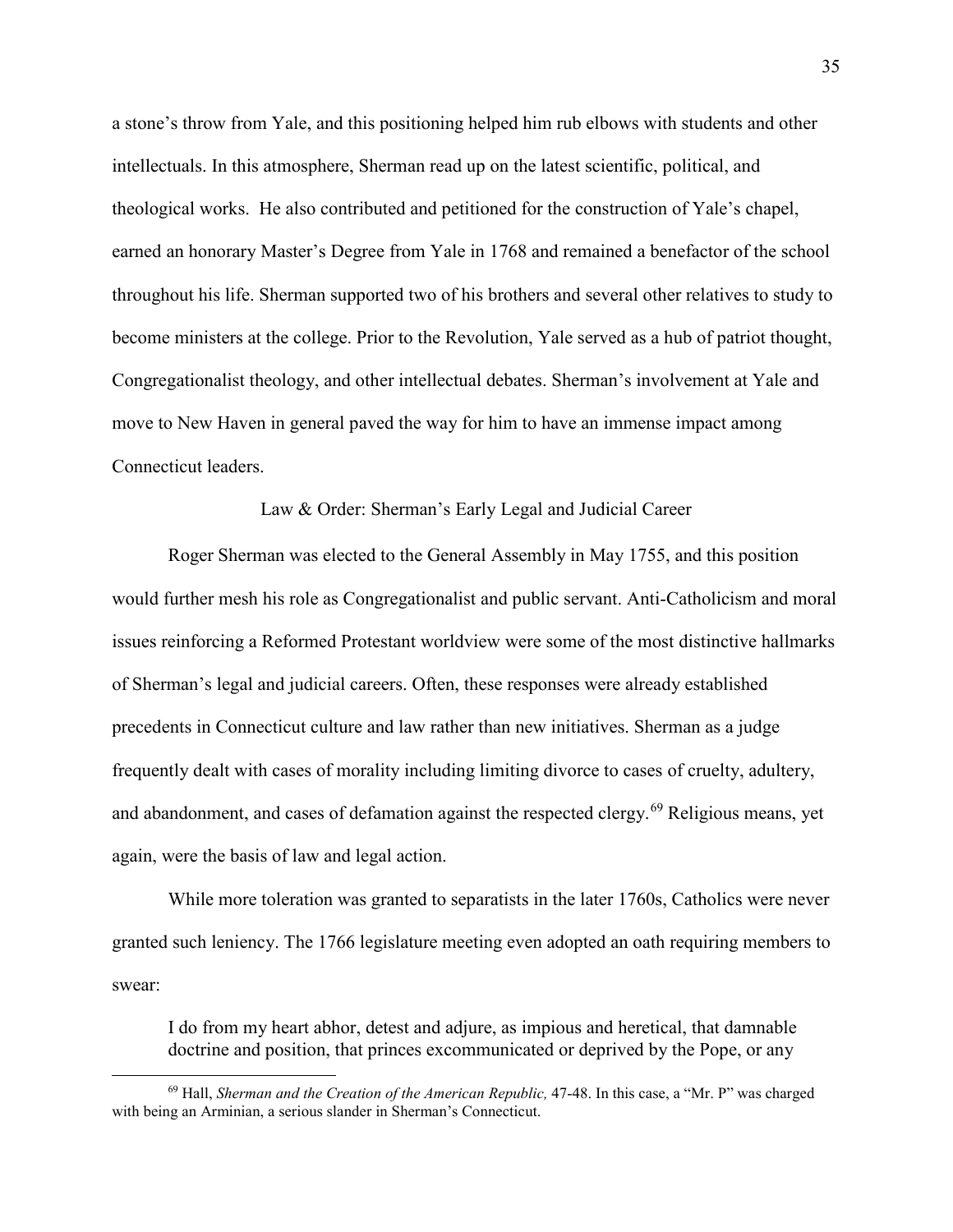a stone's throw from Yale, and this positioning helped him rub elbows with students and other intellectuals. In this atmosphere, Sherman read up on the latest scientific, political, and theological works. He also contributed and petitioned for the construction of Yale's chapel, earned an honorary Master's Degree from Yale in 1768 and remained a benefactor of the school throughout his life. Sherman supported two of his brothers and several other relatives to study to become ministers at the college. Prior to the Revolution, Yale served as a hub of patriot thought, Congregationalist theology, and other intellectual debates. Sherman's involvement at Yale and move to New Haven in general paved the way for him to have an immense impact among Connecticut leaders.

## Law & Order: Sherman's Early Legal and Judicial Career

Roger Sherman was elected to the General Assembly in May 1755, and this position would further mesh his role as Congregationalist and public servant. Anti-Catholicism and moral issues reinforcing a Reformed Protestant worldview were some of the most distinctive hallmarks of Sherman's legal and judicial careers. Often, these responses were already established precedents in Connecticut culture and law rather than new initiatives. Sherman as a judge frequently dealt with cases of morality including limiting divorce to cases of cruelty, adultery, and abandonment, and cases of defamation against the respected clergy.[69] Religious means, yet again, were the basis of law and legal action.

While more toleration was granted to separatists in the later 1760s, Catholics were never granted such leniency. The 1766 legislature meeting even adopted an oath requiring members to swear:

> I do from my heart abhor, detest and adjure, as impious and heretical, that damnable doctrine and position, that princes excommunicated or deprived by the Pope, or any

---

[69] Hall, *Sherman and the Creation of the American Republic,* 47-48. In this case, a "Mr. P" was charged with being an Arminian, a serious slander in Sherman's Connecticut.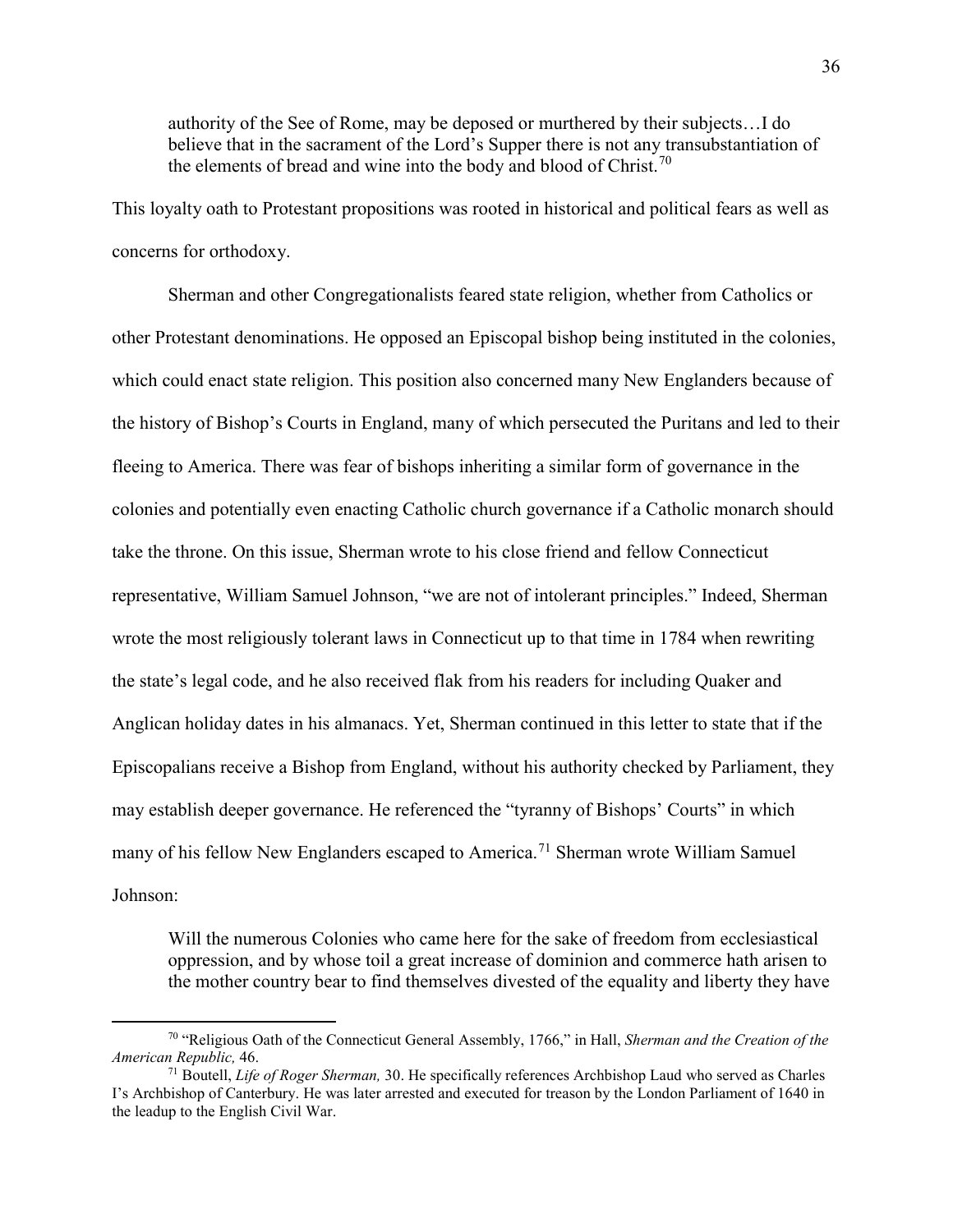> authority of the See of Rome, may be deposed or murthered by their subjects…I do believe that in the sacrament of the Lord's Supper there is not any transubstantiation of the elements of bread and wine into the body and blood of Christ.[70]

This loyalty oath to Protestant propositions was rooted in historical and political fears as well as concerns for orthodoxy.

Sherman and other Congregationalists feared state religion, whether from Catholics or other Protestant denominations. He opposed an Episcopal bishop being instituted in the colonies, which could enact state religion. This position also concerned many New Englanders because of the history of Bishop's Courts in England, many of which persecuted the Puritans and led to their fleeing to America. There was fear of bishops inheriting a similar form of governance in the colonies and potentially even enacting Catholic church governance if a Catholic monarch should take the throne. On this issue, Sherman wrote to his close friend and fellow Connecticut representative, William Samuel Johnson, "we are not of intolerant principles." Indeed, Sherman wrote the most religiously tolerant laws in Connecticut up to that time in 1784 when rewriting the state's legal code, and he also received flak from his readers for including Quaker and Anglican holiday dates in his almanacs. Yet, Sherman continued in this letter to state that if the Episcopalians receive a Bishop from England, without his authority checked by Parliament, they may establish deeper governance. He referenced the "tyranny of Bishops' Courts" in which many of his fellow New Englanders escaped to America.[71] Sherman wrote William Samuel Johnson:

> Will the numerous Colonies who came here for the sake of freedom from ecclesiastical oppression, and by whose toil a great increase of dominion and commerce hath arisen to the mother country bear to find themselves divested of the equality and liberty they have

---

[70] "Religious Oath of the Connecticut General Assembly, 1766," in Hall, *Sherman and the Creation of the American Republic,* 46.

[71] Boutell, *Life of Roger Sherman,* 30. He specifically references Archbishop Laud who served as Charles I's Archbishop of Canterbury. He was later arrested and executed for treason by the London Parliament of 1640 in the leadup to the English Civil War.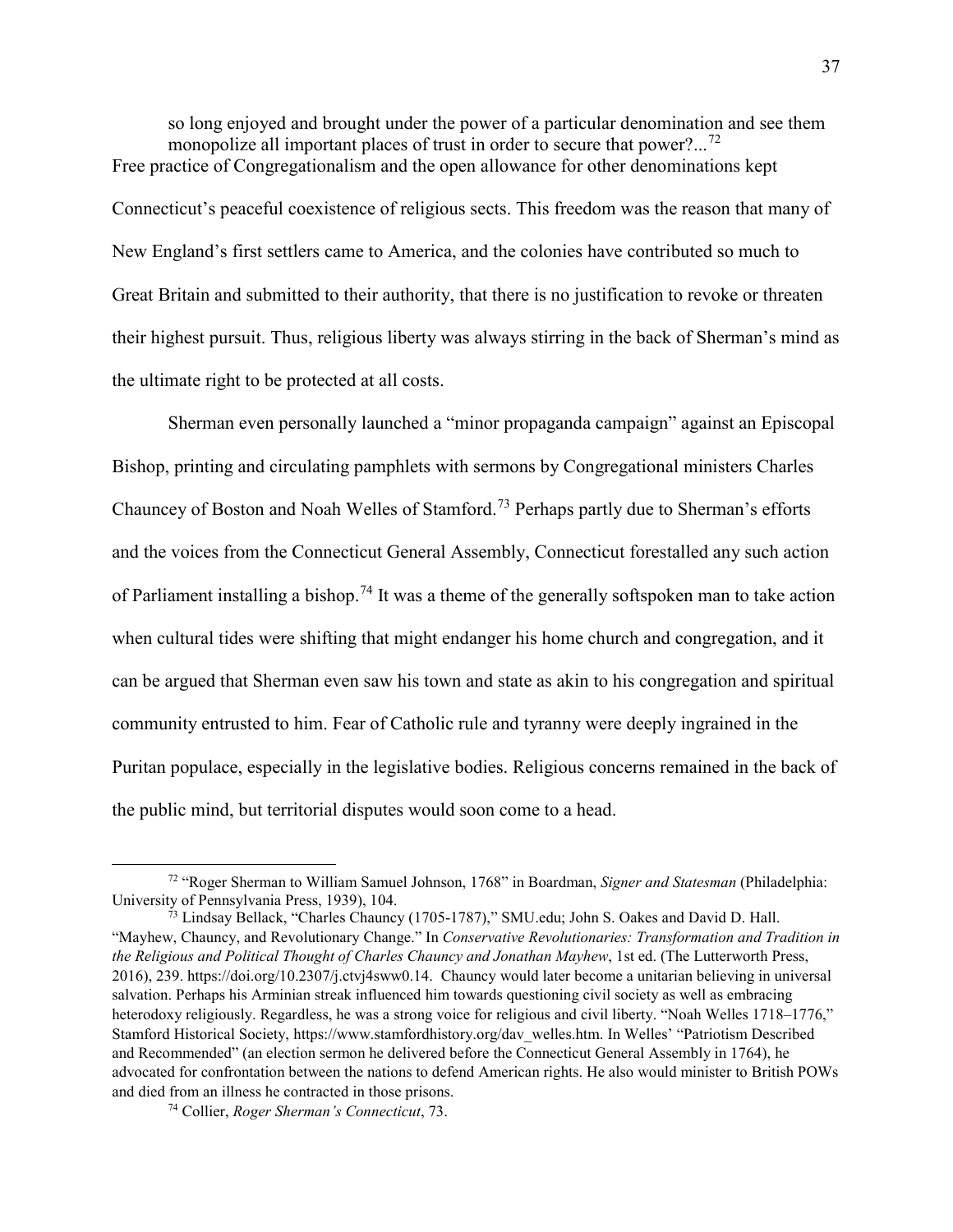> so long enjoyed and brought under the power of a particular denomination and see them monopolize all important places of trust in order to secure that power?...[72]

Free practice of Congregationalism and the open allowance for other denominations kept Connecticut's peaceful coexistence of religious sects. This freedom was the reason that many of New England's first settlers came to America, and the colonies have contributed so much to Great Britain and submitted to their authority, that there is no justification to revoke or threaten their highest pursuit. Thus, religious liberty was always stirring in the back of Sherman's mind as the ultimate right to be protected at all costs.

Sherman even personally launched a "minor propaganda campaign" against an Episcopal Bishop, printing and circulating pamphlets with sermons by Congregational ministers Charles Chauncey of Boston and Noah Welles of Stamford.[73] Perhaps partly due to Sherman's efforts and the voices from the Connecticut General Assembly, Connecticut forestalled any such action of Parliament installing a bishop.[74] It was a theme of the generally softspoken man to take action when cultural tides were shifting that might endanger his home church and congregation, and it can be argued that Sherman even saw his town and state as akin to his congregation and spiritual community entrusted to him. Fear of Catholic rule and tyranny were deeply ingrained in the Puritan populace, especially in the legislative bodies. Religious concerns remained in the back of the public mind, but territorial disputes would soon come to a head.

---

[72] "Roger Sherman to William Samuel Johnson, 1768" in Boardman, *Signer and Statesman* (Philadelphia: University of Pennsylvania Press, 1939), 104.

[73] Lindsay Bellack, "Charles Chauncy (1705-1787)," SMU.edu; John S. Oakes and David D. Hall. "Mayhew, Chauncy, and Revolutionary Change." In *Conservative Revolutionaries: Transformation and Tradition in the Religious and Political Thought of Charles Chauncy and Jonathan Mayhew*, 1st ed. (The Lutterworth Press, 2016), 239. https://doi.org/10.2307/j.ctvj4sww0.14. Chauncy would later become a unitarian believing in universal salvation. Perhaps his Arminian streak influenced him towards questioning civil society as well as embracing heterodoxy religiously. Regardless, he was a strong voice for religious and civil liberty. "Noah Welles 1718–1776," Stamford Historical Society, https://www.stamfordhistory.org/dav_welles.htm. In Welles' "Patriotism Described and Recommended" (an election sermon he delivered before the Connecticut General Assembly in 1764), he advocated for confrontation between the nations to defend American rights. He also would minister to British POWs and died from an illness he contracted in those prisons.

[74] Collier, *Roger Sherman's Connecticut*, 73.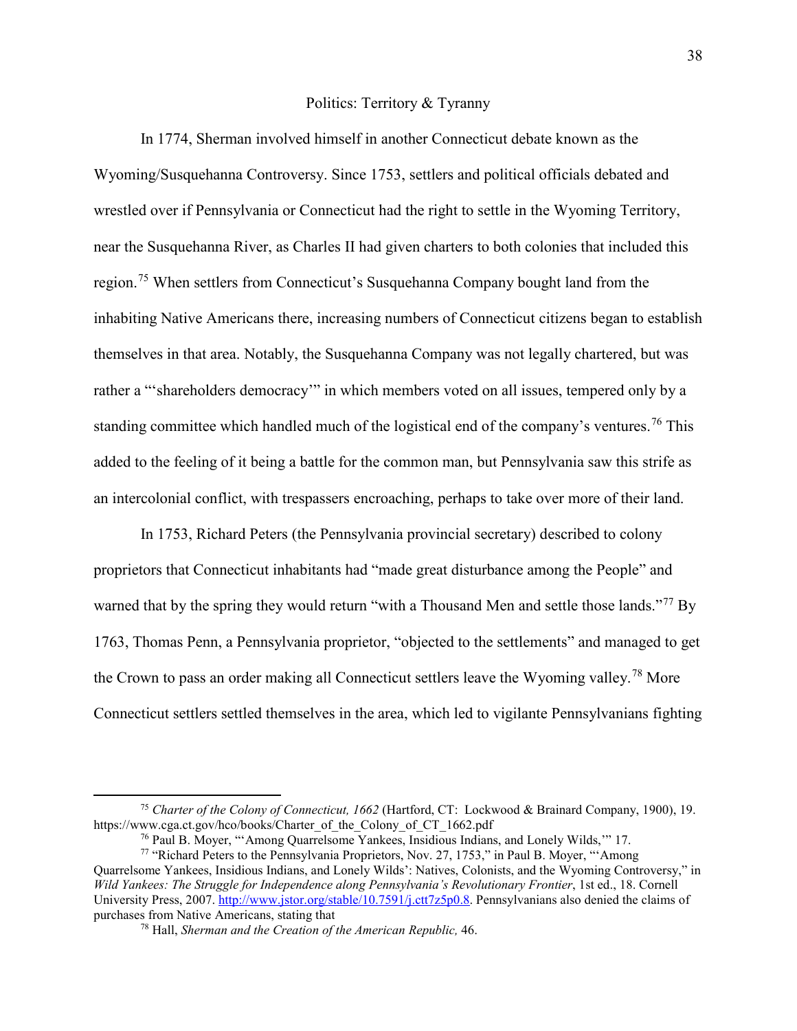## Politics: Territory & Tyranny

In 1774, Sherman involved himself in another Connecticut debate known as the Wyoming/Susquehanna Controversy. Since 1753, settlers and political officials debated and wrestled over if Pennsylvania or Connecticut had the right to settle in the Wyoming Territory, near the Susquehanna River, as Charles II had given charters to both colonies that included this region.[75] When settlers from Connecticut's Susquehanna Company bought land from the inhabiting Native Americans there, increasing numbers of Connecticut citizens began to establish themselves in that area. Notably, the Susquehanna Company was not legally chartered, but was rather a "'shareholders democracy'" in which members voted on all issues, tempered only by a standing committee which handled much of the logistical end of the company's ventures.[76] This added to the feeling of it being a battle for the common man, but Pennsylvania saw this strife as an intercolonial conflict, with trespassers encroaching, perhaps to take over more of their land.

In 1753, Richard Peters (the Pennsylvania provincial secretary) described to colony proprietors that Connecticut inhabitants had "made great disturbance among the People" and warned that by the spring they would return "with a Thousand Men and settle those lands."[77] By 1763, Thomas Penn, a Pennsylvania proprietor, "objected to the settlements" and managed to get the Crown to pass an order making all Connecticut settlers leave the Wyoming valley.[78] More Connecticut settlers settled themselves in the area, which led to vigilante Pennsylvanians fighting

---

[75] *Charter of the Colony of Connecticut, 1662* (Hartford, CT: Lockwood & Brainard Company, 1900), 19. https://www.cga.ct.gov/hco/books/Charter_of_the_Colony_of_CT_1662.pdf

[76] Paul B. Moyer, "'Among Quarrelsome Yankees, Insidious Indians, and Lonely Wilds,'" 17.

[77] "Richard Peters to the Pennsylvania Proprietors, Nov. 27, 1753," in Paul B. Moyer, "'Among Quarrelsome Yankees, Insidious Indians, and Lonely Wilds': Natives, Colonists, and the Wyoming Controversy," in *Wild Yankees: The Struggle for Independence along Pennsylvania's Revolutionary Frontier*, 1st ed., 18. Cornell University Press, 2007. http://www.jstor.org/stable/10.7591/j.ctt7z5p0.8. Pennsylvanians also denied the claims of purchases from Native Americans, stating that

[78] Hall, *Sherman and the Creation of the American Republic,* 46.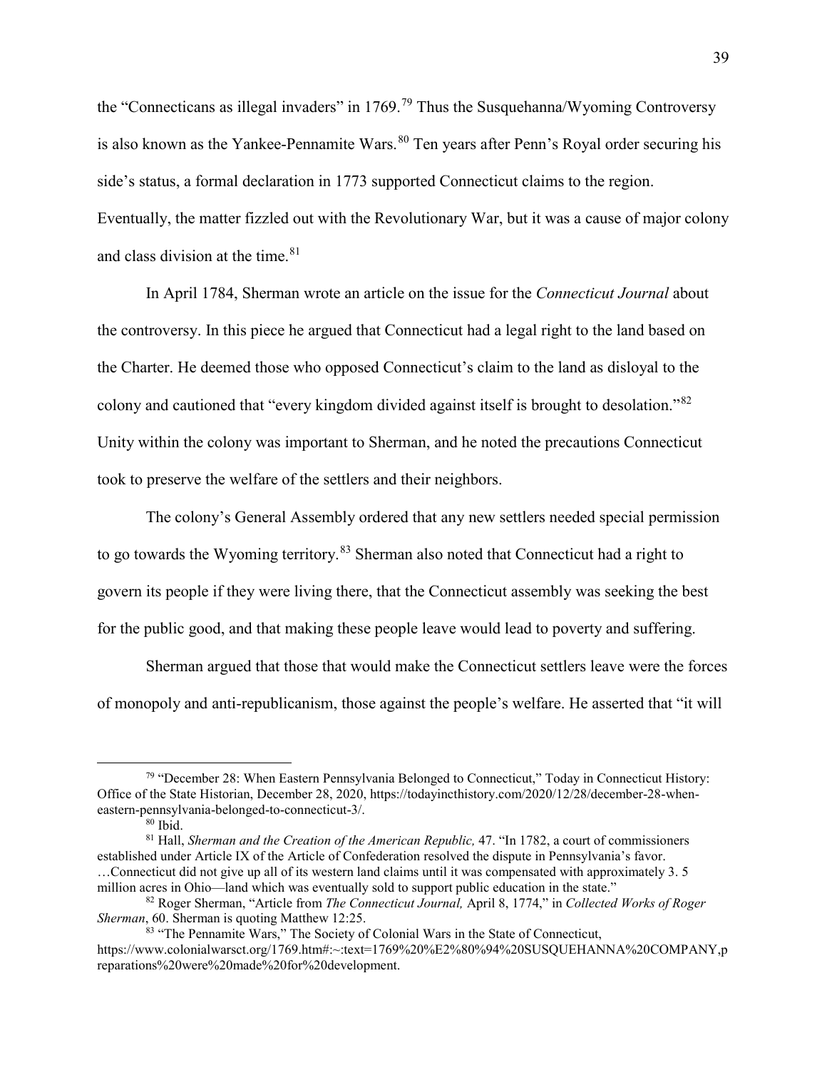the "Connecticans as illegal invaders" in 1769.[79] Thus the Susquehanna/Wyoming Controversy is also known as the Yankee-Pennamite Wars.[80] Ten years after Penn's Royal order securing his side's status, a formal declaration in 1773 supported Connecticut claims to the region. Eventually, the matter fizzled out with the Revolutionary War, but it was a cause of major colony and class division at the time.[81]

In April 1784, Sherman wrote an article on the issue for the *Connecticut Journal* about the controversy. In this piece he argued that Connecticut had a legal right to the land based on the Charter. He deemed those who opposed Connecticut's claim to the land as disloyal to the colony and cautioned that "every kingdom divided against itself is brought to desolation."[82] Unity within the colony was important to Sherman, and he noted the precautions Connecticut took to preserve the welfare of the settlers and their neighbors.

The colony's General Assembly ordered that any new settlers needed special permission to go towards the Wyoming territory.[83] Sherman also noted that Connecticut had a right to govern its people if they were living there, that the Connecticut assembly was seeking the best for the public good, and that making these people leave would lead to poverty and suffering.

Sherman argued that those that would make the Connecticut settlers leave were the forces of monopoly and anti-republicanism, those against the people's welfare. He asserted that "it will

---

[79] "December 28: When Eastern Pennsylvania Belonged to Connecticut," Today in Connecticut History: Office of the State Historian, December 28, 2020, https://todayincthistory.com/2020/12/28/december-28-when-eastern-pennsylvania-belonged-to-connecticut-3/.

[80] Ibid.

[81] Hall, *Sherman and the Creation of the American Republic,* 47. "In 1782, a court of commissioners established under Article IX of the Article of Confederation resolved the dispute in Pennsylvania's favor. …Connecticut did not give up all of its western land claims until it was compensated with approximately 3. 5 million acres in Ohio—land which was eventually sold to support public education in the state."

[82] Roger Sherman, "Article from *The Connecticut Journal,* April 8, 1774," in *Collected Works of Roger Sherman*, 60. Sherman is quoting Matthew 12:25.

[83] "The Pennamite Wars," The Society of Colonial Wars in the State of Connecticut, https://www.colonialwarsct.org/1769.htm#:~:text=1769%20%E2%80%94%20SUSQUEHANNA%20COMPANY,preparations%20were%20made%20for%20development.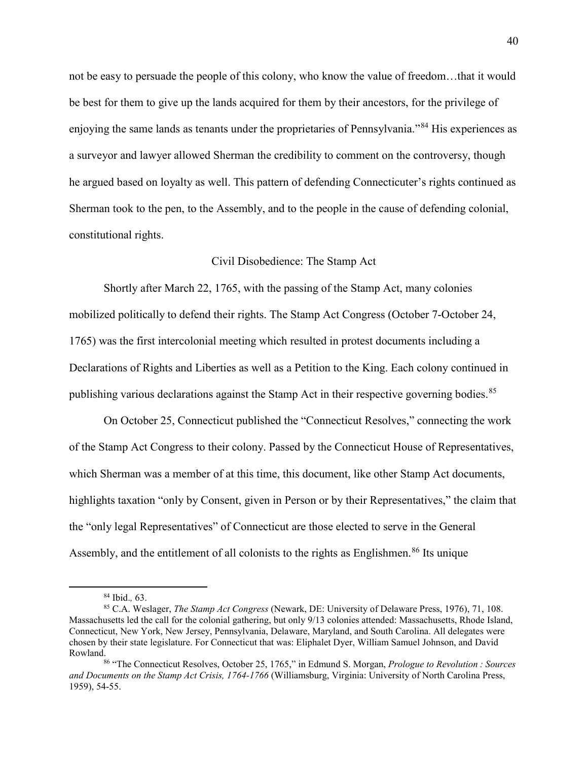not be easy to persuade the people of this colony, who know the value of freedom…that it would be best for them to give up the lands acquired for them by their ancestors, for the privilege of enjoying the same lands as tenants under the proprietaries of Pennsylvania."[84] His experiences as a surveyor and lawyer allowed Sherman the credibility to comment on the controversy, though he argued based on loyalty as well. This pattern of defending Connecticuter's rights continued as Sherman took to the pen, to the Assembly, and to the people in the cause of defending colonial, constitutional rights.

### Civil Disobedience: The Stamp Act

Shortly after March 22, 1765, with the passing of the Stamp Act, many colonies mobilized politically to defend their rights. The Stamp Act Congress (October 7-October 24, 1765) was the first intercolonial meeting which resulted in protest documents including a Declarations of Rights and Liberties as well as a Petition to the King. Each colony continued in publishing various declarations against the Stamp Act in their respective governing bodies.[85]

On October 25, Connecticut published the "Connecticut Resolves," connecting the work of the Stamp Act Congress to their colony. Passed by the Connecticut House of Representatives, which Sherman was a member of at this time, this document, like other Stamp Act documents, highlights taxation "only by Consent, given in Person or by their Representatives," the claim that the "only legal Representatives" of Connecticut are those elected to serve in the General Assembly, and the entitlement of all colonists to the rights as Englishmen.[86] Its unique

---

[84] Ibid., 63.

[85] C.A. Weslager, *The Stamp Act Congress* (Newark, DE: University of Delaware Press, 1976), 71, 108. Massachusetts led the call for the colonial gathering, but only 9/13 colonies attended: Massachusetts, Rhode Island, Connecticut, New York, New Jersey, Pennsylvania, Delaware, Maryland, and South Carolina. All delegates were chosen by their state legislature. For Connecticut that was: Eliphalet Dyer, William Samuel Johnson, and David Rowland.

[86] "The Connecticut Resolves, October 25, 1765," in Edmund S. Morgan, *Prologue to Revolution : Sources and Documents on the Stamp Act Crisis, 1764-1766* (Williamsburg, Virginia: University of North Carolina Press, 1959), 54-55.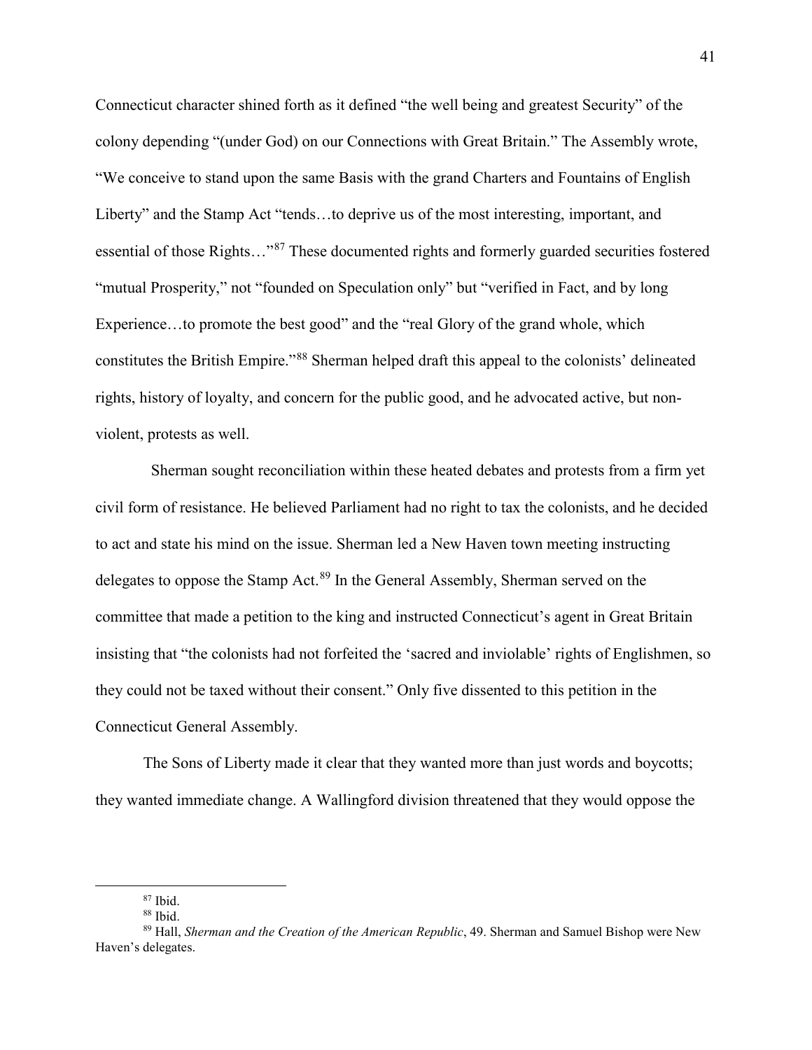Connecticut character shined forth as it defined "the well being and greatest Security" of the colony depending "(under God) on our Connections with Great Britain." The Assembly wrote, "We conceive to stand upon the same Basis with the grand Charters and Fountains of English Liberty" and the Stamp Act "tends…to deprive us of the most interesting, important, and essential of those Rights…"[87] These documented rights and formerly guarded securities fostered "mutual Prosperity," not "founded on Speculation only" but "verified in Fact, and by long Experience…to promote the best good" and the "real Glory of the grand whole, which constitutes the British Empire."[88] Sherman helped draft this appeal to the colonists' delineated rights, history of loyalty, and concern for the public good, and he advocated active, but non-violent, protests as well.

Sherman sought reconciliation within these heated debates and protests from a firm yet civil form of resistance. He believed Parliament had no right to tax the colonists, and he decided to act and state his mind on the issue. Sherman led a New Haven town meeting instructing delegates to oppose the Stamp Act.[89] In the General Assembly, Sherman served on the committee that made a petition to the king and instructed Connecticut's agent in Great Britain insisting that "the colonists had not forfeited the 'sacred and inviolable' rights of Englishmen, so they could not be taxed without their consent." Only five dissented to this petition in the Connecticut General Assembly.

The Sons of Liberty made it clear that they wanted more than just words and boycotts; they wanted immediate change. A Wallingford division threatened that they would oppose the

---

[87] Ibid.

[88] Ibid.

[89] Hall, *Sherman and the Creation of the American Republic*, 49. Sherman and Samuel Bishop were New Haven's delegates.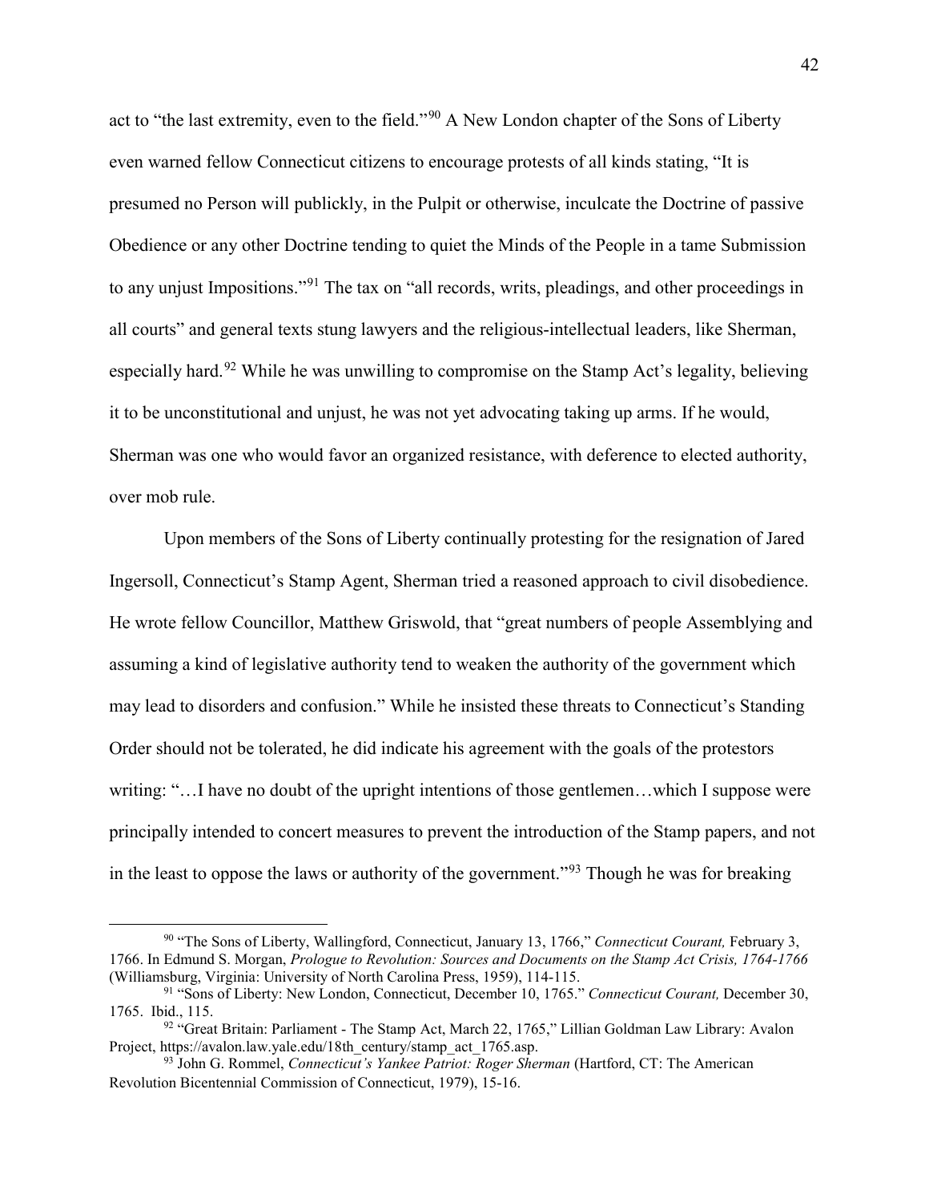act to "the last extremity, even to the field."[90] A New London chapter of the Sons of Liberty even warned fellow Connecticut citizens to encourage protests of all kinds stating, "It is presumed no Person will publickly, in the Pulpit or otherwise, inculcate the Doctrine of passive Obedience or any other Doctrine tending to quiet the Minds of the People in a tame Submission to any unjust Impositions."[91] The tax on "all records, writs, pleadings, and other proceedings in all courts" and general texts stung lawyers and the religious-intellectual leaders, like Sherman, especially hard.[92] While he was unwilling to compromise on the Stamp Act's legality, believing it to be unconstitutional and unjust, he was not yet advocating taking up arms. If he would, Sherman was one who would favor an organized resistance, with deference to elected authority, over mob rule.

Upon members of the Sons of Liberty continually protesting for the resignation of Jared Ingersoll, Connecticut's Stamp Agent, Sherman tried a reasoned approach to civil disobedience. He wrote fellow Councillor, Matthew Griswold, that "great numbers of people Assemblying and assuming a kind of legislative authority tend to weaken the authority of the government which may lead to disorders and confusion." While he insisted these threats to Connecticut's Standing Order should not be tolerated, he did indicate his agreement with the goals of the protestors writing: "…I have no doubt of the upright intentions of those gentlemen…which I suppose were principally intended to concert measures to prevent the introduction of the Stamp papers, and not in the least to oppose the laws or authority of the government."[93] Though he was for breaking

---

[90] "The Sons of Liberty, Wallingford, Connecticut, January 13, 1766," *Connecticut Courant,* February 3, 1766. In Edmund S. Morgan, *Prologue to Revolution: Sources and Documents on the Stamp Act Crisis, 1764-1766* (Williamsburg, Virginia: University of North Carolina Press, 1959), 114-115.

[91] "Sons of Liberty: New London, Connecticut, December 10, 1765." *Connecticut Courant,* December 30, 1765. Ibid., 115.

[92] "Great Britain: Parliament - The Stamp Act, March 22, 1765," Lillian Goldman Law Library: Avalon Project, https://avalon.law.yale.edu/18th_century/stamp_act_1765.asp.

[93] John G. Rommel, *Connecticut's Yankee Patriot: Roger Sherman* (Hartford, CT: The American Revolution Bicentennial Commission of Connecticut, 1979), 15-16.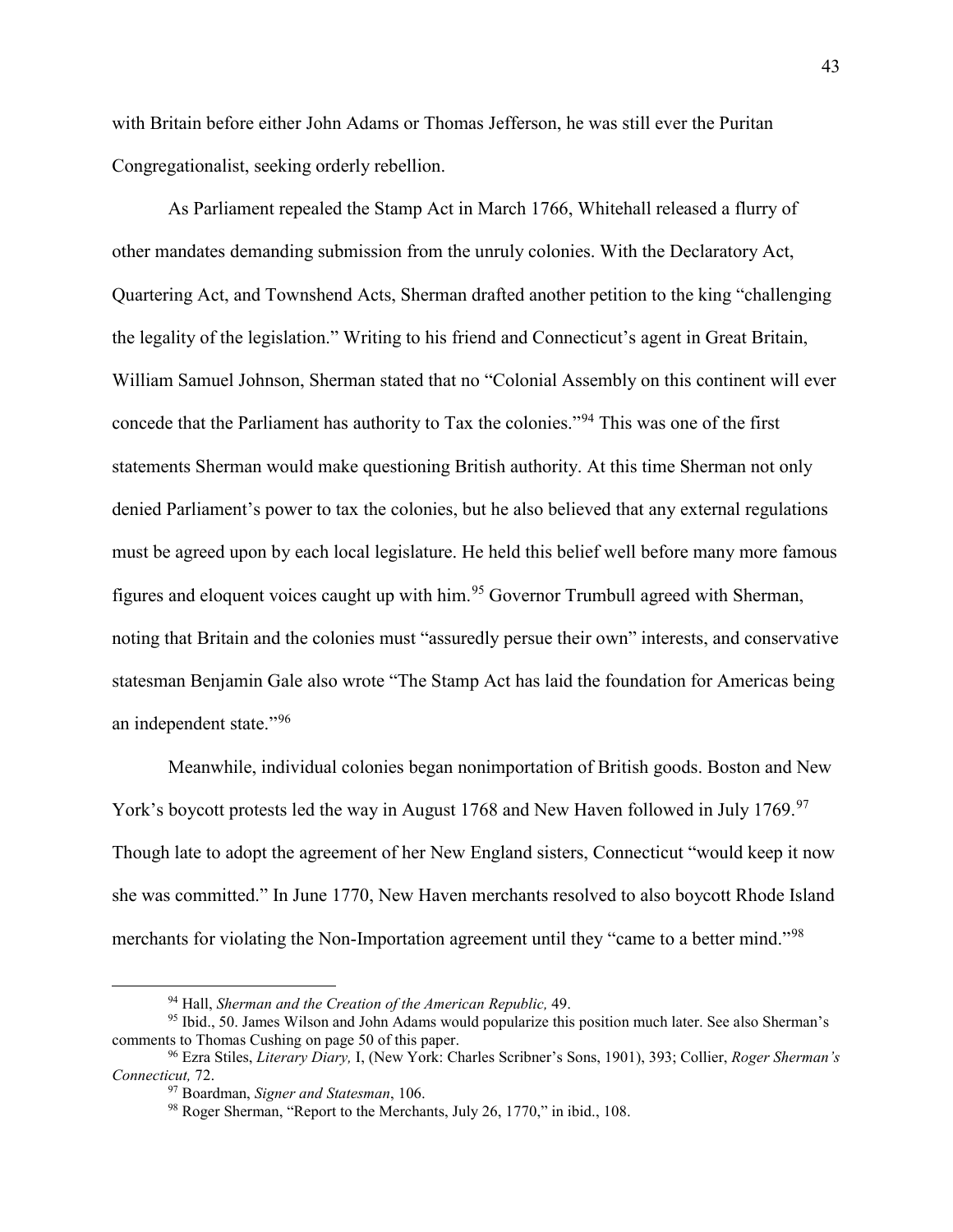with Britain before either John Adams or Thomas Jefferson, he was still ever the Puritan Congregationalist, seeking orderly rebellion.

As Parliament repealed the Stamp Act in March 1766, Whitehall released a flurry of other mandates demanding submission from the unruly colonies. With the Declaratory Act, Quartering Act, and Townshend Acts, Sherman drafted another petition to the king "challenging the legality of the legislation." Writing to his friend and Connecticut's agent in Great Britain, William Samuel Johnson, Sherman stated that no "Colonial Assembly on this continent will ever concede that the Parliament has authority to Tax the colonies."[94] This was one of the first statements Sherman would make questioning British authority. At this time Sherman not only denied Parliament's power to tax the colonies, but he also believed that any external regulations must be agreed upon by each local legislature. He held this belief well before many more famous figures and eloquent voices caught up with him.[95] Governor Trumbull agreed with Sherman, noting that Britain and the colonies must "assuredly persue their own" interests, and conservative statesman Benjamin Gale also wrote "The Stamp Act has laid the foundation for Americas being an independent state."[96]

Meanwhile, individual colonies began nonimportation of British goods. Boston and New York's boycott protests led the way in August 1768 and New Haven followed in July 1769.[97] Though late to adopt the agreement of her New England sisters, Connecticut "would keep it now she was committed." In June 1770, New Haven merchants resolved to also boycott Rhode Island merchants for violating the Non-Importation agreement until they "came to a better mind."[98]

---

[94] Hall, *Sherman and the Creation of the American Republic,* 49.

[95] Ibid., 50. James Wilson and John Adams would popularize this position much later. See also Sherman's comments to Thomas Cushing on page 50 of this paper.

[96] Ezra Stiles, *Literary Diary,* I, (New York: Charles Scribner's Sons, 1901), 393; Collier, *Roger Sherman's Connecticut,* 72.

[97] Boardman, *Signer and Statesman*, 106.

[98] Roger Sherman, "Report to the Merchants, July 26, 1770," in ibid., 108.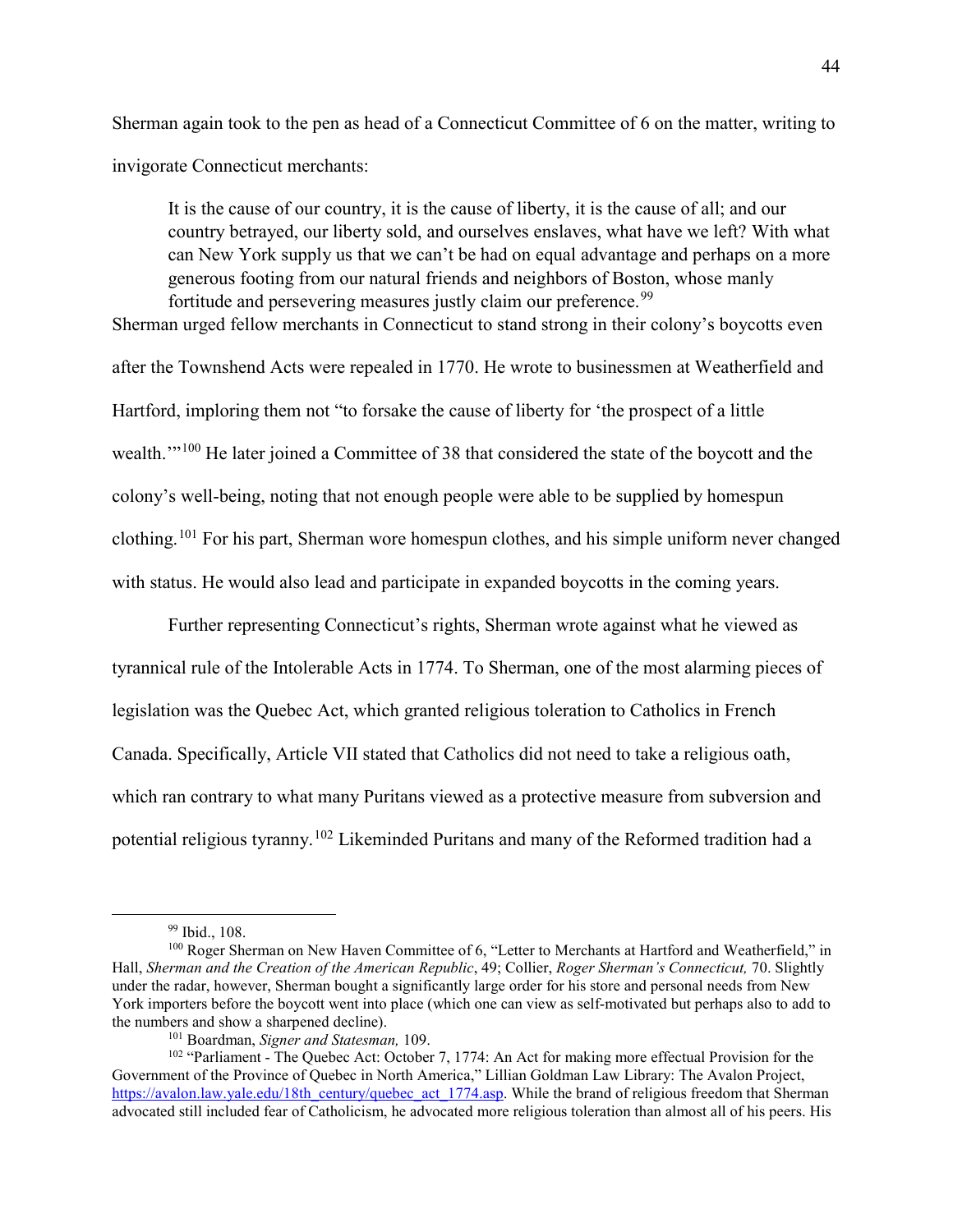Sherman again took to the pen as head of a Connecticut Committee of 6 on the matter, writing to invigorate Connecticut merchants:

> It is the cause of our country, it is the cause of liberty, it is the cause of all; and our country betrayed, our liberty sold, and ourselves enslaves, what have we left? With what can New York supply us that we can't be had on equal advantage and perhaps on a more generous footing from our natural friends and neighbors of Boston, whose manly fortitude and persevering measures justly claim our preference.[99]

Sherman urged fellow merchants in Connecticut to stand strong in their colony's boycotts even after the Townshend Acts were repealed in 1770. He wrote to businessmen at Weatherfield and Hartford, imploring them not "to forsake the cause of liberty for 'the prospect of a little wealth.'"[100] He later joined a Committee of 38 that considered the state of the boycott and the colony's well-being, noting that not enough people were able to be supplied by homespun clothing.[101] For his part, Sherman wore homespun clothes, and his simple uniform never changed with status. He would also lead and participate in expanded boycotts in the coming years.

Further representing Connecticut's rights, Sherman wrote against what he viewed as tyrannical rule of the Intolerable Acts in 1774. To Sherman, one of the most alarming pieces of legislation was the Quebec Act, which granted religious toleration to Catholics in French Canada. Specifically, Article VII stated that Catholics did not need to take a religious oath, which ran contrary to what many Puritans viewed as a protective measure from subversion and potential religious tyranny.[102] Likeminded Puritans and many of the Reformed tradition had a

---

[99] Ibid., 108.

[100] Roger Sherman on New Haven Committee of 6, "Letter to Merchants at Hartford and Weatherfield," in Hall, *Sherman and the Creation of the American Republic*, 49; Collier, *Roger Sherman's Connecticut,* 70. Slightly under the radar, however, Sherman bought a significantly large order for his store and personal needs from New York importers before the boycott went into place (which one can view as self-motivated but perhaps also to add to the numbers and show a sharpened decline).

[101] Boardman, *Signer and Statesman,* 109.

[102] "Parliament - The Quebec Act: October 7, 1774: An Act for making more effectual Provision for the Government of the Province of Quebec in North America," Lillian Goldman Law Library: The Avalon Project, https://avalon.law.yale.edu/18th_century/quebec_act_1774.asp. While the brand of religious freedom that Sherman advocated still included fear of Catholicism, he advocated more religious toleration than almost all of his peers. His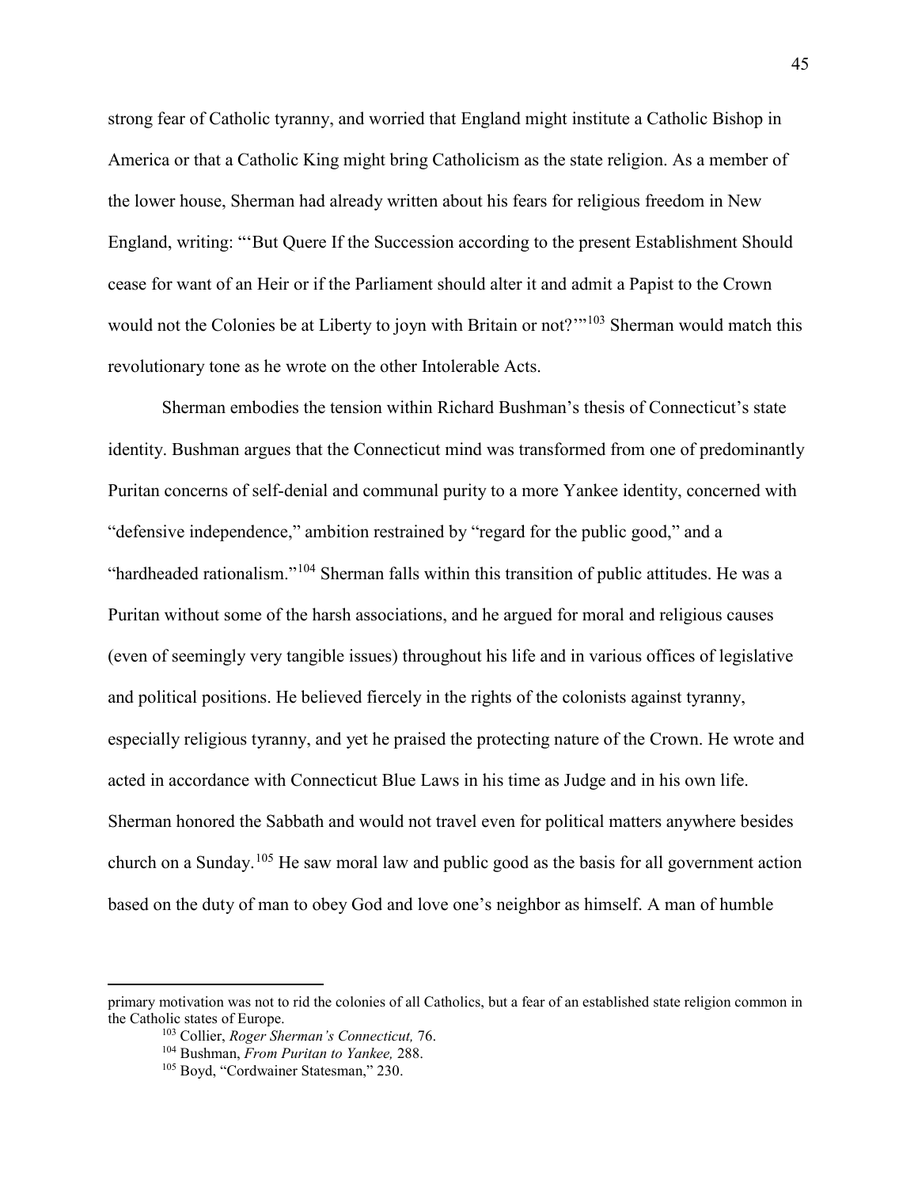strong fear of Catholic tyranny, and worried that England might institute a Catholic Bishop in America or that a Catholic King might bring Catholicism as the state religion. As a member of the lower house, Sherman had already written about his fears for religious freedom in New England, writing: "'But Quere If the Succession according to the present Establishment Should cease for want of an Heir or if the Parliament should alter it and admit a Papist to the Crown would not the Colonies be at Liberty to joyn with Britain or not?'"[103] Sherman would match this revolutionary tone as he wrote on the other Intolerable Acts.

Sherman embodies the tension within Richard Bushman's thesis of Connecticut's state identity. Bushman argues that the Connecticut mind was transformed from one of predominantly Puritan concerns of self-denial and communal purity to a more Yankee identity, concerned with "defensive independence," ambition restrained by "regard for the public good," and a "hardheaded rationalism."[104] Sherman falls within this transition of public attitudes. He was a Puritan without some of the harsh associations, and he argued for moral and religious causes (even of seemingly very tangible issues) throughout his life and in various offices of legislative and political positions. He believed fiercely in the rights of the colonists against tyranny, especially religious tyranny, and yet he praised the protecting nature of the Crown. He wrote and acted in accordance with Connecticut Blue Laws in his time as Judge and in his own life. Sherman honored the Sabbath and would not travel even for political matters anywhere besides church on a Sunday.[105] He saw moral law and public good as the basis for all government action based on the duty of man to obey God and love one's neighbor as himself. A man of humble

---

primary motivation was not to rid the colonies of all Catholics, but a fear of an established state religion common in the Catholic states of Europe.

[103] Collier, *Roger Sherman's Connecticut,* 76.

[104] Bushman, *From Puritan to Yankee,* 288.

[105] Boyd, "Cordwainer Statesman," 230.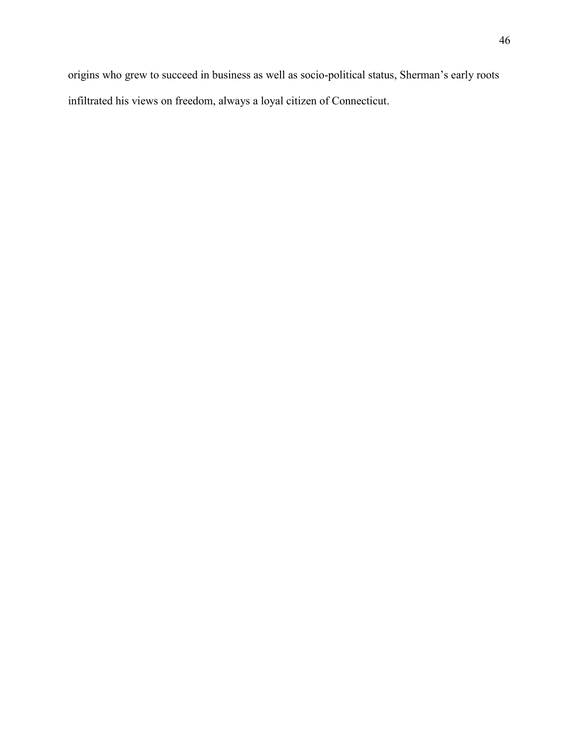origins who grew to succeed in business as well as socio-political status, Sherman's early roots infiltrated his views on freedom, always a loyal citizen of Connecticut.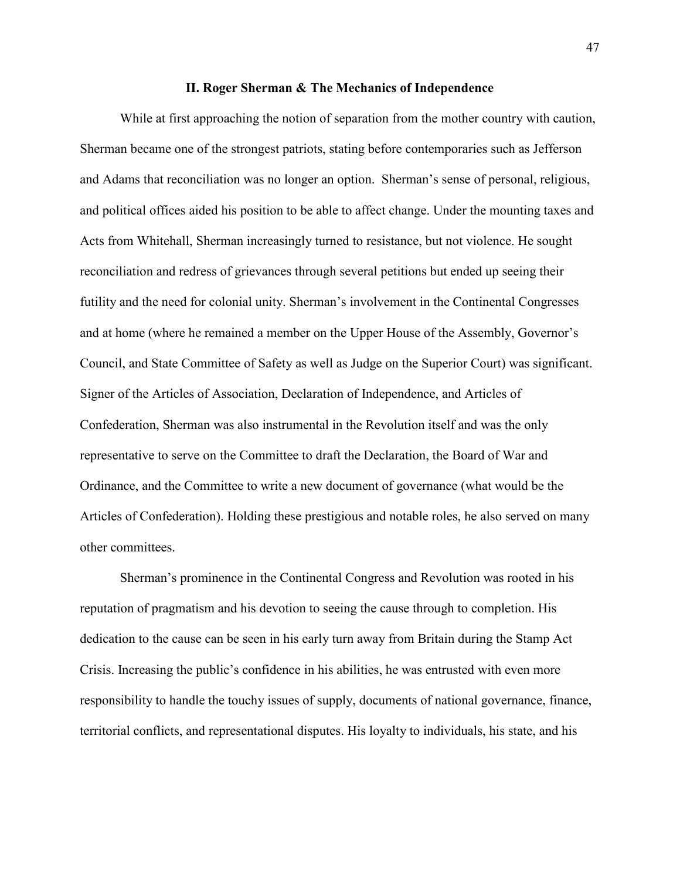## II. Roger Sherman & The Mechanics of Independence

While at first approaching the notion of separation from the mother country with caution, Sherman became one of the strongest patriots, stating before contemporaries such as Jefferson and Adams that reconciliation was no longer an option. Sherman's sense of personal, religious, and political offices aided his position to be able to affect change. Under the mounting taxes and Acts from Whitehall, Sherman increasingly turned to resistance, but not violence. He sought reconciliation and redress of grievances through several petitions but ended up seeing their futility and the need for colonial unity. Sherman's involvement in the Continental Congresses and at home (where he remained a member on the Upper House of the Assembly, Governor's Council, and State Committee of Safety as well as Judge on the Superior Court) was significant. Signer of the Articles of Association, Declaration of Independence, and Articles of Confederation, Sherman was also instrumental in the Revolution itself and was the only representative to serve on the Committee to draft the Declaration, the Board of War and Ordinance, and the Committee to write a new document of governance (what would be the Articles of Confederation). Holding these prestigious and notable roles, he also served on many other committees.

Sherman's prominence in the Continental Congress and Revolution was rooted in his reputation of pragmatism and his devotion to seeing the cause through to completion. His dedication to the cause can be seen in his early turn away from Britain during the Stamp Act Crisis. Increasing the public's confidence in his abilities, he was entrusted with even more responsibility to handle the touchy issues of supply, documents of national governance, finance, territorial conflicts, and representational disputes. His loyalty to individuals, his state, and his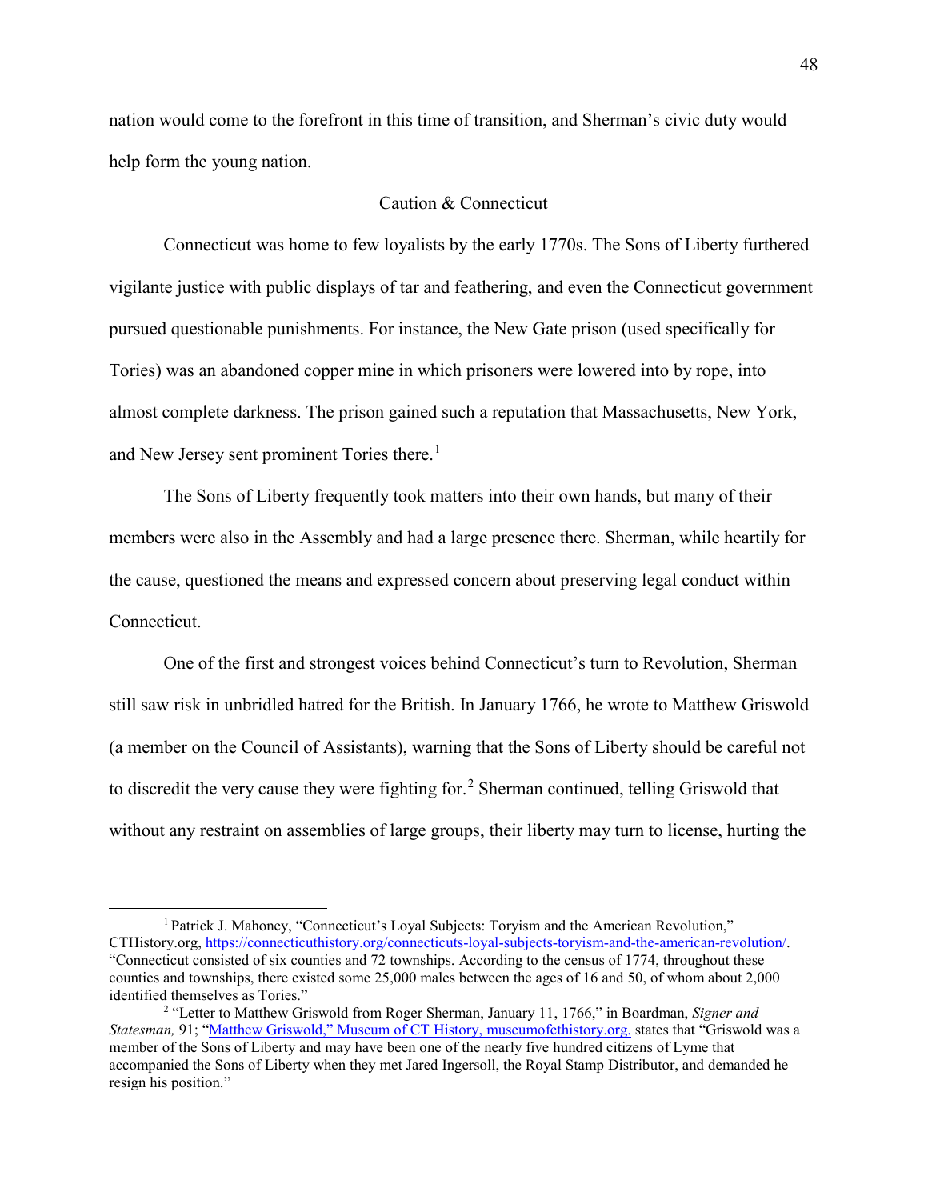nation would come to the forefront in this time of transition, and Sherman's civic duty would help form the young nation.

## Caution & Connecticut

Connecticut was home to few loyalists by the early 1770s. The Sons of Liberty furthered vigilante justice with public displays of tar and feathering, and even the Connecticut government pursued questionable punishments. For instance, the New Gate prison (used specifically for Tories) was an abandoned copper mine in which prisoners were lowered into by rope, into almost complete darkness. The prison gained such a reputation that Massachusetts, New York, and New Jersey sent prominent Tories there.[1]

The Sons of Liberty frequently took matters into their own hands, but many of their members were also in the Assembly and had a large presence there. Sherman, while heartily for the cause, questioned the means and expressed concern about preserving legal conduct within Connecticut.

One of the first and strongest voices behind Connecticut's turn to Revolution, Sherman still saw risk in unbridled hatred for the British. In January 1766, he wrote to Matthew Griswold (a member on the Council of Assistants), warning that the Sons of Liberty should be careful not to discredit the very cause they were fighting for.[2] Sherman continued, telling Griswold that without any restraint on assemblies of large groups, their liberty may turn to license, hurting the

---

[1] Patrick J. Mahoney, "Connecticut's Loyal Subjects: Toryism and the American Revolution," CTHistory.org, https://connecticuthistory.org/connecticuts-loyal-subjects-toryism-and-the-american-revolution/. "Connecticut consisted of six counties and 72 townships. According to the census of 1774, throughout these counties and townships, there existed some 25,000 males between the ages of 16 and 50, of whom about 2,000 identified themselves as Tories."

[2] "Letter to Matthew Griswold from Roger Sherman, January 11, 1766," in Boardman, *Signer and Statesman,* 91; "Matthew Griswold," Museum of CT History, museumofcthistory.org. states that "Griswold was a member of the Sons of Liberty and may have been one of the nearly five hundred citizens of Lyme that accompanied the Sons of Liberty when they met Jared Ingersoll, the Royal Stamp Distributor, and demanded he resign his position."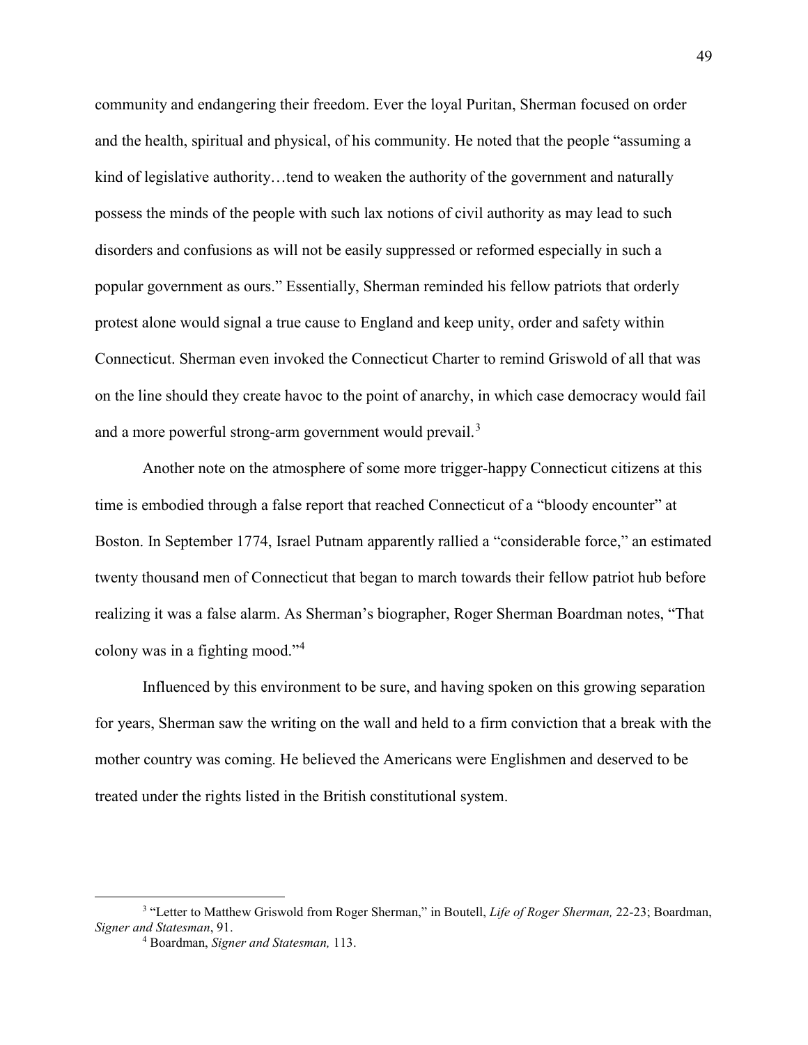community and endangering their freedom. Ever the loyal Puritan, Sherman focused on order and the health, spiritual and physical, of his community. He noted that the people "assuming a kind of legislative authority…tend to weaken the authority of the government and naturally possess the minds of the people with such lax notions of civil authority as may lead to such disorders and confusions as will not be easily suppressed or reformed especially in such a popular government as ours." Essentially, Sherman reminded his fellow patriots that orderly protest alone would signal a true cause to England and keep unity, order and safety within Connecticut. Sherman even invoked the Connecticut Charter to remind Griswold of all that was on the line should they create havoc to the point of anarchy, in which case democracy would fail and a more powerful strong-arm government would prevail.[3]

Another note on the atmosphere of some more trigger-happy Connecticut citizens at this time is embodied through a false report that reached Connecticut of a "bloody encounter" at Boston. In September 1774, Israel Putnam apparently rallied a "considerable force," an estimated twenty thousand men of Connecticut that began to march towards their fellow patriot hub before realizing it was a false alarm. As Sherman's biographer, Roger Sherman Boardman notes, "That colony was in a fighting mood."[4]

Influenced by this environment to be sure, and having spoken on this growing separation for years, Sherman saw the writing on the wall and held to a firm conviction that a break with the mother country was coming. He believed the Americans were Englishmen and deserved to be treated under the rights listed in the British constitutional system.

---

[3] "Letter to Matthew Griswold from Roger Sherman," in Boutell, *Life of Roger Sherman,* 22-23; Boardman, *Signer and Statesman*, 91.

[4] Boardman, *Signer and Statesman,* 113.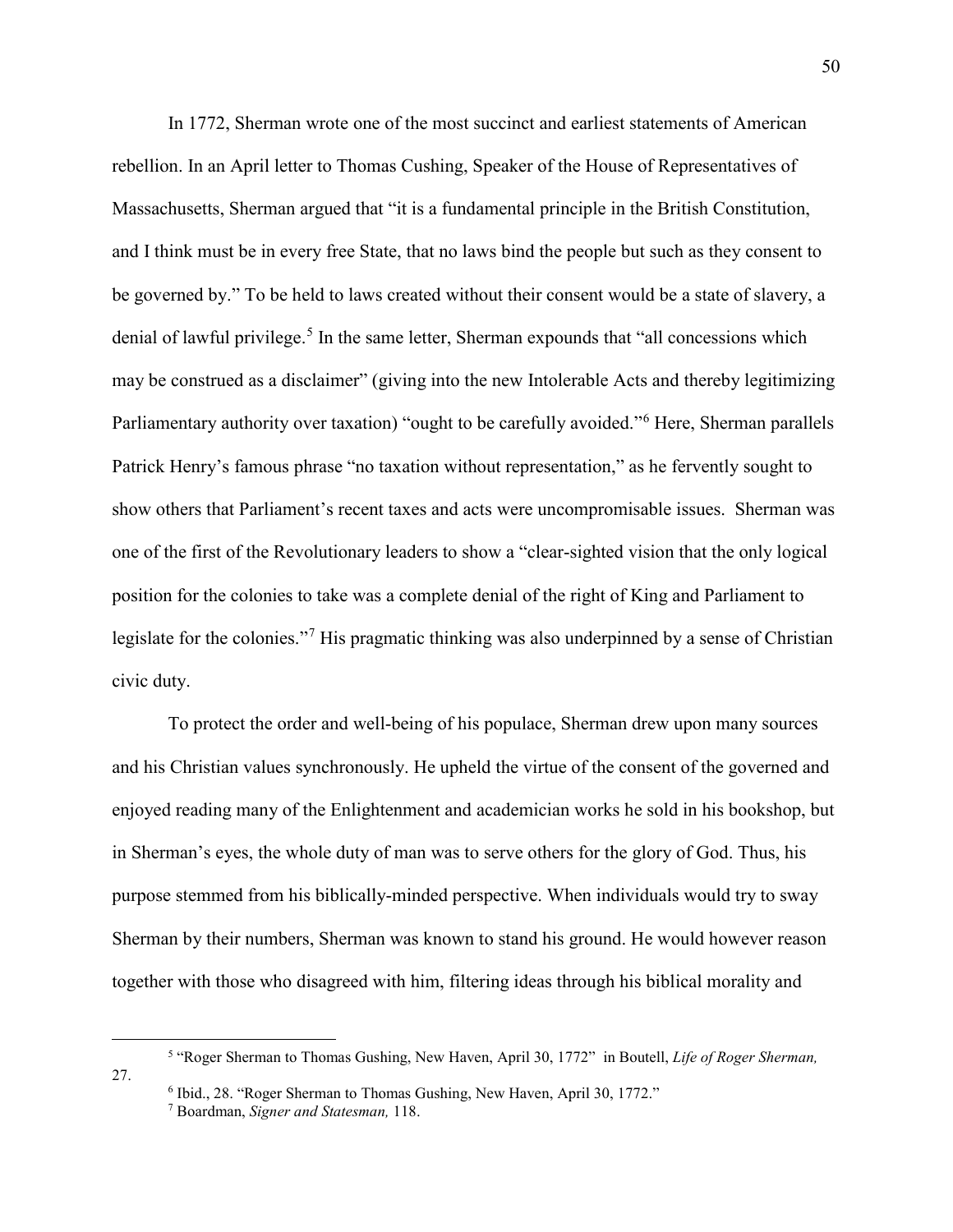In 1772, Sherman wrote one of the most succinct and earliest statements of American rebellion. In an April letter to Thomas Cushing, Speaker of the House of Representatives of Massachusetts, Sherman argued that "it is a fundamental principle in the British Constitution, and I think must be in every free State, that no laws bind the people but such as they consent to be governed by." To be held to laws created without their consent would be a state of slavery, a denial of lawful privilege.[5] In the same letter, Sherman expounds that "all concessions which may be construed as a disclaimer" (giving into the new Intolerable Acts and thereby legitimizing Parliamentary authority over taxation) "ought to be carefully avoided."[6] Here, Sherman parallels Patrick Henry's famous phrase "no taxation without representation," as he fervently sought to show others that Parliament's recent taxes and acts were uncompromisable issues. Sherman was one of the first of the Revolutionary leaders to show a "clear-sighted vision that the only logical position for the colonies to take was a complete denial of the right of King and Parliament to legislate for the colonies."[7] His pragmatic thinking was also underpinned by a sense of Christian civic duty.

To protect the order and well-being of his populace, Sherman drew upon many sources and his Christian values synchronously. He upheld the virtue of the consent of the governed and enjoyed reading many of the Enlightenment and academician works he sold in his bookshop, but in Sherman's eyes, the whole duty of man was to serve others for the glory of God. Thus, his purpose stemmed from his biblically-minded perspective. When individuals would try to sway Sherman by their numbers, Sherman was known to stand his ground. He would however reason together with those who disagreed with him, filtering ideas through his biblical morality and

---

[5] "Roger Sherman to Thomas Gushing, New Haven, April 30, 1772" in Boutell, *Life of Roger Sherman,* 27.

[6] Ibid., 28. "Roger Sherman to Thomas Gushing, New Haven, April 30, 1772."

[7] Boardman, *Signer and Statesman,* 118.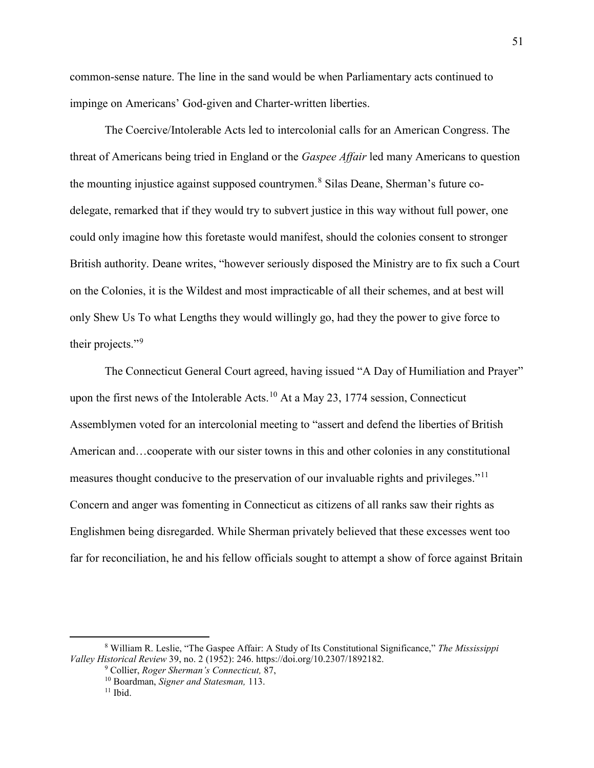common-sense nature. The line in the sand would be when Parliamentary acts continued to impinge on Americans' God-given and Charter-written liberties.

The Coercive/Intolerable Acts led to intercolonial calls for an American Congress. The threat of Americans being tried in England or the *Gaspee Affair* led many Americans to question the mounting injustice against supposed countrymen.[8] Silas Deane, Sherman's future co-delegate, remarked that if they would try to subvert justice in this way without full power, one could only imagine how this foretaste would manifest, should the colonies consent to stronger British authority. Deane writes, "however seriously disposed the Ministry are to fix such a Court on the Colonies, it is the Wildest and most impracticable of all their schemes, and at best will only Shew Us To what Lengths they would willingly go, had they the power to give force to their projects."[9]

The Connecticut General Court agreed, having issued "A Day of Humiliation and Prayer" upon the first news of the Intolerable Acts.[10] At a May 23, 1774 session, Connecticut Assemblymen voted for an intercolonial meeting to "assert and defend the liberties of British American and…cooperate with our sister towns in this and other colonies in any constitutional measures thought conducive to the preservation of our invaluable rights and privileges."[11] Concern and anger was fomenting in Connecticut as citizens of all ranks saw their rights as Englishmen being disregarded. While Sherman privately believed that these excesses went too far for reconciliation, he and his fellow officials sought to attempt a show of force against Britain

---

[8] William R. Leslie, "The Gaspee Affair: A Study of Its Constitutional Significance," *The Mississippi Valley Historical Review* 39, no. 2 (1952): 246. https://doi.org/10.2307/1892182.

[9] Collier, *Roger Sherman's Connecticut,* 87,

[10] Boardman, *Signer and Statesman,* 113.

[11] Ibid.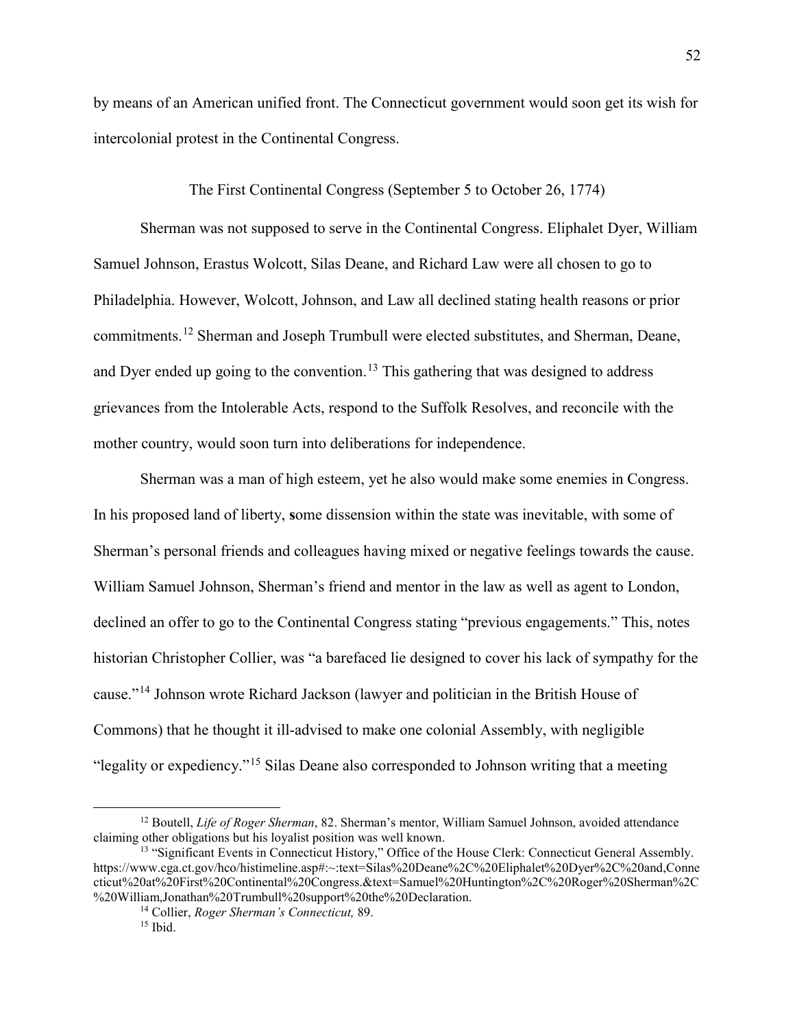by means of an American unified front. The Connecticut government would soon get its wish for intercolonial protest in the Continental Congress.

## The First Continental Congress (September 5 to October 26, 1774)

Sherman was not supposed to serve in the Continental Congress. Eliphalet Dyer, William Samuel Johnson, Erastus Wolcott, Silas Deane, and Richard Law were all chosen to go to Philadelphia. However, Wolcott, Johnson, and Law all declined stating health reasons or prior commitments.[12] Sherman and Joseph Trumbull were elected substitutes, and Sherman, Deane, and Dyer ended up going to the convention.[13] This gathering that was designed to address grievances from the Intolerable Acts, respond to the Suffolk Resolves, and reconcile with the mother country, would soon turn into deliberations for independence.

Sherman was a man of high esteem, yet he also would make some enemies in Congress. In his proposed land of liberty, **s**ome dissension within the state was inevitable, with some of Sherman's personal friends and colleagues having mixed or negative feelings towards the cause. William Samuel Johnson, Sherman's friend and mentor in the law as well as agent to London, declined an offer to go to the Continental Congress stating "previous engagements." This, notes historian Christopher Collier, was "a barefaced lie designed to cover his lack of sympathy for the cause."[14] Johnson wrote Richard Jackson (lawyer and politician in the British House of Commons) that he thought it ill-advised to make one colonial Assembly, with negligible "legality or expediency."[15] Silas Deane also corresponded to Johnson writing that a meeting

---

[12] Boutell, *Life of Roger Sherman*, 82. Sherman's mentor, William Samuel Johnson, avoided attendance claiming other obligations but his loyalist position was well known.

[13] "Significant Events in Connecticut History," Office of the House Clerk: Connecticut General Assembly. https://www.cga.ct.gov/hco/histimeline.asp#:~:text=Silas%20Deane%2C%20Eliphalet%20Dyer%2C%20and,Connecticut%20at%20First%20Continental%20Congress.&text=Samuel%20Huntington%2C%20Roger%20Sherman%2C%20William,Jonathan%20Trumbull%20support%20the%20Declaration.

[14] Collier, *Roger Sherman's Connecticut,* 89.

[15] Ibid.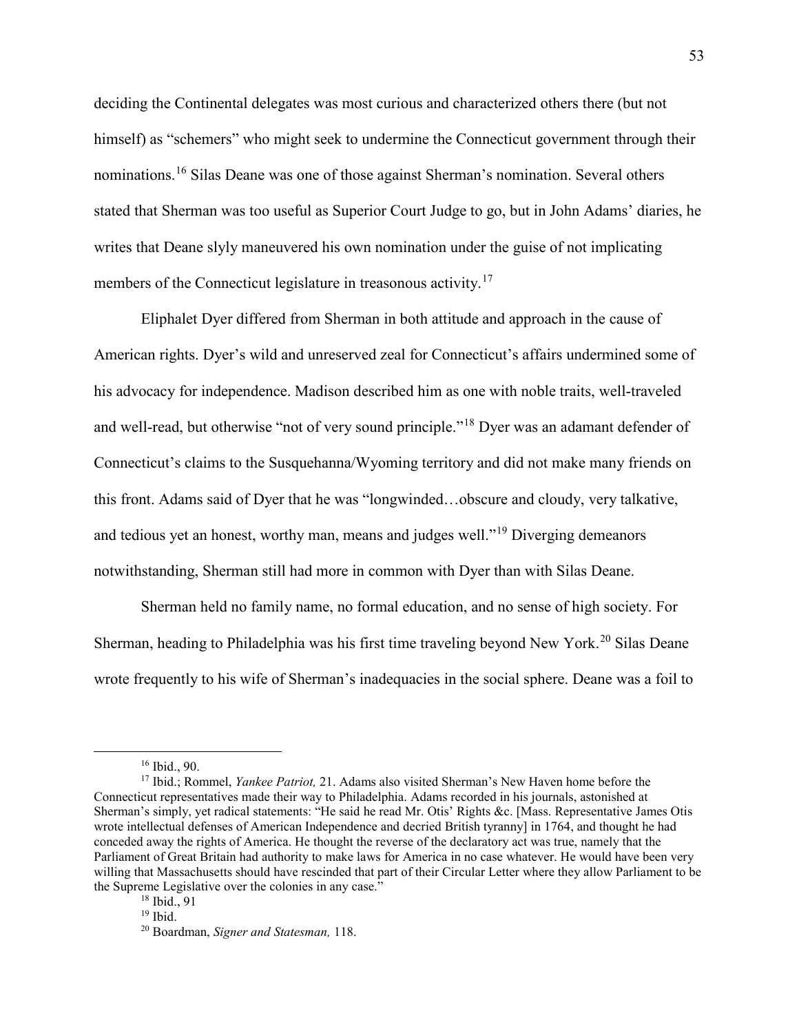deciding the Continental delegates was most curious and characterized others there (but not himself) as "schemers" who might seek to undermine the Connecticut government through their nominations.[16] Silas Deane was one of those against Sherman's nomination. Several others stated that Sherman was too useful as Superior Court Judge to go, but in John Adams' diaries, he writes that Deane slyly maneuvered his own nomination under the guise of not implicating members of the Connecticut legislature in treasonous activity.[17]

Eliphalet Dyer differed from Sherman in both attitude and approach in the cause of American rights. Dyer's wild and unreserved zeal for Connecticut's affairs undermined some of his advocacy for independence. Madison described him as one with noble traits, well-traveled and well-read, but otherwise "not of very sound principle."[18] Dyer was an adamant defender of Connecticut's claims to the Susquehanna/Wyoming territory and did not make many friends on this front. Adams said of Dyer that he was "longwinded…obscure and cloudy, very talkative, and tedious yet an honest, worthy man, means and judges well."[19] Diverging demeanors notwithstanding, Sherman still had more in common with Dyer than with Silas Deane.

Sherman held no family name, no formal education, and no sense of high society. For Sherman, heading to Philadelphia was his first time traveling beyond New York.[20] Silas Deane wrote frequently to his wife of Sherman's inadequacies in the social sphere. Deane was a foil to

---

[16] Ibid., 90.

[17] Ibid.; Rommel, *Yankee Patriot,* 21. Adams also visited Sherman's New Haven home before the Connecticut representatives made their way to Philadelphia. Adams recorded in his journals, astonished at Sherman's simply, yet radical statements: "He said he read Mr. Otis' Rights &c. [Mass. Representative James Otis wrote intellectual defenses of American Independence and decried British tyranny] in 1764, and thought he had conceded away the rights of America. He thought the reverse of the declaratory act was true, namely that the Parliament of Great Britain had authority to make laws for America in no case whatever. He would have been very willing that Massachusetts should have rescinded that part of their Circular Letter where they allow Parliament to be the Supreme Legislative over the colonies in any case."

[18] Ibid., 91

[19] Ibid.

[20] Boardman, *Signer and Statesman,* 118.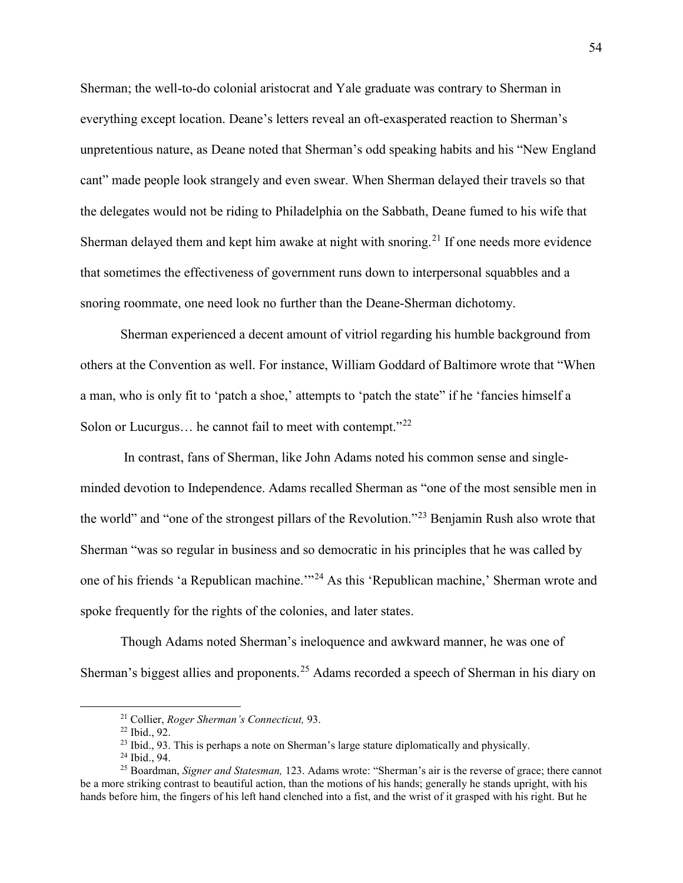Sherman; the well-to-do colonial aristocrat and Yale graduate was contrary to Sherman in everything except location. Deane's letters reveal an oft-exasperated reaction to Sherman's unpretentious nature, as Deane noted that Sherman's odd speaking habits and his "New England cant" made people look strangely and even swear. When Sherman delayed their travels so that the delegates would not be riding to Philadelphia on the Sabbath, Deane fumed to his wife that Sherman delayed them and kept him awake at night with snoring.[21] If one needs more evidence that sometimes the effectiveness of government runs down to interpersonal squabbles and a snoring roommate, one need look no further than the Deane-Sherman dichotomy.

Sherman experienced a decent amount of vitriol regarding his humble background from others at the Convention as well. For instance, William Goddard of Baltimore wrote that "When a man, who is only fit to 'patch a shoe,' attempts to 'patch the state" if he 'fancies himself a Solon or Lucurgus… he cannot fail to meet with contempt."[22]

In contrast, fans of Sherman, like John Adams noted his common sense and single-minded devotion to Independence. Adams recalled Sherman as "one of the most sensible men in the world" and "one of the strongest pillars of the Revolution."[23] Benjamin Rush also wrote that Sherman "was so regular in business and so democratic in his principles that he was called by one of his friends 'a Republican machine.'"[24] As this 'Republican machine,' Sherman wrote and spoke frequently for the rights of the colonies, and later states.

Though Adams noted Sherman's ineloquence and awkward manner, he was one of Sherman's biggest allies and proponents.[25] Adams recorded a speech of Sherman in his diary on

---

[21] Collier, *Roger Sherman's Connecticut,* 93.

[22] Ibid., 92.

[23] Ibid., 93. This is perhaps a note on Sherman's large stature diplomatically and physically.

[24] Ibid., 94.

[25] Boardman, *Signer and Statesman,* 123. Adams wrote: "Sherman's air is the reverse of grace; there cannot be a more striking contrast to beautiful action, than the motions of his hands; generally he stands upright, with his hands before him, the fingers of his left hand clenched into a fist, and the wrist of it grasped with his right. But he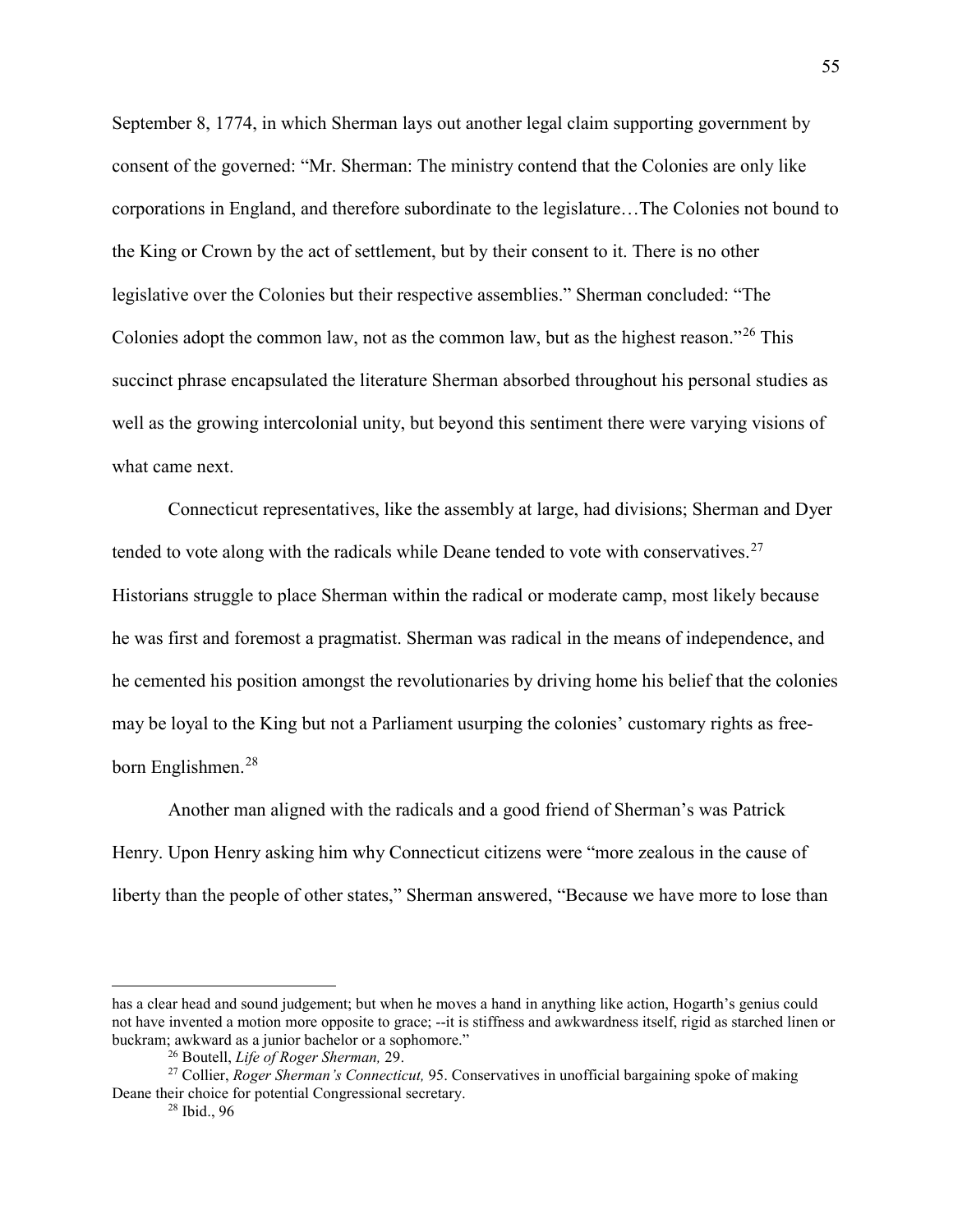September 8, 1774, in which Sherman lays out another legal claim supporting government by consent of the governed: "Mr. Sherman: The ministry contend that the Colonies are only like corporations in England, and therefore subordinate to the legislature…The Colonies not bound to the King or Crown by the act of settlement, but by their consent to it. There is no other legislative over the Colonies but their respective assemblies." Sherman concluded: "The Colonies adopt the common law, not as the common law, but as the highest reason."[26] This succinct phrase encapsulated the literature Sherman absorbed throughout his personal studies as well as the growing intercolonial unity, but beyond this sentiment there were varying visions of what came next.

Connecticut representatives, like the assembly at large, had divisions; Sherman and Dyer tended to vote along with the radicals while Deane tended to vote with conservatives.[27] Historians struggle to place Sherman within the radical or moderate camp, most likely because he was first and foremost a pragmatist. Sherman was radical in the means of independence, and he cemented his position amongst the revolutionaries by driving home his belief that the colonies may be loyal to the King but not a Parliament usurping the colonies' customary rights as free-born Englishmen.[28]

Another man aligned with the radicals and a good friend of Sherman's was Patrick Henry. Upon Henry asking him why Connecticut citizens were "more zealous in the cause of liberty than the people of other states," Sherman answered, "Because we have more to lose than

---

has a clear head and sound judgement; but when he moves a hand in anything like action, Hogarth's genius could not have invented a motion more opposite to grace; --it is stiffness and awkwardness itself, rigid as starched linen or buckram; awkward as a junior bachelor or a sophomore."

[26] Boutell, *Life of Roger Sherman,* 29.

[27] Collier, *Roger Sherman's Connecticut,* 95. Conservatives in unofficial bargaining spoke of making Deane their choice for potential Congressional secretary.

[28] Ibid., 96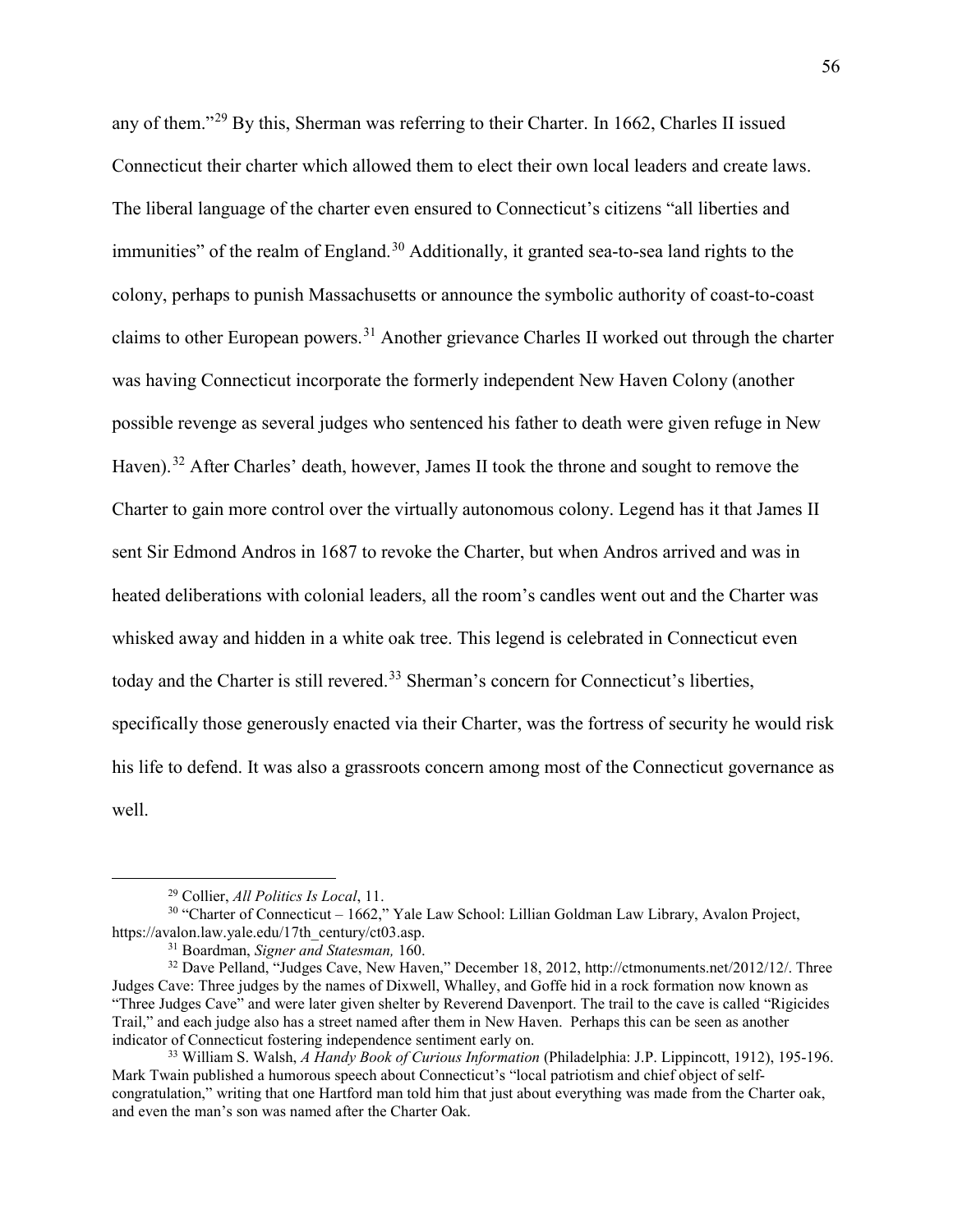any of them."[29] By this, Sherman was referring to their Charter. In 1662, Charles II issued Connecticut their charter which allowed them to elect their own local leaders and create laws. The liberal language of the charter even ensured to Connecticut's citizens "all liberties and immunities" of the realm of England.[30] Additionally, it granted sea-to-sea land rights to the colony, perhaps to punish Massachusetts or announce the symbolic authority of coast-to-coast claims to other European powers.[31] Another grievance Charles II worked out through the charter was having Connecticut incorporate the formerly independent New Haven Colony (another possible revenge as several judges who sentenced his father to death were given refuge in New Haven).[32] After Charles' death, however, James II took the throne and sought to remove the Charter to gain more control over the virtually autonomous colony. Legend has it that James II sent Sir Edmond Andros in 1687 to revoke the Charter, but when Andros arrived and was in heated deliberations with colonial leaders, all the room's candles went out and the Charter was whisked away and hidden in a white oak tree. This legend is celebrated in Connecticut even today and the Charter is still revered.[33] Sherman's concern for Connecticut's liberties, specifically those generously enacted via their Charter, was the fortress of security he would risk his life to defend. It was also a grassroots concern among most of the Connecticut governance as well.

---

[29] Collier, *All Politics Is Local*, 11.

[30] "Charter of Connecticut – 1662," Yale Law School: Lillian Goldman Law Library, Avalon Project, https://avalon.law.yale.edu/17th_century/ct03.asp.

[31] Boardman, *Signer and Statesman,* 160.

[32] Dave Pelland, "Judges Cave, New Haven," December 18, 2012, http://ctmonuments.net/2012/12/. Three Judges Cave: Three judges by the names of Dixwell, Whalley, and Goffe hid in a rock formation now known as "Three Judges Cave" and were later given shelter by Reverend Davenport. The trail to the cave is called "Rigicides Trail," and each judge also has a street named after them in New Haven. Perhaps this can be seen as another indicator of Connecticut fostering independence sentiment early on.

[33] William S. Walsh, *A Handy Book of Curious Information* (Philadelphia: J.P. Lippincott, 1912), 195-196. Mark Twain published a humorous speech about Connecticut's "local patriotism and chief object of self-congratulation," writing that one Hartford man told him that just about everything was made from the Charter oak, and even the man's son was named after the Charter Oak.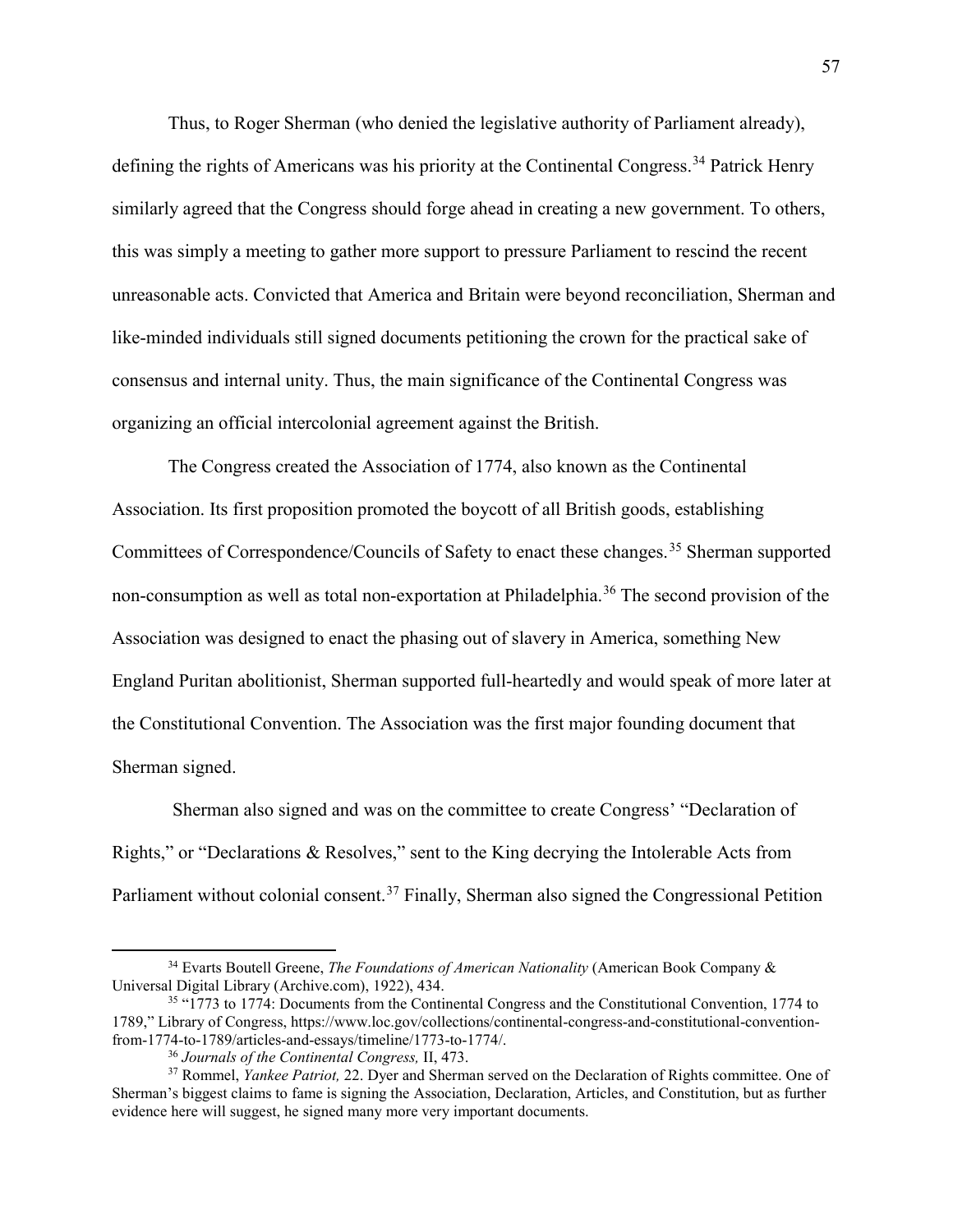Thus, to Roger Sherman (who denied the legislative authority of Parliament already), defining the rights of Americans was his priority at the Continental Congress.[34] Patrick Henry similarly agreed that the Congress should forge ahead in creating a new government. To others, this was simply a meeting to gather more support to pressure Parliament to rescind the recent unreasonable acts. Convicted that America and Britain were beyond reconciliation, Sherman and like-minded individuals still signed documents petitioning the crown for the practical sake of consensus and internal unity. Thus, the main significance of the Continental Congress was organizing an official intercolonial agreement against the British.

The Congress created the Association of 1774, also known as the Continental Association. Its first proposition promoted the boycott of all British goods, establishing Committees of Correspondence/Councils of Safety to enact these changes.[35] Sherman supported non-consumption as well as total non-exportation at Philadelphia.[36] The second provision of the Association was designed to enact the phasing out of slavery in America, something New England Puritan abolitionist, Sherman supported full-heartedly and would speak of more later at the Constitutional Convention. The Association was the first major founding document that Sherman signed.

Sherman also signed and was on the committee to create Congress' "Declaration of Rights," or "Declarations & Resolves," sent to the King decrying the Intolerable Acts from Parliament without colonial consent.[37] Finally, Sherman also signed the Congressional Petition

---

[34] Evarts Boutell Greene, *The Foundations of American Nationality* (American Book Company & Universal Digital Library (Archive.com), 1922), 434.

[35] "1773 to 1774: Documents from the Continental Congress and the Constitutional Convention, 1774 to 1789," Library of Congress, https://www.loc.gov/collections/continental-congress-and-constitutional-convention-from-1774-to-1789/articles-and-essays/timeline/1773-to-1774/.

[36] *Journals of the Continental Congress,* II, 473.

[37] Rommel, *Yankee Patriot,* 22. Dyer and Sherman served on the Declaration of Rights committee. One of Sherman's biggest claims to fame is signing the Association, Declaration, Articles, and Constitution, but as further evidence here will suggest, he signed many more very important documents.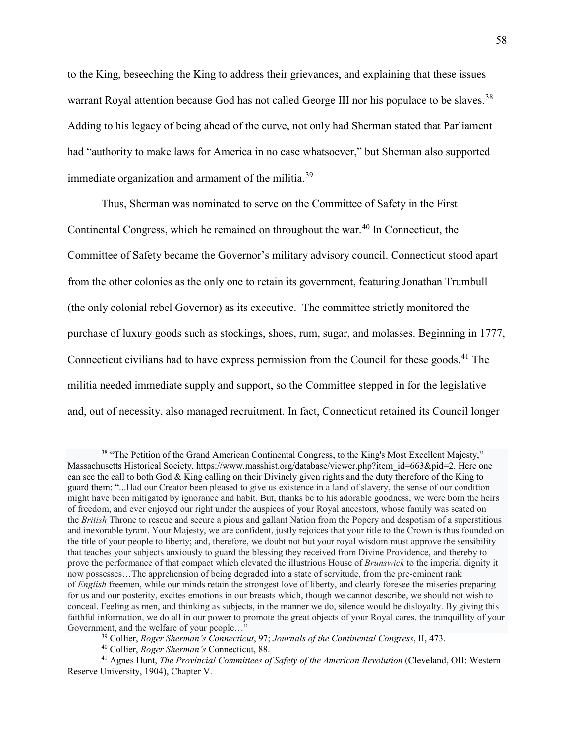to the King, beseeching the King to address their grievances, and explaining that these issues warrant Royal attention because God has not called George III nor his populace to be slaves.[38] Adding to his legacy of being ahead of the curve, not only had Sherman stated that Parliament had "authority to make laws for America in no case whatsoever," but Sherman also supported immediate organization and armament of the militia.[39]

Thus, Sherman was nominated to serve on the Committee of Safety in the First Continental Congress, which he remained on throughout the war.[40] In Connecticut, the Committee of Safety became the Governor's military advisory council. Connecticut stood apart from the other colonies as the only one to retain its government, featuring Jonathan Trumbull (the only colonial rebel Governor) as its executive. The committee strictly monitored the purchase of luxury goods such as stockings, shoes, rum, sugar, and molasses. Beginning in 1777, Connecticut civilians had to have express permission from the Council for these goods.[41] The militia needed immediate supply and support, so the Committee stepped in for the legislative and, out of necessity, also managed recruitment. In fact, Connecticut retained its Council longer

---

[38] "The Petition of the Grand American Continental Congress, to the King's Most Excellent Majesty," Massachusetts Historical Society, https://www.masshist.org/database/viewer.php?item_id=663&pid=2. Here one can see the call to both God & King calling on their Divinely given rights and the duty therefore of the King to guard them: "...Had our Creator been pleased to give us existence in a land of slavery, the sense of our condition might have been mitigated by ignorance and habit. But, thanks be to his adorable goodness, we were born the heirs of freedom, and ever enjoyed our right under the auspices of your Royal ancestors, whose family was seated on the *British* Throne to rescue and secure a pious and gallant Nation from the Popery and despotism of a superstitious and inexorable tyrant. Your Majesty, we are confident, justly rejoices that your title to the Crown is thus founded on the title of your people to liberty; and, therefore, we doubt not but your royal wisdom must approve the sensibility that teaches your subjects anxiously to guard the blessing they received from Divine Providence, and thereby to prove the performance of that compact which elevated the illustrious House of *Brunswick* to the imperial dignity it now possesses…The apprehension of being degraded into a state of servitude, from the pre-eminent rank of *English* freemen, while our minds retain the strongest love of liberty, and clearly foresee the miseries preparing for us and our posterity, excites emotions in our breasts which, though we cannot describe, we should not wish to conceal. Feeling as men, and thinking as subjects, in the manner we do, silence would be disloyalty. By giving this faithful information, we do all in our power to promote the great objects of your Royal cares, the tranquillity of your Government, and the welfare of your people…"

[39] Collier, *Roger Sherman's Connecticut*, 97; *Journals of the Continental Congress*, II, 473.

[40] Collier, *Roger Sherman's* Connecticut, 88.

[41] Agnes Hunt, *The Provincial Committees of Safety of the American Revolution* (Cleveland, OH: Western Reserve University, 1904), Chapter V.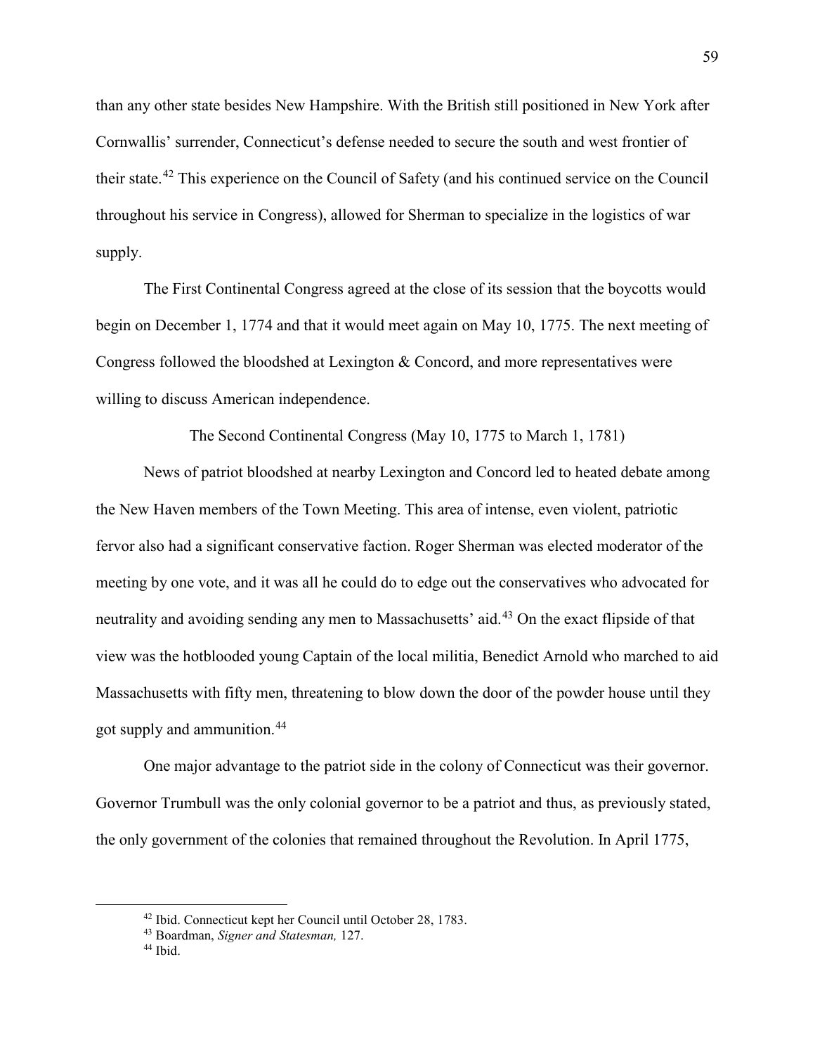than any other state besides New Hampshire. With the British still positioned in New York after Cornwallis' surrender, Connecticut's defense needed to secure the south and west frontier of their state.[42] This experience on the Council of Safety (and his continued service on the Council throughout his service in Congress), allowed for Sherman to specialize in the logistics of war supply.

The First Continental Congress agreed at the close of its session that the boycotts would begin on December 1, 1774 and that it would meet again on May 10, 1775. The next meeting of Congress followed the bloodshed at Lexington & Concord, and more representatives were willing to discuss American independence.

## The Second Continental Congress (May 10, 1775 to March 1, 1781)

News of patriot bloodshed at nearby Lexington and Concord led to heated debate among the New Haven members of the Town Meeting. This area of intense, even violent, patriotic fervor also had a significant conservative faction. Roger Sherman was elected moderator of the meeting by one vote, and it was all he could do to edge out the conservatives who advocated for neutrality and avoiding sending any men to Massachusetts' aid.[43] On the exact flipside of that view was the hotblooded young Captain of the local militia, Benedict Arnold who marched to aid Massachusetts with fifty men, threatening to blow down the door of the powder house until they got supply and ammunition.[44]

One major advantage to the patriot side in the colony of Connecticut was their governor. Governor Trumbull was the only colonial governor to be a patriot and thus, as previously stated, the only government of the colonies that remained throughout the Revolution. In April 1775,

---

[42] Ibid. Connecticut kept her Council until October 28, 1783.

[43] Boardman, *Signer and Statesman,* 127.

[44] Ibid.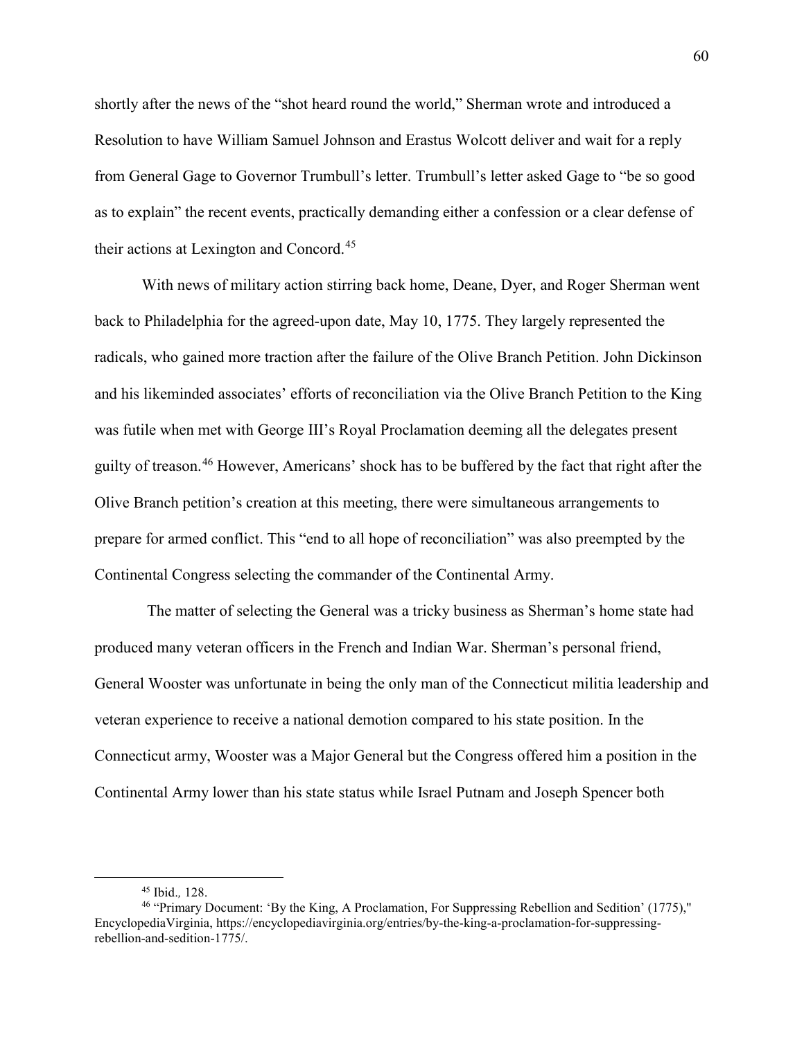shortly after the news of the "shot heard round the world," Sherman wrote and introduced a Resolution to have William Samuel Johnson and Erastus Wolcott deliver and wait for a reply from General Gage to Governor Trumbull's letter. Trumbull's letter asked Gage to "be so good as to explain" the recent events, practically demanding either a confession or a clear defense of their actions at Lexington and Concord.[45]

With news of military action stirring back home, Deane, Dyer, and Roger Sherman went back to Philadelphia for the agreed-upon date, May 10, 1775. They largely represented the radicals, who gained more traction after the failure of the Olive Branch Petition. John Dickinson and his likeminded associates' efforts of reconciliation via the Olive Branch Petition to the King was futile when met with George III's Royal Proclamation deeming all the delegates present guilty of treason.[46] However, Americans' shock has to be buffered by the fact that right after the Olive Branch petition's creation at this meeting, there were simultaneous arrangements to prepare for armed conflict. This "end to all hope of reconciliation" was also preempted by the Continental Congress selecting the commander of the Continental Army.

The matter of selecting the General was a tricky business as Sherman's home state had produced many veteran officers in the French and Indian War. Sherman's personal friend, General Wooster was unfortunate in being the only man of the Connecticut militia leadership and veteran experience to receive a national demotion compared to his state position. In the Connecticut army, Wooster was a Major General but the Congress offered him a position in the Continental Army lower than his state status while Israel Putnam and Joseph Spencer both

---

[45] Ibid., 128.

[46] "Primary Document: 'By the King, A Proclamation, For Suppressing Rebellion and Sedition' (1775)," EncyclopediaVirginia, https://encyclopediavirginia.org/entries/by-the-king-a-proclamation-for-suppressing-rebellion-and-sedition-1775/.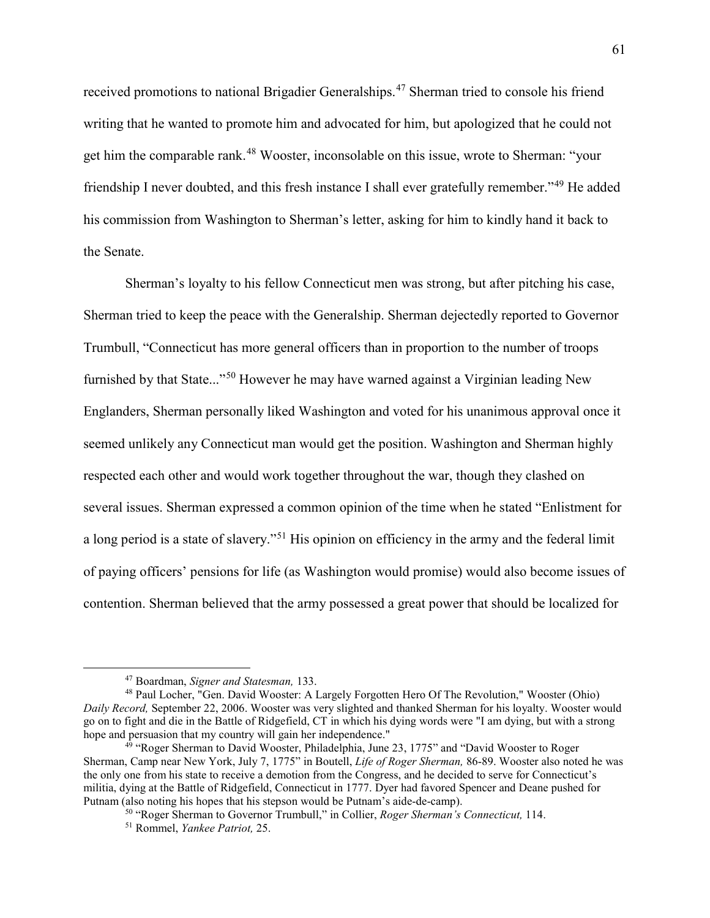received promotions to national Brigadier Generalships.[47] Sherman tried to console his friend writing that he wanted to promote him and advocated for him, but apologized that he could not get him the comparable rank.[48] Wooster, inconsolable on this issue, wrote to Sherman: "your friendship I never doubted, and this fresh instance I shall ever gratefully remember."[49] He added his commission from Washington to Sherman's letter, asking for him to kindly hand it back to the Senate.

Sherman's loyalty to his fellow Connecticut men was strong, but after pitching his case, Sherman tried to keep the peace with the Generalship. Sherman dejectedly reported to Governor Trumbull, "Connecticut has more general officers than in proportion to the number of troops furnished by that State..."[50] However he may have warned against a Virginian leading New Englanders, Sherman personally liked Washington and voted for his unanimous approval once it seemed unlikely any Connecticut man would get the position. Washington and Sherman highly respected each other and would work together throughout the war, though they clashed on several issues. Sherman expressed a common opinion of the time when he stated "Enlistment for a long period is a state of slavery."[51] His opinion on efficiency in the army and the federal limit of paying officers' pensions for life (as Washington would promise) would also become issues of contention. Sherman believed that the army possessed a great power that should be localized for

---

[47] Boardman, *Signer and Statesman,* 133.

[48] Paul Locher, "Gen. David Wooster: A Largely Forgotten Hero Of The Revolution," Wooster (Ohio) *Daily Record,* September 22, 2006. Wooster was very slighted and thanked Sherman for his loyalty. Wooster would go on to fight and die in the Battle of Ridgefield, CT in which his dying words were "I am dying, but with a strong hope and persuasion that my country will gain her independence."

[49] "Roger Sherman to David Wooster, Philadelphia, June 23, 1775" and "David Wooster to Roger Sherman, Camp near New York, July 7, 1775" in Boutell, *Life of Roger Sherman,* 86-89. Wooster also noted he was the only one from his state to receive a demotion from the Congress, and he decided to serve for Connecticut's militia, dying at the Battle of Ridgefield, Connecticut in 1777. Dyer had favored Spencer and Deane pushed for Putnam (also noting his hopes that his stepson would be Putnam's aide-de-camp).

[50] "Roger Sherman to Governor Trumbull," in Collier, *Roger Sherman's Connecticut,* 114.

[51] Rommel, *Yankee Patriot,* 25.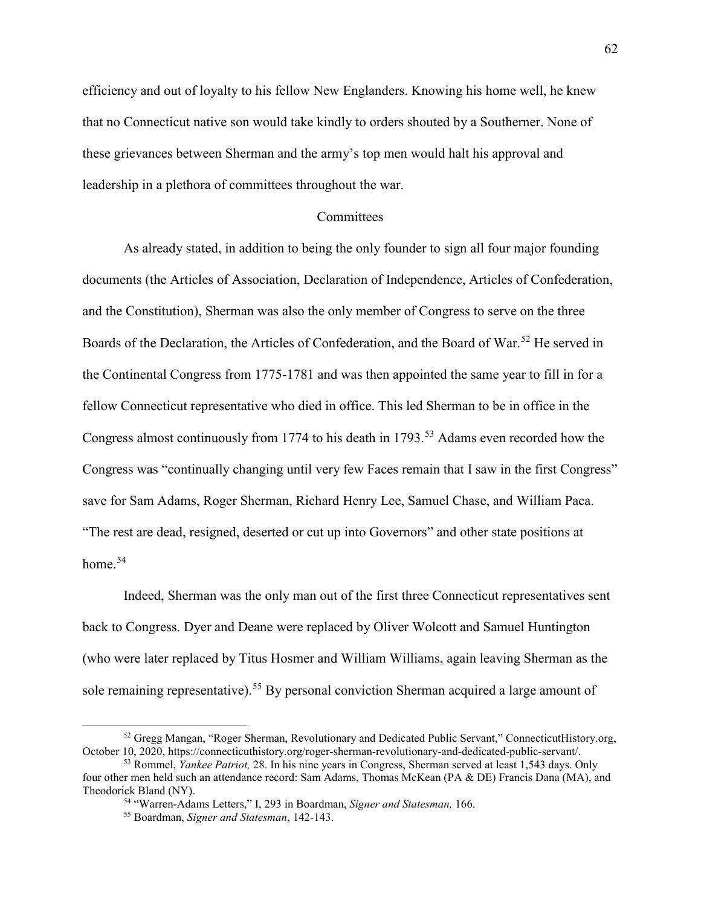efficiency and out of loyalty to his fellow New Englanders. Knowing his home well, he knew that no Connecticut native son would take kindly to orders shouted by a Southerner. None of these grievances between Sherman and the army's top men would halt his approval and leadership in a plethora of committees throughout the war.

## Committees

As already stated, in addition to being the only founder to sign all four major founding documents (the Articles of Association, Declaration of Independence, Articles of Confederation, and the Constitution), Sherman was also the only member of Congress to serve on the three Boards of the Declaration, the Articles of Confederation, and the Board of War.[52] He served in the Continental Congress from 1775-1781 and was then appointed the same year to fill in for a fellow Connecticut representative who died in office. This led Sherman to be in office in the Congress almost continuously from 1774 to his death in 1793.[53] Adams even recorded how the Congress was "continually changing until very few Faces remain that I saw in the first Congress" save for Sam Adams, Roger Sherman, Richard Henry Lee, Samuel Chase, and William Paca. "The rest are dead, resigned, deserted or cut up into Governors" and other state positions at home.[54]

Indeed, Sherman was the only man out of the first three Connecticut representatives sent back to Congress. Dyer and Deane were replaced by Oliver Wolcott and Samuel Huntington (who were later replaced by Titus Hosmer and William Williams, again leaving Sherman as the sole remaining representative).[55] By personal conviction Sherman acquired a large amount of

---

[52] Gregg Mangan, "Roger Sherman, Revolutionary and Dedicated Public Servant," ConnecticutHistory.org, October 10, 2020, https://connecticuthistory.org/roger-sherman-revolutionary-and-dedicated-public-servant/.

[53] Rommel, *Yankee Patriot,* 28. In his nine years in Congress, Sherman served at least 1,543 days. Only four other men held such an attendance record: Sam Adams, Thomas McKean (PA & DE) Francis Dana (MA), and Theodorick Bland (NY).

[54] "Warren-Adams Letters," I, 293 in Boardman, *Signer and Statesman,* 166.

[55] Boardman, *Signer and Statesman*, 142-143.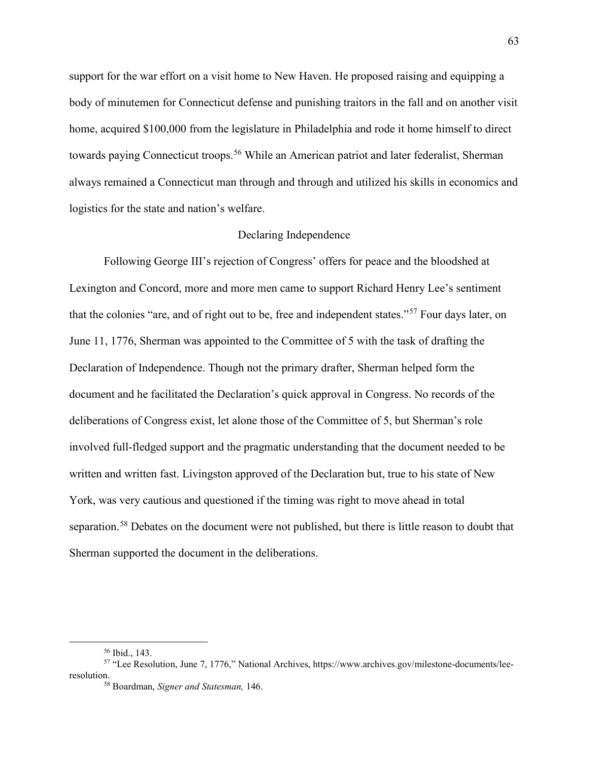support for the war effort on a visit home to New Haven. He proposed raising and equipping a body of minutemen for Connecticut defense and punishing traitors in the fall and on another visit home, acquired $100,000 from the legislature in Philadelphia and rode it home himself to direct towards paying Connecticut troops.[56] While an American patriot and later federalist, Sherman always remained a Connecticut man through and through and utilized his skills in economics and logistics for the state and nation's welfare.

## Declaring Independence

Following George III's rejection of Congress' offers for peace and the bloodshed at Lexington and Concord, more and more men came to support Richard Henry Lee's sentiment that the colonies "are, and of right out to be, free and independent states."[57] Four days later, on June 11, 1776, Sherman was appointed to the Committee of 5 with the task of drafting the Declaration of Independence. Though not the primary drafter, Sherman helped form the document and he facilitated the Declaration's quick approval in Congress. No records of the deliberations of Congress exist, let alone those of the Committee of 5, but Sherman's role involved full-fledged support and the pragmatic understanding that the document needed to be written and written fast. Livingston approved of the Declaration but, true to his state of New York, was very cautious and questioned if the timing was right to move ahead in total separation.[58] Debates on the document were not published, but there is little reason to doubt that Sherman supported the document in the deliberations.

---

[56] Ibid., 143.

[57] "Lee Resolution, June 7, 1776," National Archives, https://www.archives.gov/milestone-documents/lee-resolution.

[58] Boardman, *Signer and Statesman,* 146.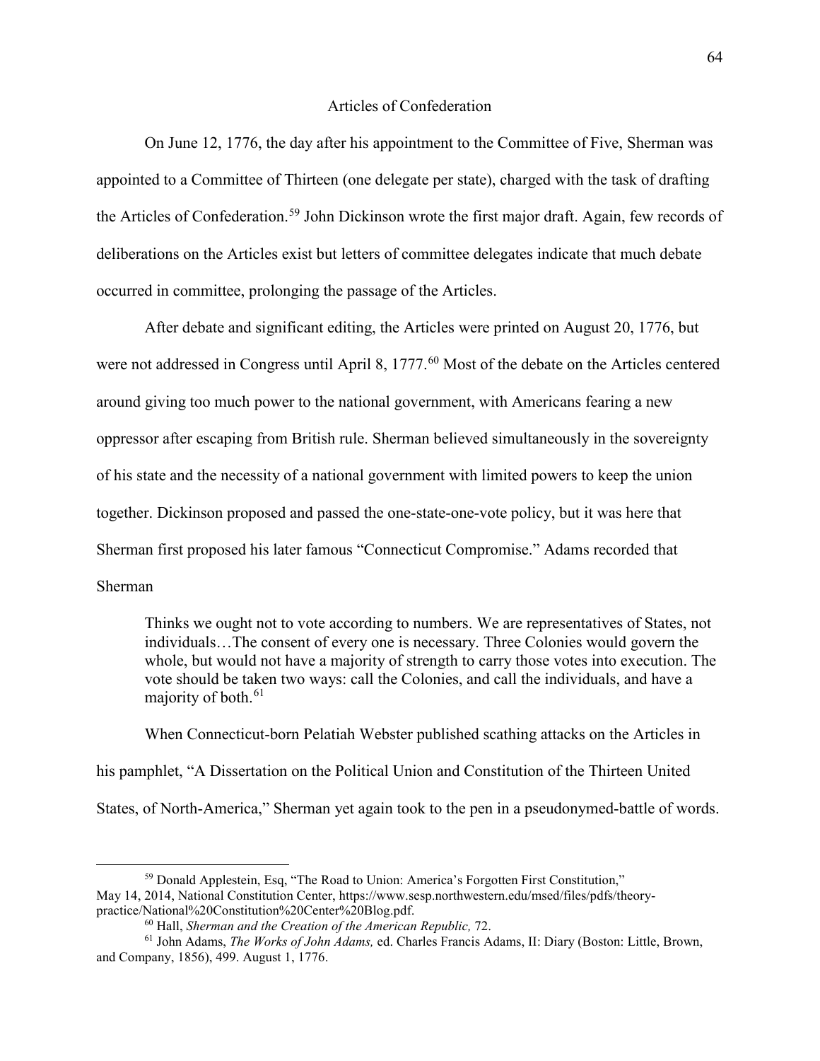## Articles of Confederation

On June 12, 1776, the day after his appointment to the Committee of Five, Sherman was appointed to a Committee of Thirteen (one delegate per state), charged with the task of drafting the Articles of Confederation.[59] John Dickinson wrote the first major draft. Again, few records of deliberations on the Articles exist but letters of committee delegates indicate that much debate occurred in committee, prolonging the passage of the Articles.

After debate and significant editing, the Articles were printed on August 20, 1776, but were not addressed in Congress until April 8, 1777.[60] Most of the debate on the Articles centered around giving too much power to the national government, with Americans fearing a new oppressor after escaping from British rule. Sherman believed simultaneously in the sovereignty of his state and the necessity of a national government with limited powers to keep the union together. Dickinson proposed and passed the one-state-one-vote policy, but it was here that Sherman first proposed his later famous "Connecticut Compromise." Adams recorded that Sherman

> Thinks we ought not to vote according to numbers. We are representatives of States, not individuals…The consent of every one is necessary. Three Colonies would govern the whole, but would not have a majority of strength to carry those votes into execution. The vote should be taken two ways: call the Colonies, and call the individuals, and have a majority of both.[61]

When Connecticut-born Pelatiah Webster published scathing attacks on the Articles in his pamphlet, "A Dissertation on the Political Union and Constitution of the Thirteen United States, of North-America," Sherman yet again took to the pen in a pseudonymed-battle of words.

---

[59] Donald Applestein, Esq, "The Road to Union: America's Forgotten First Constitution," May 14, 2014, National Constitution Center, https://www.sesp.northwestern.edu/msed/files/pdfs/theory-practice/National%20Constitution%20Center%20Blog.pdf.

[60] Hall, *Sherman and the Creation of the American Republic,* 72.

[61] John Adams, *The Works of John Adams,* ed. Charles Francis Adams, II: Diary (Boston: Little, Brown, and Company, 1856), 499. August 1, 1776.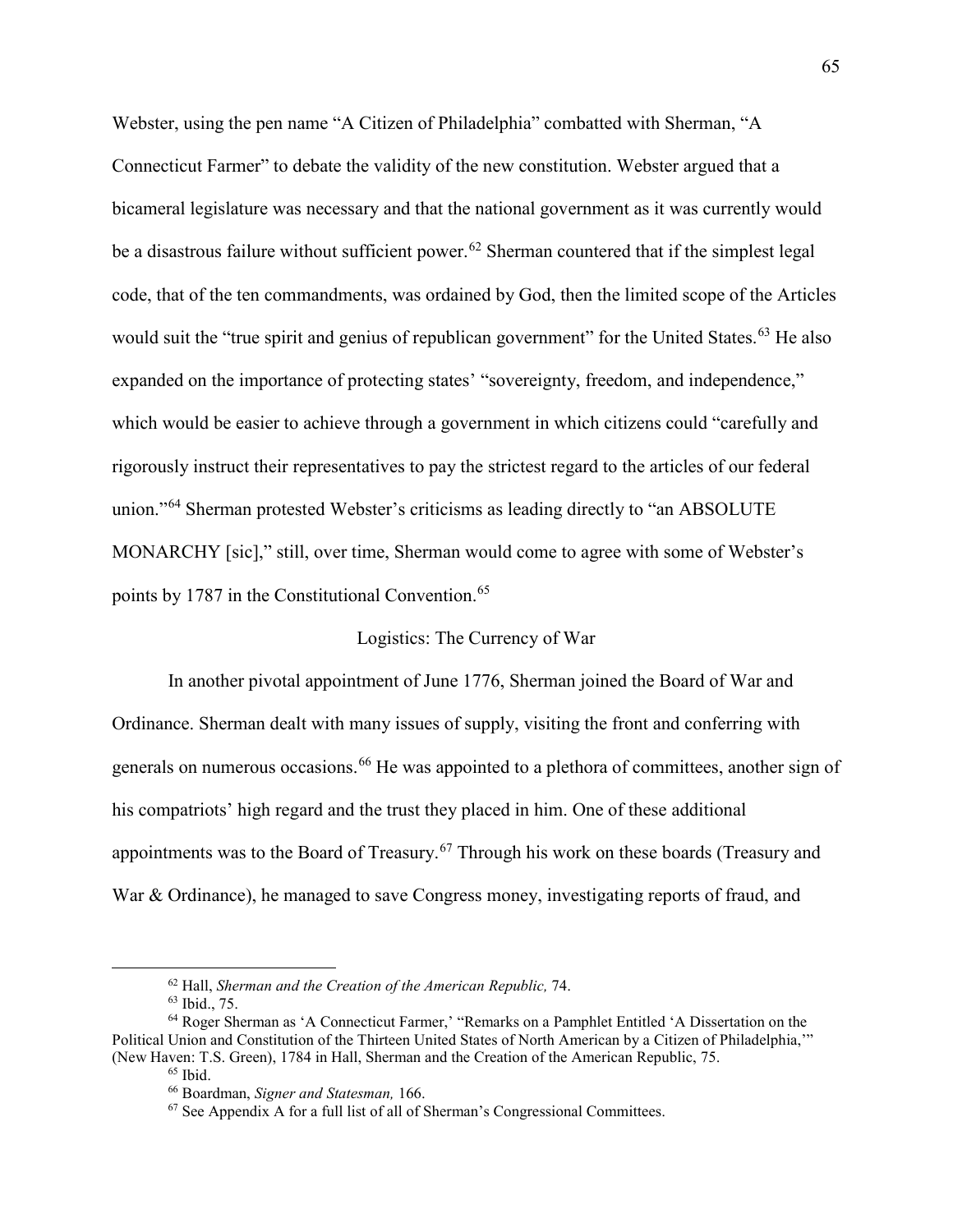Webster, using the pen name "A Citizen of Philadelphia" combatted with Sherman, "A Connecticut Farmer" to debate the validity of the new constitution. Webster argued that a bicameral legislature was necessary and that the national government as it was currently would be a disastrous failure without sufficient power.[62] Sherman countered that if the simplest legal code, that of the ten commandments, was ordained by God, then the limited scope of the Articles would suit the "true spirit and genius of republican government" for the United States.[63] He also expanded on the importance of protecting states' "sovereignty, freedom, and independence," which would be easier to achieve through a government in which citizens could "carefully and rigorously instruct their representatives to pay the strictest regard to the articles of our federal union."[64] Sherman protested Webster's criticisms as leading directly to "an ABSOLUTE MONARCHY [sic]," still, over time, Sherman would come to agree with some of Webster's points by 1787 in the Constitutional Convention.[65]

## Logistics: The Currency of War

In another pivotal appointment of June 1776, Sherman joined the Board of War and Ordinance. Sherman dealt with many issues of supply, visiting the front and conferring with generals on numerous occasions.[66] He was appointed to a plethora of committees, another sign of his compatriots' high regard and the trust they placed in him. One of these additional appointments was to the Board of Treasury.[67] Through his work on these boards (Treasury and War & Ordinance), he managed to save Congress money, investigating reports of fraud, and

---

[62] Hall, *Sherman and the Creation of the American Republic,* 74.

[63] Ibid., 75.

[64] Roger Sherman as 'A Connecticut Farmer,' "Remarks on a Pamphlet Entitled 'A Dissertation on the Political Union and Constitution of the Thirteen United States of North American by a Citizen of Philadelphia,'" (New Haven: T.S. Green), 1784 in Hall, Sherman and the Creation of the American Republic, 75.

[65] Ibid.

[66] Boardman, *Signer and Statesman,* 166.

[67] See Appendix A for a full list of all of Sherman's Congressional Committees.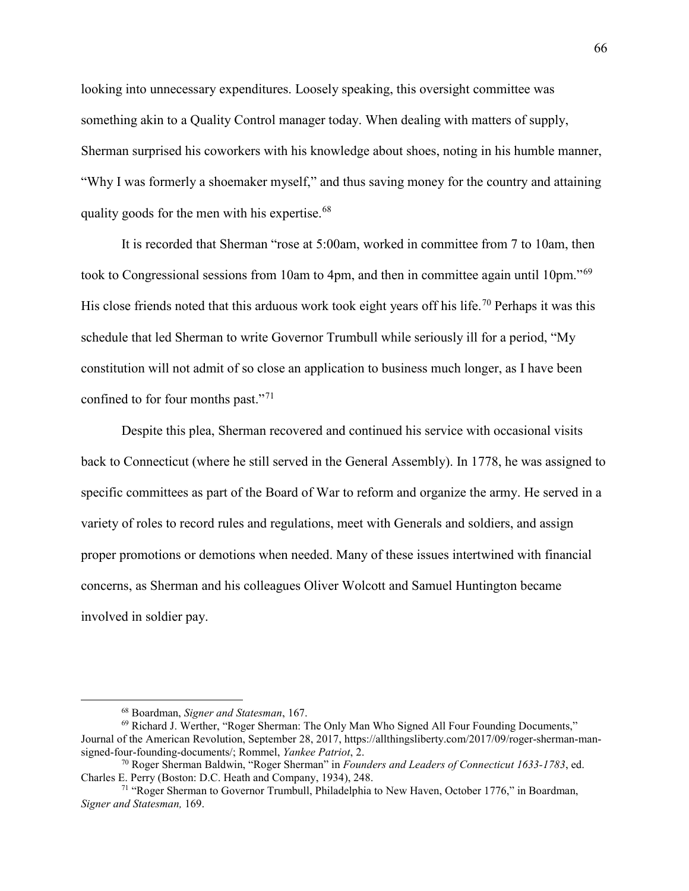looking into unnecessary expenditures. Loosely speaking, this oversight committee was something akin to a Quality Control manager today. When dealing with matters of supply, Sherman surprised his coworkers with his knowledge about shoes, noting in his humble manner, "Why I was formerly a shoemaker myself," and thus saving money for the country and attaining quality goods for the men with his expertise.[68]

It is recorded that Sherman "rose at 5:00am, worked in committee from 7 to 10am, then took to Congressional sessions from 10am to 4pm, and then in committee again until 10pm."[69] His close friends noted that this arduous work took eight years off his life.[70] Perhaps it was this schedule that led Sherman to write Governor Trumbull while seriously ill for a period, "My constitution will not admit of so close an application to business much longer, as I have been confined to for four months past."[71]

Despite this plea, Sherman recovered and continued his service with occasional visits back to Connecticut (where he still served in the General Assembly). In 1778, he was assigned to specific committees as part of the Board of War to reform and organize the army. He served in a variety of roles to record rules and regulations, meet with Generals and soldiers, and assign proper promotions or demotions when needed. Many of these issues intertwined with financial concerns, as Sherman and his colleagues Oliver Wolcott and Samuel Huntington became involved in soldier pay.

---

[68] Boardman, *Signer and Statesman*, 167.

[69] Richard J. Werther, "Roger Sherman: The Only Man Who Signed All Four Founding Documents," Journal of the American Revolution, September 28, 2017, https://allthingsliberty.com/2017/09/roger-sherman-man-signed-four-founding-documents/; Rommel, *Yankee Patriot*, 2.

[70] Roger Sherman Baldwin, "Roger Sherman" in *Founders and Leaders of Connecticut 1633-1783*, ed. Charles E. Perry (Boston: D.C. Heath and Company, 1934), 248.

[71] "Roger Sherman to Governor Trumbull, Philadelphia to New Haven, October 1776," in Boardman, *Signer and Statesman,* 169.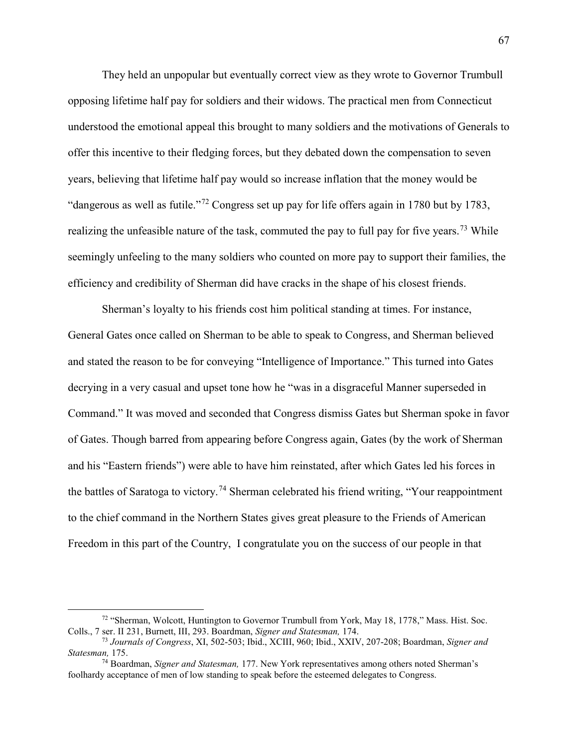They held an unpopular but eventually correct view as they wrote to Governor Trumbull opposing lifetime half pay for soldiers and their widows. The practical men from Connecticut understood the emotional appeal this brought to many soldiers and the motivations of Generals to offer this incentive to their fledging forces, but they debated down the compensation to seven years, believing that lifetime half pay would so increase inflation that the money would be "dangerous as well as futile."[72] Congress set up pay for life offers again in 1780 but by 1783, realizing the unfeasible nature of the task, commuted the pay to full pay for five years.[73] While seemingly unfeeling to the many soldiers who counted on more pay to support their families, the efficiency and credibility of Sherman did have cracks in the shape of his closest friends.

Sherman's loyalty to his friends cost him political standing at times. For instance, General Gates once called on Sherman to be able to speak to Congress, and Sherman believed and stated the reason to be for conveying "Intelligence of Importance." This turned into Gates decrying in a very casual and upset tone how he "was in a disgraceful Manner superseded in Command." It was moved and seconded that Congress dismiss Gates but Sherman spoke in favor of Gates. Though barred from appearing before Congress again, Gates (by the work of Sherman and his "Eastern friends") were able to have him reinstated, after which Gates led his forces in the battles of Saratoga to victory.[74] Sherman celebrated his friend writing, "Your reappointment to the chief command in the Northern States gives great pleasure to the Friends of American Freedom in this part of the Country, I congratulate you on the success of our people in that

---

[72] "Sherman, Wolcott, Huntington to Governor Trumbull from York, May 18, 1778," Mass. Hist. Soc. Colls., 7 ser. II 231, Burnett, III, 293. Boardman, *Signer and Statesman,* 174.

[73] *Journals of Congress*, XI, 502-503; Ibid., XCIII, 960; Ibid., XXIV, 207-208; Boardman, *Signer and Statesman,* 175.

[74] Boardman, *Signer and Statesman,* 177. New York representatives among others noted Sherman's foolhardy acceptance of men of low standing to speak before the esteemed delegates to Congress.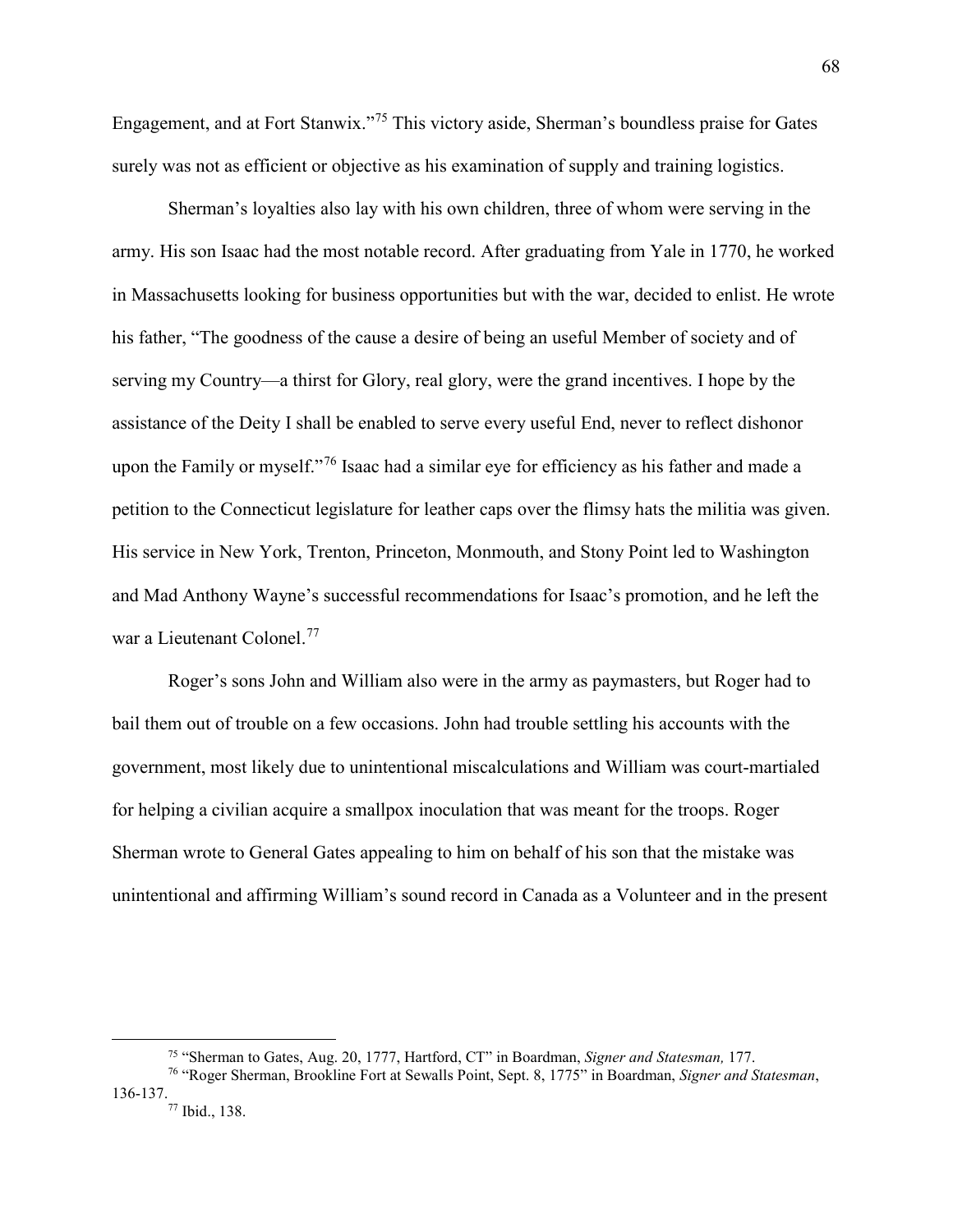Engagement, and at Fort Stanwix."[75] This victory aside, Sherman's boundless praise for Gates surely was not as efficient or objective as his examination of supply and training logistics.

Sherman's loyalties also lay with his own children, three of whom were serving in the army. His son Isaac had the most notable record. After graduating from Yale in 1770, he worked in Massachusetts looking for business opportunities but with the war, decided to enlist. He wrote his father, "The goodness of the cause a desire of being an useful Member of society and of serving my Country—a thirst for Glory, real glory, were the grand incentives. I hope by the assistance of the Deity I shall be enabled to serve every useful End, never to reflect dishonor upon the Family or myself."[76] Isaac had a similar eye for efficiency as his father and made a petition to the Connecticut legislature for leather caps over the flimsy hats the militia was given. His service in New York, Trenton, Princeton, Monmouth, and Stony Point led to Washington and Mad Anthony Wayne's successful recommendations for Isaac's promotion, and he left the war a Lieutenant Colonel.[77]

Roger's sons John and William also were in the army as paymasters, but Roger had to bail them out of trouble on a few occasions. John had trouble settling his accounts with the government, most likely due to unintentional miscalculations and William was court-martialed for helping a civilian acquire a smallpox inoculation that was meant for the troops. Roger Sherman wrote to General Gates appealing to him on behalf of his son that the mistake was unintentional and affirming William's sound record in Canada as a Volunteer and in the present

---

[75] "Sherman to Gates, Aug. 20, 1777, Hartford, CT" in Boardman, *Signer and Statesman,* 177.

[76] "Roger Sherman, Brookline Fort at Sewalls Point, Sept. 8, 1775" in Boardman, *Signer and Statesman*, 136-137.

[77] Ibid., 138.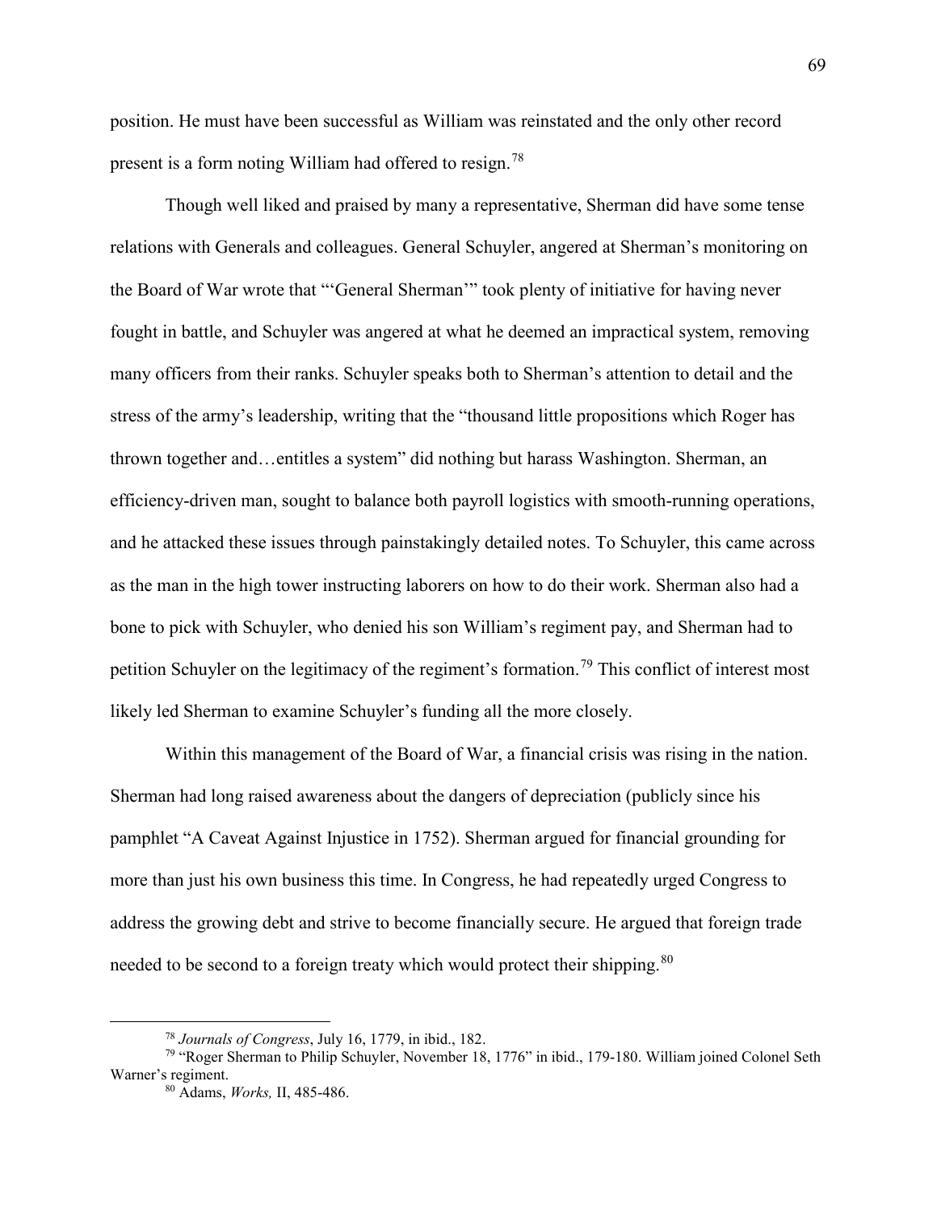position. He must have been successful as William was reinstated and the only other record present is a form noting William had offered to resign.[78]

Though well liked and praised by many a representative, Sherman did have some tense relations with Generals and colleagues. General Schuyler, angered at Sherman's monitoring on the Board of War wrote that "'General Sherman'" took plenty of initiative for having never fought in battle, and Schuyler was angered at what he deemed an impractical system, removing many officers from their ranks. Schuyler speaks both to Sherman's attention to detail and the stress of the army's leadership, writing that the "thousand little propositions which Roger has thrown together and…entitles a system" did nothing but harass Washington. Sherman, an efficiency-driven man, sought to balance both payroll logistics with smooth-running operations, and he attacked these issues through painstakingly detailed notes. To Schuyler, this came across as the man in the high tower instructing laborers on how to do their work. Sherman also had a bone to pick with Schuyler, who denied his son William's regiment pay, and Sherman had to petition Schuyler on the legitimacy of the regiment's formation.[79] This conflict of interest most likely led Sherman to examine Schuyler's funding all the more closely.

Within this management of the Board of War, a financial crisis was rising in the nation. Sherman had long raised awareness about the dangers of depreciation (publicly since his pamphlet "A Caveat Against Injustice in 1752). Sherman argued for financial grounding for more than just his own business this time. In Congress, he had repeatedly urged Congress to address the growing debt and strive to become financially secure. He argued that foreign trade needed to be second to a foreign treaty which would protect their shipping.[80]

---

[78] *Journals of Congress*, July 16, 1779, in ibid., 182.

[79] "Roger Sherman to Philip Schuyler, November 18, 1776" in ibid., 179-180. William joined Colonel Seth Warner's regiment.

[80] Adams, *Works,* II, 485-486.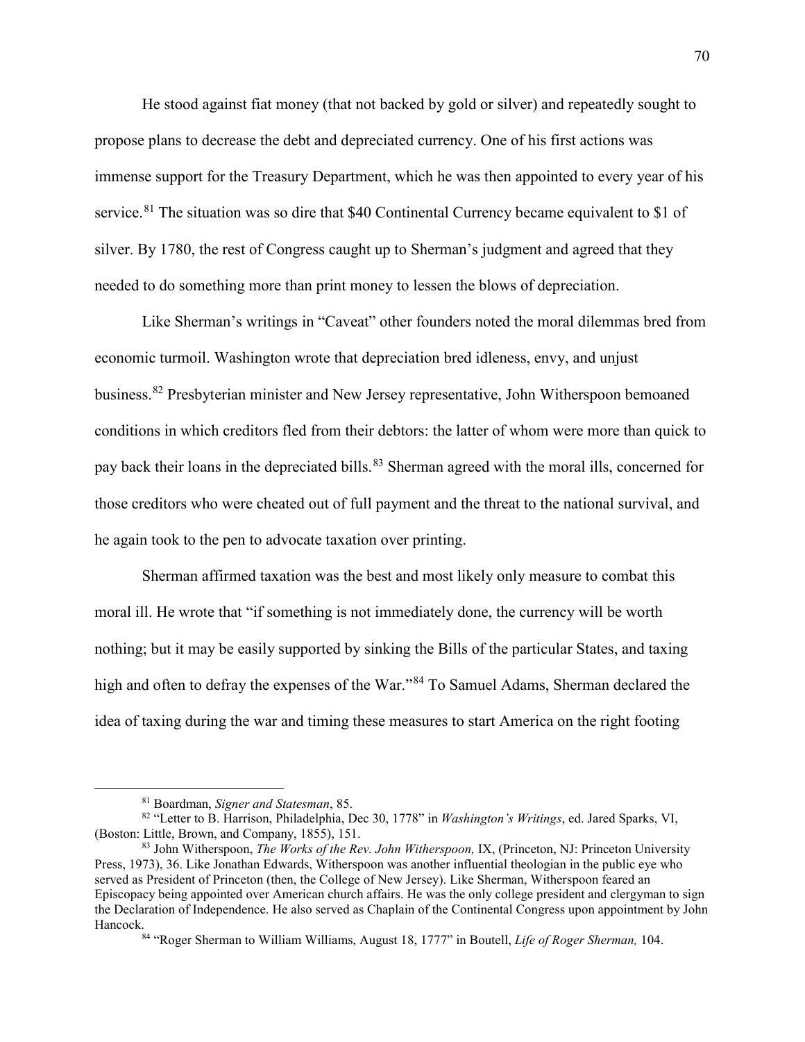He stood against fiat money (that not backed by gold or silver) and repeatedly sought to propose plans to decrease the debt and depreciated currency. One of his first actions was immense support for the Treasury Department, which he was then appointed to every year of his service.[81] The situation was so dire that $40 Continental Currency became equivalent to $1 of silver. By 1780, the rest of Congress caught up to Sherman's judgment and agreed that they needed to do something more than print money to lessen the blows of depreciation.

Like Sherman's writings in "Caveat" other founders noted the moral dilemmas bred from economic turmoil. Washington wrote that depreciation bred idleness, envy, and unjust business.[82] Presbyterian minister and New Jersey representative, John Witherspoon bemoaned conditions in which creditors fled from their debtors: the latter of whom were more than quick to pay back their loans in the depreciated bills.[83] Sherman agreed with the moral ills, concerned for those creditors who were cheated out of full payment and the threat to the national survival, and he again took to the pen to advocate taxation over printing.

Sherman affirmed taxation was the best and most likely only measure to combat this moral ill. He wrote that "if something is not immediately done, the currency will be worth nothing; but it may be easily supported by sinking the Bills of the particular States, and taxing high and often to defray the expenses of the War."[84] To Samuel Adams, Sherman declared the idea of taxing during the war and timing these measures to start America on the right footing

---

[81] Boardman, *Signer and Statesman*, 85.

[82] "Letter to B. Harrison, Philadelphia, Dec 30, 1778" in *Washington's Writings*, ed. Jared Sparks, VI, (Boston: Little, Brown, and Company, 1855), 151.

[83] John Witherspoon, *The Works of the Rev. John Witherspoon,* IX, (Princeton, NJ: Princeton University Press, 1973), 36. Like Jonathan Edwards, Witherspoon was another influential theologian in the public eye who served as President of Princeton (then, the College of New Jersey). Like Sherman, Witherspoon feared an Episcopacy being appointed over American church affairs. He was the only college president and clergyman to sign the Declaration of Independence. He also served as Chaplain of the Continental Congress upon appointment by John Hancock.

[84] "Roger Sherman to William Williams, August 18, 1777" in Boutell, *Life of Roger Sherman,* 104.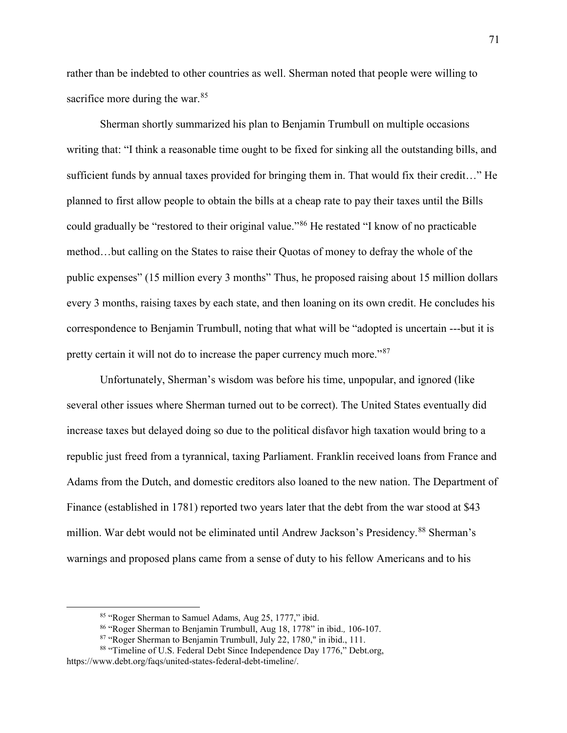rather than be indebted to other countries as well. Sherman noted that people were willing to sacrifice more during the war.[85]

Sherman shortly summarized his plan to Benjamin Trumbull on multiple occasions writing that: "I think a reasonable time ought to be fixed for sinking all the outstanding bills, and sufficient funds by annual taxes provided for bringing them in. That would fix their credit…" He planned to first allow people to obtain the bills at a cheap rate to pay their taxes until the Bills could gradually be "restored to their original value."[86] He restated "I know of no practicable method…but calling on the States to raise their Quotas of money to defray the whole of the public expenses" (15 million every 3 months" Thus, he proposed raising about 15 million dollars every 3 months, raising taxes by each state, and then loaning on its own credit. He concludes his correspondence to Benjamin Trumbull, noting that what will be "adopted is uncertain ---but it is pretty certain it will not do to increase the paper currency much more."[87]

Unfortunately, Sherman's wisdom was before his time, unpopular, and ignored (like several other issues where Sherman turned out to be correct). The United States eventually did increase taxes but delayed doing so due to the political disfavor high taxation would bring to a republic just freed from a tyrannical, taxing Parliament. Franklin received loans from France and Adams from the Dutch, and domestic creditors also loaned to the new nation. The Department of Finance (established in 1781) reported two years later that the debt from the war stood at $43 million. War debt would not be eliminated until Andrew Jackson's Presidency.[88] Sherman's warnings and proposed plans came from a sense of duty to his fellow Americans and to his

---

[85] "Roger Sherman to Samuel Adams, Aug 25, 1777," ibid.

[86] "Roger Sherman to Benjamin Trumbull, Aug 18, 1778" in ibid., 106-107.

[87] "Roger Sherman to Benjamin Trumbull, July 22, 1780," in ibid., 111.

[88] "Timeline of U.S. Federal Debt Since Independence Day 1776," Debt.org, https://www.debt.org/faqs/united-states-federal-debt-timeline/.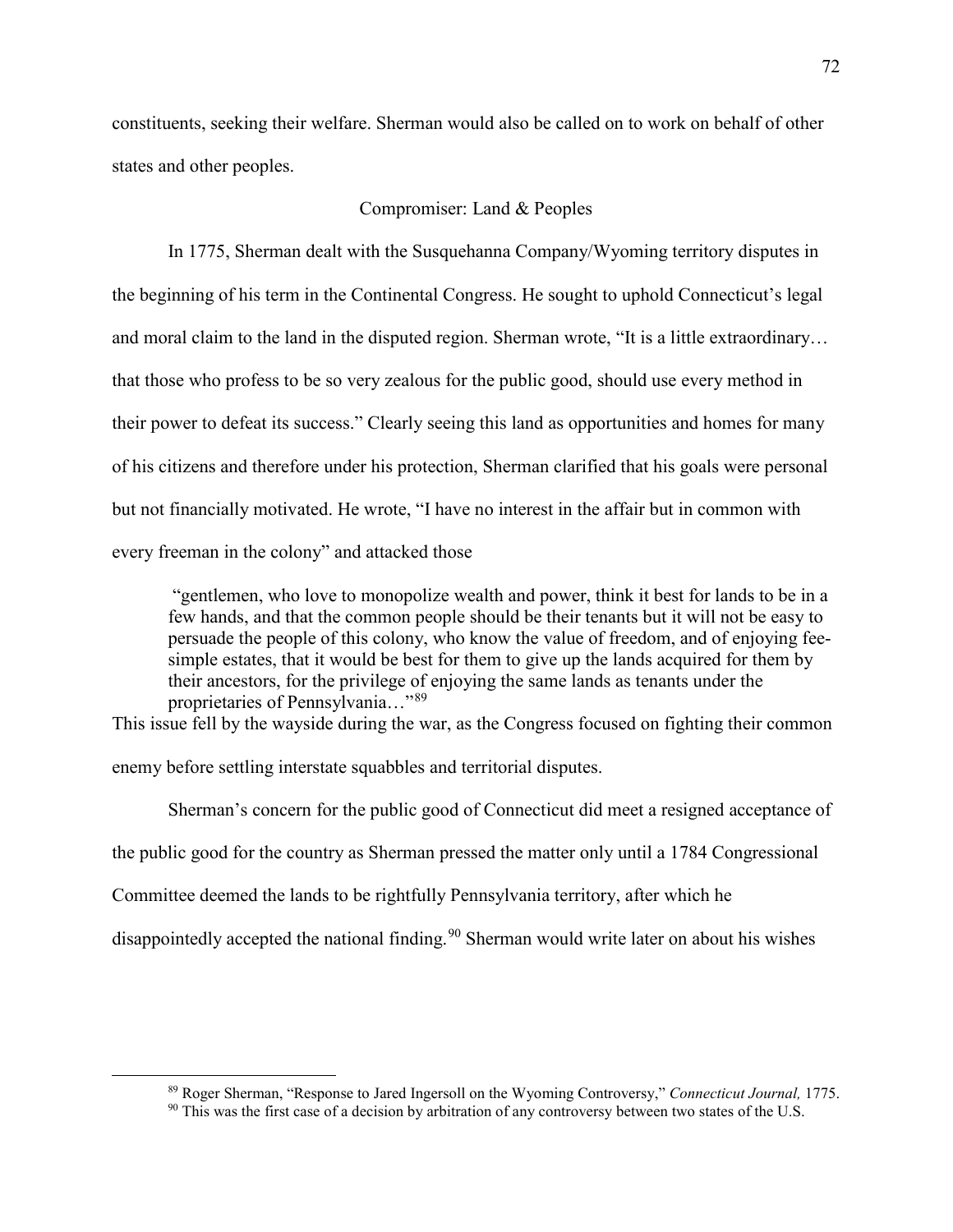constituents, seeking their welfare. Sherman would also be called on to work on behalf of other states and other peoples.

## Compromiser: Land & Peoples

In 1775, Sherman dealt with the Susquehanna Company/Wyoming territory disputes in the beginning of his term in the Continental Congress. He sought to uphold Connecticut's legal and moral claim to the land in the disputed region. Sherman wrote, "It is a little extraordinary… that those who profess to be so very zealous for the public good, should use every method in their power to defeat its success." Clearly seeing this land as opportunities and homes for many of his citizens and therefore under his protection, Sherman clarified that his goals were personal but not financially motivated. He wrote, "I have no interest in the affair but in common with every freeman in the colony" and attacked those

> "gentlemen, who love to monopolize wealth and power, think it best for lands to be in a few hands, and that the common people should be their tenants but it will not be easy to persuade the people of this colony, who know the value of freedom, and of enjoying fee-simple estates, that it would be best for them to give up the lands acquired for them by their ancestors, for the privilege of enjoying the same lands as tenants under the proprietaries of Pennsylvania…"[89]

This issue fell by the wayside during the war, as the Congress focused on fighting their common enemy before settling interstate squabbles and territorial disputes.

Sherman's concern for the public good of Connecticut did meet a resigned acceptance of the public good for the country as Sherman pressed the matter only until a 1784 Congressional Committee deemed the lands to be rightfully Pennsylvania territory, after which he disappointedly accepted the national finding.[90] Sherman would write later on about his wishes

[89] Roger Sherman, "Response to Jared Ingersoll on the Wyoming Controversy," *Connecticut Journal,* 1775.

[90] This was the first case of a decision by arbitration of any controversy between two states of the U.S.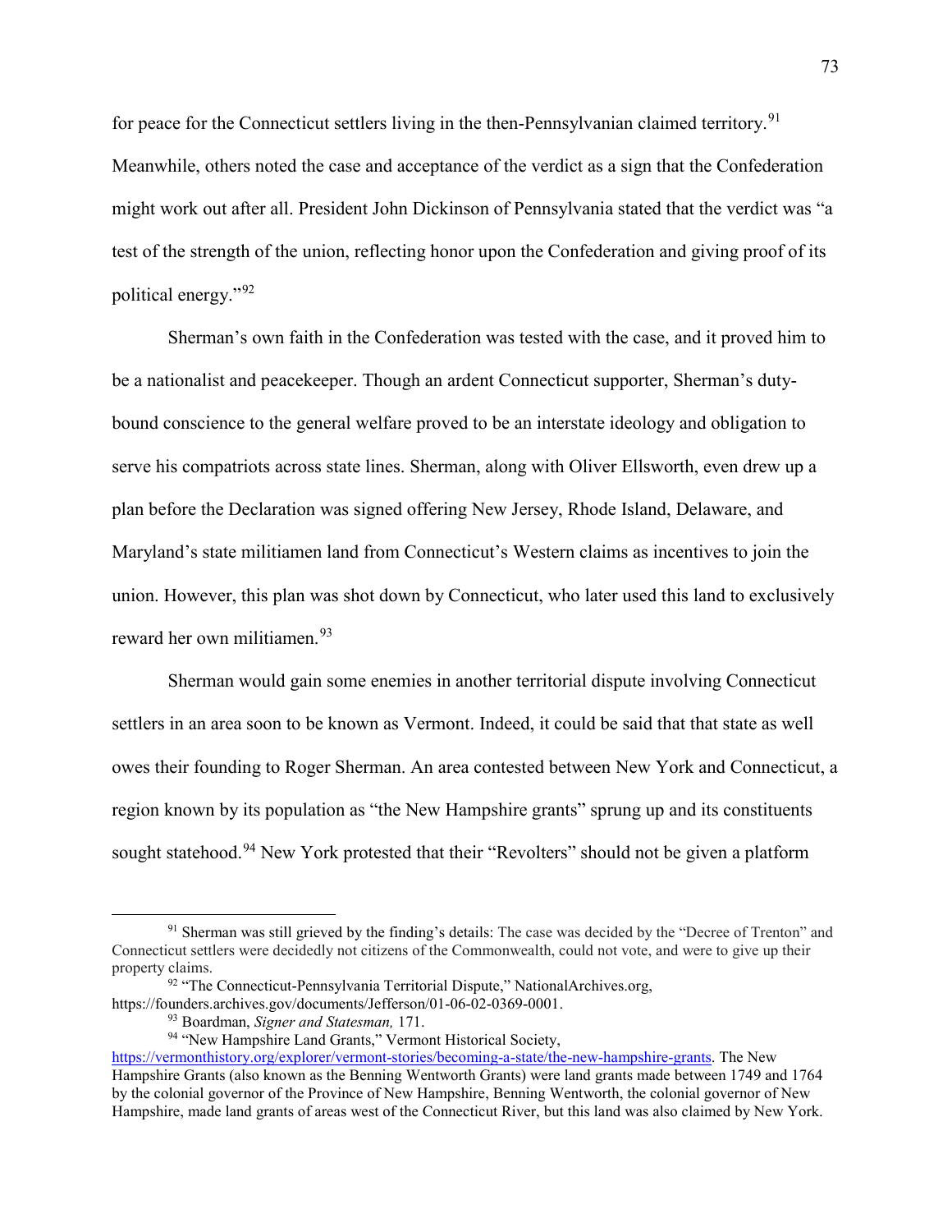for peace for the Connecticut settlers living in the then-Pennsylvanian claimed territory.[91] Meanwhile, others noted the case and acceptance of the verdict as a sign that the Confederation might work out after all. President John Dickinson of Pennsylvania stated that the verdict was "a test of the strength of the union, reflecting honor upon the Confederation and giving proof of its political energy."[92]

Sherman's own faith in the Confederation was tested with the case, and it proved him to be a nationalist and peacekeeper. Though an ardent Connecticut supporter, Sherman's duty-bound conscience to the general welfare proved to be an interstate ideology and obligation to serve his compatriots across state lines. Sherman, along with Oliver Ellsworth, even drew up a plan before the Declaration was signed offering New Jersey, Rhode Island, Delaware, and Maryland's state militiamen land from Connecticut's Western claims as incentives to join the union. However, this plan was shot down by Connecticut, who later used this land to exclusively reward her own militiamen.[93]

Sherman would gain some enemies in another territorial dispute involving Connecticut settlers in an area soon to be known as Vermont. Indeed, it could be said that that state as well owes their founding to Roger Sherman. An area contested between New York and Connecticut, a region known by its population as "the New Hampshire grants" sprung up and its constituents sought statehood.[94] New York protested that their "Revolters" should not be given a platform

---

[91] Sherman was still grieved by the finding's details: The case was decided by the "Decree of Trenton" and Connecticut settlers were decidedly not citizens of the Commonwealth, could not vote, and were to give up their property claims.

[92] "The Connecticut-Pennsylvania Territorial Dispute," NationalArchives.org, https://founders.archives.gov/documents/Jefferson/01-06-02-0369-0001.

[93] Boardman, *Signer and Statesman,* 171.

[94] "New Hampshire Land Grants," Vermont Historical Society, https://vermonthistory.org/explorer/vermont-stories/becoming-a-state/the-new-hampshire-grants. The New Hampshire Grants (also known as the Benning Wentworth Grants) were land grants made between 1749 and 1764 by the colonial governor of the Province of New Hampshire, Benning Wentworth, the colonial governor of New Hampshire, made land grants of areas west of the Connecticut River, but this land was also claimed by New York.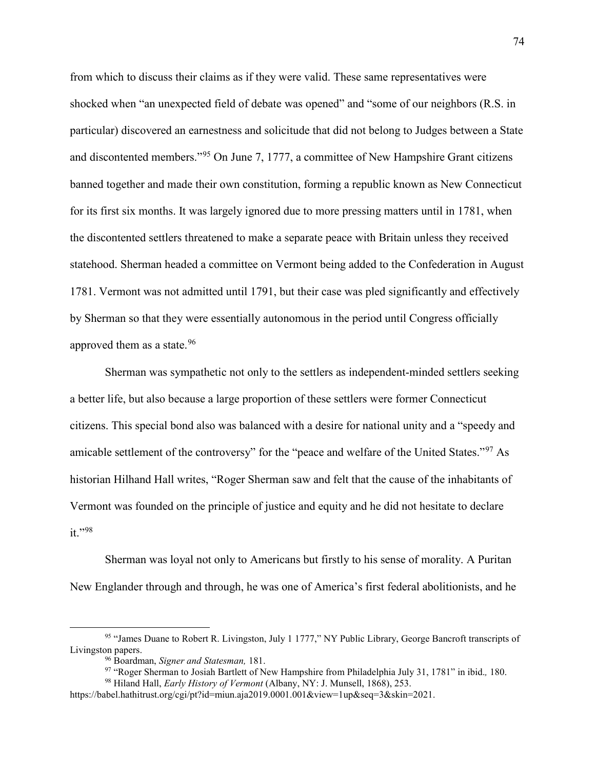from which to discuss their claims as if they were valid. These same representatives were shocked when "an unexpected field of debate was opened" and "some of our neighbors (R.S. in particular) discovered an earnestness and solicitude that did not belong to Judges between a State and discontented members."[95] On June 7, 1777, a committee of New Hampshire Grant citizens banned together and made their own constitution, forming a republic known as New Connecticut for its first six months. It was largely ignored due to more pressing matters until in 1781, when the discontented settlers threatened to make a separate peace with Britain unless they received statehood. Sherman headed a committee on Vermont being added to the Confederation in August 1781. Vermont was not admitted until 1791, but their case was pled significantly and effectively by Sherman so that they were essentially autonomous in the period until Congress officially approved them as a state.[96]

Sherman was sympathetic not only to the settlers as independent-minded settlers seeking a better life, but also because a large proportion of these settlers were former Connecticut citizens. This special bond also was balanced with a desire for national unity and a "speedy and amicable settlement of the controversy" for the "peace and welfare of the United States."[97] As historian Hilhand Hall writes, "Roger Sherman saw and felt that the cause of the inhabitants of Vermont was founded on the principle of justice and equity and he did not hesitate to declare it."[98]

Sherman was loyal not only to Americans but firstly to his sense of morality. A Puritan New Englander through and through, he was one of America's first federal abolitionists, and he

---

[95] "James Duane to Robert R. Livingston, July 1 1777," NY Public Library, George Bancroft transcripts of Livingston papers.

[96] Boardman, *Signer and Statesman,* 181.

[97] "Roger Sherman to Josiah Bartlett of New Hampshire from Philadelphia July 31, 1781" in ibid.*,* 180.

[98] Hiland Hall, *Early History of Vermont* (Albany, NY: J. Munsell, 1868), 253. https://babel.hathitrust.org/cgi/pt?id=miun.aja2019.0001.001&view=1up&seq=3&skin=2021.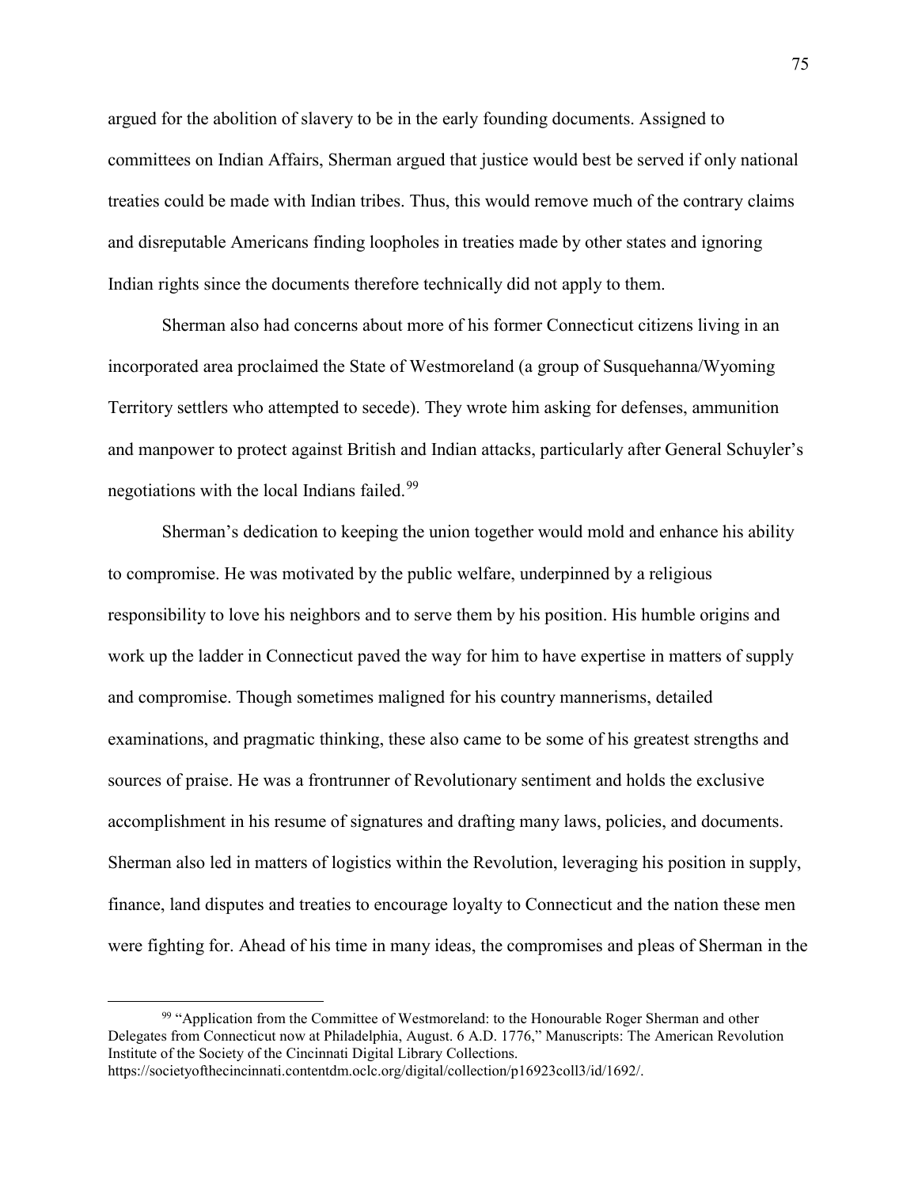argued for the abolition of slavery to be in the early founding documents. Assigned to committees on Indian Affairs, Sherman argued that justice would best be served if only national treaties could be made with Indian tribes. Thus, this would remove much of the contrary claims and disreputable Americans finding loopholes in treaties made by other states and ignoring Indian rights since the documents therefore technically did not apply to them.

Sherman also had concerns about more of his former Connecticut citizens living in an incorporated area proclaimed the State of Westmoreland (a group of Susquehanna/Wyoming Territory settlers who attempted to secede). They wrote him asking for defenses, ammunition and manpower to protect against British and Indian attacks, particularly after General Schuyler's negotiations with the local Indians failed.[99]

Sherman's dedication to keeping the union together would mold and enhance his ability to compromise. He was motivated by the public welfare, underpinned by a religious responsibility to love his neighbors and to serve them by his position. His humble origins and work up the ladder in Connecticut paved the way for him to have expertise in matters of supply and compromise. Though sometimes maligned for his country mannerisms, detailed examinations, and pragmatic thinking, these also came to be some of his greatest strengths and sources of praise. He was a frontrunner of Revolutionary sentiment and holds the exclusive accomplishment in his resume of signatures and drafting many laws, policies, and documents. Sherman also led in matters of logistics within the Revolution, leveraging his position in supply, finance, land disputes and treaties to encourage loyalty to Connecticut and the nation these men were fighting for. Ahead of his time in many ideas, the compromises and pleas of Sherman in the

[99] "Application from the Committee of Westmoreland: to the Honourable Roger Sherman and other Delegates from Connecticut now at Philadelphia, August. 6 A.D. 1776," Manuscripts: The American Revolution Institute of the Society of the Cincinnati Digital Library Collections. https://societyofthecincinnati.contentdm.oclc.org/digital/collection/p16923coll3/id/1692/.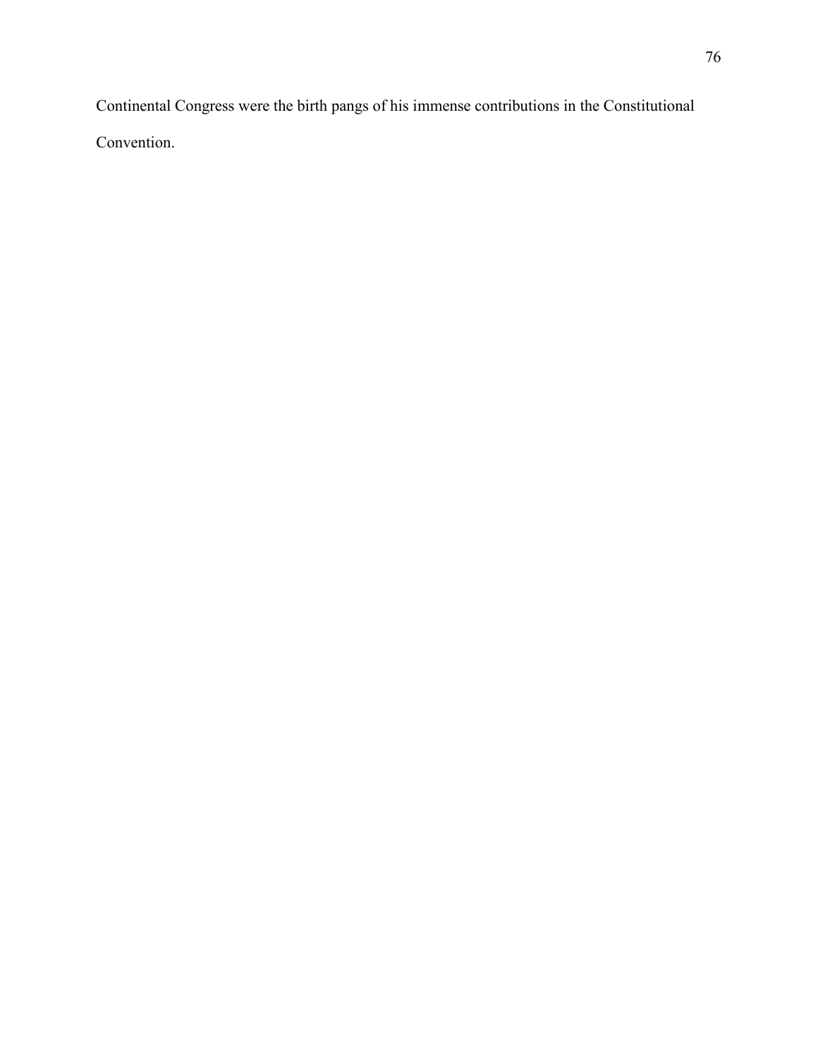Continental Congress were the birth pangs of his immense contributions in the Constitutional Convention.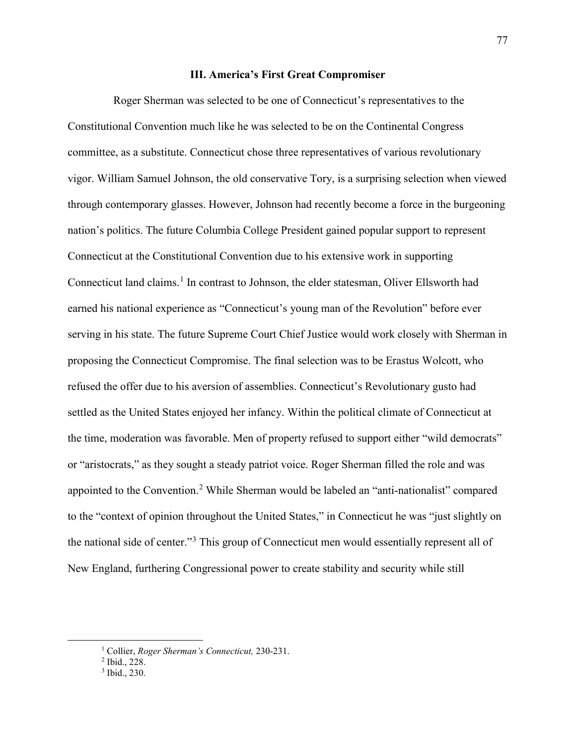### III. America's First Great Compromiser

Roger Sherman was selected to be one of Connecticut's representatives to the Constitutional Convention much like he was selected to be on the Continental Congress committee, as a substitute. Connecticut chose three representatives of various revolutionary vigor. William Samuel Johnson, the old conservative Tory, is a surprising selection when viewed through contemporary glasses. However, Johnson had recently become a force in the burgeoning nation's politics. The future Columbia College President gained popular support to represent Connecticut at the Constitutional Convention due to his extensive work in supporting Connecticut land claims.[1] In contrast to Johnson, the elder statesman, Oliver Ellsworth had earned his national experience as "Connecticut's young man of the Revolution" before ever serving in his state. The future Supreme Court Chief Justice would work closely with Sherman in proposing the Connecticut Compromise. The final selection was to be Erastus Wolcott, who refused the offer due to his aversion of assemblies. Connecticut's Revolutionary gusto had settled as the United States enjoyed her infancy. Within the political climate of Connecticut at the time, moderation was favorable. Men of property refused to support either "wild democrats" or "aristocrats," as they sought a steady patriot voice. Roger Sherman filled the role and was appointed to the Convention.[2] While Sherman would be labeled an "anti-nationalist" compared to the "context of opinion throughout the United States," in Connecticut he was "just slightly on the national side of center."[3] This group of Connecticut men would essentially represent all of New England, furthering Congressional power to create stability and security while still

---

[1] Collier, *Roger Sherman's Connecticut,* 230-231.

[2] Ibid., 228.

[3] Ibid., 230.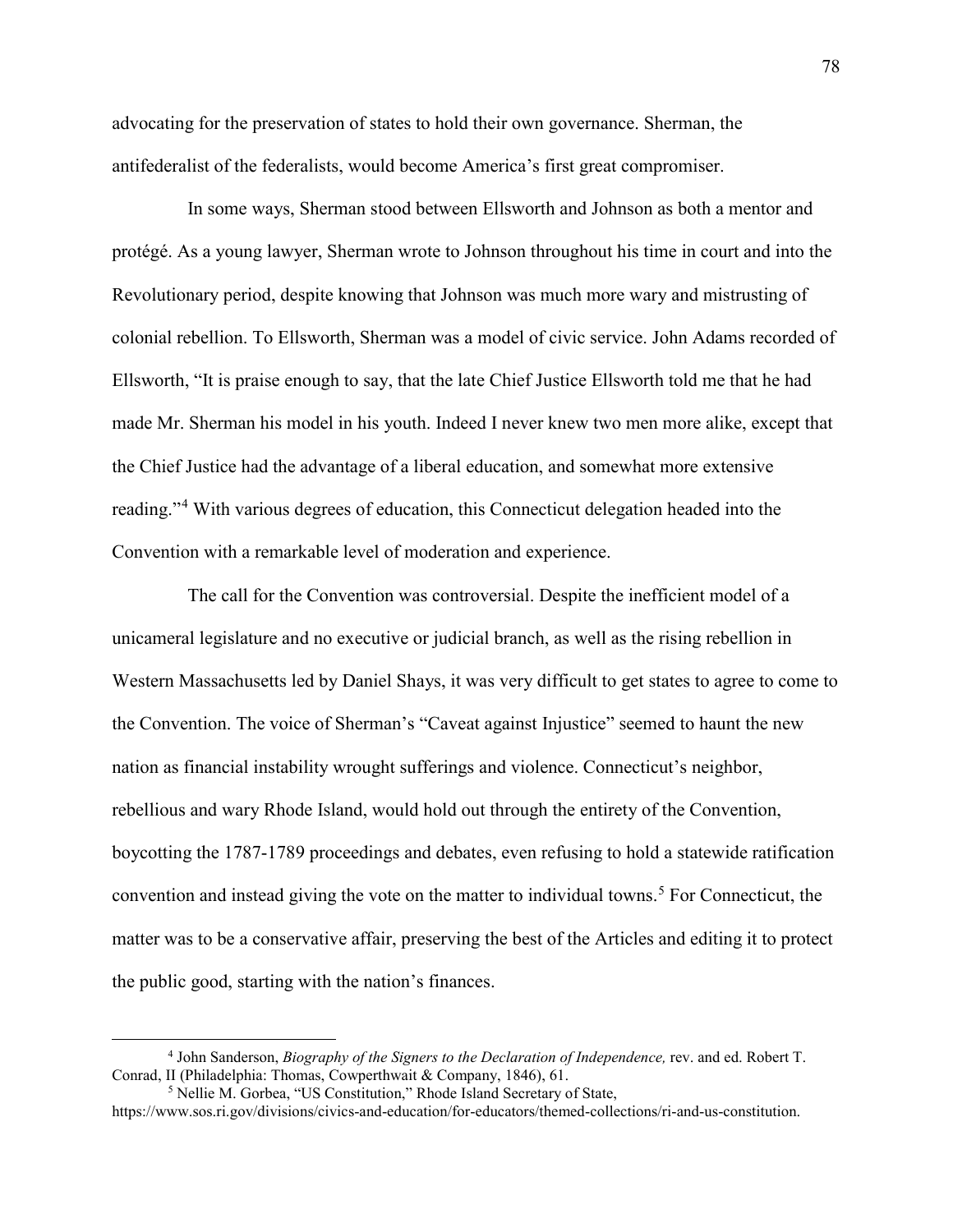advocating for the preservation of states to hold their own governance. Sherman, the antifederalist of the federalists, would become America's first great compromiser.

In some ways, Sherman stood between Ellsworth and Johnson as both a mentor and protégé. As a young lawyer, Sherman wrote to Johnson throughout his time in court and into the Revolutionary period, despite knowing that Johnson was much more wary and mistrusting of colonial rebellion. To Ellsworth, Sherman was a model of civic service. John Adams recorded of Ellsworth, "It is praise enough to say, that the late Chief Justice Ellsworth told me that he had made Mr. Sherman his model in his youth. Indeed I never knew two men more alike, except that the Chief Justice had the advantage of a liberal education, and somewhat more extensive reading."[4] With various degrees of education, this Connecticut delegation headed into the Convention with a remarkable level of moderation and experience.

The call for the Convention was controversial. Despite the inefficient model of a unicameral legislature and no executive or judicial branch, as well as the rising rebellion in Western Massachusetts led by Daniel Shays, it was very difficult to get states to agree to come to the Convention. The voice of Sherman's "Caveat against Injustice" seemed to haunt the new nation as financial instability wrought sufferings and violence. Connecticut's neighbor, rebellious and wary Rhode Island, would hold out through the entirety of the Convention, boycotting the 1787-1789 proceedings and debates, even refusing to hold a statewide ratification convention and instead giving the vote on the matter to individual towns.[5] For Connecticut, the matter was to be a conservative affair, preserving the best of the Articles and editing it to protect the public good, starting with the nation's finances.

---

[4] John Sanderson, *Biography of the Signers to the Declaration of Independence,* rev. and ed. Robert T. Conrad, II (Philadelphia: Thomas, Cowperthwait & Company, 1846), 61.

[5] Nellie M. Gorbea, "US Constitution," Rhode Island Secretary of State, https://www.sos.ri.gov/divisions/civics-and-education/for-educators/themed-collections/ri-and-us-constitution.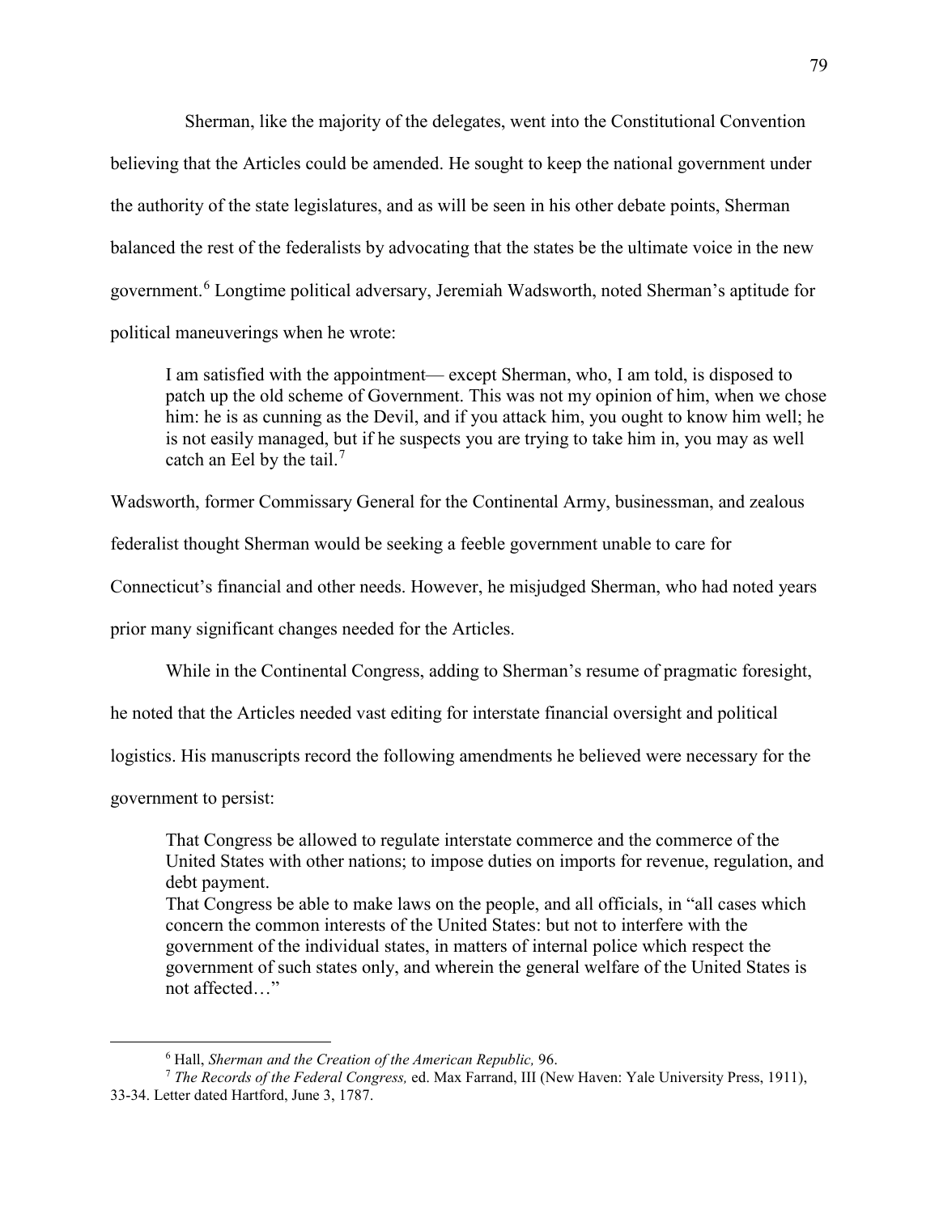Sherman, like the majority of the delegates, went into the Constitutional Convention believing that the Articles could be amended. He sought to keep the national government under the authority of the state legislatures, and as will be seen in his other debate points, Sherman balanced the rest of the federalists by advocating that the states be the ultimate voice in the new government.[6] Longtime political adversary, Jeremiah Wadsworth, noted Sherman's aptitude for political maneuverings when he wrote:

> I am satisfied with the appointment— except Sherman, who, I am told, is disposed to patch up the old scheme of Government. This was not my opinion of him, when we chose him: he is as cunning as the Devil, and if you attack him, you ought to know him well; he is not easily managed, but if he suspects you are trying to take him in, you may as well catch an Eel by the tail.[7]

Wadsworth, former Commissary General for the Continental Army, businessman, and zealous federalist thought Sherman would be seeking a feeble government unable to care for Connecticut's financial and other needs. However, he misjudged Sherman, who had noted years prior many significant changes needed for the Articles.

While in the Continental Congress, adding to Sherman's resume of pragmatic foresight, he noted that the Articles needed vast editing for interstate financial oversight and political logistics. His manuscripts record the following amendments he believed were necessary for the government to persist:

> That Congress be allowed to regulate interstate commerce and the commerce of the United States with other nations; to impose duties on imports for revenue, regulation, and debt payment.
> That Congress be able to make laws on the people, and all officials, in "all cases which concern the common interests of the United States: but not to interfere with the government of the individual states, in matters of internal police which respect the government of such states only, and wherein the general welfare of the United States is not affected…"

---

[6] Hall, *Sherman and the Creation of the American Republic,* 96.

[7] *The Records of the Federal Congress,* ed. Max Farrand, III (New Haven: Yale University Press, 1911), 33-34. Letter dated Hartford, June 3, 1787.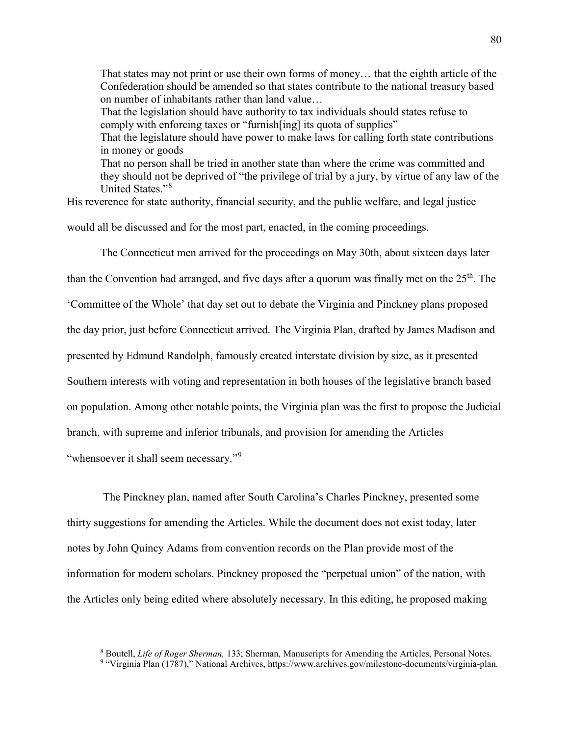> That states may not print or use their own forms of money… that the eighth article of the Confederation should be amended so that states contribute to the national treasury based on number of inhabitants rather than land value…
> That the legislation should have authority to tax individuals should states refuse to comply with enforcing taxes or "furnish[ing] its quota of supplies"
> That the legislature should have power to make laws for calling forth state contributions in money or goods
> That no person shall be tried in another state than where the crime was committed and they should not be deprived of "the privilege of trial by a jury, by virtue of any law of the United States."[8]

His reverence for state authority, financial security, and the public welfare, and legal justice would all be discussed and for the most part, enacted, in the coming proceedings.

The Connecticut men arrived for the proceedings on May 30th, about sixteen days later than the Convention had arranged, and five days after a quorum was finally met on the 25th. The 'Committee of the Whole' that day set out to debate the Virginia and Pinckney plans proposed the day prior, just before Connecticut arrived. The Virginia Plan, drafted by James Madison and presented by Edmund Randolph, famously created interstate division by size, as it presented Southern interests with voting and representation in both houses of the legislative branch based on population. Among other notable points, the Virginia plan was the first to propose the Judicial branch, with supreme and inferior tribunals, and provision for amending the Articles "whensoever it shall seem necessary."[9]

The Pinckney plan, named after South Carolina's Charles Pinckney, presented some thirty suggestions for amending the Articles. While the document does not exist today, later notes by John Quincy Adams from convention records on the Plan provide most of the information for modern scholars. Pinckney proposed the "perpetual union" of the nation, with the Articles only being edited where absolutely necessary. In this editing, he proposed making

---

[8] Boutell, *Life of Roger Sherman,* 133; Sherman, Manuscripts for Amending the Articles, Personal Notes.

[9] "Virginia Plan (1787)," National Archives, https://www.archives.gov/milestone-documents/virginia-plan.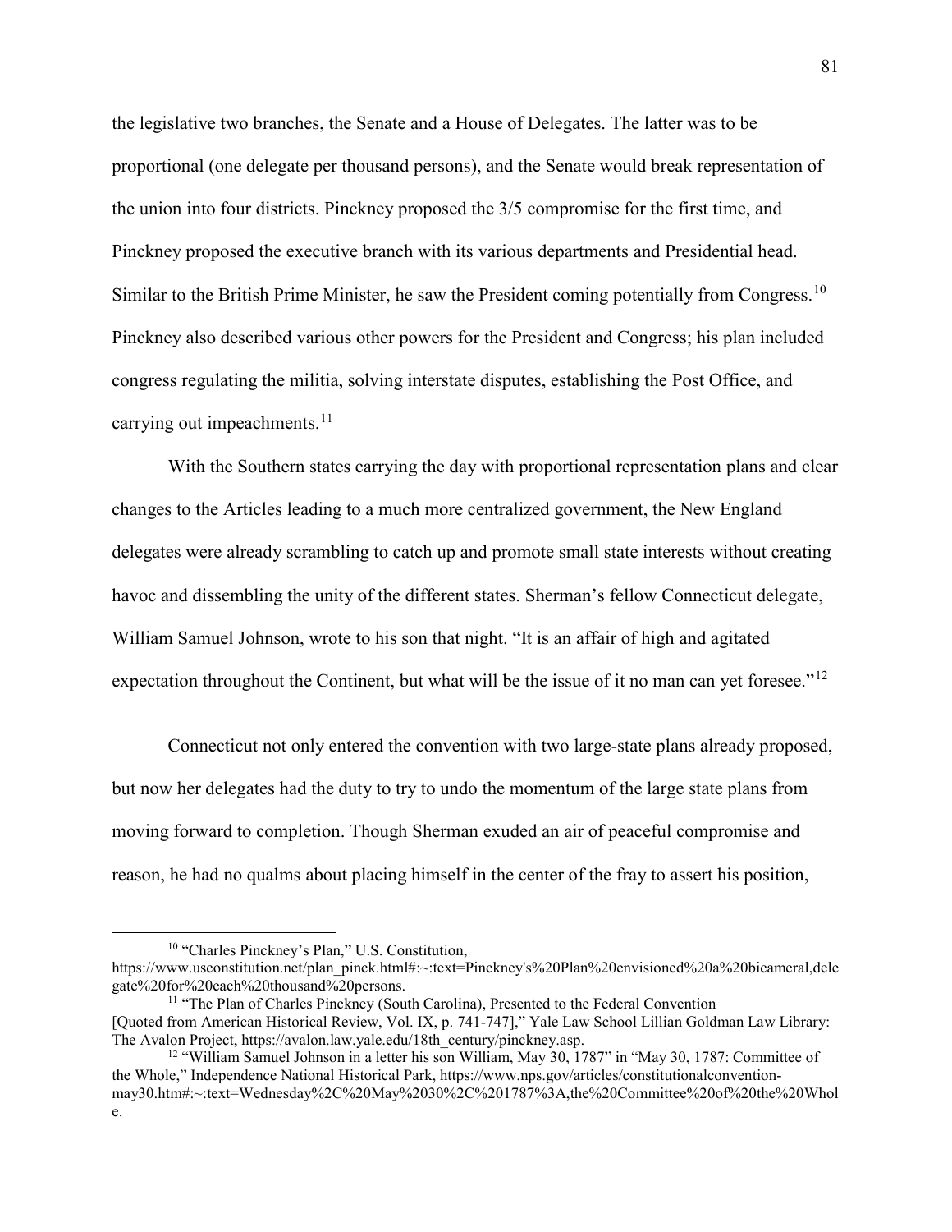the legislative two branches, the Senate and a House of Delegates. The latter was to be proportional (one delegate per thousand persons), and the Senate would break representation of the union into four districts. Pinckney proposed the 3/5 compromise for the first time, and Pinckney proposed the executive branch with its various departments and Presidential head. Similar to the British Prime Minister, he saw the President coming potentially from Congress.[10] Pinckney also described various other powers for the President and Congress; his plan included congress regulating the militia, solving interstate disputes, establishing the Post Office, and carrying out impeachments.[11]

With the Southern states carrying the day with proportional representation plans and clear changes to the Articles leading to a much more centralized government, the New England delegates were already scrambling to catch up and promote small state interests without creating havoc and dissembling the unity of the different states. Sherman's fellow Connecticut delegate, William Samuel Johnson, wrote to his son that night. "It is an affair of high and agitated expectation throughout the Continent, but what will be the issue of it no man can yet foresee."[12]

Connecticut not only entered the convention with two large-state plans already proposed, but now her delegates had the duty to try to undo the momentum of the large state plans from moving forward to completion. Though Sherman exuded an air of peaceful compromise and reason, he had no qualms about placing himself in the center of the fray to assert his position,

---

[10] "Charles Pinckney's Plan," U.S. Constitution, https://www.usconstitution.net/plan_pinck.html#:~:text=Pinckney's%20Plan%20envisioned%20a%20bicameral,delegate%20for%20each%20thousand%20persons.

[11] "The Plan of Charles Pinckney (South Carolina), Presented to the Federal Convention [Quoted from American Historical Review, Vol. IX, p. 741-747]," Yale Law School Lillian Goldman Law Library: The Avalon Project, https://avalon.law.yale.edu/18th_century/pinckney.asp.

[12] "William Samuel Johnson in a letter his son William, May 30, 1787" in "May 30, 1787: Committee of the Whole," Independence National Historical Park, https://www.nps.gov/articles/constitutionalconvention-may30.htm#:~:text=Wednesday%2C%20May%2030%2C%201787%3A,the%20Committee%20of%20the%20Whole.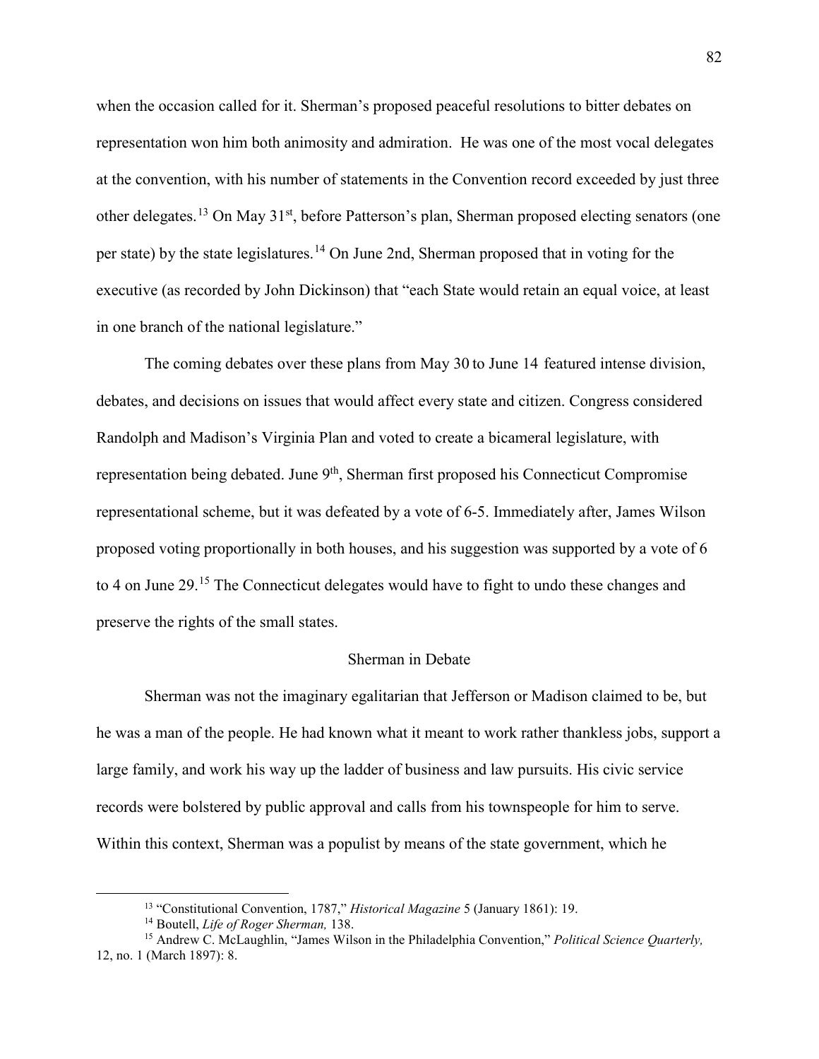when the occasion called for it. Sherman's proposed peaceful resolutions to bitter debates on representation won him both animosity and admiration. He was one of the most vocal delegates at the convention, with his number of statements in the Convention record exceeded by just three other delegates.[13] On May 31st, before Patterson's plan, Sherman proposed electing senators (one per state) by the state legislatures.[14] On June 2nd, Sherman proposed that in voting for the executive (as recorded by John Dickinson) that "each State would retain an equal voice, at least in one branch of the national legislature."

The coming debates over these plans from May 30 to June 14 featured intense division, debates, and decisions on issues that would affect every state and citizen. Congress considered Randolph and Madison's Virginia Plan and voted to create a bicameral legislature, with representation being debated. June 9th, Sherman first proposed his Connecticut Compromise representational scheme, but it was defeated by a vote of 6-5. Immediately after, James Wilson proposed voting proportionally in both houses, and his suggestion was supported by a vote of 6 to 4 on June 29.[15] The Connecticut delegates would have to fight to undo these changes and preserve the rights of the small states.

## Sherman in Debate

Sherman was not the imaginary egalitarian that Jefferson or Madison claimed to be, but he was a man of the people. He had known what it meant to work rather thankless jobs, support a large family, and work his way up the ladder of business and law pursuits. His civic service records were bolstered by public approval and calls from his townspeople for him to serve. Within this context, Sherman was a populist by means of the state government, which he

---

[13] "Constitutional Convention, 1787," *Historical Magazine* 5 (January 1861): 19.

[14] Boutell, *Life of Roger Sherman,* 138.

[15] Andrew C. McLaughlin, "James Wilson in the Philadelphia Convention," *Political Science Quarterly,* 12, no. 1 (March 1897): 8.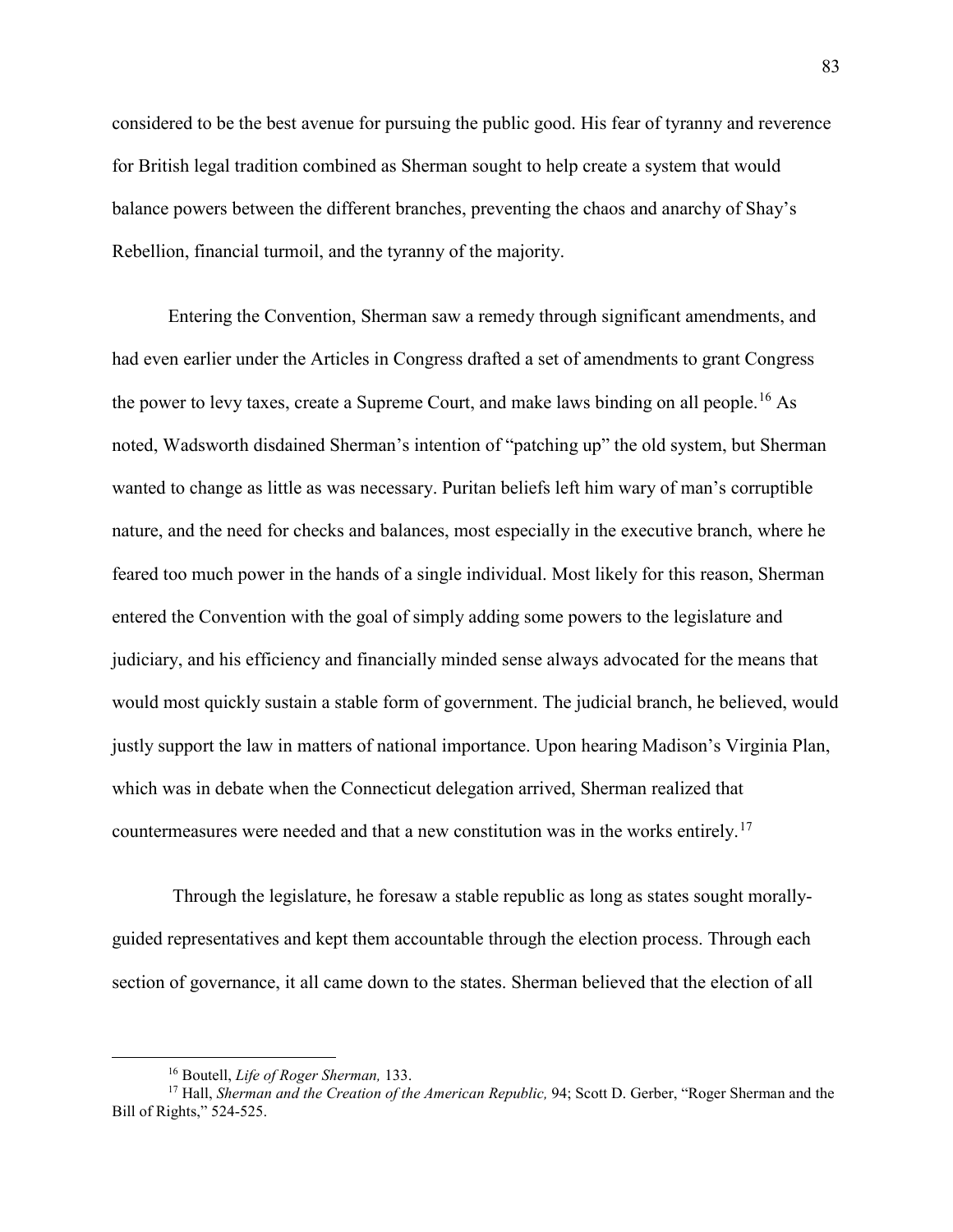considered to be the best avenue for pursuing the public good. His fear of tyranny and reverence for British legal tradition combined as Sherman sought to help create a system that would balance powers between the different branches, preventing the chaos and anarchy of Shay's Rebellion, financial turmoil, and the tyranny of the majority.

Entering the Convention, Sherman saw a remedy through significant amendments, and had even earlier under the Articles in Congress drafted a set of amendments to grant Congress the power to levy taxes, create a Supreme Court, and make laws binding on all people.[16] As noted, Wadsworth disdained Sherman's intention of "patching up" the old system, but Sherman wanted to change as little as was necessary. Puritan beliefs left him wary of man's corruptible nature, and the need for checks and balances, most especially in the executive branch, where he feared too much power in the hands of a single individual. Most likely for this reason, Sherman entered the Convention with the goal of simply adding some powers to the legislature and judiciary, and his efficiency and financially minded sense always advocated for the means that would most quickly sustain a stable form of government. The judicial branch, he believed, would justly support the law in matters of national importance. Upon hearing Madison's Virginia Plan, which was in debate when the Connecticut delegation arrived, Sherman realized that countermeasures were needed and that a new constitution was in the works entirely.[17]

Through the legislature, he foresaw a stable republic as long as states sought morally-guided representatives and kept them accountable through the election process. Through each section of governance, it all came down to the states. Sherman believed that the election of all

[16] Boutell, *Life of Roger Sherman,* 133.

[17] Hall, *Sherman and the Creation of the American Republic,* 94; Scott D. Gerber, "Roger Sherman and the Bill of Rights," 524-525.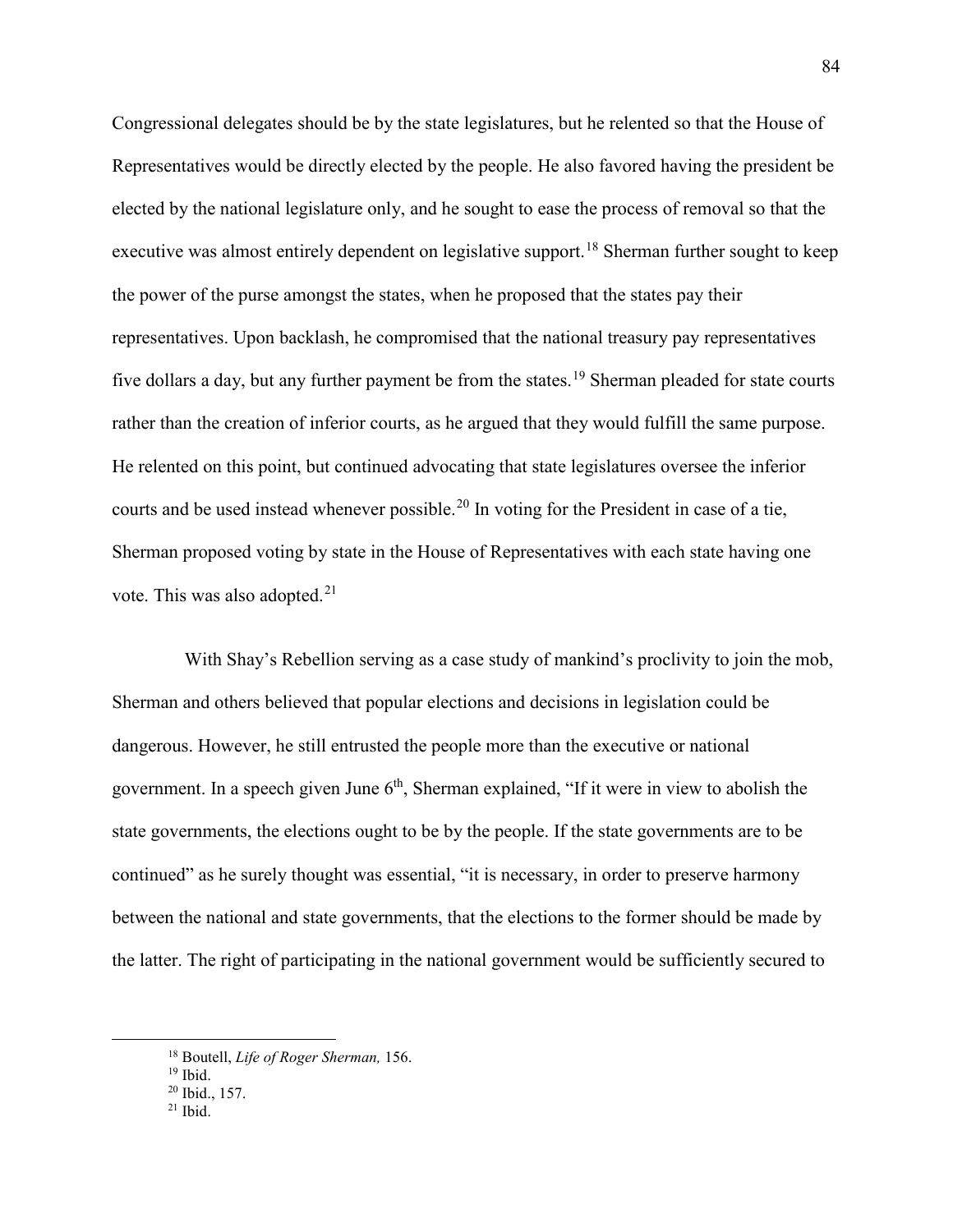Congressional delegates should be by the state legislatures, but he relented so that the House of Representatives would be directly elected by the people. He also favored having the president be elected by the national legislature only, and he sought to ease the process of removal so that the executive was almost entirely dependent on legislative support.[18] Sherman further sought to keep the power of the purse amongst the states, when he proposed that the states pay their representatives. Upon backlash, he compromised that the national treasury pay representatives five dollars a day, but any further payment be from the states.[19] Sherman pleaded for state courts rather than the creation of inferior courts, as he argued that they would fulfill the same purpose. He relented on this point, but continued advocating that state legislatures oversee the inferior courts and be used instead whenever possible.[20] In voting for the President in case of a tie, Sherman proposed voting by state in the House of Representatives with each state having one vote. This was also adopted.[21]

With Shay's Rebellion serving as a case study of mankind's proclivity to join the mob, Sherman and others believed that popular elections and decisions in legislation could be dangerous. However, he still entrusted the people more than the executive or national government. In a speech given June 6th, Sherman explained, "If it were in view to abolish the state governments, the elections ought to be by the people. If the state governments are to be continued" as he surely thought was essential, "it is necessary, in order to preserve harmony between the national and state governments, that the elections to the former should be made by the latter. The right of participating in the national government would be sufficiently secured to

[18] Boutell, *Life of Roger Sherman,* 156.
[19] Ibid.
[20] Ibid., 157.
[21] Ibid.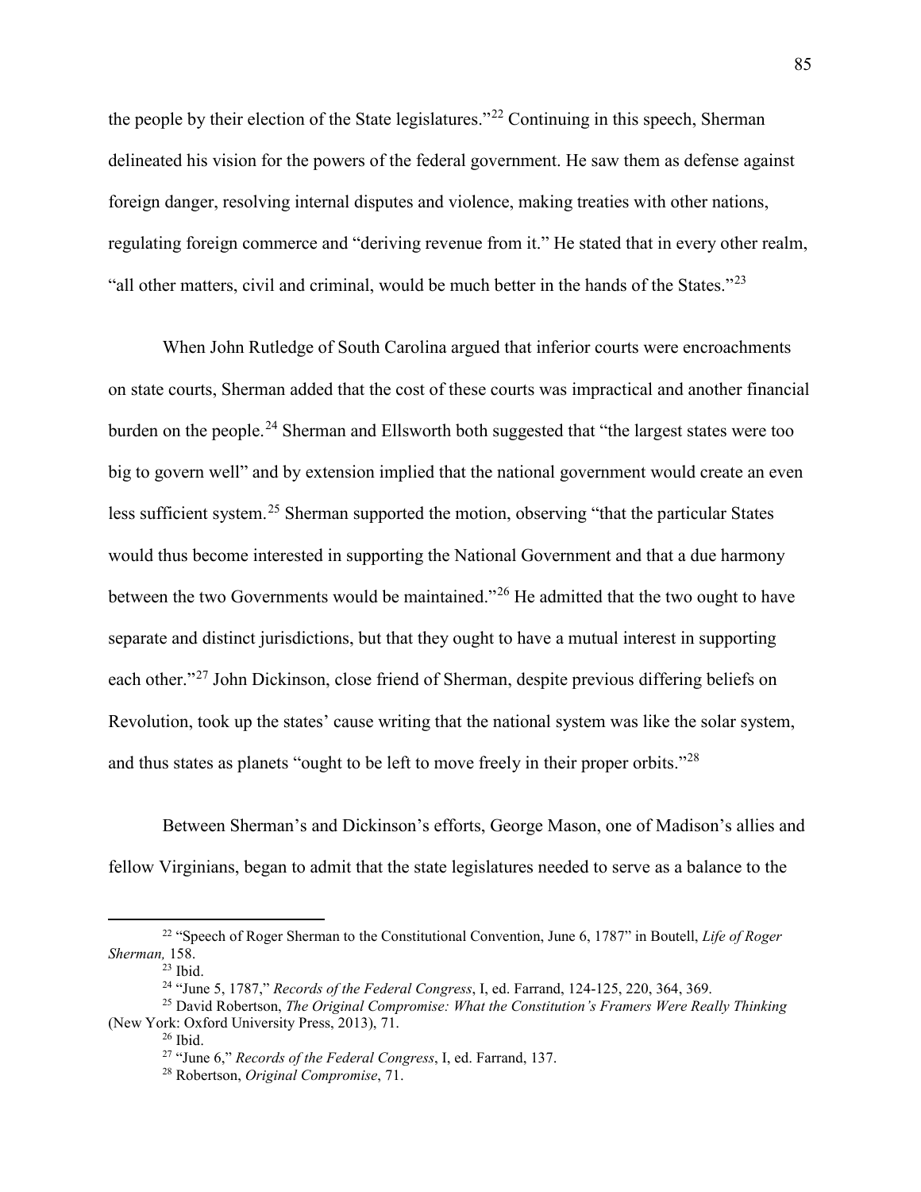the people by their election of the State legislatures."[22] Continuing in this speech, Sherman delineated his vision for the powers of the federal government. He saw them as defense against foreign danger, resolving internal disputes and violence, making treaties with other nations, regulating foreign commerce and "deriving revenue from it." He stated that in every other realm, "all other matters, civil and criminal, would be much better in the hands of the States."[23]

When John Rutledge of South Carolina argued that inferior courts were encroachments on state courts, Sherman added that the cost of these courts was impractical and another financial burden on the people.[24] Sherman and Ellsworth both suggested that "the largest states were too big to govern well" and by extension implied that the national government would create an even less sufficient system.[25] Sherman supported the motion, observing "that the particular States would thus become interested in supporting the National Government and that a due harmony between the two Governments would be maintained."[26] He admitted that the two ought to have separate and distinct jurisdictions, but that they ought to have a mutual interest in supporting each other."[27] John Dickinson, close friend of Sherman, despite previous differing beliefs on Revolution, took up the states' cause writing that the national system was like the solar system, and thus states as planets "ought to be left to move freely in their proper orbits."[28]

Between Sherman's and Dickinson's efforts, George Mason, one of Madison's allies and fellow Virginians, began to admit that the state legislatures needed to serve as a balance to the

---

[22] "Speech of Roger Sherman to the Constitutional Convention, June 6, 1787" in Boutell, *Life of Roger Sherman,* 158.

[23] Ibid.

[24] "June 5, 1787," *Records of the Federal Congress*, I, ed. Farrand, 124-125, 220, 364, 369.

[25] David Robertson, *The Original Compromise: What the Constitution's Framers Were Really Thinking* (New York: Oxford University Press, 2013), 71.

[26] Ibid.

[27] "June 6," *Records of the Federal Congress*, I, ed. Farrand, 137.

[28] Robertson, *Original Compromise*, 71.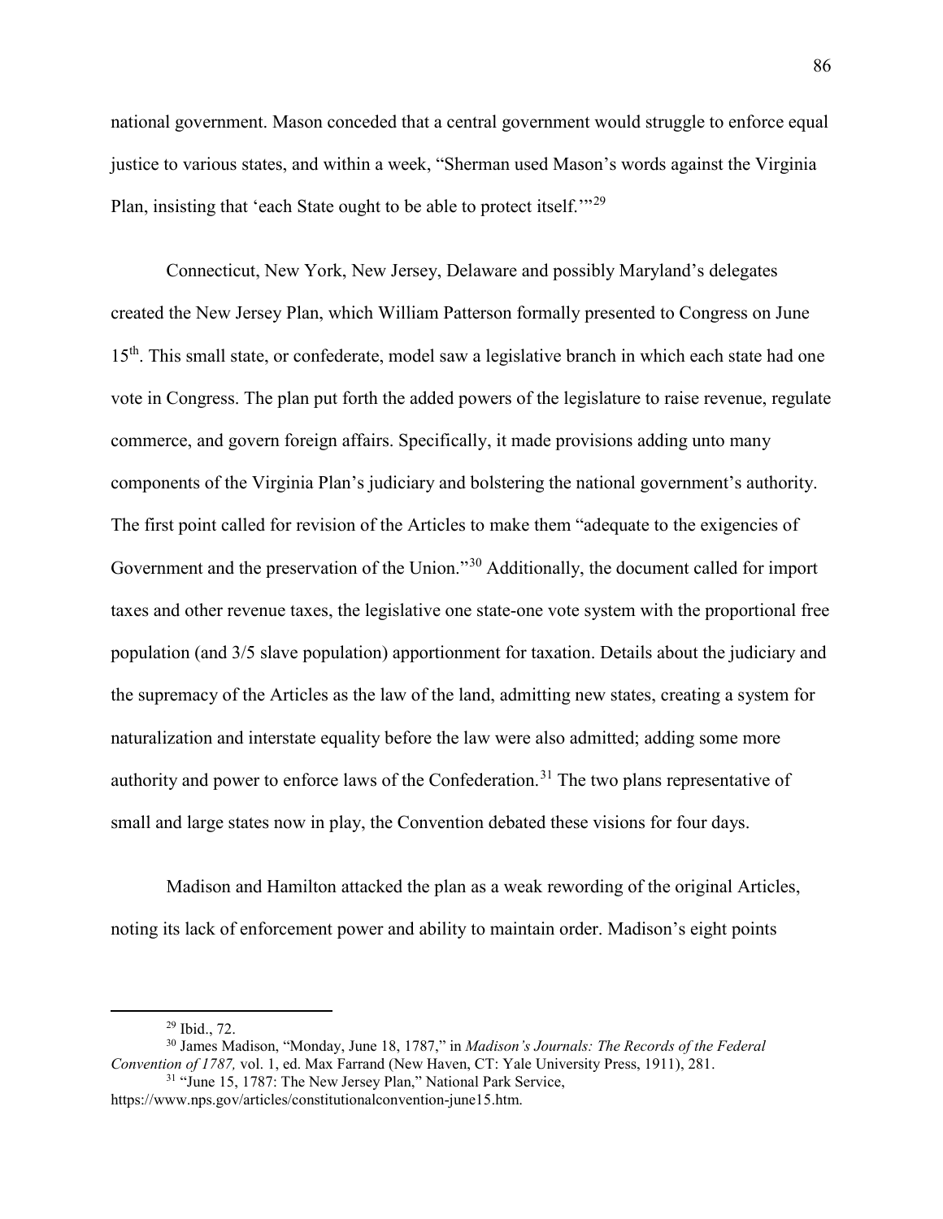national government. Mason conceded that a central government would struggle to enforce equal justice to various states, and within a week, "Sherman used Mason's words against the Virginia Plan, insisting that 'each State ought to be able to protect itself.'"[29]

Connecticut, New York, New Jersey, Delaware and possibly Maryland's delegates created the New Jersey Plan, which William Patterson formally presented to Congress on June 15th. This small state, or confederate, model saw a legislative branch in which each state had one vote in Congress. The plan put forth the added powers of the legislature to raise revenue, regulate commerce, and govern foreign affairs. Specifically, it made provisions adding unto many components of the Virginia Plan's judiciary and bolstering the national government's authority. The first point called for revision of the Articles to make them "adequate to the exigencies of Government and the preservation of the Union."[30] Additionally, the document called for import taxes and other revenue taxes, the legislative one state-one vote system with the proportional free population (and 3/5 slave population) apportionment for taxation. Details about the judiciary and the supremacy of the Articles as the law of the land, admitting new states, creating a system for naturalization and interstate equality before the law were also admitted; adding some more authority and power to enforce laws of the Confederation.[31] The two plans representative of small and large states now in play, the Convention debated these visions for four days.

Madison and Hamilton attacked the plan as a weak rewording of the original Articles, noting its lack of enforcement power and ability to maintain order. Madison's eight points

---

[29] Ibid., 72.

[30] James Madison, "Monday, June 18, 1787," in *Madison's Journals: The Records of the Federal Convention of 1787,* vol. 1, ed. Max Farrand (New Haven, CT: Yale University Press, 1911), 281.

[31] "June 15, 1787: The New Jersey Plan," National Park Service, https://www.nps.gov/articles/constitutionalconvention-june15.htm.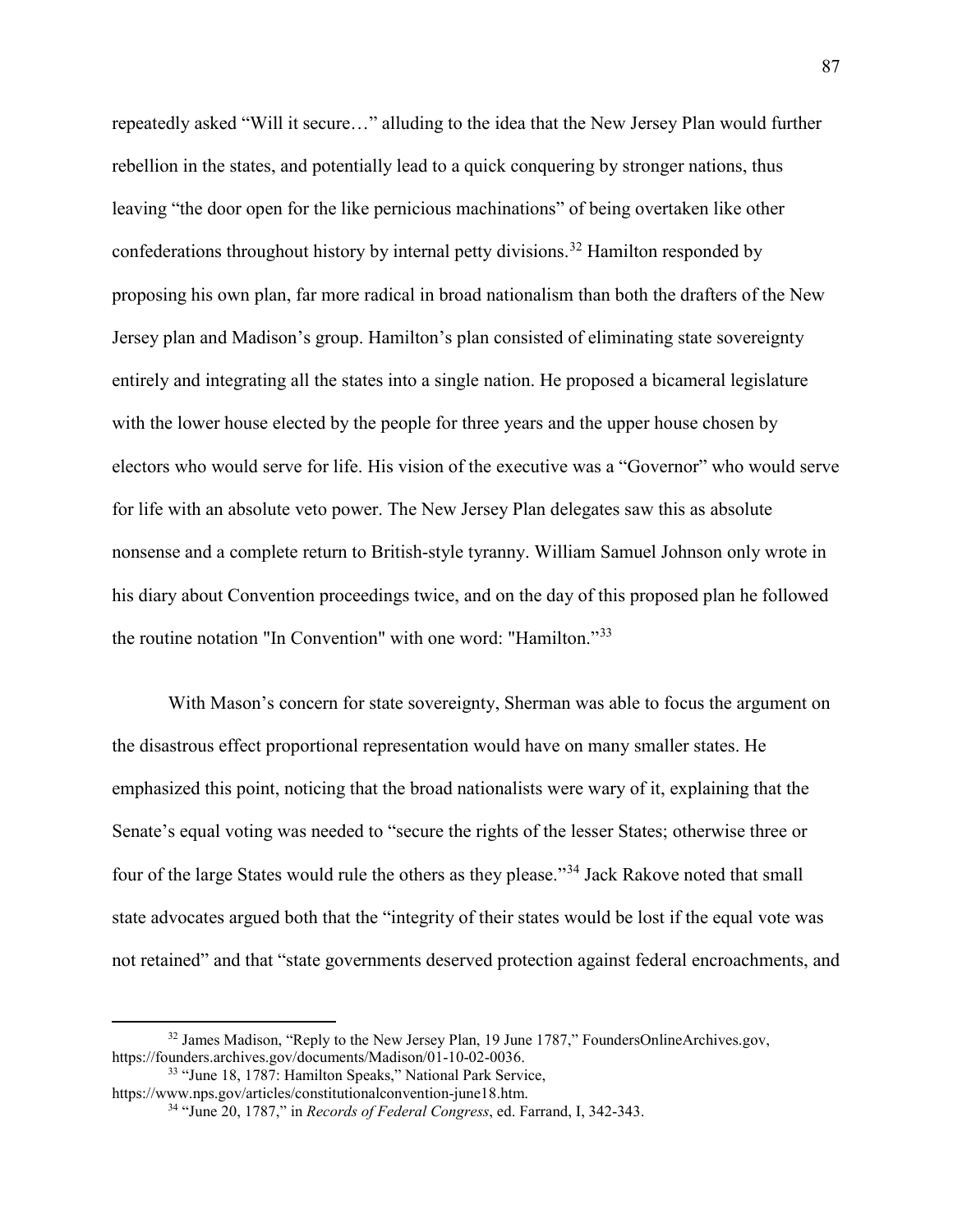repeatedly asked "Will it secure…" alluding to the idea that the New Jersey Plan would further rebellion in the states, and potentially lead to a quick conquering by stronger nations, thus leaving "the door open for the like pernicious machinations" of being overtaken like other confederations throughout history by internal petty divisions.[32] Hamilton responded by proposing his own plan, far more radical in broad nationalism than both the drafters of the New Jersey plan and Madison's group. Hamilton's plan consisted of eliminating state sovereignty entirely and integrating all the states into a single nation. He proposed a bicameral legislature with the lower house elected by the people for three years and the upper house chosen by electors who would serve for life. His vision of the executive was a "Governor" who would serve for life with an absolute veto power. The New Jersey Plan delegates saw this as absolute nonsense and a complete return to British-style tyranny. William Samuel Johnson only wrote in his diary about Convention proceedings twice, and on the day of this proposed plan he followed the routine notation "In Convention" with one word: "Hamilton."[33]

With Mason's concern for state sovereignty, Sherman was able to focus the argument on the disastrous effect proportional representation would have on many smaller states. He emphasized this point, noticing that the broad nationalists were wary of it, explaining that the Senate's equal voting was needed to "secure the rights of the lesser States; otherwise three or four of the large States would rule the others as they please."[34] Jack Rakove noted that small state advocates argued both that the "integrity of their states would be lost if the equal vote was not retained" and that "state governments deserved protection against federal encroachments, and

---

[32] James Madison, "Reply to the New Jersey Plan, 19 June 1787," FoundersOnlineArchives.gov, https://founders.archives.gov/documents/Madison/01-10-02-0036.

[33] "June 18, 1787: Hamilton Speaks," National Park Service, https://www.nps.gov/articles/constitutionalconvention-june18.htm.

[34] "June 20, 1787," in *Records of Federal Congress*, ed. Farrand, I, 342-343.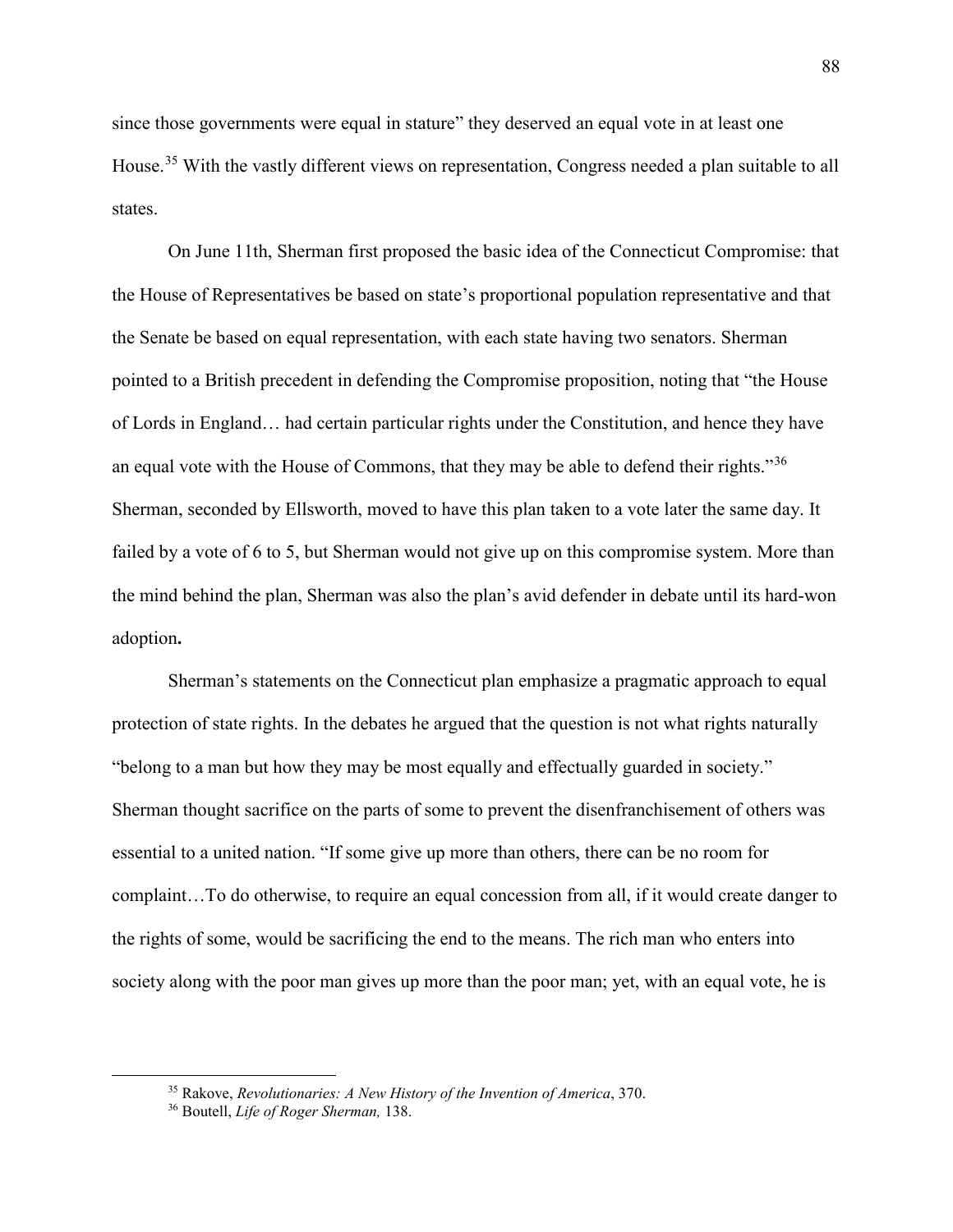since those governments were equal in stature" they deserved an equal vote in at least one House.[35] With the vastly different views on representation, Congress needed a plan suitable to all states.

On June 11th, Sherman first proposed the basic idea of the Connecticut Compromise: that the House of Representatives be based on state's proportional population representative and that the Senate be based on equal representation, with each state having two senators. Sherman pointed to a British precedent in defending the Compromise proposition, noting that "the House of Lords in England… had certain particular rights under the Constitution, and hence they have an equal vote with the House of Commons, that they may be able to defend their rights."[36] Sherman, seconded by Ellsworth, moved to have this plan taken to a vote later the same day. It failed by a vote of 6 to 5, but Sherman would not give up on this compromise system. More than the mind behind the plan, Sherman was also the plan's avid defender in debate until its hard-won adoption**.**

Sherman's statements on the Connecticut plan emphasize a pragmatic approach to equal protection of state rights. In the debates he argued that the question is not what rights naturally "belong to a man but how they may be most equally and effectually guarded in society." Sherman thought sacrifice on the parts of some to prevent the disenfranchisement of others was essential to a united nation. "If some give up more than others, there can be no room for complaint…To do otherwise, to require an equal concession from all, if it would create danger to the rights of some, would be sacrificing the end to the means. The rich man who enters into society along with the poor man gives up more than the poor man; yet, with an equal vote, he is

[35] Rakove, *Revolutionaries: A New History of the Invention of America*, 370.

[36] Boutell, *Life of Roger Sherman,* 138.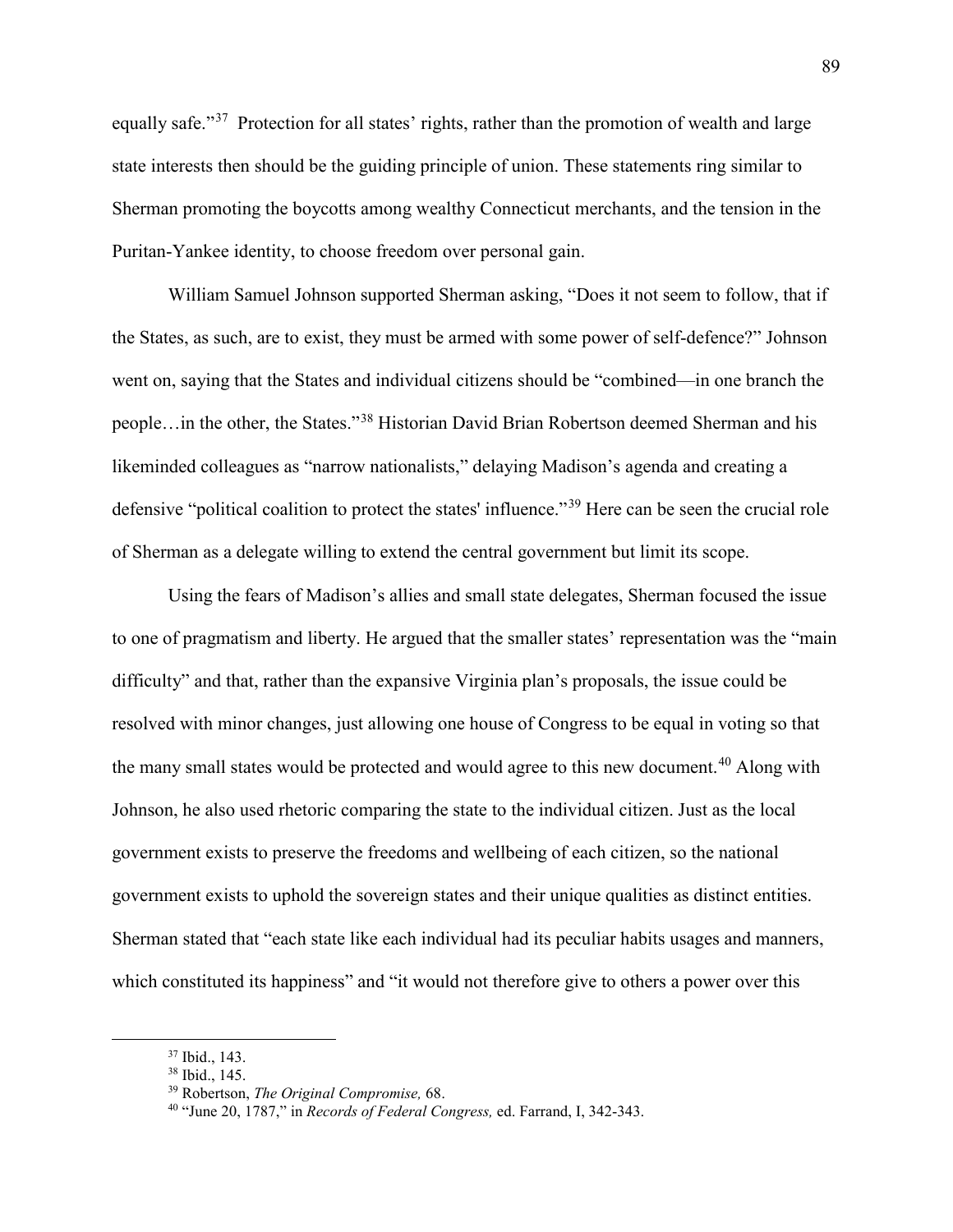equally safe."[37] Protection for all states' rights, rather than the promotion of wealth and large state interests then should be the guiding principle of union. These statements ring similar to Sherman promoting the boycotts among wealthy Connecticut merchants, and the tension in the Puritan-Yankee identity, to choose freedom over personal gain.

William Samuel Johnson supported Sherman asking, "Does it not seem to follow, that if the States, as such, are to exist, they must be armed with some power of self-defence?" Johnson went on, saying that the States and individual citizens should be "combined—in one branch the people…in the other, the States."[38] Historian David Brian Robertson deemed Sherman and his likeminded colleagues as "narrow nationalists," delaying Madison's agenda and creating a defensive "political coalition to protect the states' influence."[39] Here can be seen the crucial role of Sherman as a delegate willing to extend the central government but limit its scope.

Using the fears of Madison's allies and small state delegates, Sherman focused the issue to one of pragmatism and liberty. He argued that the smaller states' representation was the "main difficulty" and that, rather than the expansive Virginia plan's proposals, the issue could be resolved with minor changes, just allowing one house of Congress to be equal in voting so that the many small states would be protected and would agree to this new document.[40] Along with Johnson, he also used rhetoric comparing the state to the individual citizen. Just as the local government exists to preserve the freedoms and wellbeing of each citizen, so the national government exists to uphold the sovereign states and their unique qualities as distinct entities. Sherman stated that "each state like each individual had its peculiar habits usages and manners, which constituted its happiness" and "it would not therefore give to others a power over this

---

[37] Ibid., 143.

[38] Ibid., 145.

[39] Robertson, *The Original Compromise,* 68.

[40] "June 20, 1787," in *Records of Federal Congress,* ed. Farrand, I, 342-343.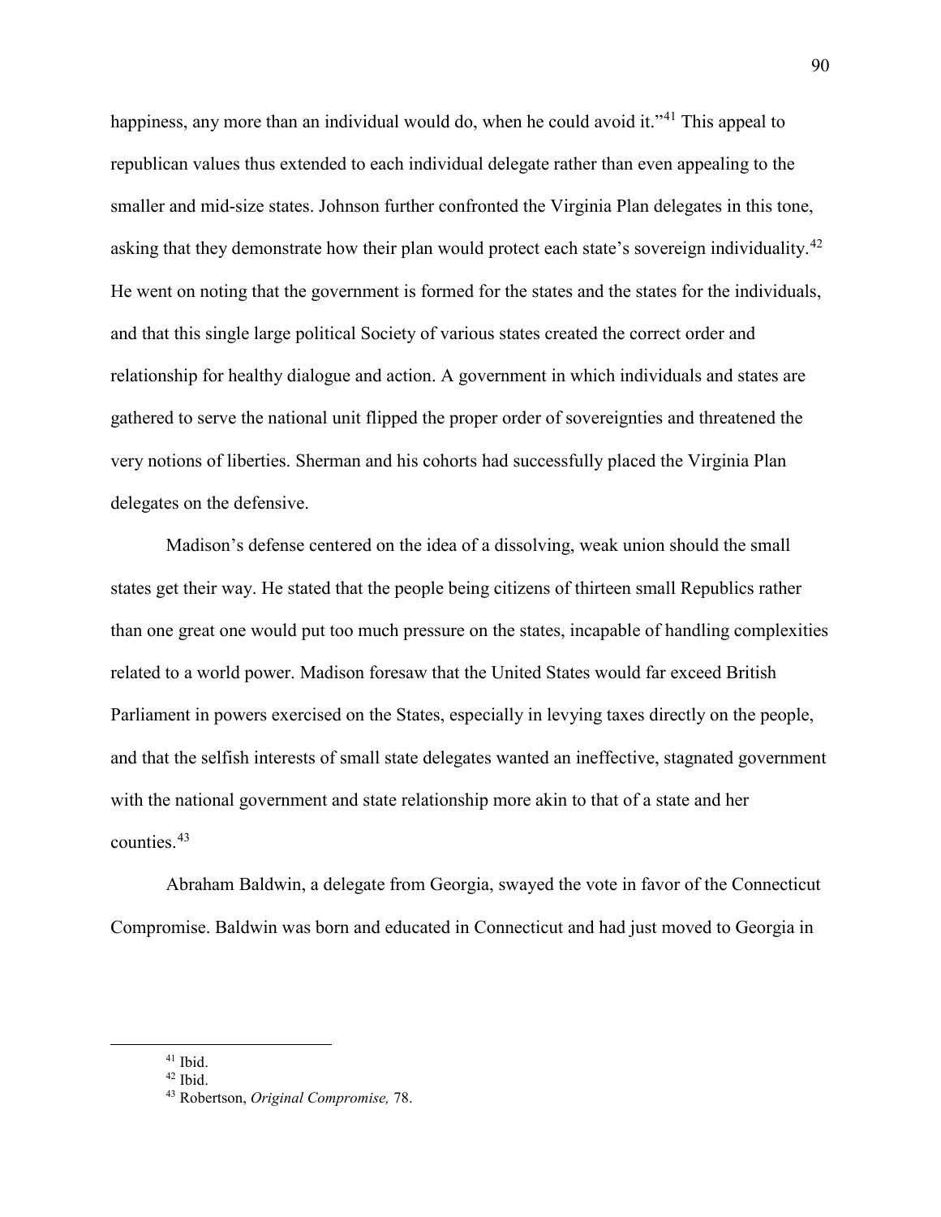happiness, any more than an individual would do, when he could avoid it."[41] This appeal to republican values thus extended to each individual delegate rather than even appealing to the smaller and mid-size states. Johnson further confronted the Virginia Plan delegates in this tone, asking that they demonstrate how their plan would protect each state's sovereign individuality.[42] He went on noting that the government is formed for the states and the states for the individuals, and that this single large political Society of various states created the correct order and relationship for healthy dialogue and action. A government in which individuals and states are gathered to serve the national unit flipped the proper order of sovereignties and threatened the very notions of liberties. Sherman and his cohorts had successfully placed the Virginia Plan delegates on the defensive.

Madison's defense centered on the idea of a dissolving, weak union should the small states get their way. He stated that the people being citizens of thirteen small Republics rather than one great one would put too much pressure on the states, incapable of handling complexities related to a world power. Madison foresaw that the United States would far exceed British Parliament in powers exercised on the States, especially in levying taxes directly on the people, and that the selfish interests of small state delegates wanted an ineffective, stagnated government with the national government and state relationship more akin to that of a state and her counties.[43]

Abraham Baldwin, a delegate from Georgia, swayed the vote in favor of the Connecticut Compromise. Baldwin was born and educated in Connecticut and had just moved to Georgia in

---

[41] Ibid.

[42] Ibid.

[43] Robertson, *Original Compromise,* 78.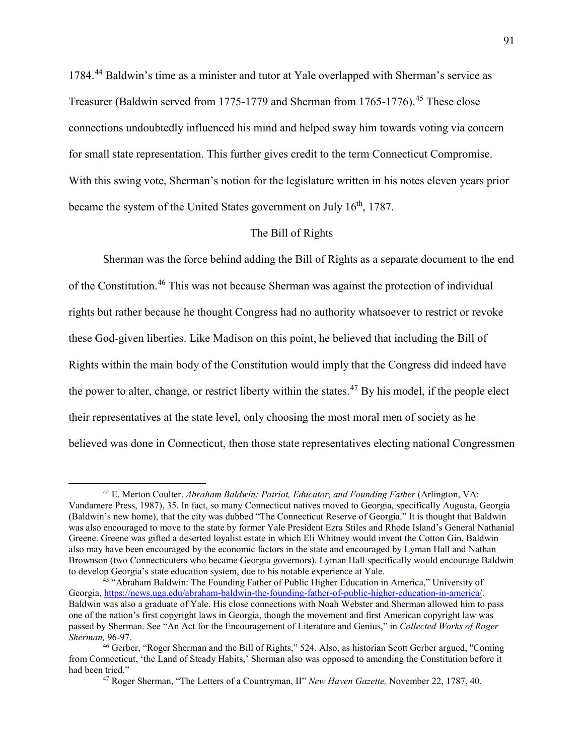1784.[44] Baldwin's time as a minister and tutor at Yale overlapped with Sherman's service as Treasurer (Baldwin served from 1775-1779 and Sherman from 1765-1776).[45] These close connections undoubtedly influenced his mind and helped sway him towards voting via concern for small state representation. This further gives credit to the term Connecticut Compromise. With this swing vote, Sherman's notion for the legislature written in his notes eleven years prior became the system of the United States government on July 16th, 1787.

## The Bill of Rights

Sherman was the force behind adding the Bill of Rights as a separate document to the end of the Constitution.[46] This was not because Sherman was against the protection of individual rights but rather because he thought Congress had no authority whatsoever to restrict or revoke these God-given liberties. Like Madison on this point, he believed that including the Bill of Rights within the main body of the Constitution would imply that the Congress did indeed have the power to alter, change, or restrict liberty within the states.[47] By his model, if the people elect their representatives at the state level, only choosing the most moral men of society as he believed was done in Connecticut, then those state representatives electing national Congressmen

---

[44] E. Merton Coulter, *Abraham Baldwin: Patriot, Educator, and Founding Father* (Arlington, VA: Vandamere Press, 1987), 35. In fact, so many Connecticut natives moved to Georgia, specifically Augusta, Georgia (Baldwin's new home), that the city was dubbed "The Connecticut Reserve of Georgia." It is thought that Baldwin was also encouraged to move to the state by former Yale President Ezra Stiles and Rhode Island's General Nathanial Greene. Greene was gifted a deserted loyalist estate in which Eli Whitney would invent the Cotton Gin. Baldwin also may have been encouraged by the economic factors in the state and encouraged by Lyman Hall and Nathan Brownson (two Connecticuters who became Georgia governors). Lyman Hall specifically would encourage Baldwin to develop Georgia's state education system, due to his notable experience at Yale.

[45] "Abraham Baldwin: The Founding Father of Public Higher Education in America," University of Georgia, https://news.uga.edu/abraham-baldwin-the-founding-father-of-public-higher-education-in-america/. Baldwin was also a graduate of Yale. His close connections with Noah Webster and Sherman allowed him to pass one of the nation's first copyright laws in Georgia, though the movement and first American copyright law was passed by Sherman. See "An Act for the Encouragement of Literature and Genius," in *Collected Works of Roger Sherman,* 96-97.

[46] Gerber, "Roger Sherman and the Bill of Rights," 524. Also, as historian Scott Gerber argued, "Coming from Connecticut, 'the Land of Steady Habits,' Sherman also was opposed to amending the Constitution before it had been tried."

[47] Roger Sherman, "The Letters of a Countryman, II" *New Haven Gazette,* November 22, 1787, 40.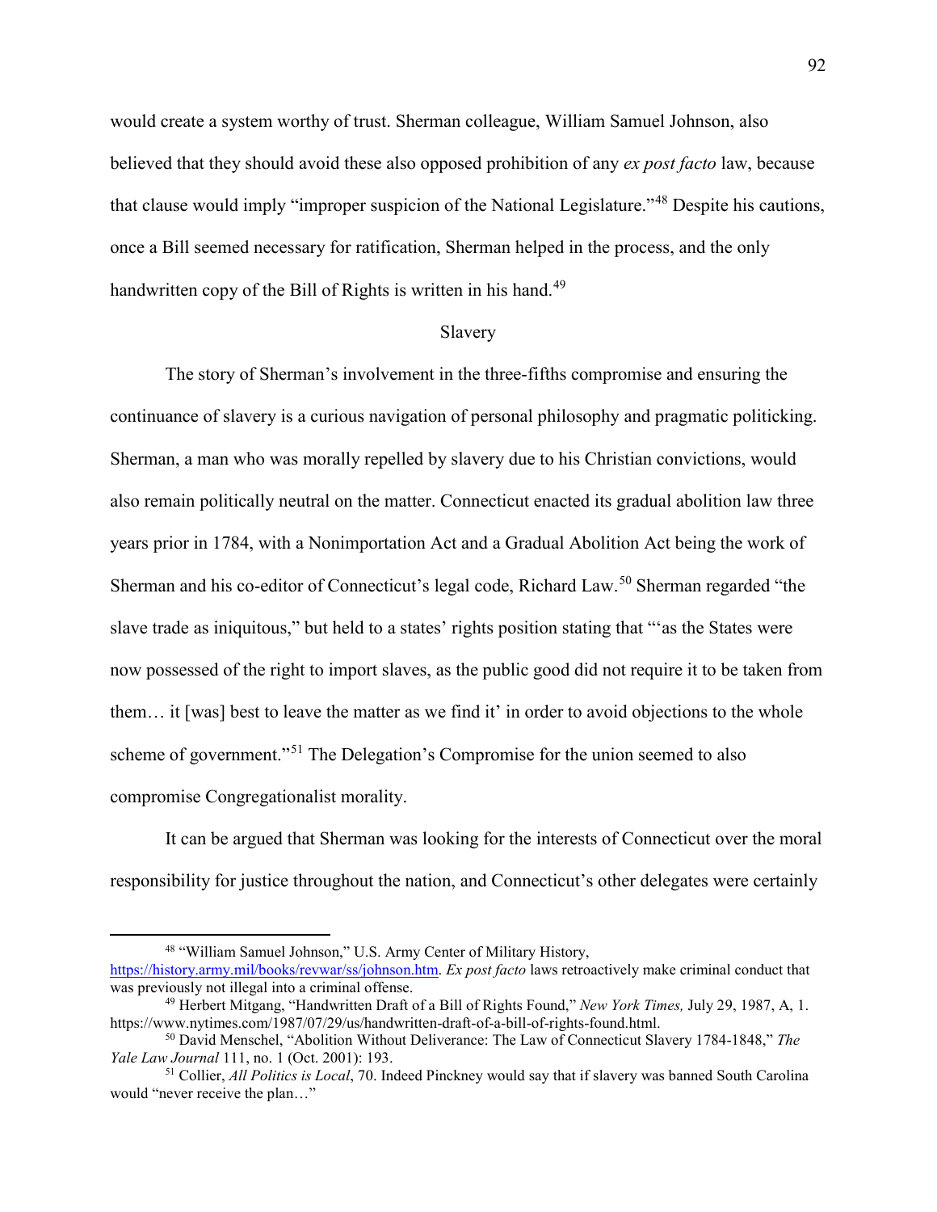would create a system worthy of trust. Sherman colleague, William Samuel Johnson, also believed that they should avoid these also opposed prohibition of any *ex post facto* law, because that clause would imply "improper suspicion of the National Legislature."[48] Despite his cautions, once a Bill seemed necessary for ratification, Sherman helped in the process, and the only handwritten copy of the Bill of Rights is written in his hand.[49]

## Slavery

The story of Sherman's involvement in the three-fifths compromise and ensuring the continuance of slavery is a curious navigation of personal philosophy and pragmatic politicking. Sherman, a man who was morally repelled by slavery due to his Christian convictions, would also remain politically neutral on the matter. Connecticut enacted its gradual abolition law three years prior in 1784, with a Nonimportation Act and a Gradual Abolition Act being the work of Sherman and his co-editor of Connecticut's legal code, Richard Law.[50] Sherman regarded "the slave trade as iniquitous," but held to a states' rights position stating that "'as the States were now possessed of the right to import slaves, as the public good did not require it to be taken from them… it [was] best to leave the matter as we find it' in order to avoid objections to the whole scheme of government."[51] The Delegation's Compromise for the union seemed to also compromise Congregationalist morality.

It can be argued that Sherman was looking for the interests of Connecticut over the moral responsibility for justice throughout the nation, and Connecticut's other delegates were certainly

---

[48] "William Samuel Johnson," U.S. Army Center of Military History, https://history.army.mil/books/revwar/ss/johnson.htm. *Ex post facto* laws retroactively make criminal conduct that was previously not illegal into a criminal offense.

[49] Herbert Mitgang, "Handwritten Draft of a Bill of Rights Found," *New York Times,* July 29, 1987, A, 1. https://www.nytimes.com/1987/07/29/us/handwritten-draft-of-a-bill-of-rights-found.html.

[50] David Menschel, "Abolition Without Deliverance: The Law of Connecticut Slavery 1784-1848," *The Yale Law Journal* 111, no. 1 (Oct. 2001): 193.

[51] Collier, *All Politics is Local*, 70. Indeed Pinckney would say that if slavery was banned South Carolina would "never receive the plan…"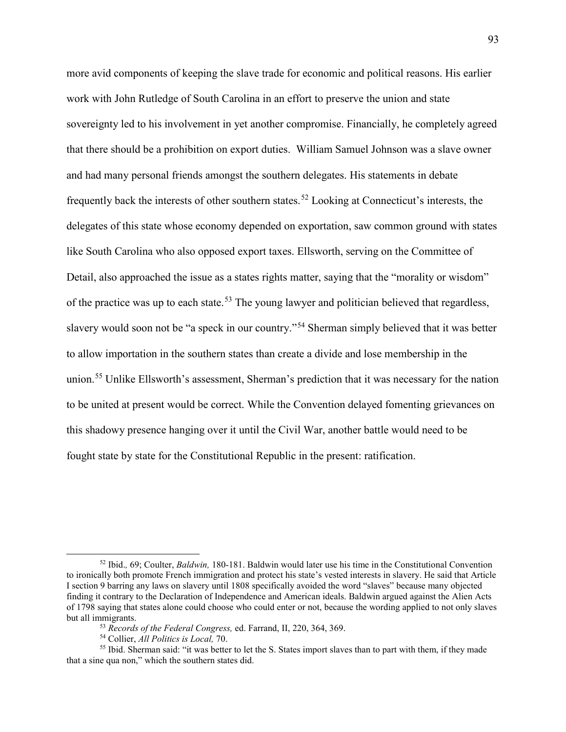more avid components of keeping the slave trade for economic and political reasons. His earlier work with John Rutledge of South Carolina in an effort to preserve the union and state sovereignty led to his involvement in yet another compromise. Financially, he completely agreed that there should be a prohibition on export duties. William Samuel Johnson was a slave owner and had many personal friends amongst the southern delegates. His statements in debate frequently back the interests of other southern states.[52] Looking at Connecticut's interests, the delegates of this state whose economy depended on exportation, saw common ground with states like South Carolina who also opposed export taxes. Ellsworth, serving on the Committee of Detail, also approached the issue as a states rights matter, saying that the "morality or wisdom" of the practice was up to each state.[53] The young lawyer and politician believed that regardless, slavery would soon not be "a speck in our country."[54] Sherman simply believed that it was better to allow importation in the southern states than create a divide and lose membership in the union.[55] Unlike Ellsworth's assessment, Sherman's prediction that it was necessary for the nation to be united at present would be correct. While the Convention delayed fomenting grievances on this shadowy presence hanging over it until the Civil War, another battle would need to be fought state by state for the Constitutional Republic in the present: ratification.

---

[52] Ibid., 69; Coulter, *Baldwin,* 180-181. Baldwin would later use his time in the Constitutional Convention to ironically both promote French immigration and protect his state's vested interests in slavery. He said that Article I section 9 barring any laws on slavery until 1808 specifically avoided the word "slaves" because many objected finding it contrary to the Declaration of Independence and American ideals. Baldwin argued against the Alien Acts of 1798 saying that states alone could choose who could enter or not, because the wording applied to not only slaves but all immigrants.

[53] *Records of the Federal Congress,* ed. Farrand, II, 220, 364, 369.

[54] Collier, *All Politics is Local,* 70.

[55] Ibid. Sherman said: "it was better to let the S. States import slaves than to part with them, if they made that a sine qua non," which the southern states did.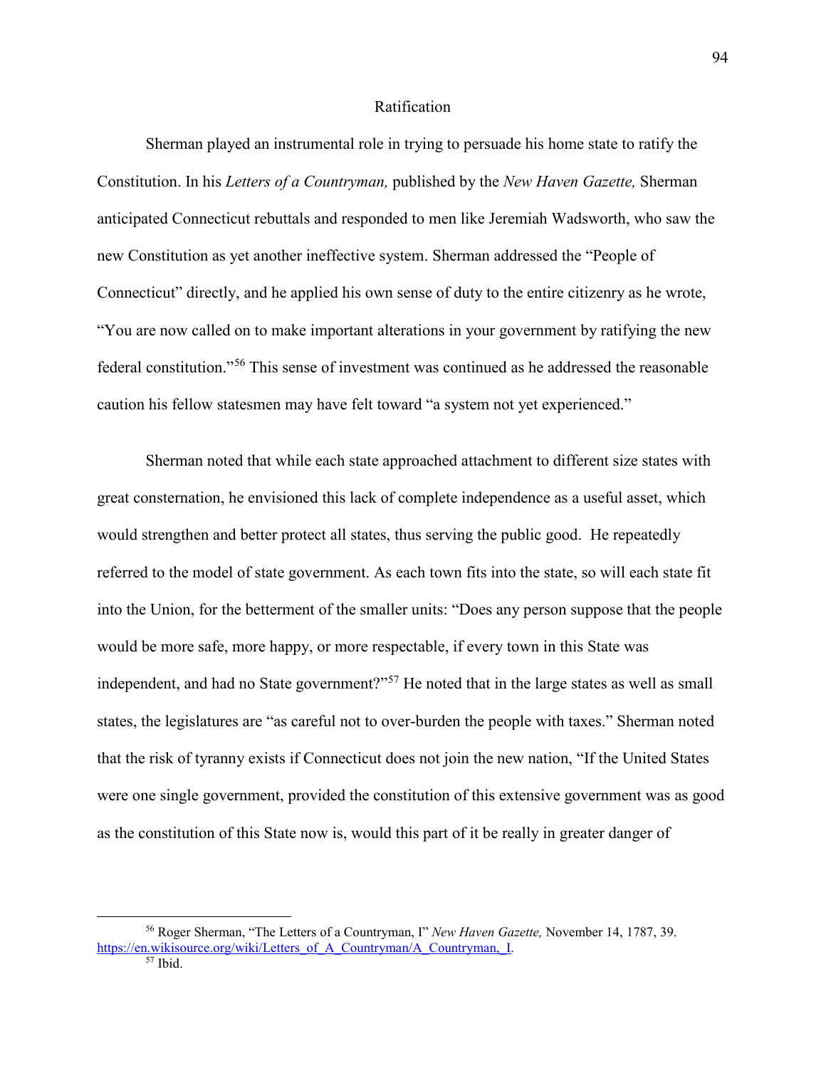## Ratification

Sherman played an instrumental role in trying to persuade his home state to ratify the Constitution. In his *Letters of a Countryman,* published by the *New Haven Gazette,* Sherman anticipated Connecticut rebuttals and responded to men like Jeremiah Wadsworth, who saw the new Constitution as yet another ineffective system. Sherman addressed the "People of Connecticut" directly, and he applied his own sense of duty to the entire citizenry as he wrote, "You are now called on to make important alterations in your government by ratifying the new federal constitution."[56] This sense of investment was continued as he addressed the reasonable caution his fellow statesmen may have felt toward "a system not yet experienced."

Sherman noted that while each state approached attachment to different size states with great consternation, he envisioned this lack of complete independence as a useful asset, which would strengthen and better protect all states, thus serving the public good. He repeatedly referred to the model of state government. As each town fits into the state, so will each state fit into the Union, for the betterment of the smaller units: "Does any person suppose that the people would be more safe, more happy, or more respectable, if every town in this State was independent, and had no State government?"[57] He noted that in the large states as well as small states, the legislatures are "as careful not to over-burden the people with taxes." Sherman noted that the risk of tyranny exists if Connecticut does not join the new nation, "If the United States were one single government, provided the constitution of this extensive government was as good as the constitution of this State now is, would this part of it be really in greater danger of

---

[56] Roger Sherman, "The Letters of a Countryman, I" *New Haven Gazette,* November 14, 1787, 39. https://en.wikisource.org/wiki/Letters_of_A_Countryman/A_Countryman,_I.

[57] Ibid.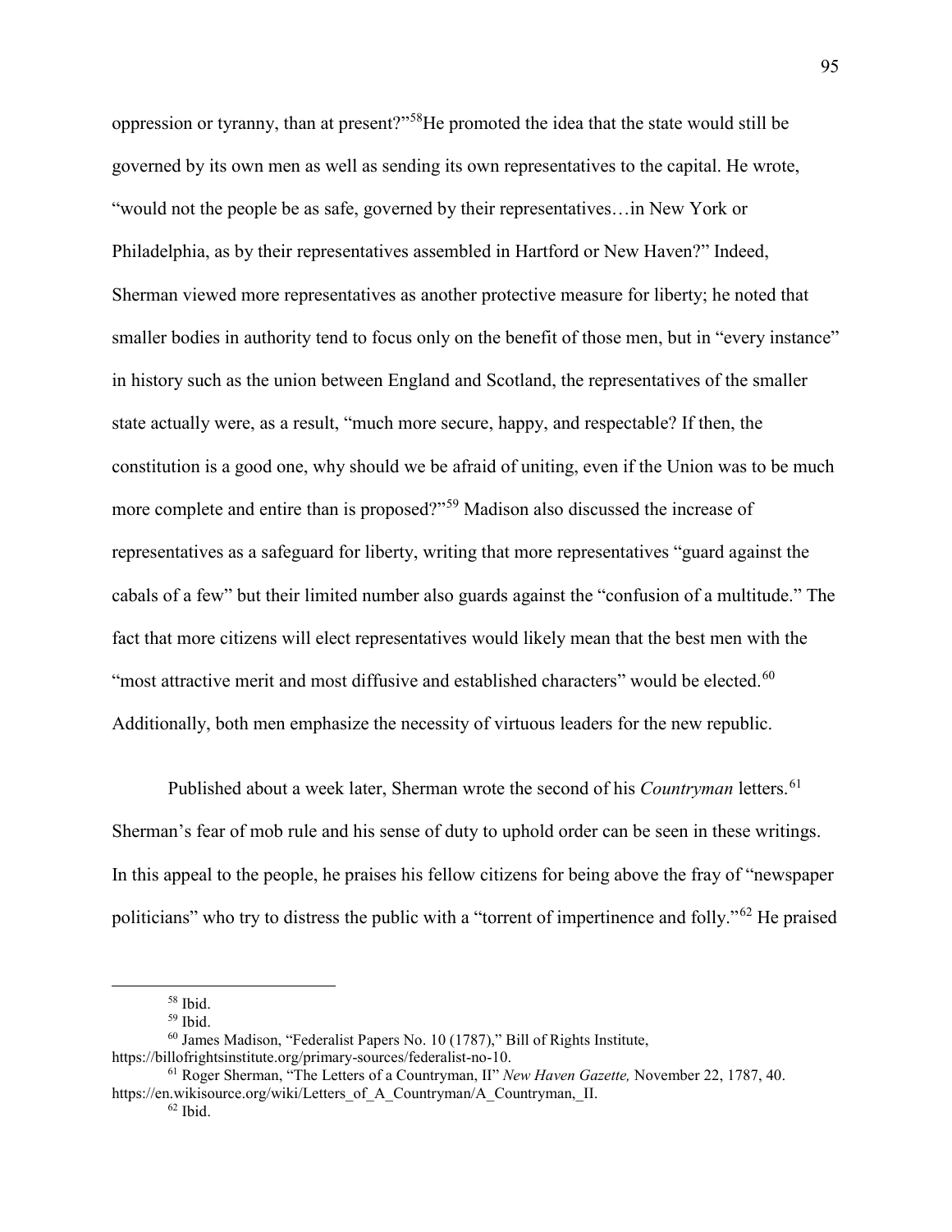oppression or tyranny, than at present?"[58]He promoted the idea that the state would still be governed by its own men as well as sending its own representatives to the capital. He wrote, "would not the people be as safe, governed by their representatives…in New York or Philadelphia, as by their representatives assembled in Hartford or New Haven?" Indeed, Sherman viewed more representatives as another protective measure for liberty; he noted that smaller bodies in authority tend to focus only on the benefit of those men, but in "every instance" in history such as the union between England and Scotland, the representatives of the smaller state actually were, as a result, "much more secure, happy, and respectable? If then, the constitution is a good one, why should we be afraid of uniting, even if the Union was to be much more complete and entire than is proposed?"[59] Madison also discussed the increase of representatives as a safeguard for liberty, writing that more representatives "guard against the cabals of a few" but their limited number also guards against the "confusion of a multitude." The fact that more citizens will elect representatives would likely mean that the best men with the "most attractive merit and most diffusive and established characters" would be elected.[60] Additionally, both men emphasize the necessity of virtuous leaders for the new republic.

Published about a week later, Sherman wrote the second of his *Countryman* letters.[61] Sherman's fear of mob rule and his sense of duty to uphold order can be seen in these writings. In this appeal to the people, he praises his fellow citizens for being above the fray of "newspaper politicians" who try to distress the public with a "torrent of impertinence and folly."[62] He praised

---

[58] Ibid.

[59] Ibid.

[60] James Madison, "Federalist Papers No. 10 (1787)," Bill of Rights Institute, https://billofrightsinstitute.org/primary-sources/federalist-no-10.

[61] Roger Sherman, "The Letters of a Countryman, II" *New Haven Gazette,* November 22, 1787, 40. https://en.wikisource.org/wiki/Letters_of_A_Countryman/A_Countryman,_II.

[62] Ibid.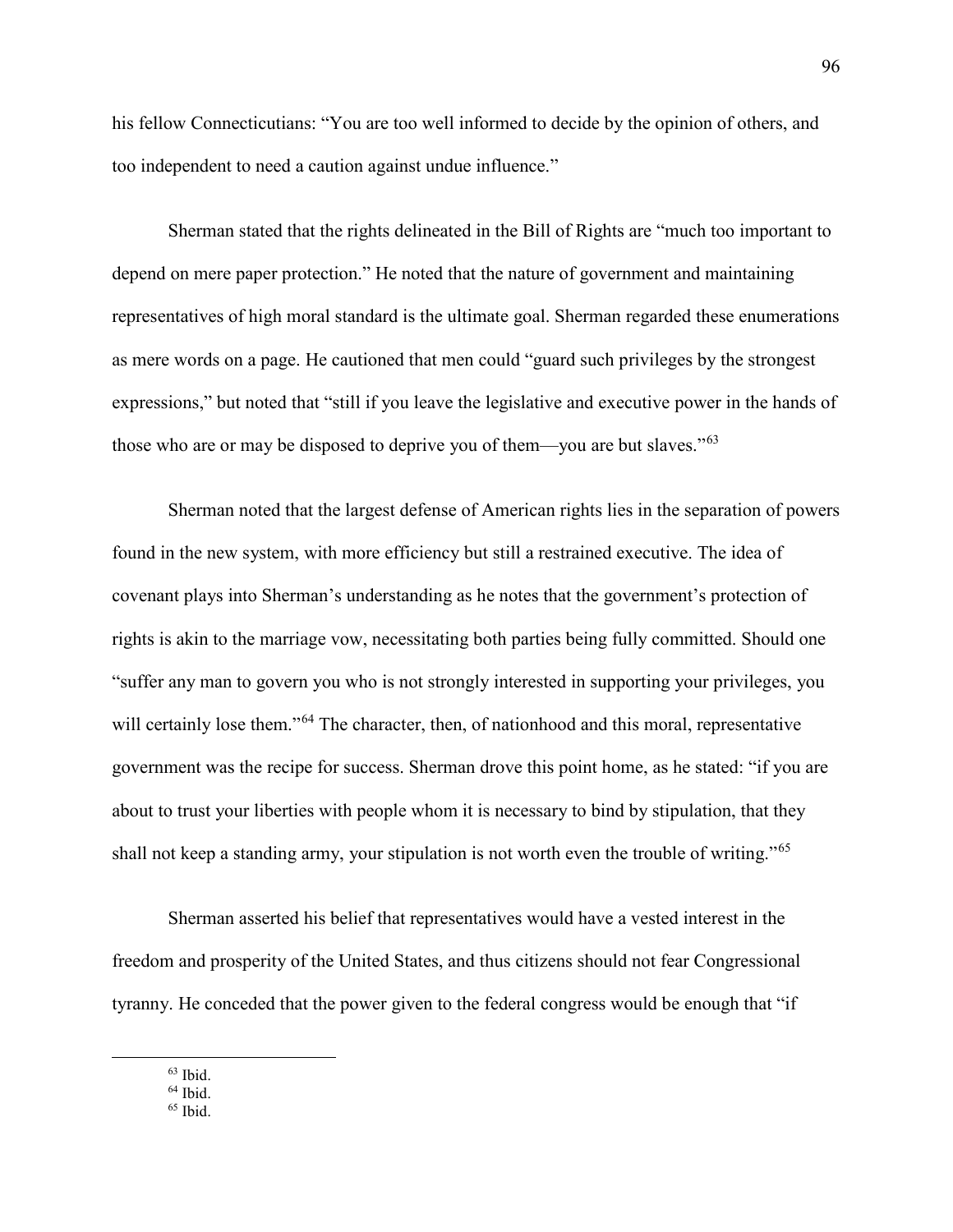his fellow Connecticutians: "You are too well informed to decide by the opinion of others, and too independent to need a caution against undue influence."

Sherman stated that the rights delineated in the Bill of Rights are "much too important to depend on mere paper protection." He noted that the nature of government and maintaining representatives of high moral standard is the ultimate goal. Sherman regarded these enumerations as mere words on a page. He cautioned that men could "guard such privileges by the strongest expressions," but noted that "still if you leave the legislative and executive power in the hands of those who are or may be disposed to deprive you of them—you are but slaves."[63]

Sherman noted that the largest defense of American rights lies in the separation of powers found in the new system, with more efficiency but still a restrained executive. The idea of covenant plays into Sherman's understanding as he notes that the government's protection of rights is akin to the marriage vow, necessitating both parties being fully committed. Should one "suffer any man to govern you who is not strongly interested in supporting your privileges, you will certainly lose them."[64] The character, then, of nationhood and this moral, representative government was the recipe for success. Sherman drove this point home, as he stated: "if you are about to trust your liberties with people whom it is necessary to bind by stipulation, that they shall not keep a standing army, your stipulation is not worth even the trouble of writing."[65]

Sherman asserted his belief that representatives would have a vested interest in the freedom and prosperity of the United States, and thus citizens should not fear Congressional tyranny. He conceded that the power given to the federal congress would be enough that "if

---

[63] Ibid.
[64] Ibid.
[65] Ibid.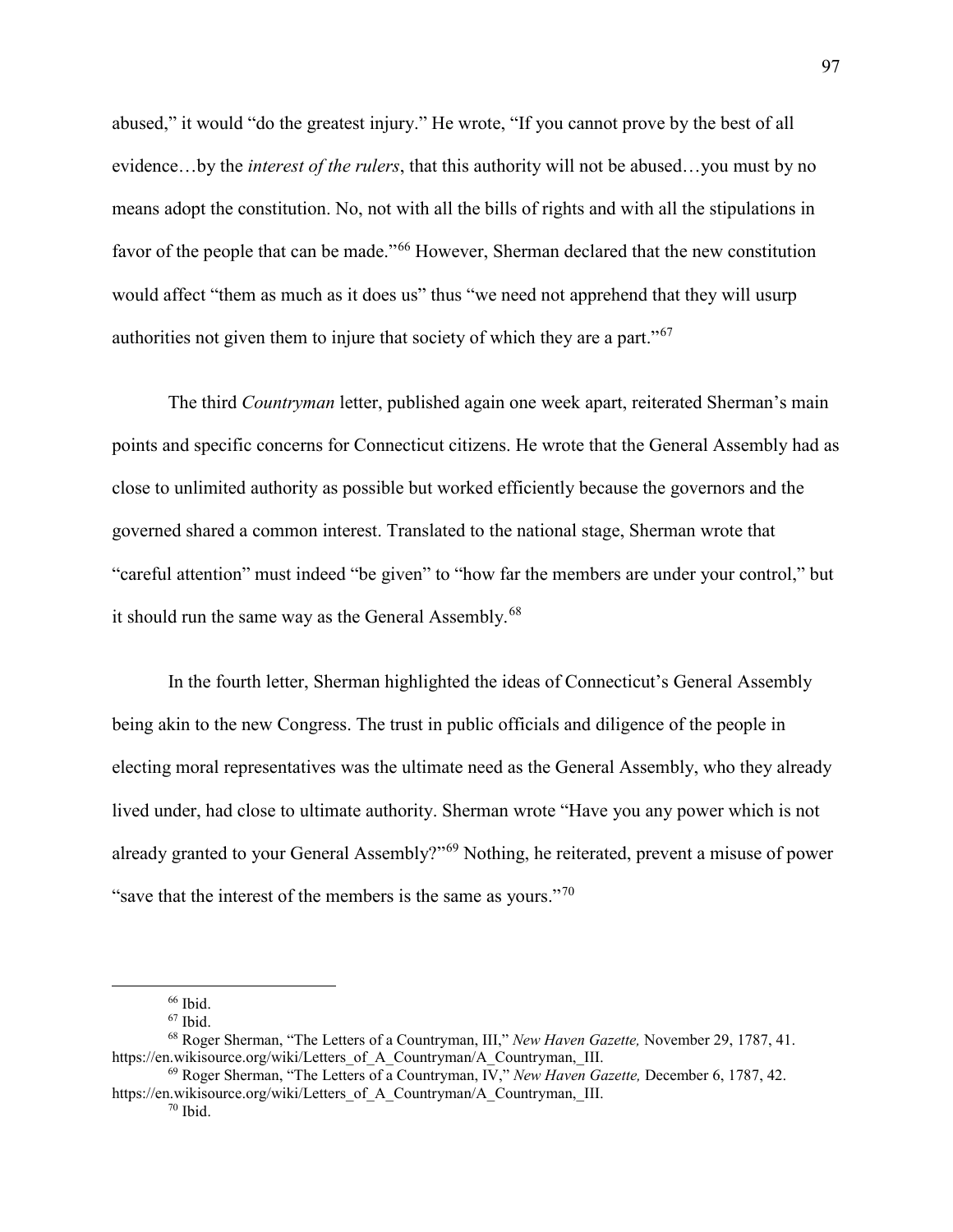abused," it would "do the greatest injury." He wrote, "If you cannot prove by the best of all evidence…by the *interest of the rulers*, that this authority will not be abused…you must by no means adopt the constitution. No, not with all the bills of rights and with all the stipulations in favor of the people that can be made."[66] However, Sherman declared that the new constitution would affect "them as much as it does us" thus "we need not apprehend that they will usurp authorities not given them to injure that society of which they are a part."[67]

The third *Countryman* letter, published again one week apart, reiterated Sherman's main points and specific concerns for Connecticut citizens. He wrote that the General Assembly had as close to unlimited authority as possible but worked efficiently because the governors and the governed shared a common interest. Translated to the national stage, Sherman wrote that "careful attention" must indeed "be given" to "how far the members are under your control," but it should run the same way as the General Assembly.[68]

In the fourth letter, Sherman highlighted the ideas of Connecticut's General Assembly being akin to the new Congress. The trust in public officials and diligence of the people in electing moral representatives was the ultimate need as the General Assembly, who they already lived under, had close to ultimate authority. Sherman wrote "Have you any power which is not already granted to your General Assembly?"[69] Nothing, he reiterated, prevent a misuse of power "save that the interest of the members is the same as yours."[70]

---

[66] Ibid.

[67] Ibid.

[68] Roger Sherman, "The Letters of a Countryman, III," *New Haven Gazette,* November 29, 1787, 41. https://en.wikisource.org/wiki/Letters_of_A_Countryman/A_Countryman,_III.

[69] Roger Sherman, "The Letters of a Countryman, IV," *New Haven Gazette,* December 6, 1787, 42. https://en.wikisource.org/wiki/Letters_of_A_Countryman/A_Countryman,_III.

[70] Ibid.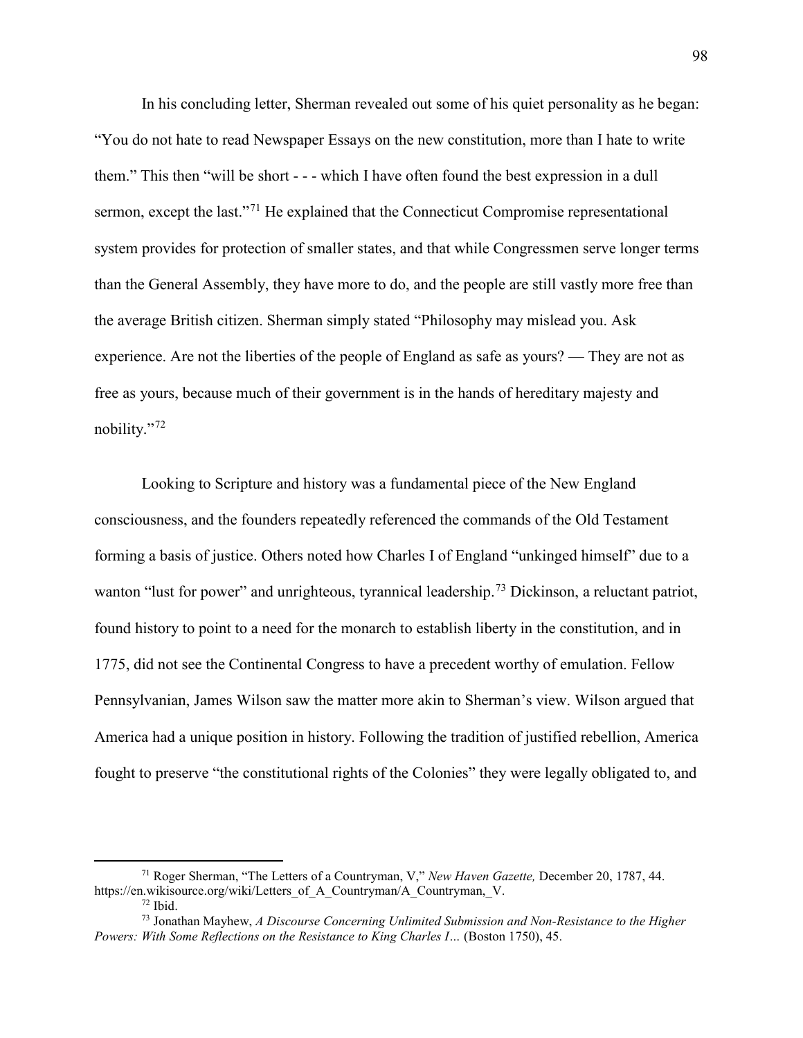In his concluding letter, Sherman revealed out some of his quiet personality as he began: "You do not hate to read Newspaper Essays on the new constitution, more than I hate to write them." This then "will be short - - - which I have often found the best expression in a dull sermon, except the last."[71] He explained that the Connecticut Compromise representational system provides for protection of smaller states, and that while Congressmen serve longer terms than the General Assembly, they have more to do, and the people are still vastly more free than the average British citizen. Sherman simply stated "Philosophy may mislead you. Ask experience. Are not the liberties of the people of England as safe as yours? — They are not as free as yours, because much of their government is in the hands of hereditary majesty and nobility."[72]

Looking to Scripture and history was a fundamental piece of the New England consciousness, and the founders repeatedly referenced the commands of the Old Testament forming a basis of justice. Others noted how Charles I of England "unkinged himself" due to a wanton "lust for power" and unrighteous, tyrannical leadership.[73] Dickinson, a reluctant patriot, found history to point to a need for the monarch to establish liberty in the constitution, and in 1775, did not see the Continental Congress to have a precedent worthy of emulation. Fellow Pennsylvanian, James Wilson saw the matter more akin to Sherman's view. Wilson argued that America had a unique position in history. Following the tradition of justified rebellion, America fought to preserve "the constitutional rights of the Colonies" they were legally obligated to, and

---

[71] Roger Sherman, "The Letters of a Countryman, V," *New Haven Gazette,* December 20, 1787, 44. https://en.wikisource.org/wiki/Letters_of_A_Countryman/A_Countryman,_V.

[72] Ibid.

[73] Jonathan Mayhew, *A Discourse Concerning Unlimited Submission and Non-Resistance to the Higher Powers: With Some Reflections on the Resistance to King Charles I…* (Boston 1750), 45.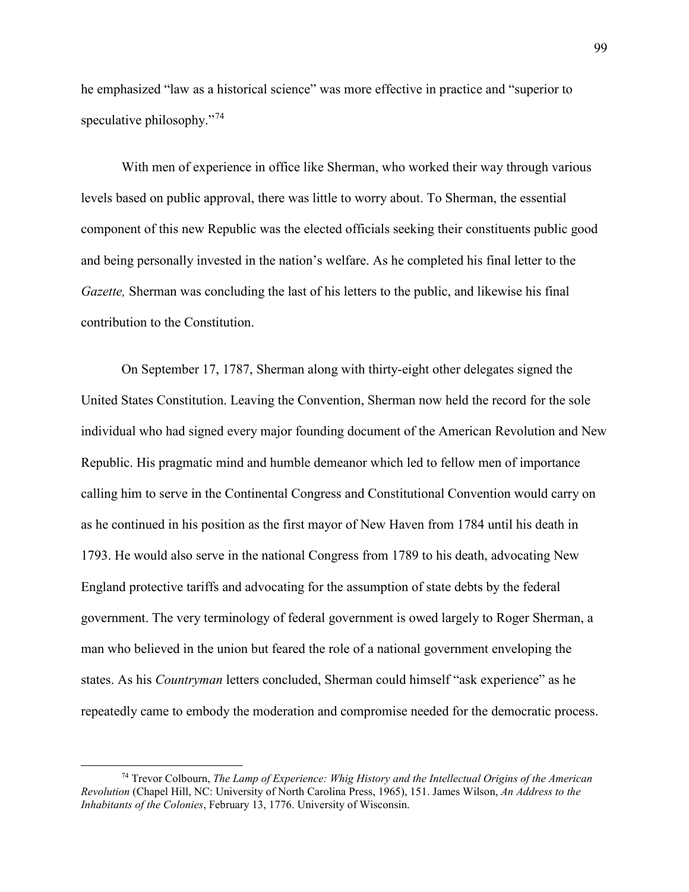he emphasized "law as a historical science" was more effective in practice and "superior to speculative philosophy."[74]

With men of experience in office like Sherman, who worked their way through various levels based on public approval, there was little to worry about. To Sherman, the essential component of this new Republic was the elected officials seeking their constituents public good and being personally invested in the nation's welfare. As he completed his final letter to the *Gazette,* Sherman was concluding the last of his letters to the public, and likewise his final contribution to the Constitution.

On September 17, 1787, Sherman along with thirty-eight other delegates signed the United States Constitution. Leaving the Convention, Sherman now held the record for the sole individual who had signed every major founding document of the American Revolution and New Republic. His pragmatic mind and humble demeanor which led to fellow men of importance calling him to serve in the Continental Congress and Constitutional Convention would carry on as he continued in his position as the first mayor of New Haven from 1784 until his death in 1793. He would also serve in the national Congress from 1789 to his death, advocating New England protective tariffs and advocating for the assumption of state debts by the federal government. The very terminology of federal government is owed largely to Roger Sherman, a man who believed in the union but feared the role of a national government enveloping the states. As his *Countryman* letters concluded, Sherman could himself "ask experience" as he repeatedly came to embody the moderation and compromise needed for the democratic process.

---

[74] Trevor Colbourn, *The Lamp of Experience: Whig History and the Intellectual Origins of the American Revolution* (Chapel Hill, NC: University of North Carolina Press, 1965), 151. James Wilson, *An Address to the Inhabitants of the Colonies*, February 13, 1776. University of Wisconsin.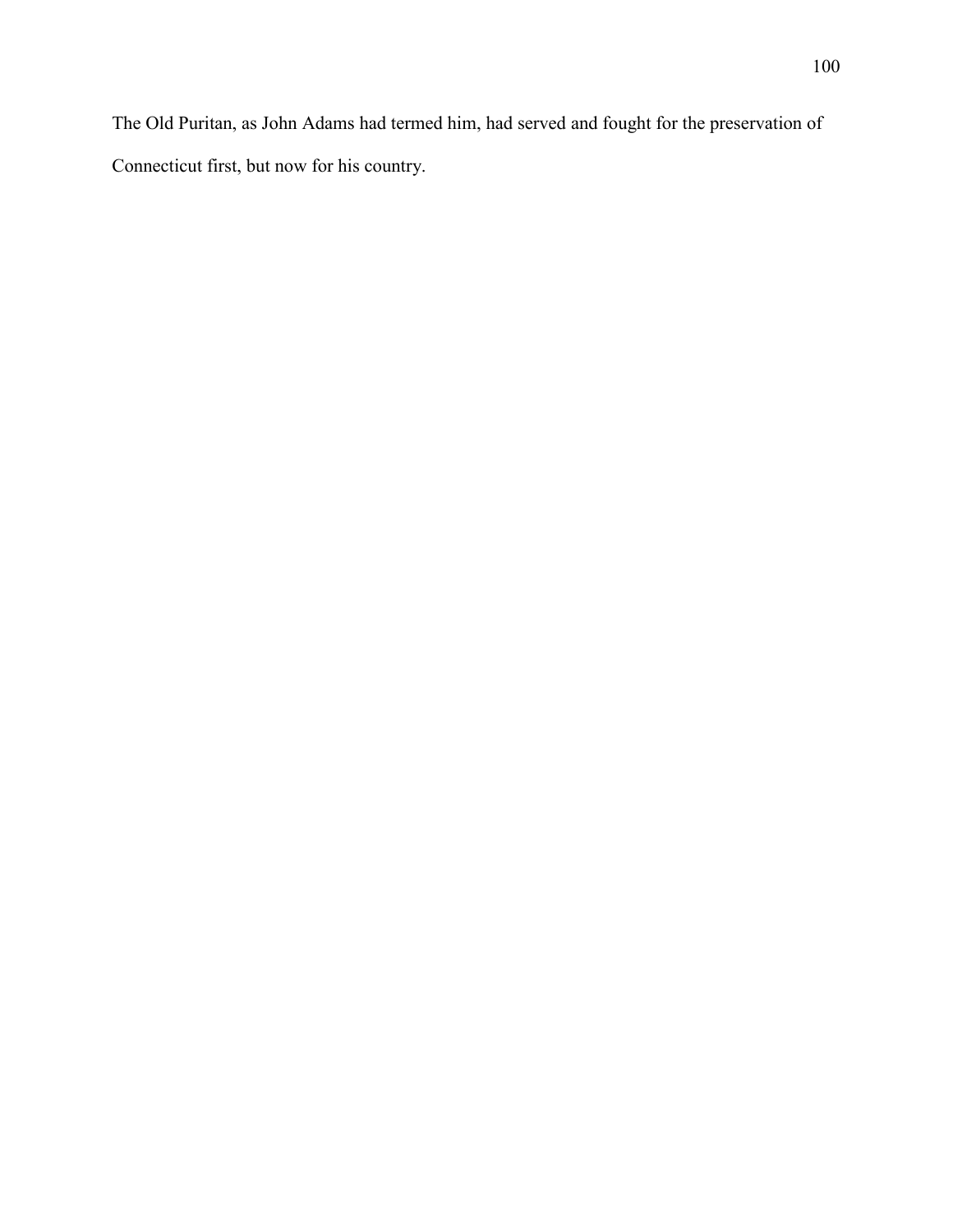The Old Puritan, as John Adams had termed him, had served and fought for the preservation of Connecticut first, but now for his country.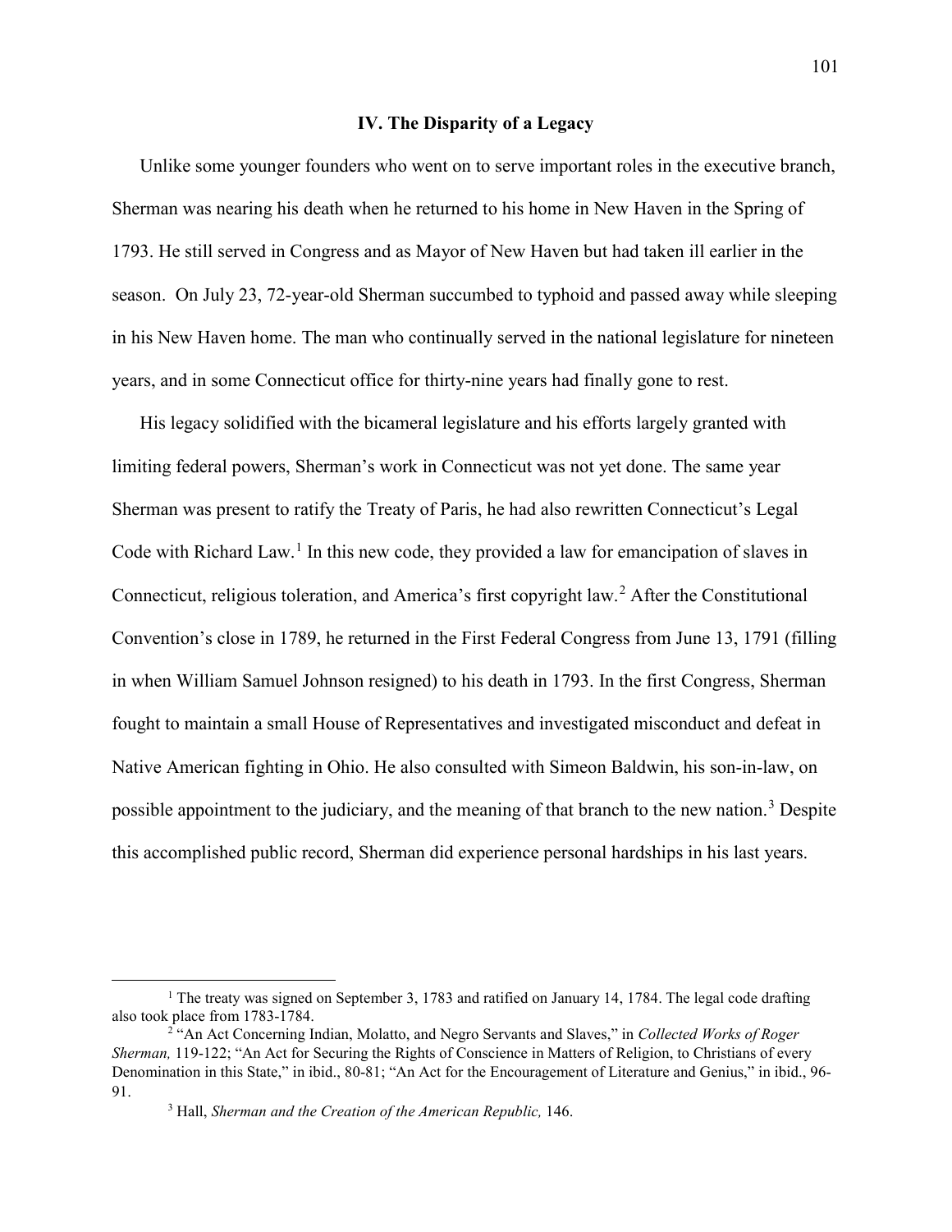## IV. The Disparity of a Legacy

Unlike some younger founders who went on to serve important roles in the executive branch, Sherman was nearing his death when he returned to his home in New Haven in the Spring of 1793. He still served in Congress and as Mayor of New Haven but had taken ill earlier in the season. On July 23, 72-year-old Sherman succumbed to typhoid and passed away while sleeping in his New Haven home. The man who continually served in the national legislature for nineteen years, and in some Connecticut office for thirty-nine years had finally gone to rest.

His legacy solidified with the bicameral legislature and his efforts largely granted with limiting federal powers, Sherman's work in Connecticut was not yet done. The same year Sherman was present to ratify the Treaty of Paris, he had also rewritten Connecticut's Legal Code with Richard Law.[1] In this new code, they provided a law for emancipation of slaves in Connecticut, religious toleration, and America's first copyright law.[2] After the Constitutional Convention's close in 1789, he returned in the First Federal Congress from June 13, 1791 (filling in when William Samuel Johnson resigned) to his death in 1793. In the first Congress, Sherman fought to maintain a small House of Representatives and investigated misconduct and defeat in Native American fighting in Ohio. He also consulted with Simeon Baldwin, his son-in-law, on possible appointment to the judiciary, and the meaning of that branch to the new nation.[3] Despite this accomplished public record, Sherman did experience personal hardships in his last years.

---

[1] The treaty was signed on September 3, 1783 and ratified on January 14, 1784. The legal code drafting also took place from 1783-1784.

[2] "An Act Concerning Indian, Molatto, and Negro Servants and Slaves," in *Collected Works of Roger Sherman,* 119-122; "An Act for Securing the Rights of Conscience in Matters of Religion, to Christians of every Denomination in this State," in ibid., 80-81; "An Act for the Encouragement of Literature and Genius," in ibid., 96-91.

[3] Hall, *Sherman and the Creation of the American Republic,* 146.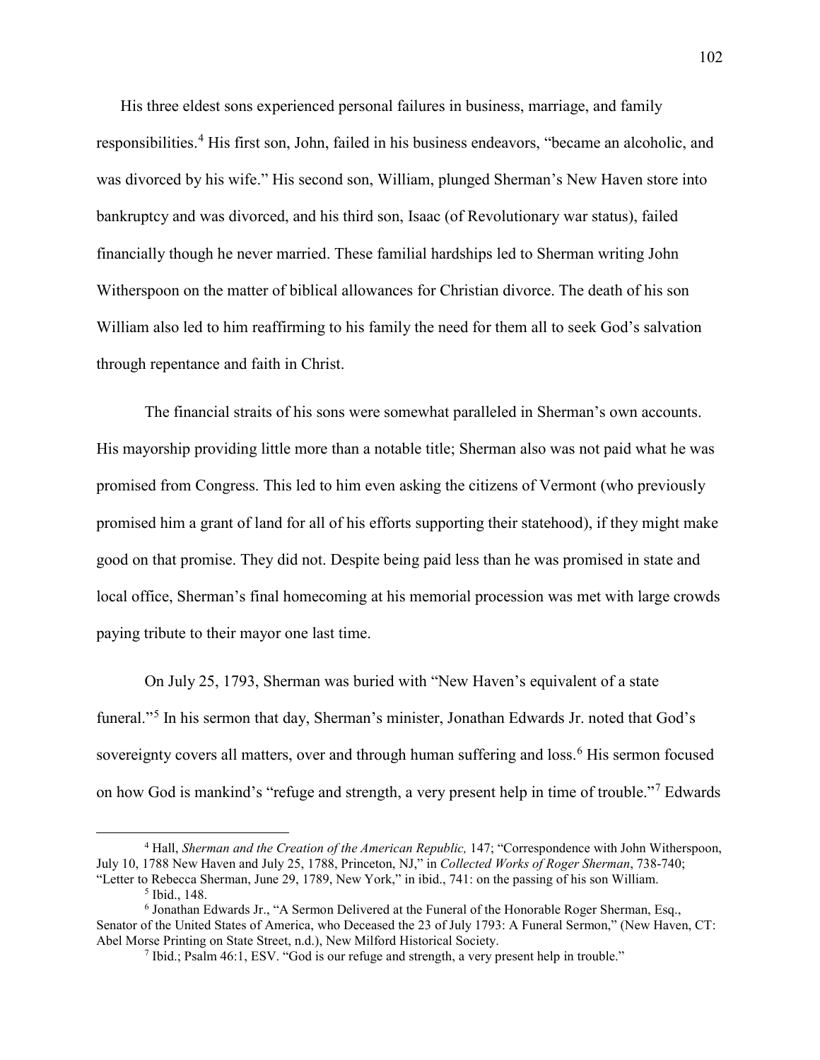His three eldest sons experienced personal failures in business, marriage, and family responsibilities.[4] His first son, John, failed in his business endeavors, "became an alcoholic, and was divorced by his wife." His second son, William, plunged Sherman's New Haven store into bankruptcy and was divorced, and his third son, Isaac (of Revolutionary war status), failed financially though he never married. These familial hardships led to Sherman writing John Witherspoon on the matter of biblical allowances for Christian divorce. The death of his son William also led to him reaffirming to his family the need for them all to seek God's salvation through repentance and faith in Christ.

The financial straits of his sons were somewhat paralleled in Sherman's own accounts. His mayorship providing little more than a notable title; Sherman also was not paid what he was promised from Congress. This led to him even asking the citizens of Vermont (who previously promised him a grant of land for all of his efforts supporting their statehood), if they might make good on that promise. They did not. Despite being paid less than he was promised in state and local office, Sherman's final homecoming at his memorial procession was met with large crowds paying tribute to their mayor one last time.

On July 25, 1793, Sherman was buried with "New Haven's equivalent of a state funeral."[5] In his sermon that day, Sherman's minister, Jonathan Edwards Jr. noted that God's sovereignty covers all matters, over and through human suffering and loss.[6] His sermon focused on how God is mankind's "refuge and strength, a very present help in time of trouble."[7] Edwards

---

[4] Hall, *Sherman and the Creation of the American Republic,* 147; "Correspondence with John Witherspoon, July 10, 1788 New Haven and July 25, 1788, Princeton, NJ," in *Collected Works of Roger Sherman*, 738-740; "Letter to Rebecca Sherman, June 29, 1789, New York," in ibid., 741: on the passing of his son William.

[5] Ibid., 148.

[6] Jonathan Edwards Jr., "A Sermon Delivered at the Funeral of the Honorable Roger Sherman, Esq., Senator of the United States of America, who Deceased the 23 of July 1793: A Funeral Sermon," (New Haven, CT: Abel Morse Printing on State Street, n.d.), New Milford Historical Society.

[7] Ibid.; Psalm 46:1, ESV. "God is our refuge and strength, a very present help in trouble."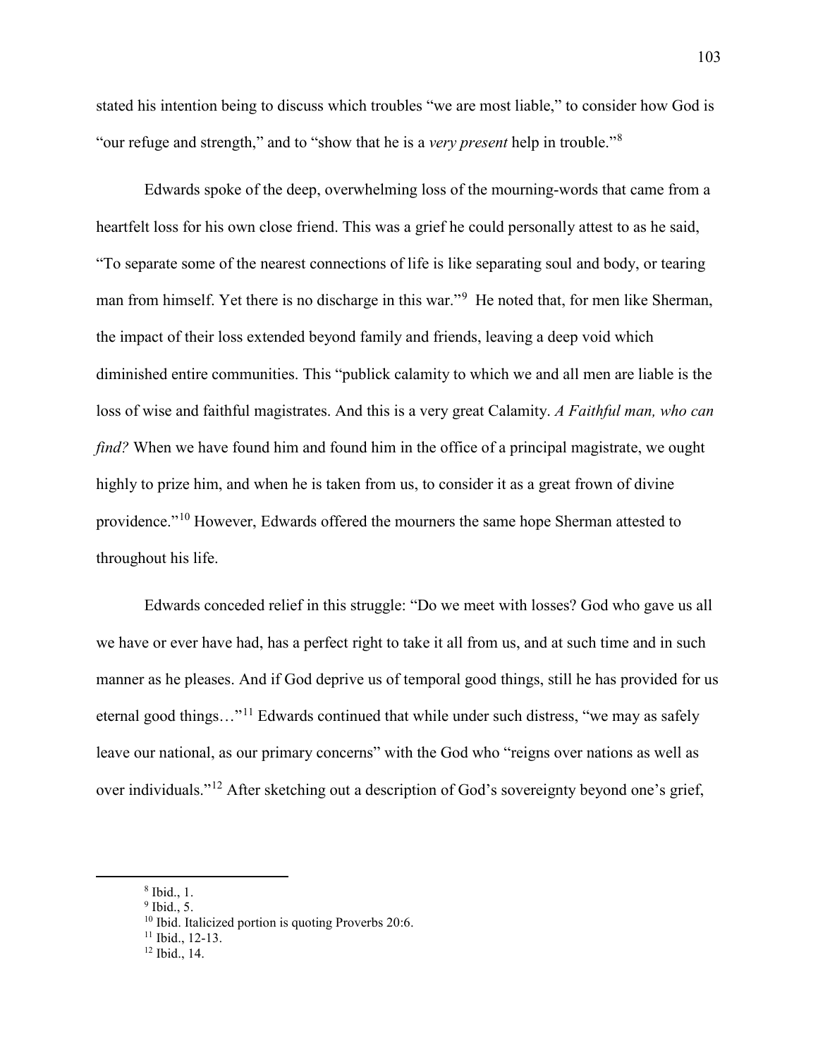stated his intention being to discuss which troubles "we are most liable," to consider how God is "our refuge and strength," and to "show that he is a *very present* help in trouble."[8]

Edwards spoke of the deep, overwhelming loss of the mourning-words that came from a heartfelt loss for his own close friend. This was a grief he could personally attest to as he said, "To separate some of the nearest connections of life is like separating soul and body, or tearing man from himself. Yet there is no discharge in this war."[9] He noted that, for men like Sherman, the impact of their loss extended beyond family and friends, leaving a deep void which diminished entire communities. This "publick calamity to which we and all men are liable is the loss of wise and faithful magistrates. And this is a very great Calamity. *A Faithful man, who can find?* When we have found him and found him in the office of a principal magistrate, we ought highly to prize him, and when he is taken from us, to consider it as a great frown of divine providence."[10] However, Edwards offered the mourners the same hope Sherman attested to throughout his life.

Edwards conceded relief in this struggle: "Do we meet with losses? God who gave us all we have or ever have had, has a perfect right to take it all from us, and at such time and in such manner as he pleases. And if God deprive us of temporal good things, still he has provided for us eternal good things…"[11] Edwards continued that while under such distress, "we may as safely leave our national, as our primary concerns" with the God who "reigns over nations as well as over individuals."[12] After sketching out a description of God's sovereignty beyond one's grief,

[8] Ibid., 1.
[9] Ibid., 5.
[10] Ibid. Italicized portion is quoting Proverbs 20:6.
[11] Ibid., 12-13.
[12] Ibid., 14.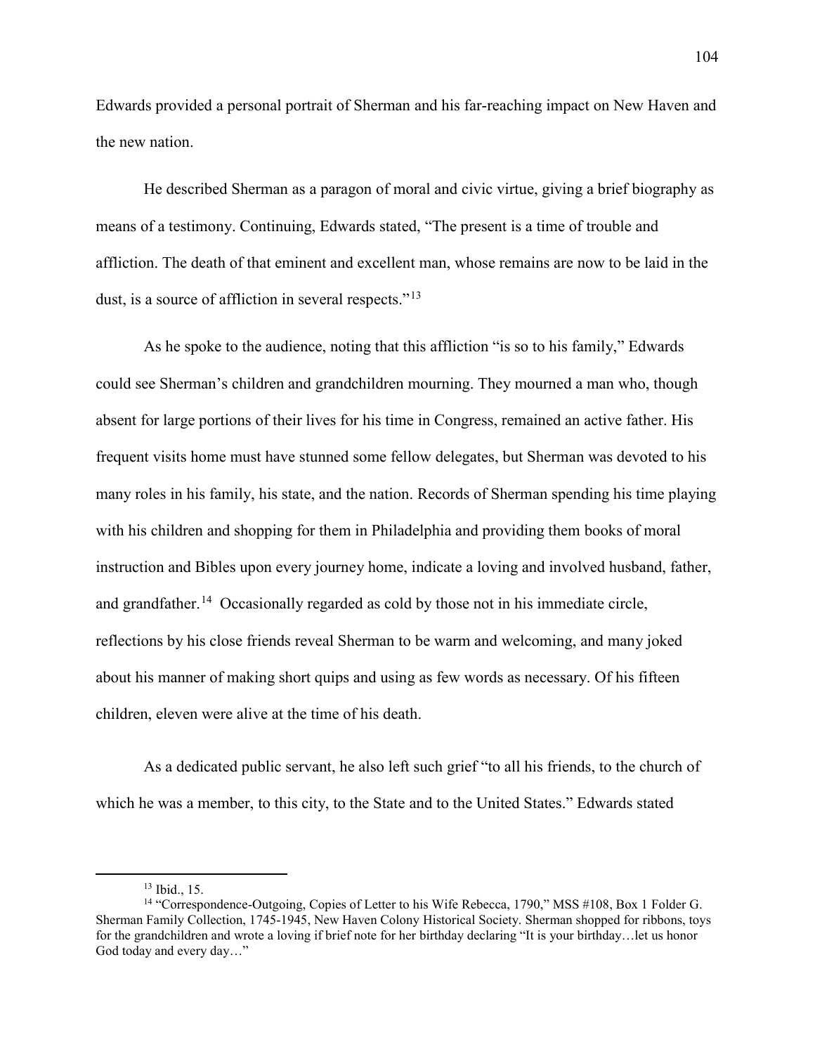Edwards provided a personal portrait of Sherman and his far-reaching impact on New Haven and the new nation.

He described Sherman as a paragon of moral and civic virtue, giving a brief biography as means of a testimony. Continuing, Edwards stated, "The present is a time of trouble and affliction. The death of that eminent and excellent man, whose remains are now to be laid in the dust, is a source of affliction in several respects."[13]

As he spoke to the audience, noting that this affliction "is so to his family," Edwards could see Sherman's children and grandchildren mourning. They mourned a man who, though absent for large portions of their lives for his time in Congress, remained an active father. His frequent visits home must have stunned some fellow delegates, but Sherman was devoted to his many roles in his family, his state, and the nation. Records of Sherman spending his time playing with his children and shopping for them in Philadelphia and providing them books of moral instruction and Bibles upon every journey home, indicate a loving and involved husband, father, and grandfather.[14] Occasionally regarded as cold by those not in his immediate circle, reflections by his close friends reveal Sherman to be warm and welcoming, and many joked about his manner of making short quips and using as few words as necessary. Of his fifteen children, eleven were alive at the time of his death.

As a dedicated public servant, he also left such grief "to all his friends, to the church of which he was a member, to this city, to the State and to the United States." Edwards stated

---

[13] Ibid., 15.

[14] "Correspondence-Outgoing, Copies of Letter to his Wife Rebecca, 1790," MSS #108, Box 1 Folder G. Sherman Family Collection, 1745-1945, New Haven Colony Historical Society. Sherman shopped for ribbons, toys for the grandchildren and wrote a loving if brief note for her birthday declaring "It is your birthday…let us honor God today and every day…"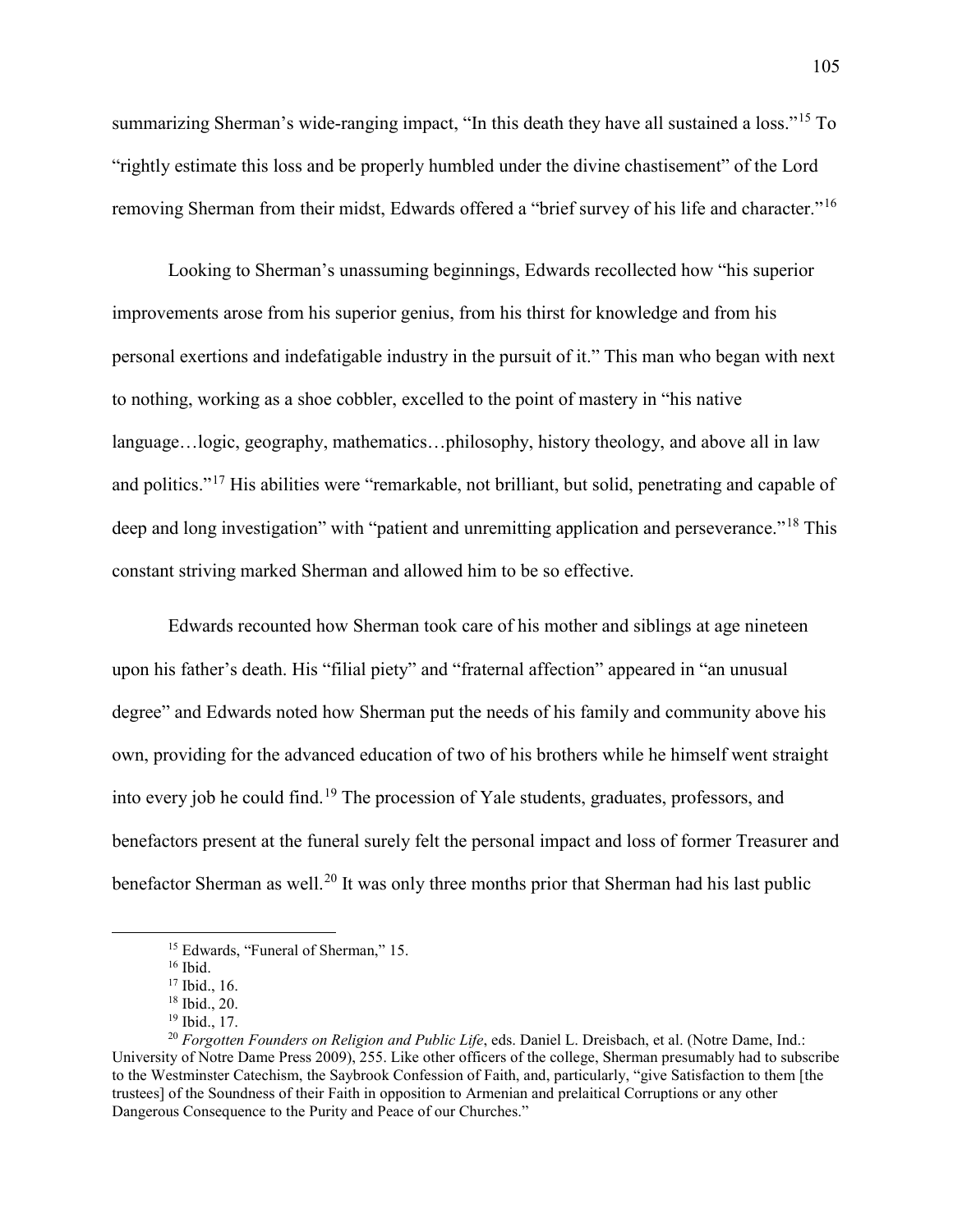summarizing Sherman's wide-ranging impact, "In this death they have all sustained a loss."[15] To "rightly estimate this loss and be properly humbled under the divine chastisement" of the Lord removing Sherman from their midst, Edwards offered a "brief survey of his life and character."[16]

Looking to Sherman's unassuming beginnings, Edwards recollected how "his superior improvements arose from his superior genius, from his thirst for knowledge and from his personal exertions and indefatigable industry in the pursuit of it." This man who began with next to nothing, working as a shoe cobbler, excelled to the point of mastery in "his native language…logic, geography, mathematics…philosophy, history theology, and above all in law and politics."[17] His abilities were "remarkable, not brilliant, but solid, penetrating and capable of deep and long investigation" with "patient and unremitting application and perseverance."[18] This constant striving marked Sherman and allowed him to be so effective.

Edwards recounted how Sherman took care of his mother and siblings at age nineteen upon his father's death. His "filial piety" and "fraternal affection" appeared in "an unusual degree" and Edwards noted how Sherman put the needs of his family and community above his own, providing for the advanced education of two of his brothers while he himself went straight into every job he could find.[19] The procession of Yale students, graduates, professors, and benefactors present at the funeral surely felt the personal impact and loss of former Treasurer and benefactor Sherman as well.[20] It was only three months prior that Sherman had his last public

---

[15] Edwards, "Funeral of Sherman," 15.

[16] Ibid.

[17] Ibid., 16.

[18] Ibid., 20.

[19] Ibid., 17.

[20] *Forgotten Founders on Religion and Public Life*, eds. Daniel L. Dreisbach, et al. (Notre Dame, Ind.: University of Notre Dame Press 2009), 255. Like other officers of the college, Sherman presumably had to subscribe to the Westminster Catechism, the Saybrook Confession of Faith, and, particularly, "give Satisfaction to them [the trustees] of the Soundness of their Faith in opposition to Armenian and prelaitical Corruptions or any other Dangerous Consequence to the Purity and Peace of our Churches."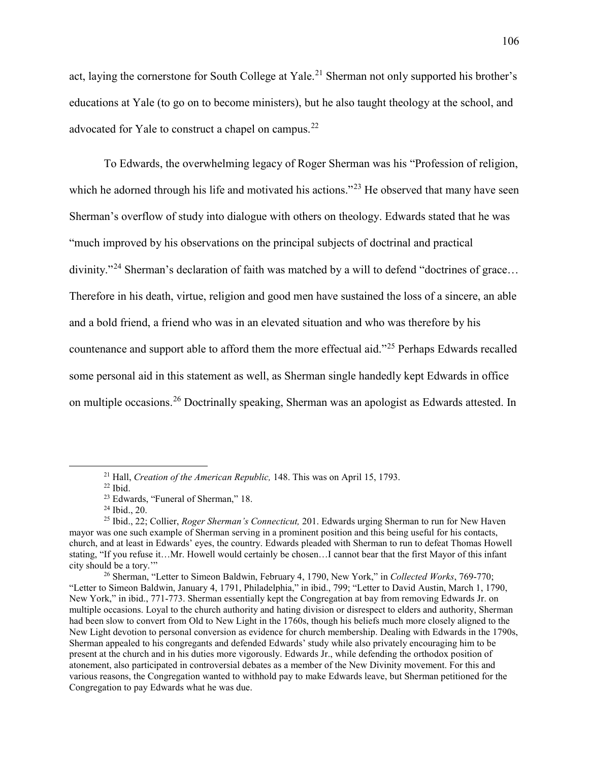act, laying the cornerstone for South College at Yale.[21] Sherman not only supported his brother's educations at Yale (to go on to become ministers), but he also taught theology at the school, and advocated for Yale to construct a chapel on campus.[22]

To Edwards, the overwhelming legacy of Roger Sherman was his "Profession of religion, which he adorned through his life and motivated his actions."[23] He observed that many have seen Sherman's overflow of study into dialogue with others on theology. Edwards stated that he was "much improved by his observations on the principal subjects of doctrinal and practical divinity."[24] Sherman's declaration of faith was matched by a will to defend "doctrines of grace… Therefore in his death, virtue, religion and good men have sustained the loss of a sincere, an able and a bold friend, a friend who was in an elevated situation and who was therefore by his countenance and support able to afford them the more effectual aid."[25] Perhaps Edwards recalled some personal aid in this statement as well, as Sherman single handedly kept Edwards in office on multiple occasions.[26] Doctrinally speaking, Sherman was an apologist as Edwards attested. In

---

[21] Hall, *Creation of the American Republic,* 148. This was on April 15, 1793.

[22] Ibid.

[23] Edwards, "Funeral of Sherman," 18.

[24] Ibid., 20.

[25] Ibid., 22; Collier, *Roger Sherman's Connecticut,* 201. Edwards urging Sherman to run for New Haven mayor was one such example of Sherman serving in a prominent position and this being useful for his contacts, church, and at least in Edwards' eyes, the country. Edwards pleaded with Sherman to run to defeat Thomas Howell stating, "If you refuse it…Mr. Howell would certainly be chosen…I cannot bear that the first Mayor of this infant city should be a tory.'"

[26] Sherman, "Letter to Simeon Baldwin, February 4, 1790, New York," in *Collected Works*, 769-770; "Letter to Simeon Baldwin, January 4, 1791, Philadelphia," in ibid., 799; "Letter to David Austin, March 1, 1790, New York," in ibid., 771-773. Sherman essentially kept the Congregation at bay from removing Edwards Jr. on multiple occasions. Loyal to the church authority and hating division or disrespect to elders and authority, Sherman had been slow to convert from Old to New Light in the 1760s, though his beliefs much more closely aligned to the New Light devotion to personal conversion as evidence for church membership. Dealing with Edwards in the 1790s, Sherman appealed to his congregants and defended Edwards' study while also privately encouraging him to be present at the church and in his duties more vigorously. Edwards Jr., while defending the orthodox position of atonement, also participated in controversial debates as a member of the New Divinity movement. For this and various reasons, the Congregation wanted to withhold pay to make Edwards leave, but Sherman petitioned for the Congregation to pay Edwards what he was due.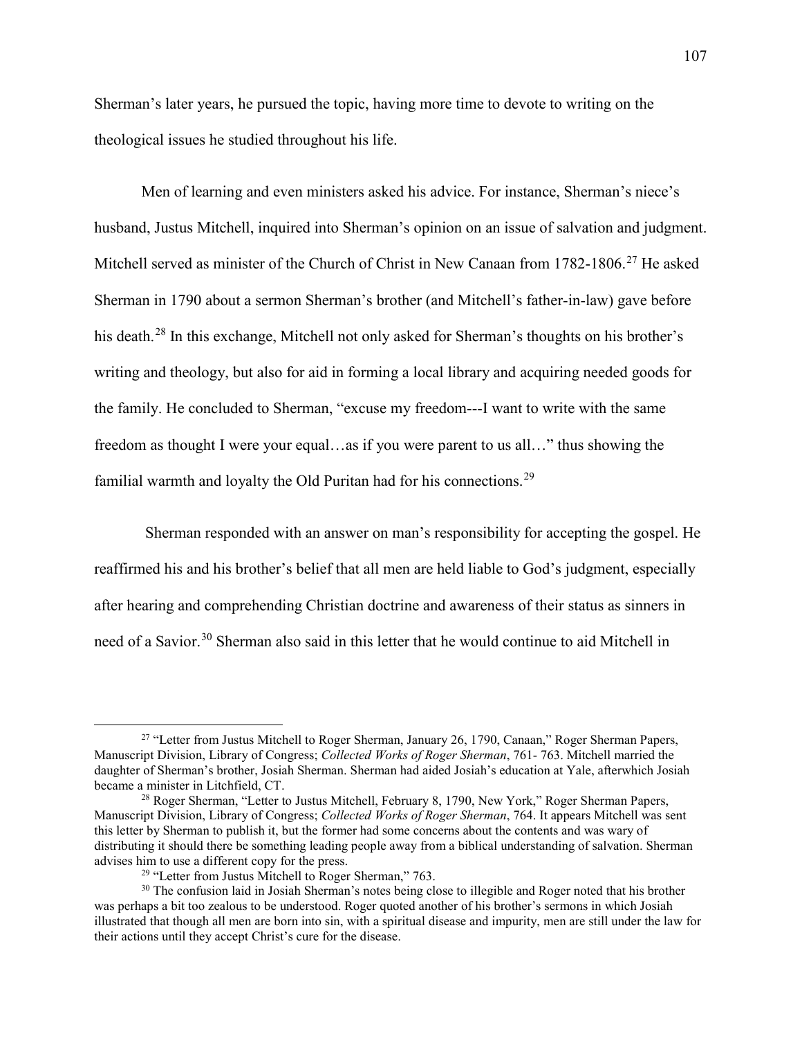Sherman's later years, he pursued the topic, having more time to devote to writing on the theological issues he studied throughout his life.

Men of learning and even ministers asked his advice. For instance, Sherman's niece's husband, Justus Mitchell, inquired into Sherman's opinion on an issue of salvation and judgment. Mitchell served as minister of the Church of Christ in New Canaan from 1782-1806.[27] He asked Sherman in 1790 about a sermon Sherman's brother (and Mitchell's father-in-law) gave before his death.[28] In this exchange, Mitchell not only asked for Sherman's thoughts on his brother's writing and theology, but also for aid in forming a local library and acquiring needed goods for the family. He concluded to Sherman, "excuse my freedom---I want to write with the same freedom as thought I were your equal…as if you were parent to us all…" thus showing the familial warmth and loyalty the Old Puritan had for his connections.[29]

Sherman responded with an answer on man's responsibility for accepting the gospel. He reaffirmed his and his brother's belief that all men are held liable to God's judgment, especially after hearing and comprehending Christian doctrine and awareness of their status as sinners in need of a Savior.[30] Sherman also said in this letter that he would continue to aid Mitchell in

---

[27] "Letter from Justus Mitchell to Roger Sherman, January 26, 1790, Canaan," Roger Sherman Papers, Manuscript Division, Library of Congress; *Collected Works of Roger Sherman*, 761- 763. Mitchell married the daughter of Sherman's brother, Josiah Sherman. Sherman had aided Josiah's education at Yale, afterwhich Josiah became a minister in Litchfield, CT.

[28] Roger Sherman, "Letter to Justus Mitchell, February 8, 1790, New York," Roger Sherman Papers, Manuscript Division, Library of Congress; *Collected Works of Roger Sherman*, 764. It appears Mitchell was sent this letter by Sherman to publish it, but the former had some concerns about the contents and was wary of distributing it should there be something leading people away from a biblical understanding of salvation. Sherman advises him to use a different copy for the press.

[29] "Letter from Justus Mitchell to Roger Sherman," 763.

[30] The confusion laid in Josiah Sherman's notes being close to illegible and Roger noted that his brother was perhaps a bit too zealous to be understood. Roger quoted another of his brother's sermons in which Josiah illustrated that though all men are born into sin, with a spiritual disease and impurity, men are still under the law for their actions until they accept Christ's cure for the disease.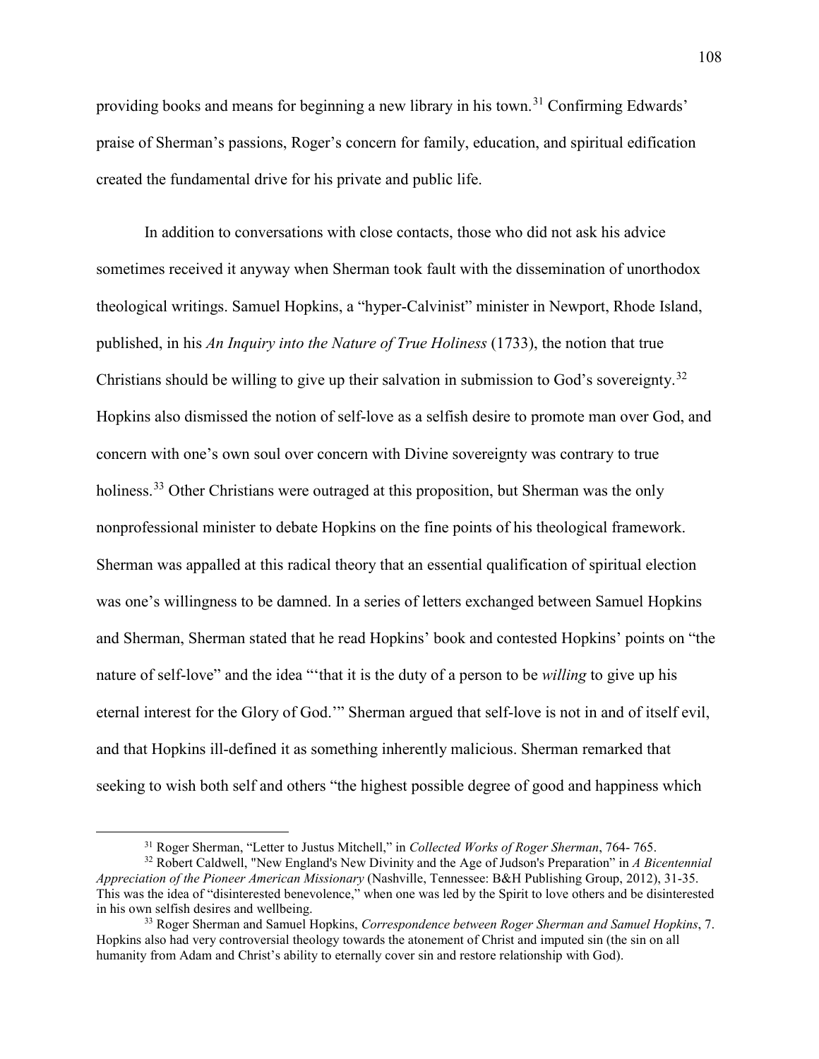providing books and means for beginning a new library in his town.[31] Confirming Edwards' praise of Sherman's passions, Roger's concern for family, education, and spiritual edification created the fundamental drive for his private and public life.

In addition to conversations with close contacts, those who did not ask his advice sometimes received it anyway when Sherman took fault with the dissemination of unorthodox theological writings. Samuel Hopkins, a "hyper-Calvinist" minister in Newport, Rhode Island, published, in his *An Inquiry into the Nature of True Holiness* (1733), the notion that true Christians should be willing to give up their salvation in submission to God's sovereignty.[32] Hopkins also dismissed the notion of self-love as a selfish desire to promote man over God, and concern with one's own soul over concern with Divine sovereignty was contrary to true holiness.[33] Other Christians were outraged at this proposition, but Sherman was the only nonprofessional minister to debate Hopkins on the fine points of his theological framework. Sherman was appalled at this radical theory that an essential qualification of spiritual election was one's willingness to be damned. In a series of letters exchanged between Samuel Hopkins and Sherman, Sherman stated that he read Hopkins' book and contested Hopkins' points on "the nature of self-love" and the idea "'that it is the duty of a person to be *willing* to give up his eternal interest for the Glory of God.'" Sherman argued that self-love is not in and of itself evil, and that Hopkins ill-defined it as something inherently malicious. Sherman remarked that seeking to wish both self and others "the highest possible degree of good and happiness which

---

[31] Roger Sherman, "Letter to Justus Mitchell," in *Collected Works of Roger Sherman*, 764- 765.

[32] Robert Caldwell, "New England's New Divinity and the Age of Judson's Preparation" in *A Bicentennial Appreciation of the Pioneer American Missionary* (Nashville, Tennessee: B&H Publishing Group, 2012), 31-35. This was the idea of "disinterested benevolence," when one was led by the Spirit to love others and be disinterested in his own selfish desires and wellbeing.

[33] Roger Sherman and Samuel Hopkins, *Correspondence between Roger Sherman and Samuel Hopkins*, 7. Hopkins also had very controversial theology towards the atonement of Christ and imputed sin (the sin on all humanity from Adam and Christ's ability to eternally cover sin and restore relationship with God).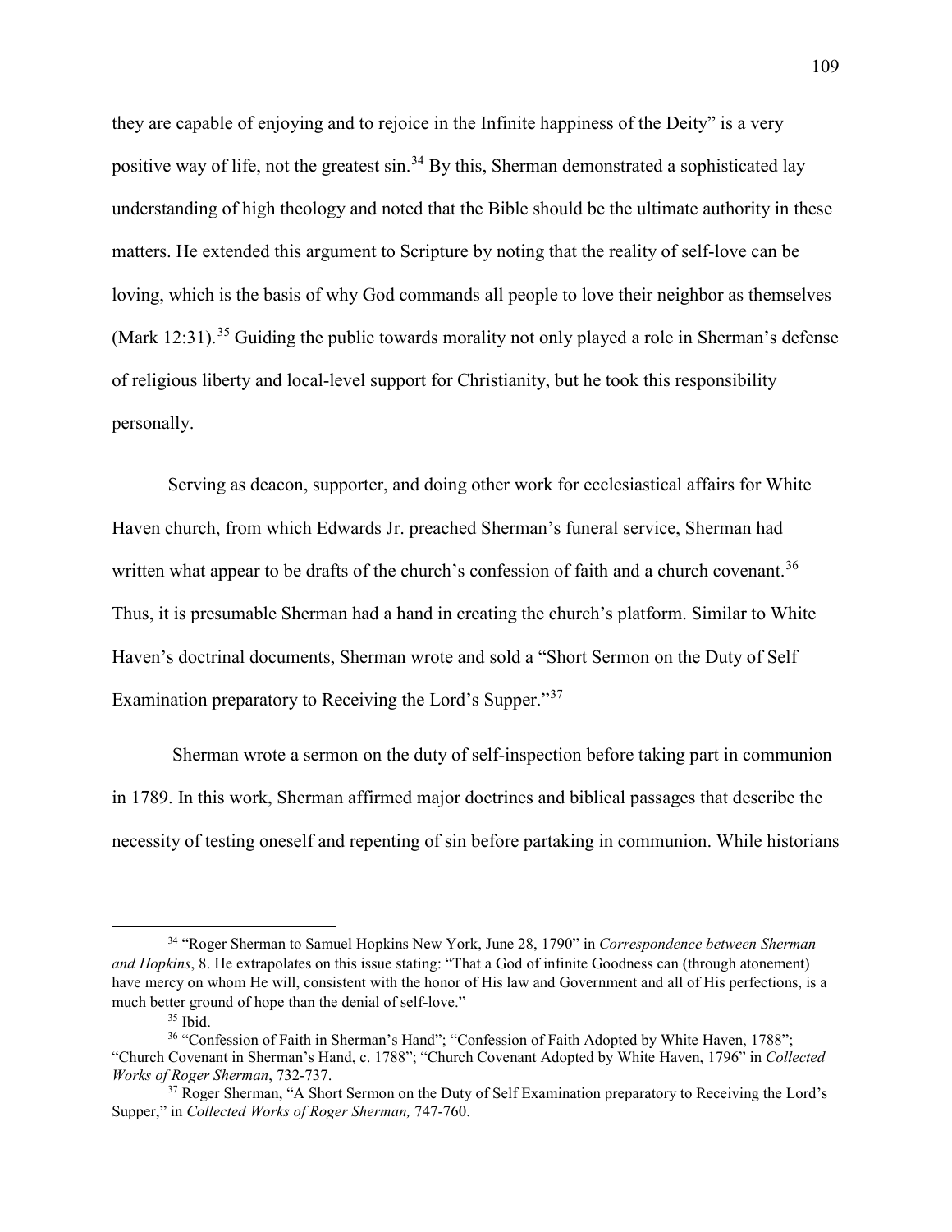they are capable of enjoying and to rejoice in the Infinite happiness of the Deity" is a very positive way of life, not the greatest sin.[34] By this, Sherman demonstrated a sophisticated lay understanding of high theology and noted that the Bible should be the ultimate authority in these matters. He extended this argument to Scripture by noting that the reality of self-love can be loving, which is the basis of why God commands all people to love their neighbor as themselves (Mark 12:31).[35] Guiding the public towards morality not only played a role in Sherman's defense of religious liberty and local-level support for Christianity, but he took this responsibility personally.

Serving as deacon, supporter, and doing other work for ecclesiastical affairs for White Haven church, from which Edwards Jr. preached Sherman's funeral service, Sherman had written what appear to be drafts of the church's confession of faith and a church covenant.[36] Thus, it is presumable Sherman had a hand in creating the church's platform. Similar to White Haven's doctrinal documents, Sherman wrote and sold a "Short Sermon on the Duty of Self Examination preparatory to Receiving the Lord's Supper."[37]

Sherman wrote a sermon on the duty of self-inspection before taking part in communion in 1789. In this work, Sherman affirmed major doctrines and biblical passages that describe the necessity of testing oneself and repenting of sin before partaking in communion. While historians

---

[34] "Roger Sherman to Samuel Hopkins New York, June 28, 1790" in *Correspondence between Sherman and Hopkins*, 8. He extrapolates on this issue stating: "That a God of infinite Goodness can (through atonement) have mercy on whom He will, consistent with the honor of His law and Government and all of His perfections, is a much better ground of hope than the denial of self-love."

[35] Ibid.

[36] "Confession of Faith in Sherman's Hand"; "Confession of Faith Adopted by White Haven, 1788"; "Church Covenant in Sherman's Hand, c. 1788"; "Church Covenant Adopted by White Haven, 1796" in *Collected Works of Roger Sherman*, 732-737.

[37] Roger Sherman, "A Short Sermon on the Duty of Self Examination preparatory to Receiving the Lord's Supper," in *Collected Works of Roger Sherman,* 747-760.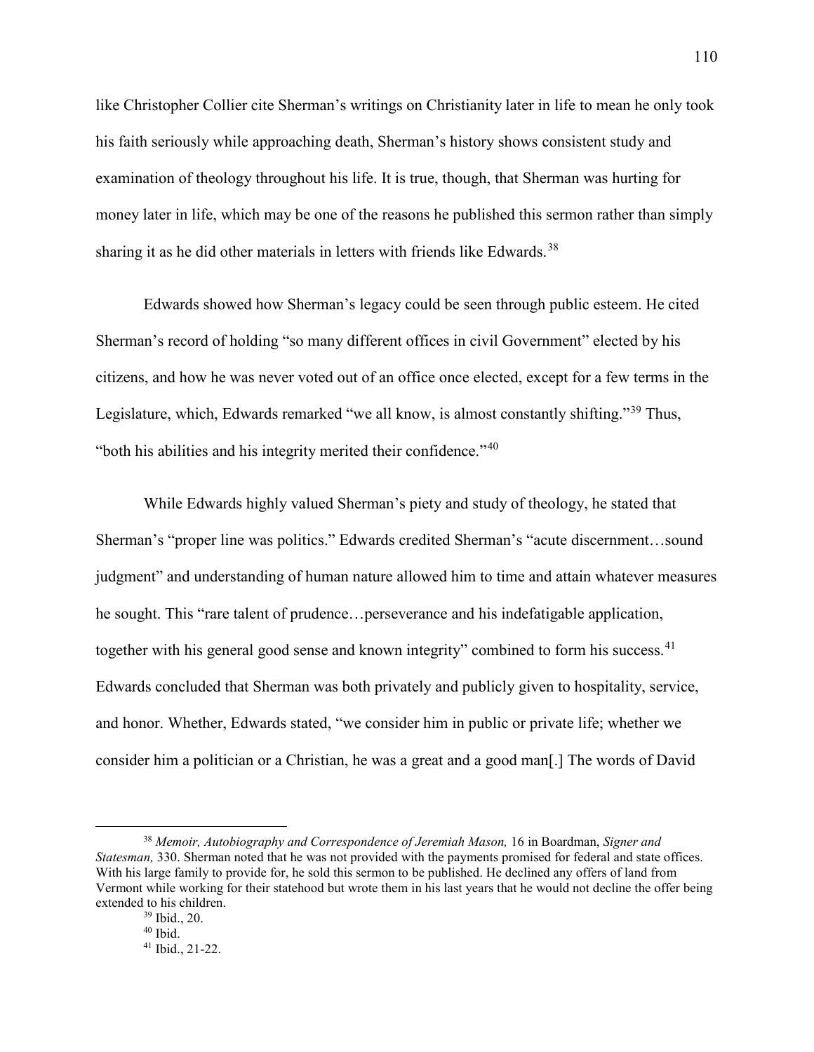like Christopher Collier cite Sherman's writings on Christianity later in life to mean he only took his faith seriously while approaching death, Sherman's history shows consistent study and examination of theology throughout his life. It is true, though, that Sherman was hurting for money later in life, which may be one of the reasons he published this sermon rather than simply sharing it as he did other materials in letters with friends like Edwards.[38]

Edwards showed how Sherman's legacy could be seen through public esteem. He cited Sherman's record of holding "so many different offices in civil Government" elected by his citizens, and how he was never voted out of an office once elected, except for a few terms in the Legislature, which, Edwards remarked "we all know, is almost constantly shifting."[39] Thus, "both his abilities and his integrity merited their confidence."[40]

While Edwards highly valued Sherman's piety and study of theology, he stated that Sherman's "proper line was politics." Edwards credited Sherman's "acute discernment…sound judgment" and understanding of human nature allowed him to time and attain whatever measures he sought. This "rare talent of prudence…perseverance and his indefatigable application, together with his general good sense and known integrity" combined to form his success.[41] Edwards concluded that Sherman was both privately and publicly given to hospitality, service, and honor. Whether, Edwards stated, "we consider him in public or private life; whether we consider him a politician or a Christian, he was a great and a good man[.] The words of David

---

[38] *Memoir, Autobiography and Correspondence of Jeremiah Mason,* 16 in Boardman, *Signer and Statesman,* 330. Sherman noted that he was not provided with the payments promised for federal and state offices. With his large family to provide for, he sold this sermon to be published. He declined any offers of land from Vermont while working for their statehood but wrote them in his last years that he would not decline the offer being extended to his children.

[39] Ibid., 20.

[40] Ibid.

[41] Ibid., 21-22.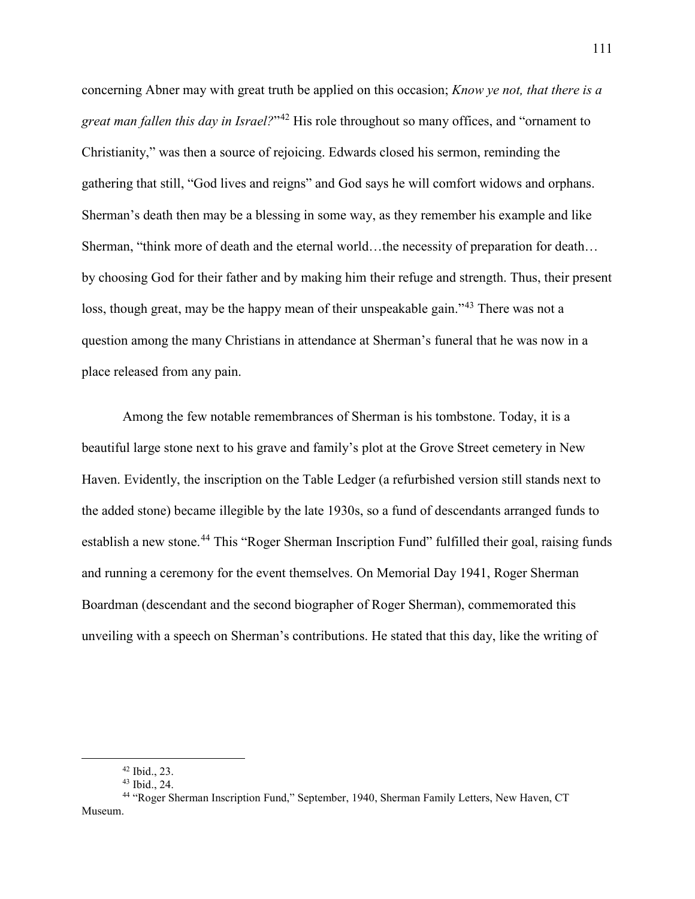concerning Abner may with great truth be applied on this occasion; *Know ye not, that there is a great man fallen this day in Israel?*"[42] His role throughout so many offices, and "ornament to Christianity," was then a source of rejoicing. Edwards closed his sermon, reminding the gathering that still, "God lives and reigns" and God says he will comfort widows and orphans. Sherman's death then may be a blessing in some way, as they remember his example and like Sherman, "think more of death and the eternal world…the necessity of preparation for death… by choosing God for their father and by making him their refuge and strength. Thus, their present loss, though great, may be the happy mean of their unspeakable gain."[43] There was not a question among the many Christians in attendance at Sherman's funeral that he was now in a place released from any pain.

Among the few notable remembrances of Sherman is his tombstone. Today, it is a beautiful large stone next to his grave and family's plot at the Grove Street cemetery in New Haven. Evidently, the inscription on the Table Ledger (a refurbished version still stands next to the added stone) became illegible by the late 1930s, so a fund of descendants arranged funds to establish a new stone.[44] This "Roger Sherman Inscription Fund" fulfilled their goal, raising funds and running a ceremony for the event themselves. On Memorial Day 1941, Roger Sherman Boardman (descendant and the second biographer of Roger Sherman), commemorated this unveiling with a speech on Sherman's contributions. He stated that this day, like the writing of

---

[42] Ibid., 23.

[43] Ibid., 24.

[44] "Roger Sherman Inscription Fund," September, 1940, Sherman Family Letters, New Haven, CT Museum.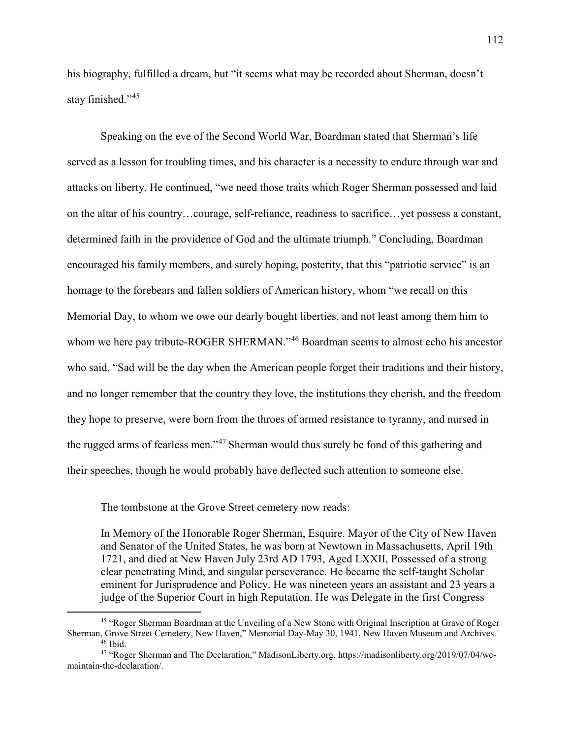his biography, fulfilled a dream, but "it seems what may be recorded about Sherman, doesn't stay finished."[45]

Speaking on the eve of the Second World War, Boardman stated that Sherman's life served as a lesson for troubling times, and his character is a necessity to endure through war and attacks on liberty. He continued, "we need those traits which Roger Sherman possessed and laid on the altar of his country…courage, self-reliance, readiness to sacrifice…yet possess a constant, determined faith in the providence of God and the ultimate triumph." Concluding, Boardman encouraged his family members, and surely hoping, posterity, that this "patriotic service" is an homage to the forebears and fallen soldiers of American history, whom "we recall on this Memorial Day, to whom we owe our dearly bought liberties, and not least among them him to whom we here pay tribute-ROGER SHERMAN."[46] Boardman seems to almost echo his ancestor who said, "Sad will be the day when the American people forget their traditions and their history, and no longer remember that the country they love, the institutions they cherish, and the freedom they hope to preserve, were born from the throes of armed resistance to tyranny, and nursed in the rugged arms of fearless men."[47] Sherman would thus surely be fond of this gathering and their speeches, though he would probably have deflected such attention to someone else.

The tombstone at the Grove Street cemetery now reads:

> In Memory of the Honorable Roger Sherman, Esquire. Mayor of the City of New Haven and Senator of the United States, he was born at Newtown in Massachusetts, April 19th 1721, and died at New Haven July 23rd AD 1793, Aged LXXII, Possessed of a strong clear penetrating Mind, and singular perseverance. He became the self-taught Scholar eminent for Jurisprudence and Policy. He was nineteen years an assistant and 23 years a judge of the Superior Court in high Reputation. He was Delegate in the first Congress

---

[45] "Roger Sherman Boardman at the Unveiling of a New Stone with Original Inscription at Grave of Roger Sherman, Grove Street Cemetery, New Haven," Memorial Day-May 30, 1941, New Haven Museum and Archives.

[46] Ibid.

[47] "Roger Sherman and The Declaration," MadisonLiberty.org, https://madisonliberty.org/2019/07/04/we-maintain-the-declaration/.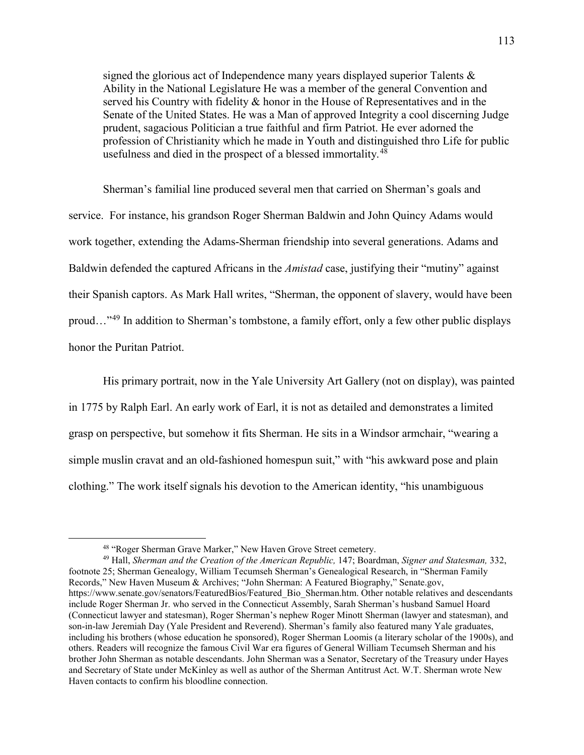> signed the glorious act of Independence many years displayed superior Talents & Ability in the National Legislature He was a member of the general Convention and served his Country with fidelity & honor in the House of Representatives and in the Senate of the United States. He was a Man of approved Integrity a cool discerning Judge prudent, sagacious Politician a true faithful and firm Patriot. He ever adorned the profession of Christianity which he made in Youth and distinguished thro Life for public usefulness and died in the prospect of a blessed immortality.[48]

Sherman's familial line produced several men that carried on Sherman's goals and service. For instance, his grandson Roger Sherman Baldwin and John Quincy Adams would work together, extending the Adams-Sherman friendship into several generations. Adams and Baldwin defended the captured Africans in the *Amistad* case, justifying their "mutiny" against their Spanish captors. As Mark Hall writes, "Sherman, the opponent of slavery, would have been proud…"[49] In addition to Sherman's tombstone, a family effort, only a few other public displays honor the Puritan Patriot.

His primary portrait, now in the Yale University Art Gallery (not on display), was painted in 1775 by Ralph Earl. An early work of Earl, it is not as detailed and demonstrates a limited grasp on perspective, but somehow it fits Sherman. He sits in a Windsor armchair, "wearing a simple muslin cravat and an old-fashioned homespun suit," with "his awkward pose and plain clothing." The work itself signals his devotion to the American identity, "his unambiguous

---

[48] "Roger Sherman Grave Marker," New Haven Grove Street cemetery.

[49] Hall, *Sherman and the Creation of the American Republic,* 147; Boardman, *Signer and Statesman,* 332, footnote 25; Sherman Genealogy, William Tecumseh Sherman's Genealogical Research, in "Sherman Family Records," New Haven Museum & Archives; "John Sherman: A Featured Biography," Senate.gov, https://www.senate.gov/senators/FeaturedBios/Featured_Bio_Sherman.htm. Other notable relatives and descendants include Roger Sherman Jr. who served in the Connecticut Assembly, Sarah Sherman's husband Samuel Hoard (Connecticut lawyer and statesman), Roger Sherman's nephew Roger Minott Sherman (lawyer and statesman), and son-in-law Jeremiah Day (Yale President and Reverend). Sherman's family also featured many Yale graduates, including his brothers (whose education he sponsored), Roger Sherman Loomis (a literary scholar of the 1900s), and others. Readers will recognize the famous Civil War era figures of General William Tecumseh Sherman and his brother John Sherman as notable descendants. John Sherman was a Senator, Secretary of the Treasury under Hayes and Secretary of State under McKinley as well as author of the Sherman Antitrust Act. W.T. Sherman wrote New Haven contacts to confirm his bloodline connection.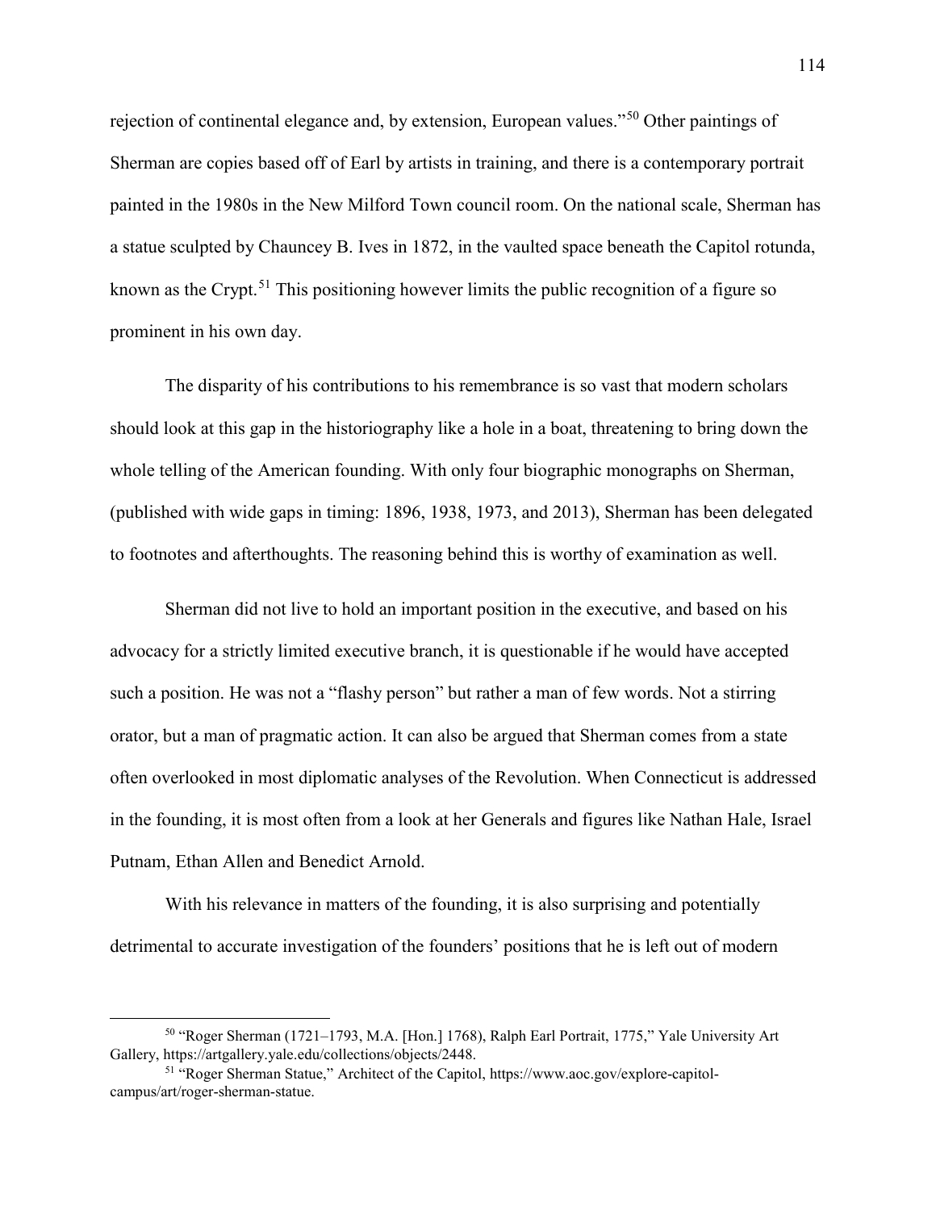rejection of continental elegance and, by extension, European values."[50] Other paintings of Sherman are copies based off of Earl by artists in training, and there is a contemporary portrait painted in the 1980s in the New Milford Town council room. On the national scale, Sherman has a statue sculpted by Chauncey B. Ives in 1872, in the vaulted space beneath the Capitol rotunda, known as the Crypt.[51] This positioning however limits the public recognition of a figure so prominent in his own day.

The disparity of his contributions to his remembrance is so vast that modern scholars should look at this gap in the historiography like a hole in a boat, threatening to bring down the whole telling of the American founding. With only four biographic monographs on Sherman, (published with wide gaps in timing: 1896, 1938, 1973, and 2013), Sherman has been delegated to footnotes and afterthoughts. The reasoning behind this is worthy of examination as well.

Sherman did not live to hold an important position in the executive, and based on his advocacy for a strictly limited executive branch, it is questionable if he would have accepted such a position. He was not a "flashy person" but rather a man of few words. Not a stirring orator, but a man of pragmatic action. It can also be argued that Sherman comes from a state often overlooked in most diplomatic analyses of the Revolution. When Connecticut is addressed in the founding, it is most often from a look at her Generals and figures like Nathan Hale, Israel Putnam, Ethan Allen and Benedict Arnold.

With his relevance in matters of the founding, it is also surprising and potentially detrimental to accurate investigation of the founders' positions that he is left out of modern

---

[50] "Roger Sherman (1721–1793, M.A. [Hon.] 1768), Ralph Earl Portrait, 1775," Yale University Art Gallery, https://artgallery.yale.edu/collections/objects/2448.

[51] "Roger Sherman Statue," Architect of the Capitol, https://www.aoc.gov/explore-capitol-campus/art/roger-sherman-statue.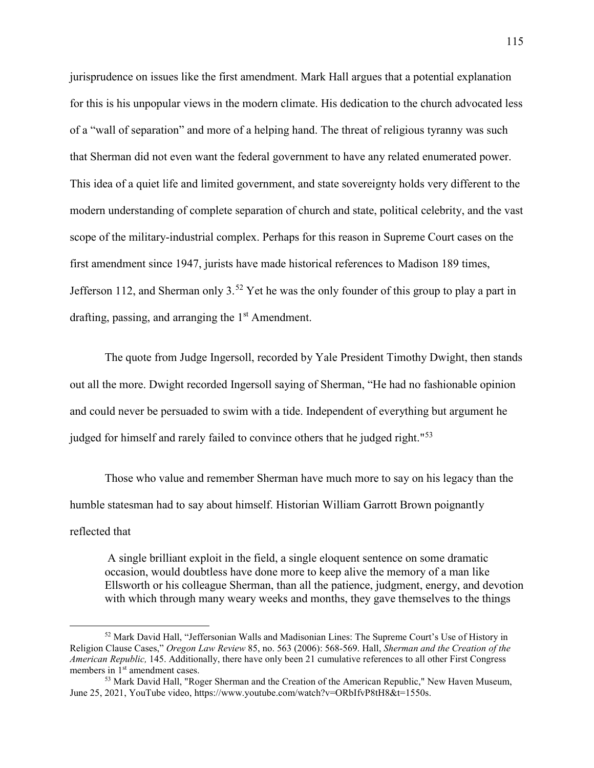jurisprudence on issues like the first amendment. Mark Hall argues that a potential explanation for this is his unpopular views in the modern climate. His dedication to the church advocated less of a "wall of separation" and more of a helping hand. The threat of religious tyranny was such that Sherman did not even want the federal government to have any related enumerated power. This idea of a quiet life and limited government, and state sovereignty holds very different to the modern understanding of complete separation of church and state, political celebrity, and the vast scope of the military-industrial complex. Perhaps for this reason in Supreme Court cases on the first amendment since 1947, jurists have made historical references to Madison 189 times, Jefferson 112, and Sherman only 3.[52] Yet he was the only founder of this group to play a part in drafting, passing, and arranging the 1st Amendment.

The quote from Judge Ingersoll, recorded by Yale President Timothy Dwight, then stands out all the more. Dwight recorded Ingersoll saying of Sherman, "He had no fashionable opinion and could never be persuaded to swim with a tide. Independent of everything but argument he judged for himself and rarely failed to convince others that he judged right."[53]

Those who value and remember Sherman have much more to say on his legacy than the humble statesman had to say about himself. Historian William Garrott Brown poignantly reflected that

> A single brilliant exploit in the field, a single eloquent sentence on some dramatic occasion, would doubtless have done more to keep alive the memory of a man like Ellsworth or his colleague Sherman, than all the patience, judgment, energy, and devotion with which through many weary weeks and months, they gave themselves to the things

---

[52] Mark David Hall, "Jeffersonian Walls and Madisonian Lines: The Supreme Court's Use of History in Religion Clause Cases," *Oregon Law Review* 85, no. 563 (2006): 568-569. Hall, *Sherman and the Creation of the American Republic,* 145. Additionally, there have only been 21 cumulative references to all other First Congress members in 1st amendment cases.

[53] Mark David Hall, "Roger Sherman and the Creation of the American Republic," New Haven Museum, June 25, 2021, YouTube video, https://www.youtube.com/watch?v=ORbIfvP8tH8&t=1550s.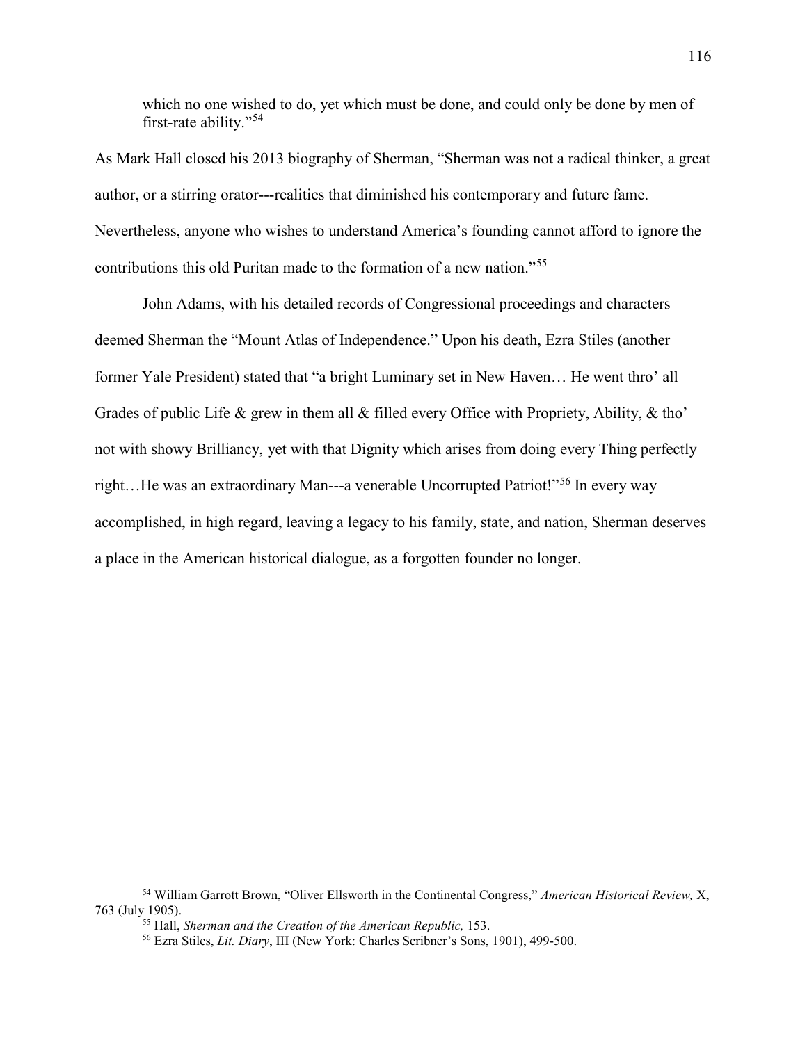> which no one wished to do, yet which must be done, and could only be done by men of first-rate ability."[54]

As Mark Hall closed his 2013 biography of Sherman, "Sherman was not a radical thinker, a great author, or a stirring orator---realities that diminished his contemporary and future fame. Nevertheless, anyone who wishes to understand America's founding cannot afford to ignore the contributions this old Puritan made to the formation of a new nation."[55]

John Adams, with his detailed records of Congressional proceedings and characters deemed Sherman the "Mount Atlas of Independence." Upon his death, Ezra Stiles (another former Yale President) stated that "a bright Luminary set in New Haven… He went thro' all Grades of public Life & grew in them all & filled every Office with Propriety, Ability, & tho' not with showy Brilliancy, yet with that Dignity which arises from doing every Thing perfectly right…He was an extraordinary Man---a venerable Uncorrupted Patriot!"[56] In every way accomplished, in high regard, leaving a legacy to his family, state, and nation, Sherman deserves a place in the American historical dialogue, as a forgotten founder no longer.

---

[54] William Garrott Brown, "Oliver Ellsworth in the Continental Congress," *American Historical Review,* X, 763 (July 1905).

[55] Hall, *Sherman and the Creation of the American Republic,* 153.

[56] Ezra Stiles, *Lit. Diary*, III (New York: Charles Scribner's Sons, 1901), 499-500.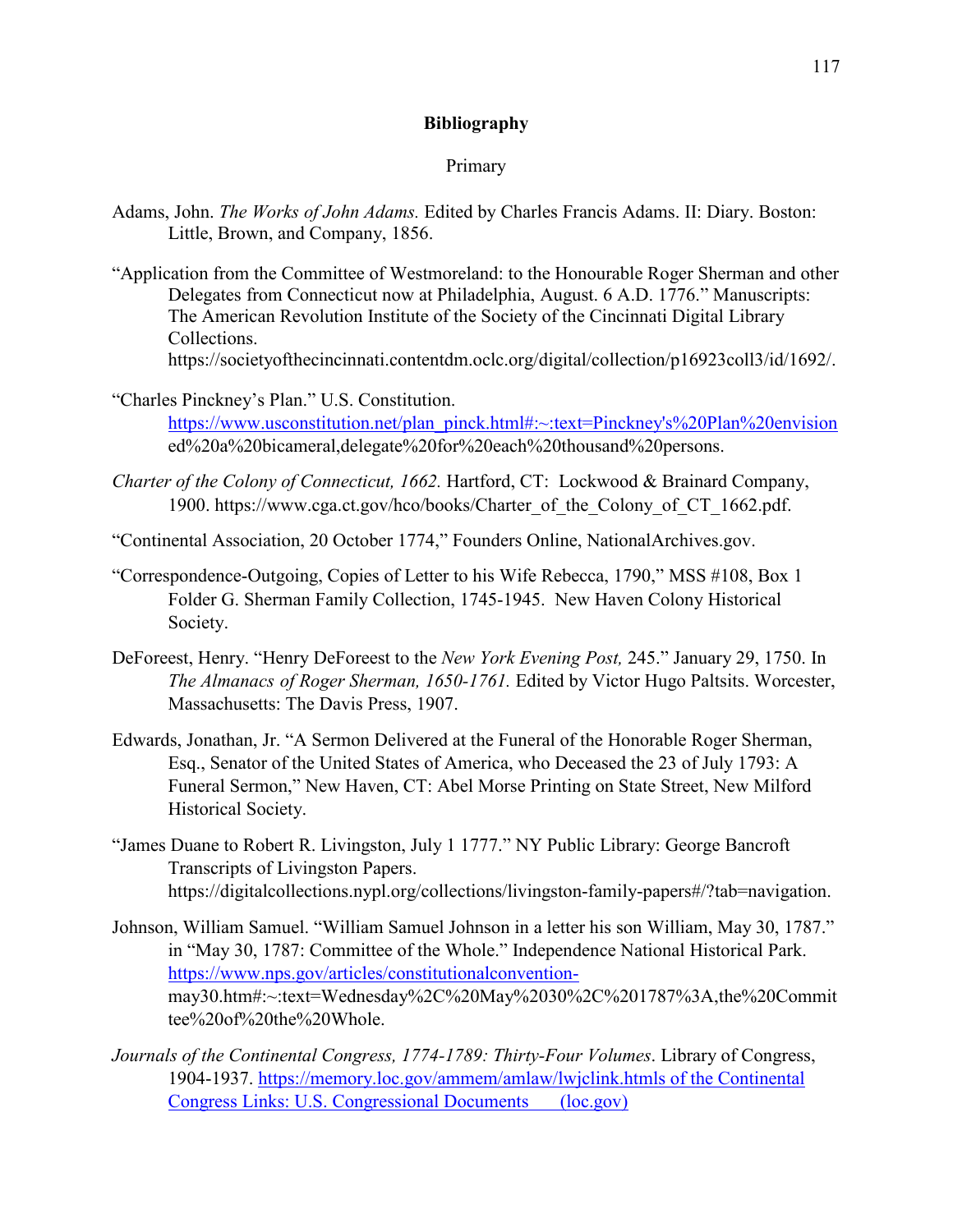## Bibliography

Primary

Adams, John. *The Works of John Adams.* Edited by Charles Francis Adams. II: Diary. Boston: Little, Brown, and Company, 1856.

"Application from the Committee of Westmoreland: to the Honourable Roger Sherman and other Delegates from Connecticut now at Philadelphia, August. 6 A.D. 1776." Manuscripts: The American Revolution Institute of the Society of the Cincinnati Digital Library Collections. https://societyofthecincinnati.contentdm.oclc.org/digital/collection/p16923coll3/id/1692/.

"Charles Pinckney's Plan." U.S. Constitution. https://www.usconstitution.net/plan_pinck.html#:~:text=Pinckney's%20Plan%20envisioned%20a%20bicameral,delegate%20for%20each%20thousand%20persons.

*Charter of the Colony of Connecticut, 1662.* Hartford, CT: Lockwood & Brainard Company, 1900. https://www.cga.ct.gov/hco/books/Charter_of_the_Colony_of_CT_1662.pdf.

"Continental Association, 20 October 1774," Founders Online, NationalArchives.gov.

"Correspondence-Outgoing, Copies of Letter to his Wife Rebecca, 1790," MSS #108, Box 1 Folder G. Sherman Family Collection, 1745-1945. New Haven Colony Historical Society.

DeForeest, Henry. "Henry DeForeest to the *New York Evening Post,* 245." January 29, 1750. In *The Almanacs of Roger Sherman, 1650-1761.* Edited by Victor Hugo Paltsits. Worcester, Massachusetts: The Davis Press, 1907.

Edwards, Jonathan, Jr. "A Sermon Delivered at the Funeral of the Honorable Roger Sherman, Esq., Senator of the United States of America, who Deceased the 23 of July 1793: A Funeral Sermon," New Haven, CT: Abel Morse Printing on State Street, New Milford Historical Society.

"James Duane to Robert R. Livingston, July 1 1777." NY Public Library: George Bancroft Transcripts of Livingston Papers. https://digitalcollections.nypl.org/collections/livingston-family-papers#/?tab=navigation.

Johnson, William Samuel. "William Samuel Johnson in a letter his son William, May 30, 1787." in "May 30, 1787: Committee of the Whole." Independence National Historical Park. https://www.nps.gov/articles/constitutionalconvention-may30.htm#:~:text=Wednesday%2C%20May%2030%2C%201787%3A,the%20Committee%20of%20the%20Whole.

*Journals of the Continental Congress, 1774-1789: Thirty-Four Volumes*. Library of Congress, 1904-1937. https://memory.loc.gov/ammem/amlaw/lwjclink.htmls of the Continental Congress Links: U.S. Congressional Documents (loc.gov)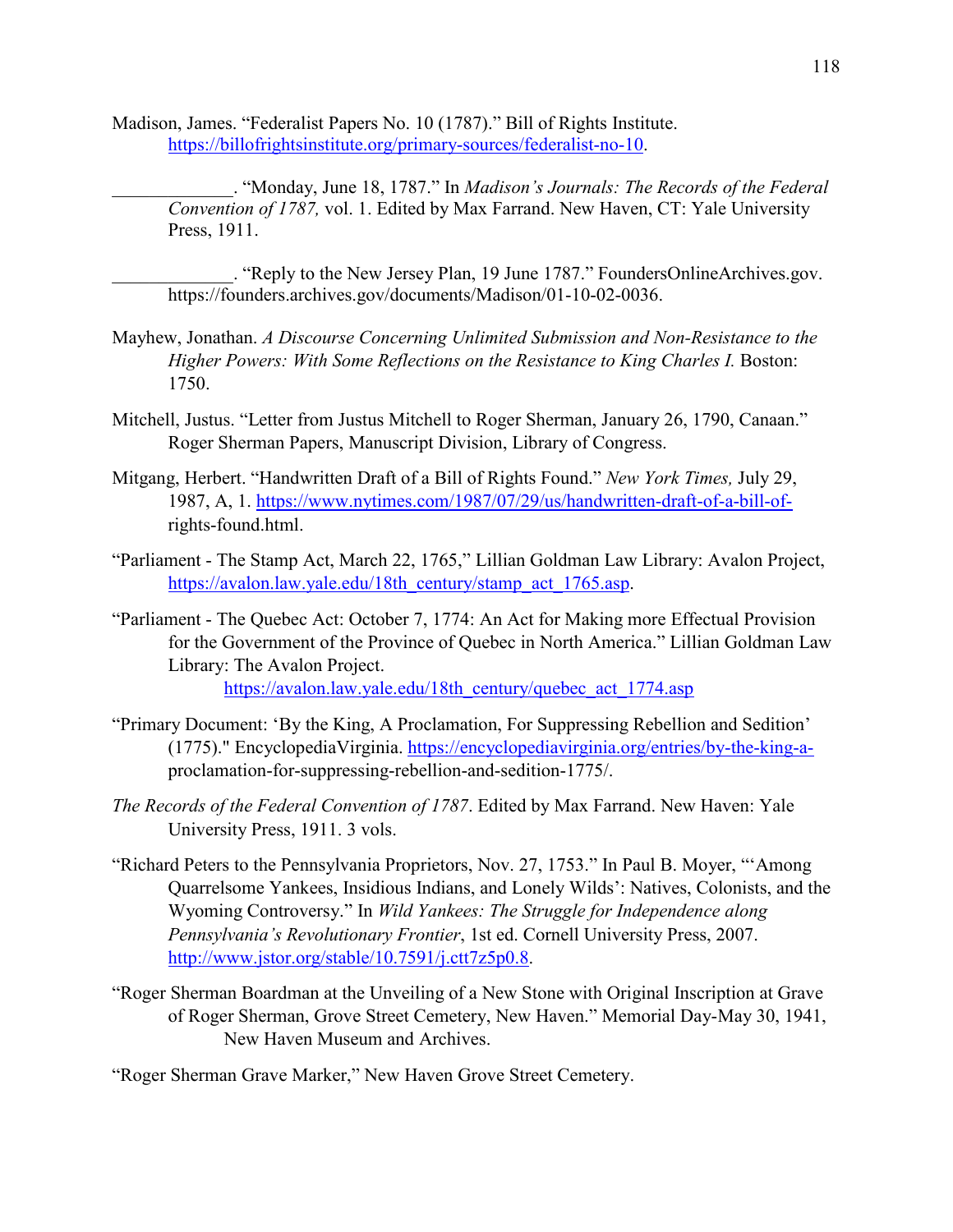Madison, James. "Federalist Papers No. 10 (1787)." Bill of Rights Institute. https://billofrightsinstitute.org/primary-sources/federalist-no-10.

_____________. "Monday, June 18, 1787." In *Madison's Journals: The Records of the Federal Convention of 1787,* vol. 1. Edited by Max Farrand. New Haven, CT: Yale University Press, 1911.

_____________. "Reply to the New Jersey Plan, 19 June 1787." FoundersOnlineArchives.gov. https://founders.archives.gov/documents/Madison/01-10-02-0036.

Mayhew, Jonathan. *A Discourse Concerning Unlimited Submission and Non-Resistance to the Higher Powers: With Some Reflections on the Resistance to King Charles I.* Boston: 1750.

Mitchell, Justus. "Letter from Justus Mitchell to Roger Sherman, January 26, 1790, Canaan." Roger Sherman Papers, Manuscript Division, Library of Congress.

Mitgang, Herbert. "Handwritten Draft of a Bill of Rights Found." *New York Times,* July 29, 1987, A, 1. https://www.nytimes.com/1987/07/29/us/handwritten-draft-of-a-bill-of-rights-found.html.

"Parliament - The Stamp Act, March 22, 1765," Lillian Goldman Law Library: Avalon Project, https://avalon.law.yale.edu/18th_century/stamp_act_1765.asp.

"Parliament - The Quebec Act: October 7, 1774: An Act for Making more Effectual Provision for the Government of the Province of Quebec in North America." Lillian Goldman Law Library: The Avalon Project. https://avalon.law.yale.edu/18th_century/quebec_act_1774.asp

"Primary Document: 'By the King, A Proclamation, For Suppressing Rebellion and Sedition' (1775)." EncyclopediaVirginia. https://encyclopediavirginia.org/entries/by-the-king-a-proclamation-for-suppressing-rebellion-and-sedition-1775/.

*The Records of the Federal Convention of 1787*. Edited by Max Farrand. New Haven: Yale University Press, 1911. 3 vols.

"Richard Peters to the Pennsylvania Proprietors, Nov. 27, 1753." In Paul B. Moyer, "'Among Quarrelsome Yankees, Insidious Indians, and Lonely Wilds': Natives, Colonists, and the Wyoming Controversy." In *Wild Yankees: The Struggle for Independence along Pennsylvania's Revolutionary Frontier*, 1st ed. Cornell University Press, 2007. http://www.jstor.org/stable/10.7591/j.ctt7z5p0.8.

"Roger Sherman Boardman at the Unveiling of a New Stone with Original Inscription at Grave of Roger Sherman, Grove Street Cemetery, New Haven." Memorial Day-May 30, 1941, New Haven Museum and Archives.

"Roger Sherman Grave Marker," New Haven Grove Street Cemetery.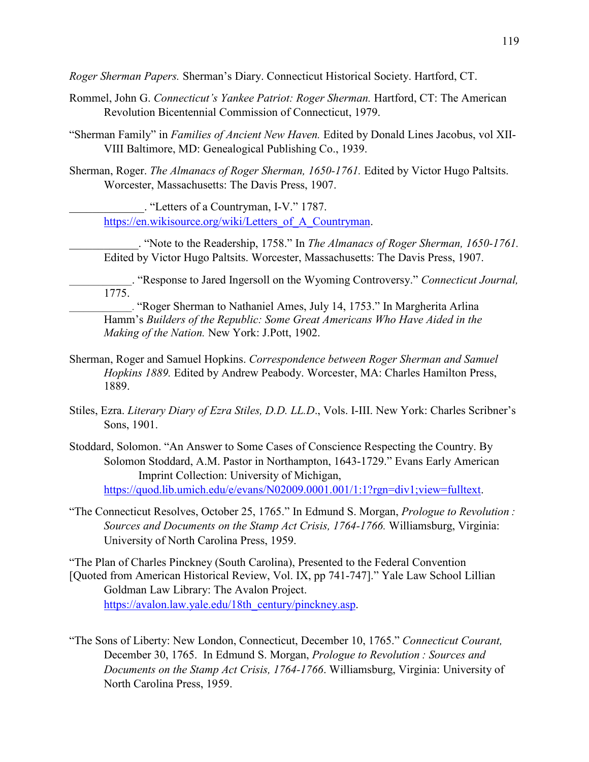*Roger Sherman Papers.* Sherman's Diary. Connecticut Historical Society. Hartford, CT.

Rommel, John G. *Connecticut's Yankee Patriot: Roger Sherman.* Hartford, CT: The American Revolution Bicentennial Commission of Connecticut, 1979.

"Sherman Family" in *Families of Ancient New Haven.* Edited by Donald Lines Jacobus, vol XII-VIII Baltimore, MD: Genealogical Publishing Co., 1939.

Sherman, Roger. *The Almanacs of Roger Sherman, 1650-1761.* Edited by Victor Hugo Paltsits. Worcester, Massachusetts: The Davis Press, 1907.

_____________. "Letters of a Countryman, I-V." 1787. https://en.wikisource.org/wiki/Letters_of_A_Countryman.

____________. "Note to the Readership, 1758." In *The Almanacs of Roger Sherman, 1650-1761.* Edited by Victor Hugo Paltsits. Worcester, Massachusetts: The Davis Press, 1907.

___________. "Response to Jared Ingersoll on the Wyoming Controversy." *Connecticut Journal,* 1775.

___________. "Roger Sherman to Nathaniel Ames, July 14, 1753." In Margherita Arlina Hamm's *Builders of the Republic: Some Great Americans Who Have Aided in the Making of the Nation.* New York: J.Pott, 1902.

Sherman, Roger and Samuel Hopkins. *Correspondence between Roger Sherman and Samuel Hopkins 1889.* Edited by Andrew Peabody. Worcester, MA: Charles Hamilton Press, 1889.

Stiles, Ezra. *Literary Diary of Ezra Stiles, D.D. LL.D*., Vols. I-III. New York: Charles Scribner's Sons, 1901.

Stoddard, Solomon. "An Answer to Some Cases of Conscience Respecting the Country. By Solomon Stoddard, A.M. Pastor in Northampton, 1643-1729." Evans Early American Imprint Collection: University of Michigan, https://quod.lib.umich.edu/e/evans/N02009.0001.001/1:1?rgn=div1;view=fulltext.

"The Connecticut Resolves, October 25, 1765." In Edmund S. Morgan, *Prologue to Revolution : Sources and Documents on the Stamp Act Crisis, 1764-1766.* Williamsburg, Virginia: University of North Carolina Press, 1959.

"The Plan of Charles Pinckney (South Carolina), Presented to the Federal Convention [Quoted from American Historical Review, Vol. IX, pp 741-747]." Yale Law School Lillian Goldman Law Library: The Avalon Project. https://avalon.law.yale.edu/18th_century/pinckney.asp.

"The Sons of Liberty: New London, Connecticut, December 10, 1765." *Connecticut Courant,* December 30, 1765. In Edmund S. Morgan, *Prologue to Revolution : Sources and Documents on the Stamp Act Crisis, 1764-1766*. Williamsburg, Virginia: University of North Carolina Press, 1959.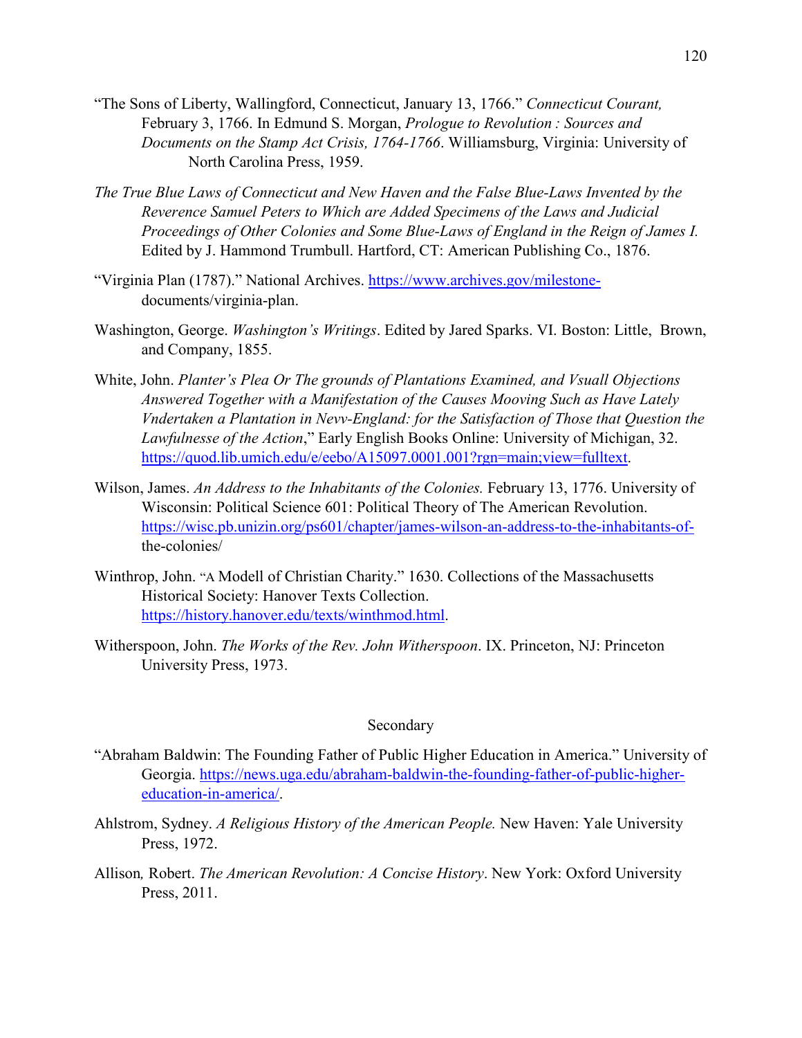"The Sons of Liberty, Wallingford, Connecticut, January 13, 1766." *Connecticut Courant,* February 3, 1766. In Edmund S. Morgan, *Prologue to Revolution : Sources and Documents on the Stamp Act Crisis, 1764-1766*. Williamsburg, Virginia: University of North Carolina Press, 1959.

*The True Blue Laws of Connecticut and New Haven and the False Blue-Laws Invented by the Reverence Samuel Peters to Which are Added Specimens of the Laws and Judicial Proceedings of Other Colonies and Some Blue-Laws of England in the Reign of James I.* Edited by J. Hammond Trumbull. Hartford, CT: American Publishing Co., 1876.

"Virginia Plan (1787)." National Archives. https://www.archives.gov/milestone-documents/virginia-plan.

Washington, George. *Washington's Writings*. Edited by Jared Sparks. VI. Boston: Little, Brown, and Company, 1855.

White, John. *Planter's Plea Or The grounds of Plantations Examined, and Vsuall Objections Answered Together with a Manifestation of the Causes Mooving Such as Have Lately Vndertaken a Plantation in Nevv-England: for the Satisfaction of Those that Question the Lawfulnesse of the Action*," Early English Books Online: University of Michigan, 32. https://quod.lib.umich.edu/e/eebo/A15097.0001.001?rgn=main;view=fulltext.

Wilson, James. *An Address to the Inhabitants of the Colonies.* February 13, 1776. University of Wisconsin: Political Science 601: Political Theory of The American Revolution. https://wisc.pb.unizin.org/ps601/chapter/james-wilson-an-address-to-the-inhabitants-of-the-colonies/

Winthrop, John. "A Modell of Christian Charity." 1630. Collections of the Massachusetts Historical Society: Hanover Texts Collection. https://history.hanover.edu/texts/winthmod.html.

Witherspoon, John. *The Works of the Rev. John Witherspoon*. IX. Princeton, NJ: Princeton University Press, 1973.

## Secondary

"Abraham Baldwin: The Founding Father of Public Higher Education in America." University of Georgia. https://news.uga.edu/abraham-baldwin-the-founding-father-of-public-higher-education-in-america/.

Ahlstrom, Sydney. *A Religious History of the American People.* New Haven: Yale University Press, 1972.

Allison, Robert. *The American Revolution: A Concise History*. New York: Oxford University Press, 2011.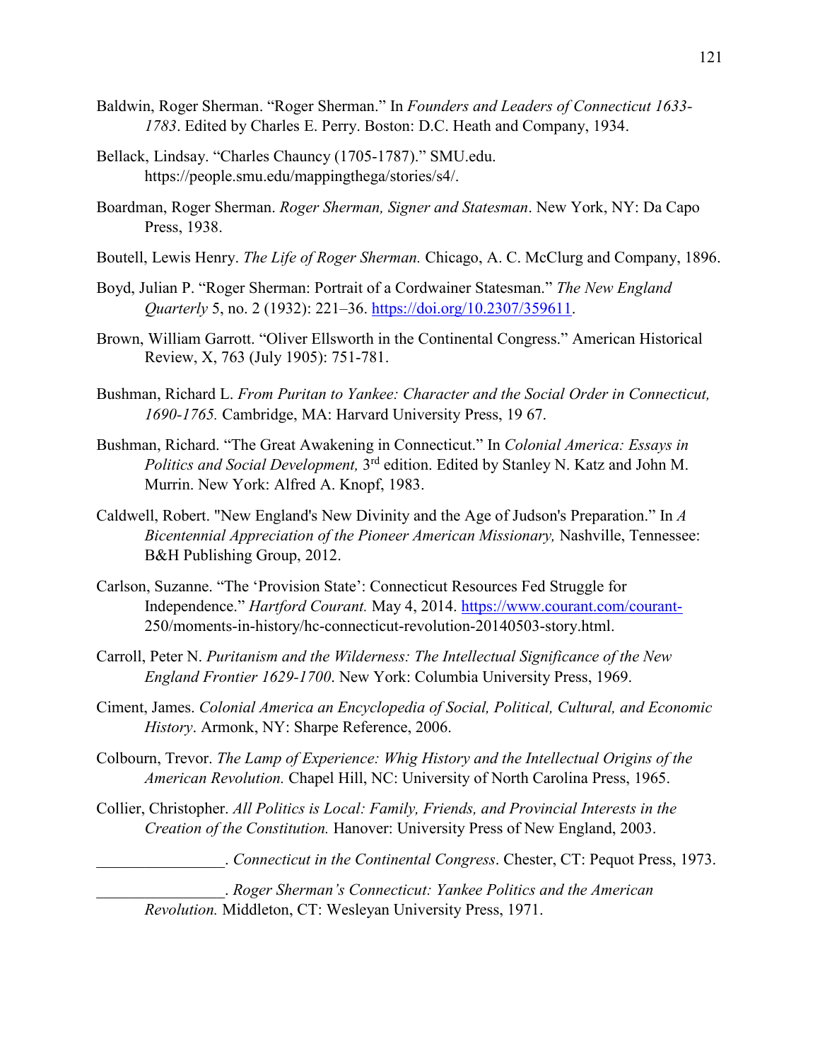Baldwin, Roger Sherman. "Roger Sherman." In *Founders and Leaders of Connecticut 1633-1783*. Edited by Charles E. Perry. Boston: D.C. Heath and Company, 1934.

Bellack, Lindsay. "Charles Chauncy (1705-1787)." SMU.edu. https://people.smu.edu/mappingthega/stories/s4/.

Boardman, Roger Sherman. *Roger Sherman, Signer and Statesman*. New York, NY: Da Capo Press, 1938.

Boutell, Lewis Henry. *The Life of Roger Sherman.* Chicago, A. C. McClurg and Company, 1896.

Boyd, Julian P. "Roger Sherman: Portrait of a Cordwainer Statesman." *The New England Quarterly* 5, no. 2 (1932): 221–36. https://doi.org/10.2307/359611.

Brown, William Garrott. "Oliver Ellsworth in the Continental Congress." American Historical Review, X, 763 (July 1905): 751-781.

Bushman, Richard L. *From Puritan to Yankee: Character and the Social Order in Connecticut, 1690-1765.* Cambridge, MA: Harvard University Press, 19 67.

Bushman, Richard. "The Great Awakening in Connecticut." In *Colonial America: Essays in Politics and Social Development,* 3rd edition. Edited by Stanley N. Katz and John M. Murrin. New York: Alfred A. Knopf, 1983.

Caldwell, Robert. "New England's New Divinity and the Age of Judson's Preparation." In *A Bicentennial Appreciation of the Pioneer American Missionary,* Nashville, Tennessee: B&H Publishing Group, 2012.

Carlson, Suzanne. "The 'Provision State': Connecticut Resources Fed Struggle for Independence." *Hartford Courant.* May 4, 2014. https://www.courant.com/courant-250/moments-in-history/hc-connecticut-revolution-20140503-story.html.

Carroll, Peter N. *Puritanism and the Wilderness: The Intellectual Significance of the New England Frontier 1629-1700*. New York: Columbia University Press, 1969.

Ciment, James. *Colonial America an Encyclopedia of Social, Political, Cultural, and Economic History*. Armonk, NY: Sharpe Reference, 2006.

Colbourn, Trevor. *The Lamp of Experience: Whig History and the Intellectual Origins of the American Revolution.* Chapel Hill, NC: University of North Carolina Press, 1965.

Collier, Christopher. *All Politics is Local: Family, Friends, and Provincial Interests in the Creation of the Constitution.* Hanover: University Press of New England, 2003.

________________. *Connecticut in the Continental Congress*. Chester, CT: Pequot Press, 1973.

________________. *Roger Sherman's Connecticut: Yankee Politics and the American Revolution.* Middleton, CT: Wesleyan University Press, 1971.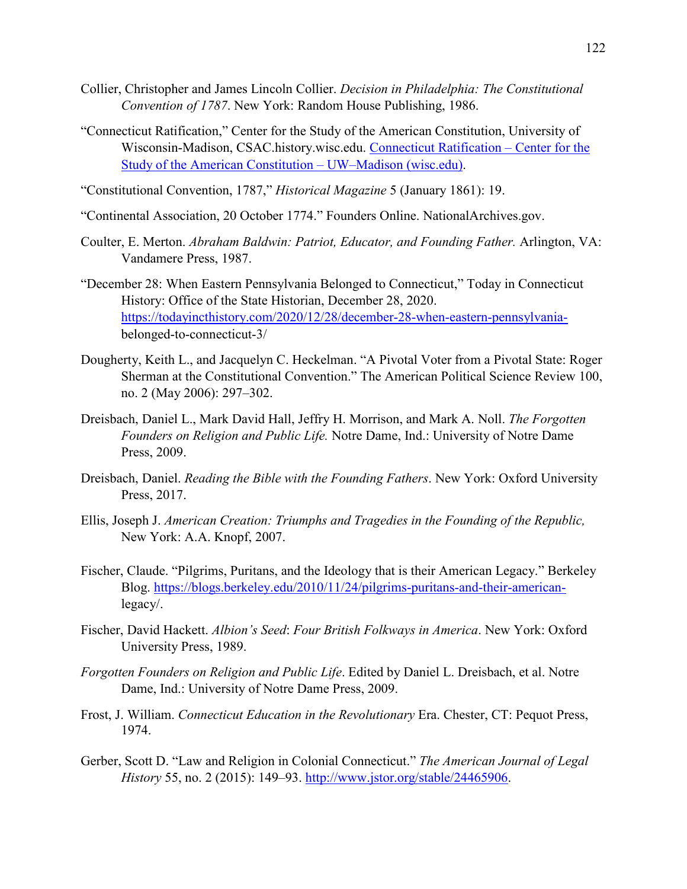Collier, Christopher and James Lincoln Collier. *Decision in Philadelphia: The Constitutional Convention of 1787*. New York: Random House Publishing, 1986.

"Connecticut Ratification," Center for the Study of the American Constitution, University of Wisconsin-Madison, CSAC.history.wisc.edu. [Connecticut Ratification – Center for the Study of the American Constitution – UW–Madison (wisc.edu)](Connecticut Ratification – Center for the Study of the American Constitution – UW–Madison (wisc.edu)).

"Constitutional Convention, 1787," *Historical Magazine* 5 (January 1861): 19.

"Continental Association, 20 October 1774." Founders Online. NationalArchives.gov.

Coulter, E. Merton. *Abraham Baldwin: Patriot, Educator, and Founding Father.* Arlington, VA: Vandamere Press, 1987.

"December 28: When Eastern Pennsylvania Belonged to Connecticut," Today in Connecticut History: Office of the State Historian, December 28, 2020. https://todayincthistory.com/2020/12/28/december-28-when-eastern-pennsylvania-belonged-to-connecticut-3/

Dougherty, Keith L., and Jacquelyn C. Heckelman. "A Pivotal Voter from a Pivotal State: Roger Sherman at the Constitutional Convention." The American Political Science Review 100, no. 2 (May 2006): 297–302.

Dreisbach, Daniel L., Mark David Hall, Jeffry H. Morrison, and Mark A. Noll. *The Forgotten Founders on Religion and Public Life.* Notre Dame, Ind.: University of Notre Dame Press, 2009.

Dreisbach, Daniel. *Reading the Bible with the Founding Fathers*. New York: Oxford University Press, 2017.

Ellis, Joseph J. *American Creation: Triumphs and Tragedies in the Founding of the Republic,* New York: A.A. Knopf, 2007.

Fischer, Claude. "Pilgrims, Puritans, and the Ideology that is their American Legacy." Berkeley Blog. https://blogs.berkeley.edu/2010/11/24/pilgrims-puritans-and-their-american-legacy/.

Fischer, David Hackett. *Albion's Seed*: *Four British Folkways in America*. New York: Oxford University Press, 1989.

*Forgotten Founders on Religion and Public Life*. Edited by Daniel L. Dreisbach, et al. Notre Dame, Ind.: University of Notre Dame Press, 2009.

Frost, J. William. *Connecticut Education in the Revolutionary* Era. Chester, CT: Pequot Press, 1974.

Gerber, Scott D. "Law and Religion in Colonial Connecticut." *The American Journal of Legal History* 55, no. 2 (2015): 149–93. http://www.jstor.org/stable/24465906.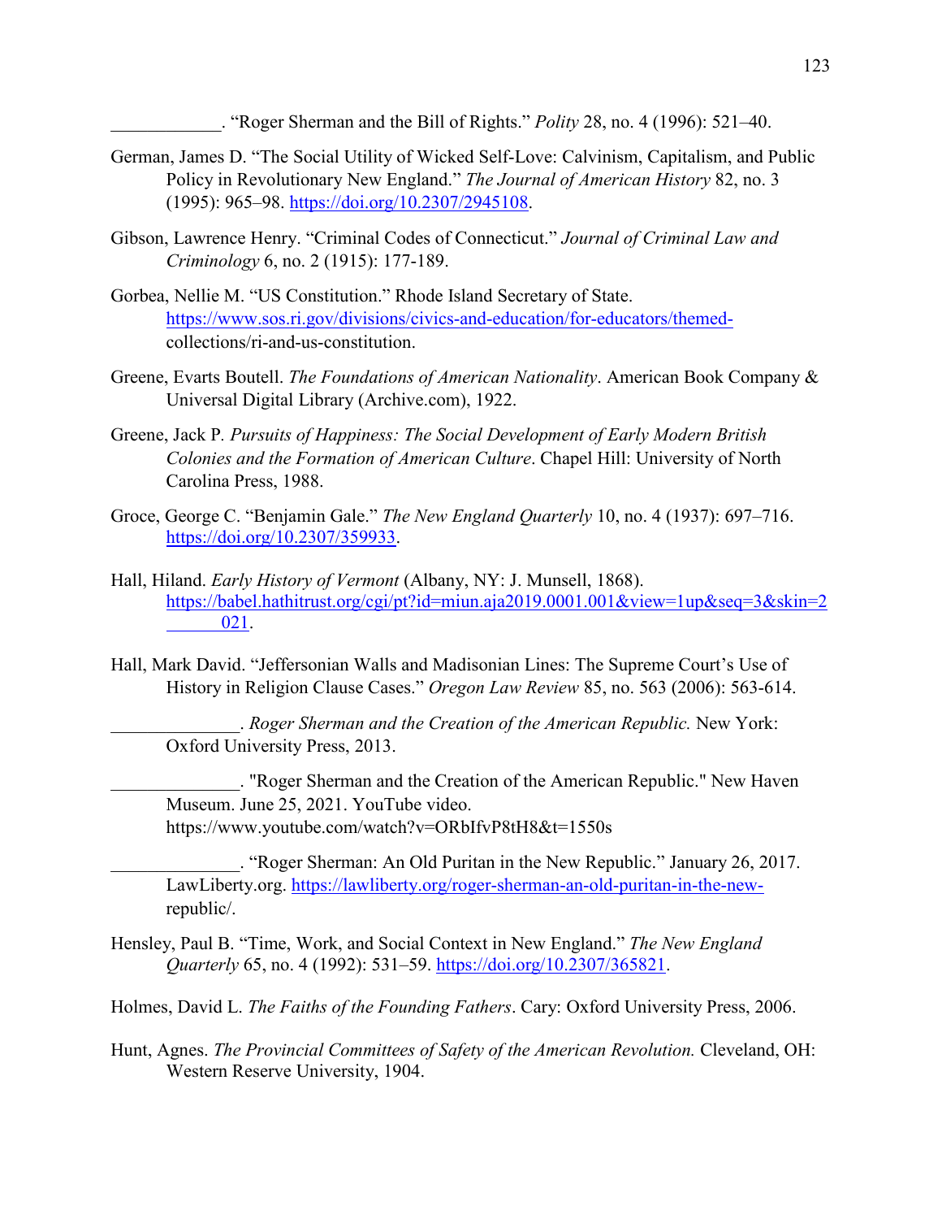\_\_\_\_\_\_\_\_\_\_\_\_. "Roger Sherman and the Bill of Rights." *Polity* 28, no. 4 (1996): 521–40.

German, James D. "The Social Utility of Wicked Self-Love: Calvinism, Capitalism, and Public Policy in Revolutionary New England." *The Journal of American History* 82, no. 3 (1995): 965–98. https://doi.org/10.2307/2945108.

Gibson, Lawrence Henry. "Criminal Codes of Connecticut." *Journal of Criminal Law and Criminology* 6, no. 2 (1915): 177-189.

Gorbea, Nellie M. "US Constitution." Rhode Island Secretary of State. https://www.sos.ri.gov/divisions/civics-and-education/for-educators/themed-collections/ri-and-us-constitution.

Greene, Evarts Boutell. *The Foundations of American Nationality*. American Book Company & Universal Digital Library (Archive.com), 1922.

Greene, Jack P. *Pursuits of Happiness: The Social Development of Early Modern British Colonies and the Formation of American Culture*. Chapel Hill: University of North Carolina Press, 1988.

Groce, George C. "Benjamin Gale." *The New England Quarterly* 10, no. 4 (1937): 697–716. https://doi.org/10.2307/359933.

Hall, Hiland. *Early History of Vermont* (Albany, NY: J. Munsell, 1868). https://babel.hathitrust.org/cgi/pt?id=miun.aja2019.0001.001&view=1up&seq=3&skin=2021.

Hall, Mark David. "Jeffersonian Walls and Madisonian Lines: The Supreme Court's Use of History in Religion Clause Cases." *Oregon Law Review* 85, no. 563 (2006): 563-614.

\_\_\_\_\_\_\_\_\_\_\_\_\_\_. *Roger Sherman and the Creation of the American Republic.* New York: Oxford University Press, 2013.

\_\_\_\_\_\_\_\_\_\_\_\_\_\_. "Roger Sherman and the Creation of the American Republic." New Haven Museum. June 25, 2021. YouTube video. https://www.youtube.com/watch?v=ORbIfvP8tH8&t=1550s

\_\_\_\_\_\_\_\_\_\_\_\_\_\_. "Roger Sherman: An Old Puritan in the New Republic." January 26, 2017. LawLiberty.org. https://lawliberty.org/roger-sherman-an-old-puritan-in-the-new-republic/.

Hensley, Paul B. "Time, Work, and Social Context in New England." *The New England Quarterly* 65, no. 4 (1992): 531–59. https://doi.org/10.2307/365821.

Holmes, David L. *The Faiths of the Founding Fathers*. Cary: Oxford University Press, 2006.

Hunt, Agnes. *The Provincial Committees of Safety of the American Revolution.* Cleveland, OH: Western Reserve University, 1904.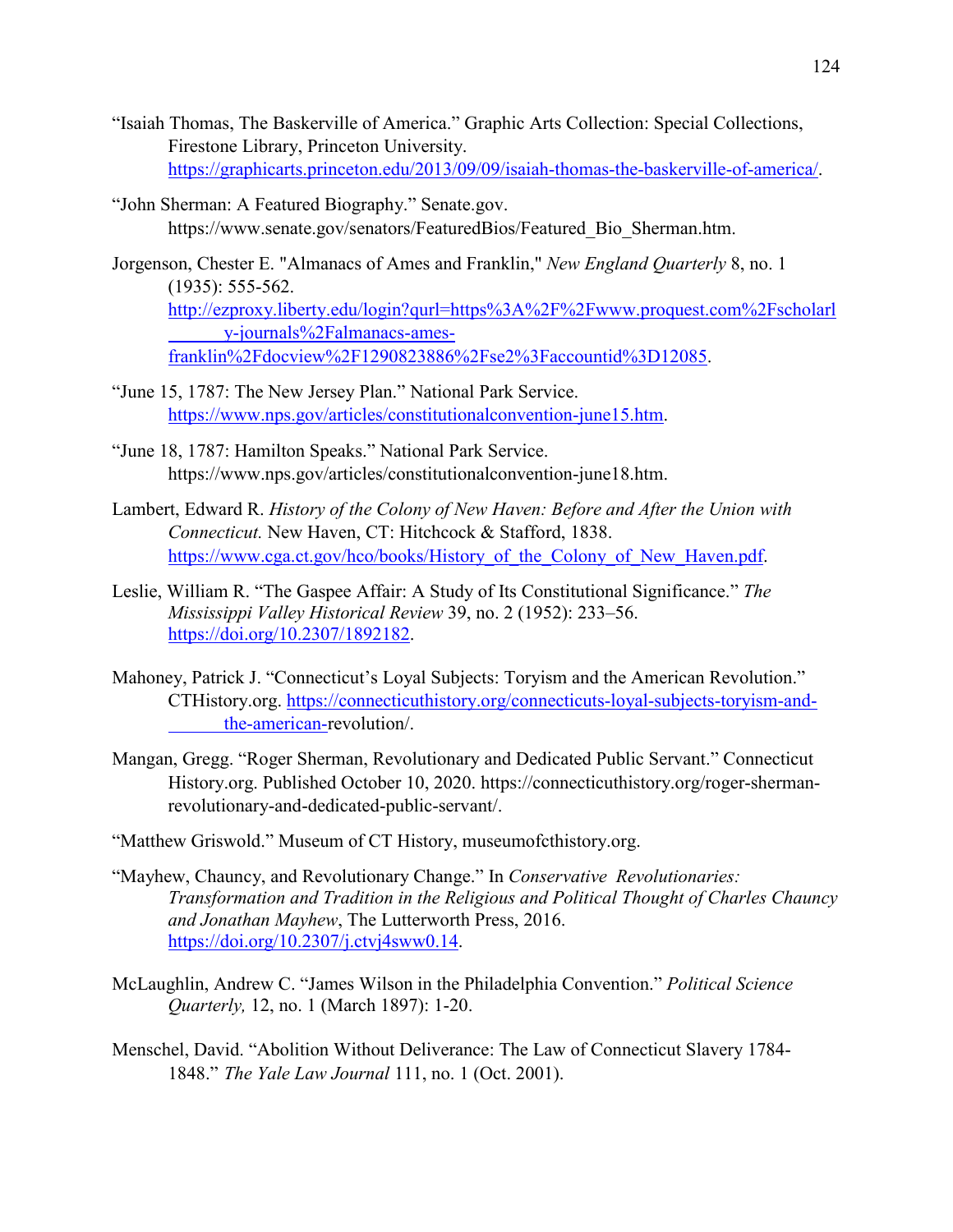"Isaiah Thomas, The Baskerville of America." Graphic Arts Collection: Special Collections, Firestone Library, Princeton University. https://graphicarts.princeton.edu/2013/09/09/isaiah-thomas-the-baskerville-of-america/.

"John Sherman: A Featured Biography." Senate.gov. https://www.senate.gov/senators/FeaturedBios/Featured_Bio_Sherman.htm.

Jorgenson, Chester E. "Almanacs of Ames and Franklin," *New England Quarterly* 8, no. 1 (1935): 555-562. http://ezproxy.liberty.edu/login?qurl=https%3A%2F%2Fwww.proquest.com%2Fscholarly-journals%2Falmanacs-ames-franklin%2Fdocview%2F1290823886%2Fse2%3Faccountid%3D12085.

"June 15, 1787: The New Jersey Plan." National Park Service. https://www.nps.gov/articles/constitutionalconvention-june15.htm.

"June 18, 1787: Hamilton Speaks." National Park Service. https://www.nps.gov/articles/constitutionalconvention-june18.htm.

Lambert, Edward R. *History of the Colony of New Haven: Before and After the Union with Connecticut.* New Haven, CT: Hitchcock & Stafford, 1838. https://www.cga.ct.gov/hco/books/History_of_the_Colony_of_New_Haven.pdf.

Leslie, William R. "The Gaspee Affair: A Study of Its Constitutional Significance." *The Mississippi Valley Historical Review* 39, no. 2 (1952): 233–56. https://doi.org/10.2307/1892182.

Mahoney, Patrick J. "Connecticut's Loyal Subjects: Toryism and the American Revolution." CTHistory.org. https://connecticuthistory.org/connecticuts-loyal-subjects-toryism-and-the-american-revolution/.

Mangan, Gregg. "Roger Sherman, Revolutionary and Dedicated Public Servant." Connecticut History.org. Published October 10, 2020. https://connecticuthistory.org/roger-sherman-revolutionary-and-dedicated-public-servant/.

"Matthew Griswold." Museum of CT History, museumofcthistory.org.

"Mayhew, Chauncy, and Revolutionary Change." In *Conservative Revolutionaries: Transformation and Tradition in the Religious and Political Thought of Charles Chauncy and Jonathan Mayhew*, The Lutterworth Press, 2016. https://doi.org/10.2307/j.ctvj4sww0.14.

McLaughlin, Andrew C. "James Wilson in the Philadelphia Convention." *Political Science Quarterly,* 12, no. 1 (March 1897): 1-20.

Menschel, David. "Abolition Without Deliverance: The Law of Connecticut Slavery 1784-1848." *The Yale Law Journal* 111, no. 1 (Oct. 2001).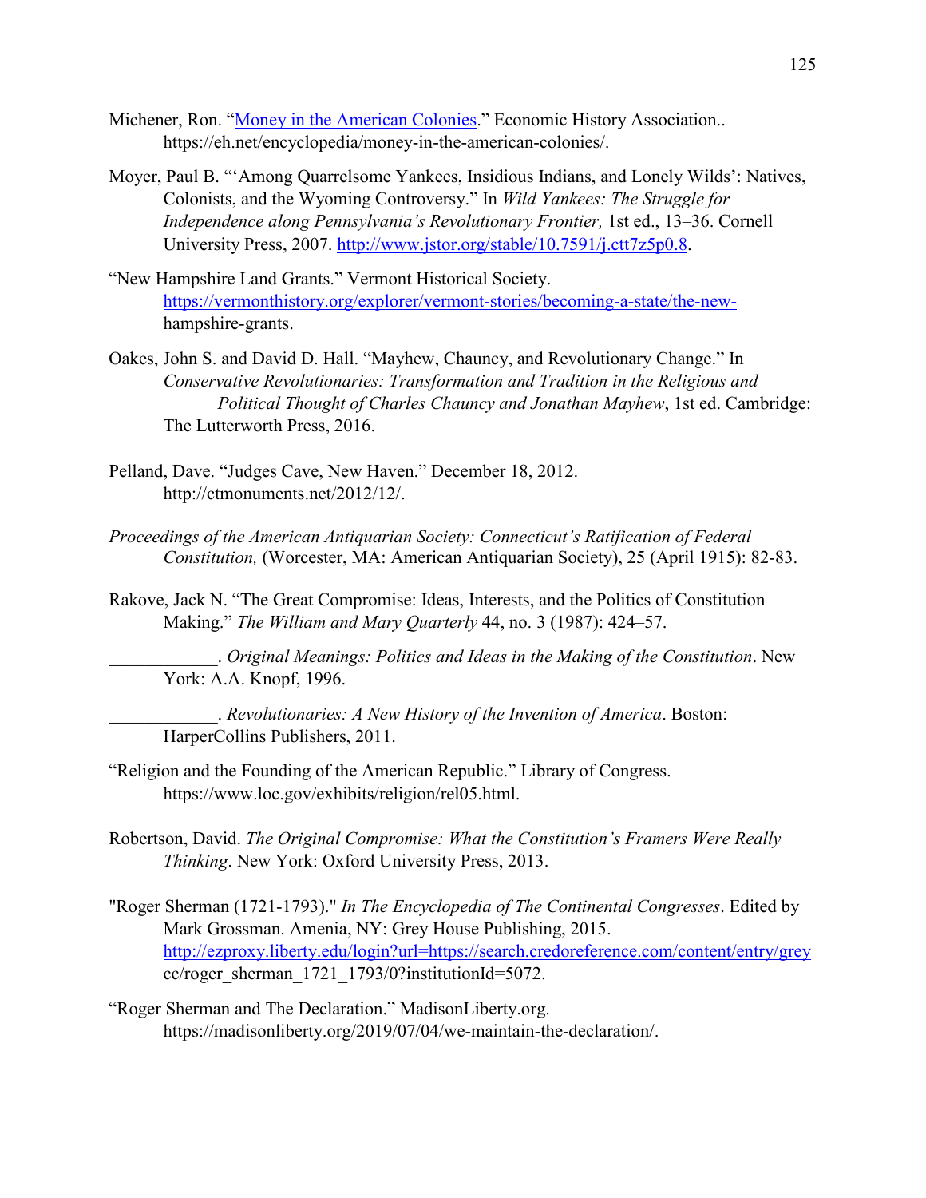Michener, Ron. "[Money in the American Colonies](https://eh.net/encyclopedia/money-in-the-american-colonies/)." Economic History Association.. https://eh.net/encyclopedia/money-in-the-american-colonies/.

Moyer, Paul B. "'Among Quarrelsome Yankees, Insidious Indians, and Lonely Wilds': Natives, Colonists, and the Wyoming Controversy." In *Wild Yankees: The Struggle for Independence along Pennsylvania's Revolutionary Frontier,* 1st ed., 13–36. Cornell University Press, 2007. http://www.jstor.org/stable/10.7591/j.ctt7z5p0.8.

"New Hampshire Land Grants." Vermont Historical Society. https://vermonthistory.org/explorer/vermont-stories/becoming-a-state/the-new-hampshire-grants.

Oakes, John S. and David D. Hall. "Mayhew, Chauncy, and Revolutionary Change." In *Conservative Revolutionaries: Transformation and Tradition in the Religious and Political Thought of Charles Chauncy and Jonathan Mayhew*, 1st ed. Cambridge: The Lutterworth Press, 2016.

Pelland, Dave. "Judges Cave, New Haven." December 18, 2012. http://ctmonuments.net/2012/12/.

*Proceedings of the American Antiquarian Society: Connecticut's Ratification of Federal Constitution,* (Worcester, MA: American Antiquarian Society), 25 (April 1915): 82-83.

Rakove, Jack N. "The Great Compromise: Ideas, Interests, and the Politics of Constitution Making." *The William and Mary Quarterly* 44, no. 3 (1987): 424–57.

\_\_\_\_\_\_\_\_\_\_\_\_. *Original Meanings: Politics and Ideas in the Making of the Constitution*. New York: A.A. Knopf, 1996.

\_\_\_\_\_\_\_\_\_\_\_\_. *Revolutionaries: A New History of the Invention of America*. Boston: HarperCollins Publishers, 2011.

"Religion and the Founding of the American Republic." Library of Congress. https://www.loc.gov/exhibits/religion/rel05.html.

Robertson, David. *The Original Compromise: What the Constitution's Framers Were Really Thinking*. New York: Oxford University Press, 2013.

"Roger Sherman (1721-1793)." *In The Encyclopedia of The Continental Congresses*. Edited by Mark Grossman. Amenia, NY: Grey House Publishing, 2015. http://ezproxy.liberty.edu/login?url=https://search.credoreference.com/content/entry/greycc/roger_sherman_1721_1793/0?institutionId=5072.

"Roger Sherman and The Declaration." MadisonLiberty.org. https://madisonliberty.org/2019/07/04/we-maintain-the-declaration/.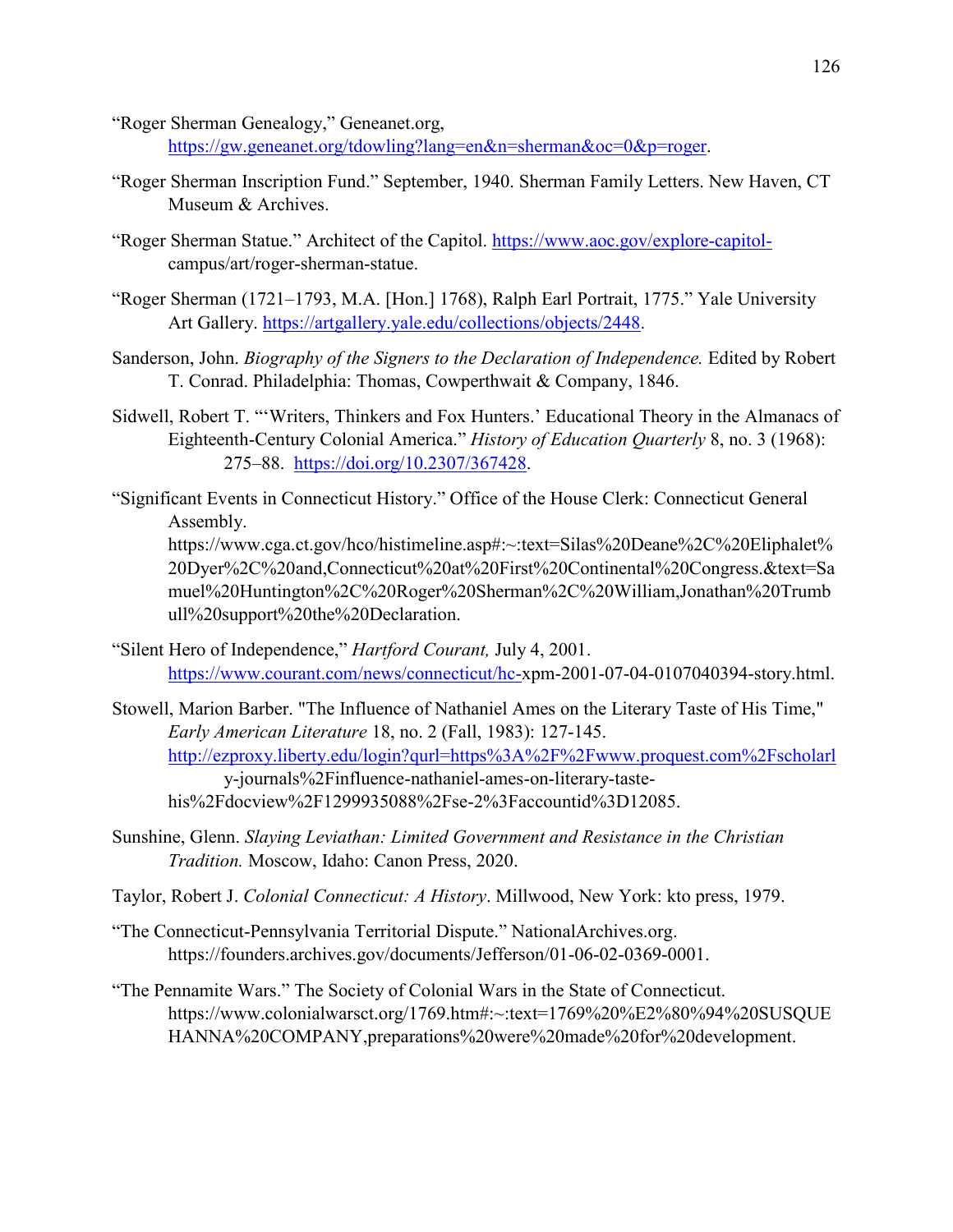"Roger Sherman Genealogy," Geneanet.org, https://gw.geneanet.org/tdowling?lang=en&n=sherman&oc=0&p=roger.

"Roger Sherman Inscription Fund." September, 1940. Sherman Family Letters. New Haven, CT Museum & Archives.

"Roger Sherman Statue." Architect of the Capitol. https://www.aoc.gov/explore-capitol-campus/art/roger-sherman-statue.

"Roger Sherman (1721–1793, M.A. [Hon.] 1768), Ralph Earl Portrait, 1775." Yale University Art Gallery. https://artgallery.yale.edu/collections/objects/2448.

Sanderson, John. *Biography of the Signers to the Declaration of Independence.* Edited by Robert T. Conrad. Philadelphia: Thomas, Cowperthwait & Company, 1846.

Sidwell, Robert T. "'Writers, Thinkers and Fox Hunters.' Educational Theory in the Almanacs of Eighteenth-Century Colonial America." *History of Education Quarterly* 8, no. 3 (1968): 275–88. https://doi.org/10.2307/367428.

"Significant Events in Connecticut History." Office of the House Clerk: Connecticut General Assembly. https://www.cga.ct.gov/hco/histimeline.asp#:~:text=Silas%20Deane%2C%20Eliphalet%20Dyer%2C%20and,Connecticut%20at%20First%20Continental%20Congress.&text=Samuel%20Huntington%2C%20Roger%20Sherman%2C%20William,Jonathan%20Trumbull%20support%20the%20Declaration.

"Silent Hero of Independence," *Hartford Courant,* July 4, 2001. https://www.courant.com/news/connecticut/hc-xpm-2001-07-04-0107040394-story.html.

Stowell, Marion Barber. "The Influence of Nathaniel Ames on the Literary Taste of His Time," *Early American Literature* 18, no. 2 (Fall, 1983): 127-145. http://ezproxy.liberty.edu/login?qurl=https%3A%2F%2Fwww.proquest.com%2Fscholarly-journals%2Finfluence-nathaniel-ames-on-literary-taste-his%2Fdocview%2F1299935088%2Fse-2%3Faccountid%3D12085.

Sunshine, Glenn. *Slaying Leviathan: Limited Government and Resistance in the Christian Tradition.* Moscow, Idaho: Canon Press, 2020.

Taylor, Robert J. *Colonial Connecticut: A History*. Millwood, New York: kto press, 1979.

"The Connecticut-Pennsylvania Territorial Dispute." NationalArchives.org. https://founders.archives.gov/documents/Jefferson/01-06-02-0369-0001.

"The Pennamite Wars." The Society of Colonial Wars in the State of Connecticut. https://www.colonialwarsct.org/1769.htm#:~:text=1769%20%E2%80%94%20SUSQUEHANNA%20COMPANY,preparations%20were%20made%20for%20development.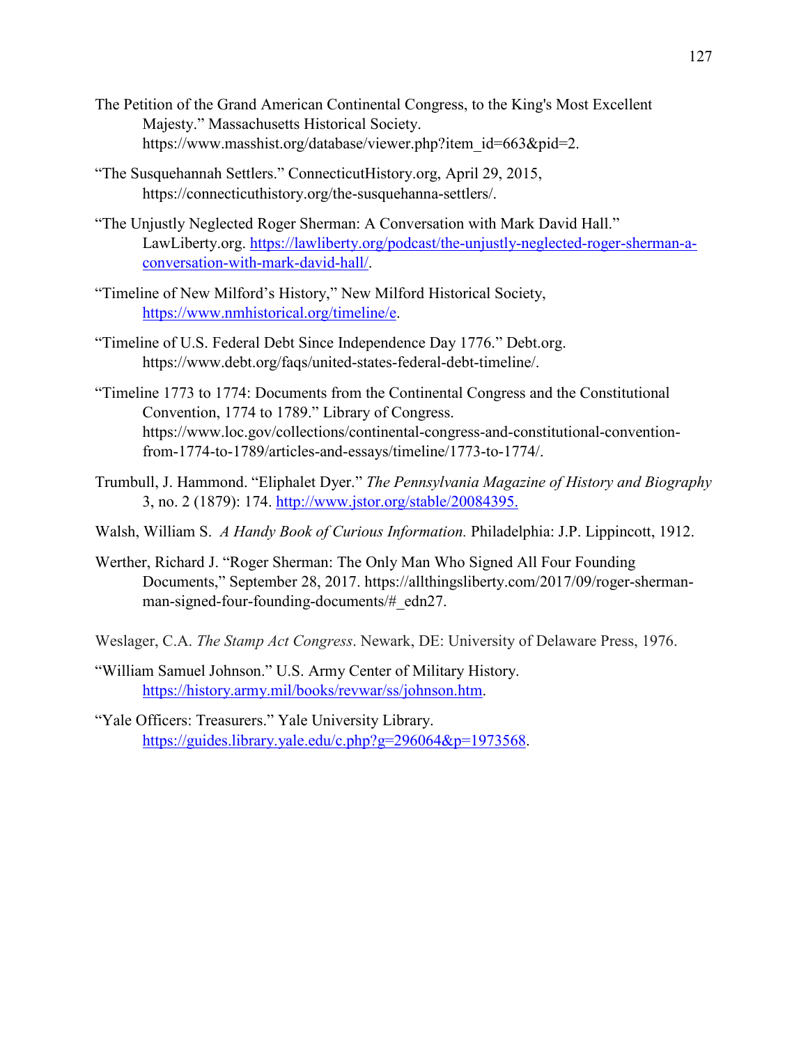The Petition of the Grand American Continental Congress, to the King's Most Excellent Majesty." Massachusetts Historical Society. https://www.masshist.org/database/viewer.php?item_id=663&pid=2.

"The Susquehannah Settlers." ConnecticutHistory.org, April 29, 2015, https://connecticuthistory.org/the-susquehanna-settlers/.

"The Unjustly Neglected Roger Sherman: A Conversation with Mark David Hall." LawLiberty.org. https://lawliberty.org/podcast/the-unjustly-neglected-roger-sherman-a-conversation-with-mark-david-hall/.

"Timeline of New Milford's History," New Milford Historical Society, https://www.nmhistorical.org/timeline/e.

"Timeline of U.S. Federal Debt Since Independence Day 1776." Debt.org. https://www.debt.org/faqs/united-states-federal-debt-timeline/.

"Timeline 1773 to 1774: Documents from the Continental Congress and the Constitutional Convention, 1774 to 1789." Library of Congress. https://www.loc.gov/collections/continental-congress-and-constitutional-convention-from-1774-to-1789/articles-and-essays/timeline/1773-to-1774/.

Trumbull, J. Hammond. "Eliphalet Dyer." *The Pennsylvania Magazine of History and Biography* 3, no. 2 (1879): 174. http://www.jstor.org/stable/20084395.

Walsh, William S. *A Handy Book of Curious Information.* Philadelphia: J.P. Lippincott, 1912.

Werther, Richard J. "Roger Sherman: The Only Man Who Signed All Four Founding Documents," September 28, 2017. https://allthingsliberty.com/2017/09/roger-sherman-man-signed-four-founding-documents/#_edn27.

Weslager, C.A. *The Stamp Act Congress*. Newark, DE: University of Delaware Press, 1976.

"William Samuel Johnson." U.S. Army Center of Military History. https://history.army.mil/books/revwar/ss/johnson.htm.

"Yale Officers: Treasurers." Yale University Library. https://guides.library.yale.edu/c.php?g=296064&p=1973568.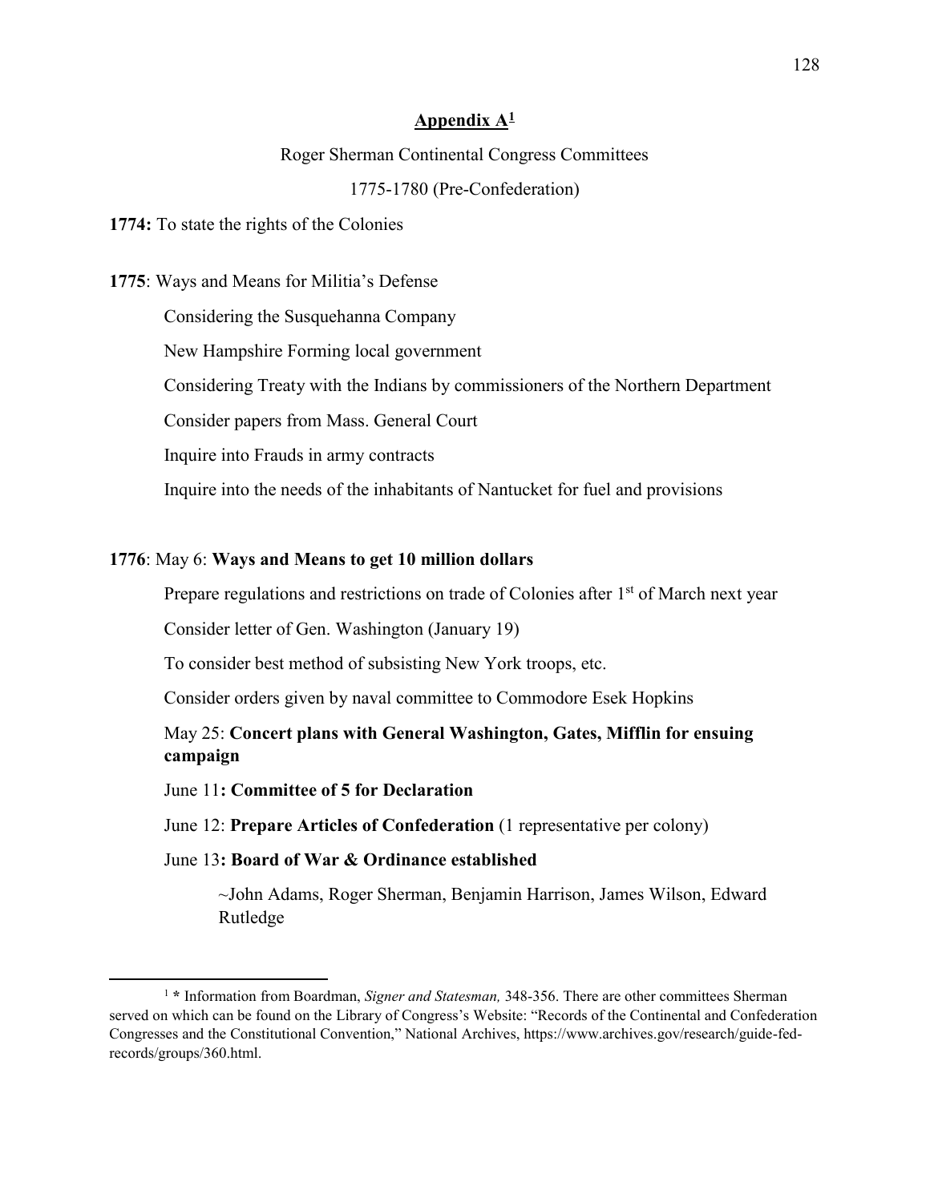## Appendix A[1]

Roger Sherman Continental Congress Committees

1775-1780 (Pre-Confederation)

**1774:** To state the rights of the Colonies

**1775**: Ways and Means for Militia's Defense

Considering the Susquehanna Company

New Hampshire Forming local government

Considering Treaty with the Indians by commissioners of the Northern Department

Consider papers from Mass. General Court

Inquire into Frauds in army contracts

Inquire into the needs of the inhabitants of Nantucket for fuel and provisions

**1776**: May 6: **Ways and Means to get 10 million dollars**

Prepare regulations and restrictions on trade of Colonies after 1st of March next year

Consider letter of Gen. Washington (January 19)

To consider best method of subsisting New York troops, etc.

Consider orders given by naval committee to Commodore Esek Hopkins

May 25: **Concert plans with General Washington, Gates, Mifflin for ensuing campaign**

June 11**: Committee of 5 for Declaration**

June 12: **Prepare Articles of Confederation** (1 representative per colony)

June 13**: Board of War & Ordinance established**

~John Adams, Roger Sherman, Benjamin Harrison, James Wilson, Edward Rutledge

[1] **\*** Information from Boardman, *Signer and Statesman,* 348-356. There are other committees Sherman served on which can be found on the Library of Congress's Website: "Records of the Continental and Confederation Congresses and the Constitutional Convention," National Archives, https://www.archives.gov/research/guide-fed-records/groups/360.html.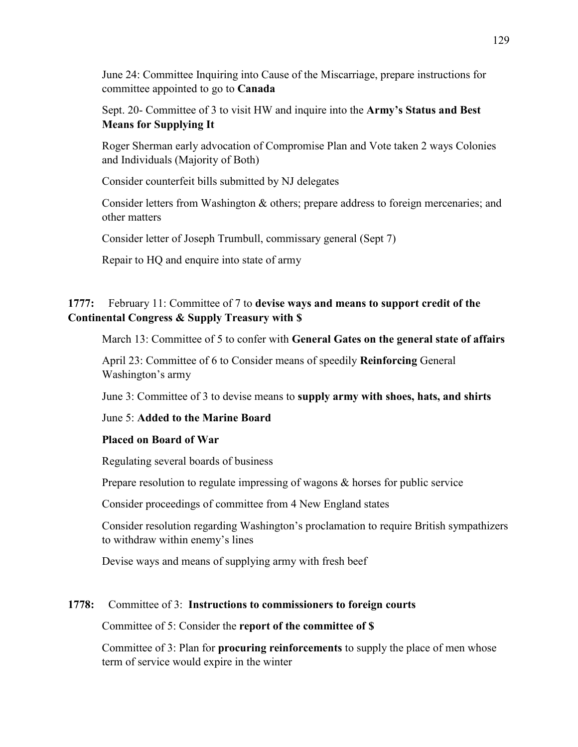June 24: Committee Inquiring into Cause of the Miscarriage, prepare instructions for committee appointed to go to **Canada**

Sept. 20- Committee of 3 to visit HW and inquire into the **Army's Status and Best Means for Supplying It**

Roger Sherman early advocation of Compromise Plan and Vote taken 2 ways Colonies and Individuals (Majority of Both)

Consider counterfeit bills submitted by NJ delegates

Consider letters from Washington & others; prepare address to foreign mercenaries; and other matters

Consider letter of Joseph Trumbull, commissary general (Sept 7)

Repair to HQ and enquire into state of army

**1777:** February 11: Committee of 7 to **devise ways and means to support credit of the Continental Congress & Supply Treasury with $**

March 13: Committee of 5 to confer with **General Gates on the general state of affairs**

April 23: Committee of 6 to Consider means of speedily **Reinforcing** General Washington's army

June 3: Committee of 3 to devise means to **supply army with shoes, hats, and shirts**

June 5: **Added to the Marine Board**

**Placed on Board of War**

Regulating several boards of business

Prepare resolution to regulate impressing of wagons & horses for public service

Consider proceedings of committee from 4 New England states

Consider resolution regarding Washington's proclamation to require British sympathizers to withdraw within enemy's lines

Devise ways and means of supplying army with fresh beef

**1778:** Committee of 3: **Instructions to commissioners to foreign courts**

Committee of 5: Consider the **report of the committee of $**

Committee of 3: Plan for **procuring reinforcements** to supply the place of men whose term of service would expire in the winter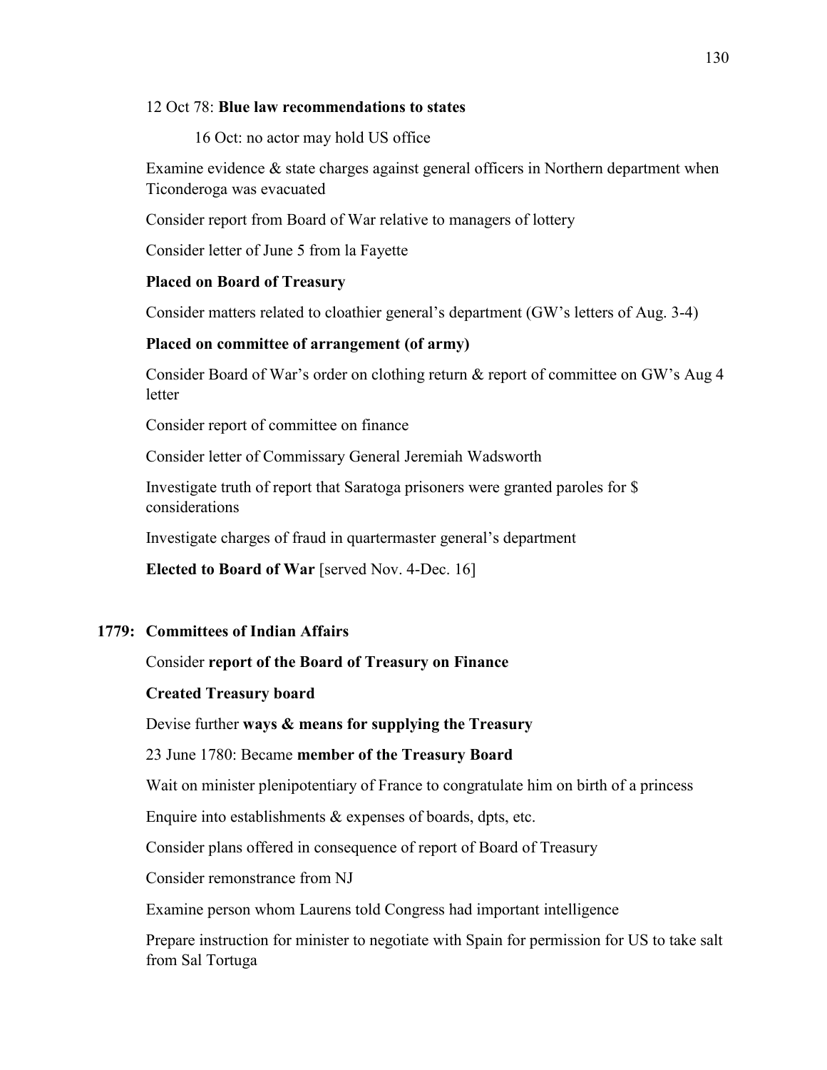12 Oct 78: **Blue law recommendations to states**

16 Oct: no actor may hold US office

Examine evidence & state charges against general officers in Northern department when Ticonderoga was evacuated

Consider report from Board of War relative to managers of lottery

Consider letter of June 5 from la Fayette

**Placed on Board of Treasury**

Consider matters related to cloathier general's department (GW's letters of Aug. 3-4)

**Placed on committee of arrangement (of army)**

Consider Board of War's order on clothing return & report of committee on GW's Aug 4 letter

Consider report of committee on finance

Consider letter of Commissary General Jeremiah Wadsworth

Investigate truth of report that Saratoga prisoners were granted paroles for $ considerations

Investigate charges of fraud in quartermaster general's department

**Elected to Board of War** [served Nov. 4-Dec. 16]

**1779: Committees of Indian Affairs**

Consider **report of the Board of Treasury on Finance**

**Created Treasury board**

Devise further **ways & means for supplying the Treasury**

23 June 1780: Became **member of the Treasury Board**

Wait on minister plenipotentiary of France to congratulate him on birth of a princess

Enquire into establishments & expenses of boards, dpts, etc.

Consider plans offered in consequence of report of Board of Treasury

Consider remonstrance from NJ

Examine person whom Laurens told Congress had important intelligence

Prepare instruction for minister to negotiate with Spain for permission for US to take salt from Sal Tortuga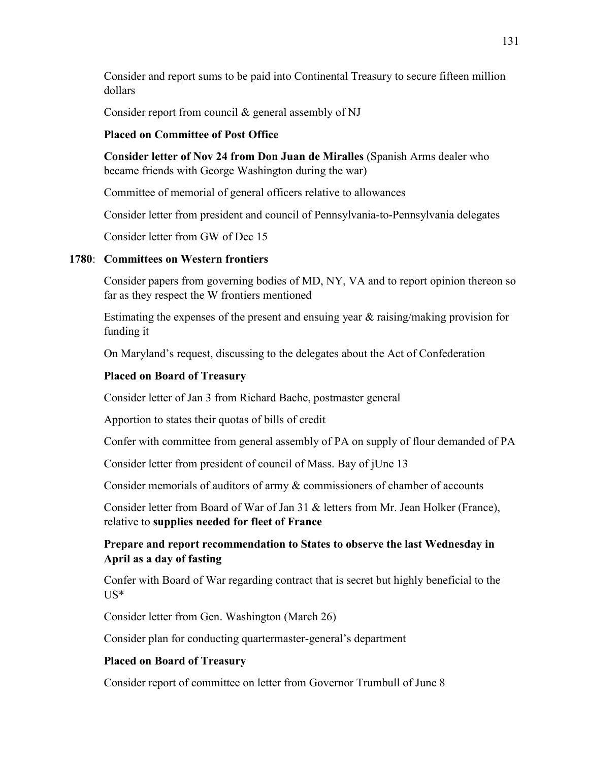Consider and report sums to be paid into Continental Treasury to secure fifteen million dollars

Consider report from council & general assembly of NJ

**Placed on Committee of Post Office**

**Consider letter of Nov 24 from Don Juan de Miralles** (Spanish Arms dealer who became friends with George Washington during the war)

Committee of memorial of general officers relative to allowances

Consider letter from president and council of Pennsylvania-to-Pennsylvania delegates

Consider letter from GW of Dec 15

**1780**: **Committees on Western frontiers**

Consider papers from governing bodies of MD, NY, VA and to report opinion thereon so far as they respect the W frontiers mentioned

Estimating the expenses of the present and ensuing year & raising/making provision for funding it

On Maryland's request, discussing to the delegates about the Act of Confederation

**Placed on Board of Treasury**

Consider letter of Jan 3 from Richard Bache, postmaster general

Apportion to states their quotas of bills of credit

Confer with committee from general assembly of PA on supply of flour demanded of PA

Consider letter from president of council of Mass. Bay of jUne 13

Consider memorials of auditors of army & commissioners of chamber of accounts

Consider letter from Board of War of Jan 31 & letters from Mr. Jean Holker (France), relative to **supplies needed for fleet of France**

**Prepare and report recommendation to States to observe the last Wednesday in April as a day of fasting**

Confer with Board of War regarding contract that is secret but highly beneficial to the US*

Consider letter from Gen. Washington (March 26)

Consider plan for conducting quartermaster-general's department

**Placed on Board of Treasury**

Consider report of committee on letter from Governor Trumbull of June 8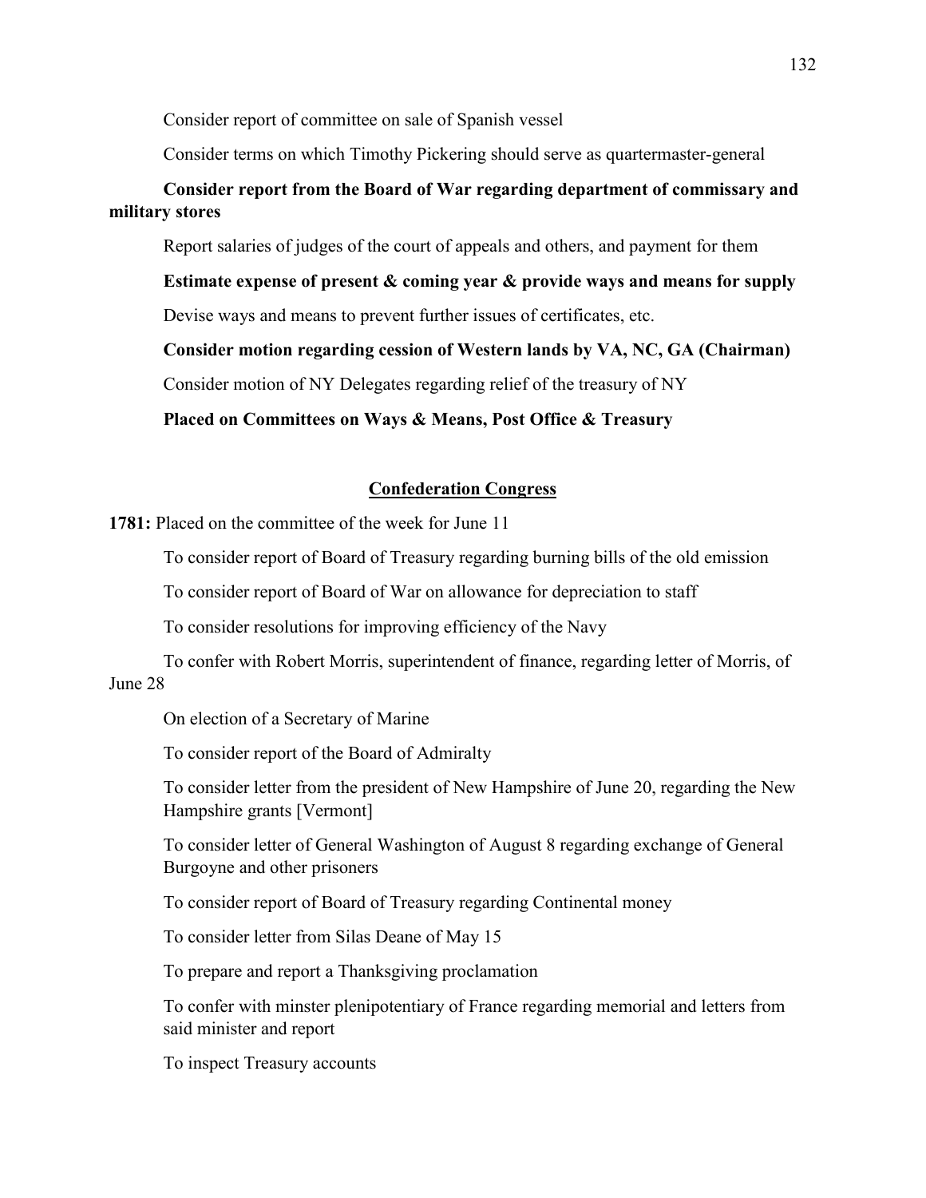Consider report of committee on sale of Spanish vessel

Consider terms on which Timothy Pickering should serve as quartermaster-general

**Consider report from the Board of War regarding department of commissary and military stores**

Report salaries of judges of the court of appeals and others, and payment for them

**Estimate expense of present & coming year & provide ways and means for supply**

Devise ways and means to prevent further issues of certificates, etc.

**Consider motion regarding cession of Western lands by VA, NC, GA (Chairman)**

Consider motion of NY Delegates regarding relief of the treasury of NY

**Placed on Committees on Ways & Means, Post Office & Treasury**

## Confederation Congress

**1781:** Placed on the committee of the week for June 11

To consider report of Board of Treasury regarding burning bills of the old emission

To consider report of Board of War on allowance for depreciation to staff

To consider resolutions for improving efficiency of the Navy

To confer with Robert Morris, superintendent of finance, regarding letter of Morris, of June 28

On election of a Secretary of Marine

To consider report of the Board of Admiralty

To consider letter from the president of New Hampshire of June 20, regarding the New Hampshire grants [Vermont]

To consider letter of General Washington of August 8 regarding exchange of General Burgoyne and other prisoners

To consider report of Board of Treasury regarding Continental money

To consider letter from Silas Deane of May 15

To prepare and report a Thanksgiving proclamation

To confer with minster plenipotentiary of France regarding memorial and letters from said minister and report

To inspect Treasury accounts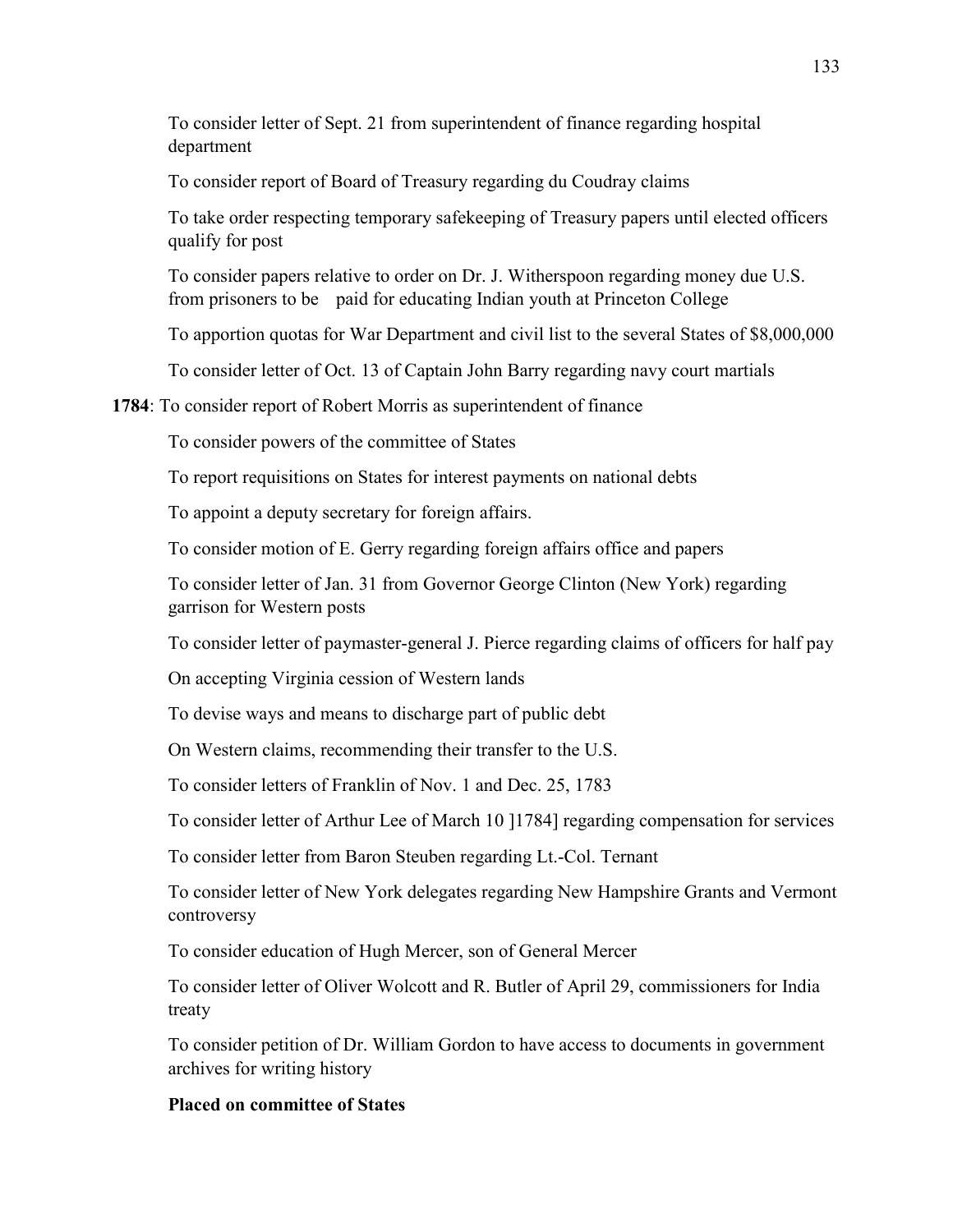To consider letter of Sept. 21 from superintendent of finance regarding hospital department

To consider report of Board of Treasury regarding du Coudray claims

To take order respecting temporary safekeeping of Treasury papers until elected officers qualify for post

To consider papers relative to order on Dr. J. Witherspoon regarding money due U.S. from prisoners to be paid for educating Indian youth at Princeton College

To apportion quotas for War Department and civil list to the several States of $8,000,000

To consider letter of Oct. 13 of Captain John Barry regarding navy court martials

**1784**: To consider report of Robert Morris as superintendent of finance

To consider powers of the committee of States

To report requisitions on States for interest payments on national debts

To appoint a deputy secretary for foreign affairs.

To consider motion of E. Gerry regarding foreign affairs office and papers

To consider letter of Jan. 31 from Governor George Clinton (New York) regarding garrison for Western posts

To consider letter of paymaster-general J. Pierce regarding claims of officers for half pay

On accepting Virginia cession of Western lands

To devise ways and means to discharge part of public debt

On Western claims, recommending their transfer to the U.S.

To consider letters of Franklin of Nov. 1 and Dec. 25, 1783

To consider letter of Arthur Lee of March 10 ]1784] regarding compensation for services

To consider letter from Baron Steuben regarding Lt.-Col. Ternant

To consider letter of New York delegates regarding New Hampshire Grants and Vermont controversy

To consider education of Hugh Mercer, son of General Mercer

To consider letter of Oliver Wolcott and R. Butler of April 29, commissioners for India treaty

To consider petition of Dr. William Gordon to have access to documents in government archives for writing history

**Placed on committee of States**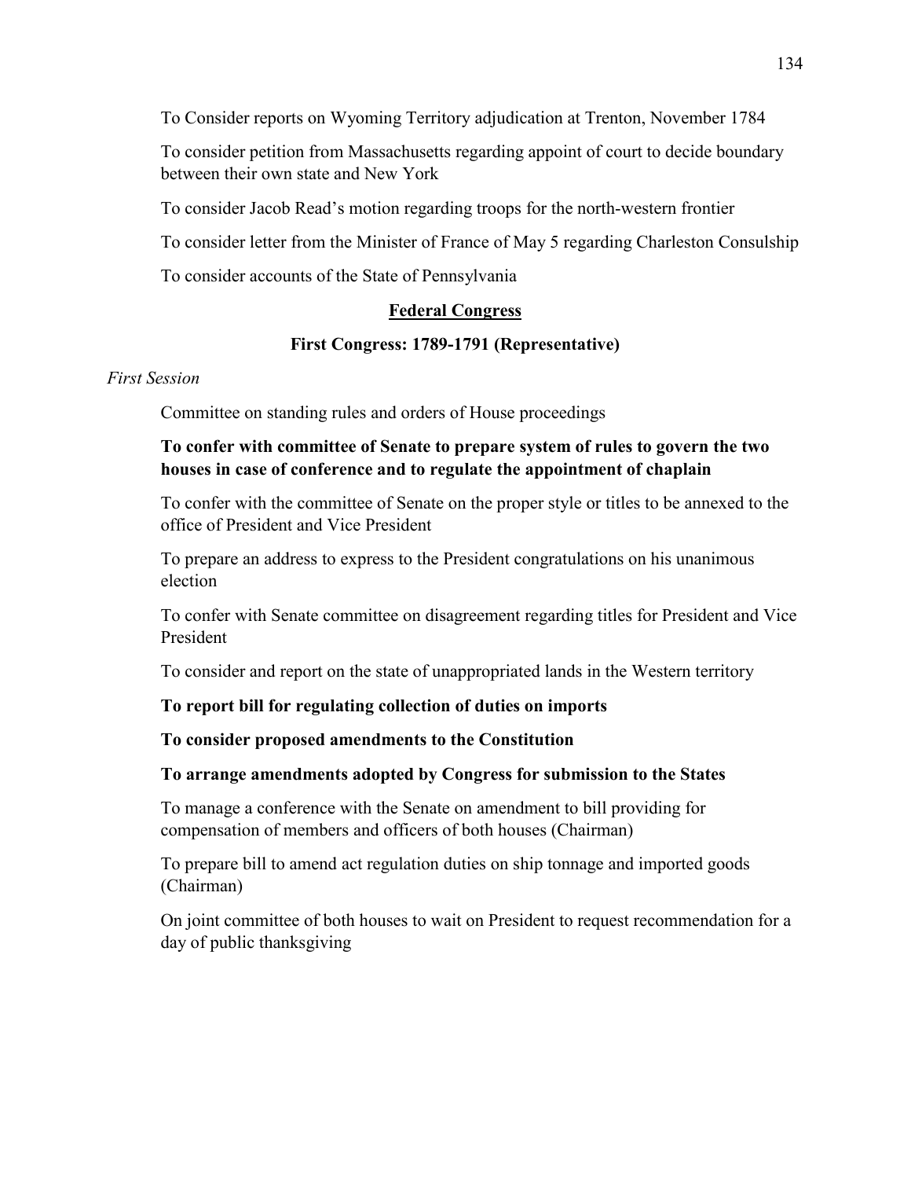To Consider reports on Wyoming Territory adjudication at Trenton, November 1784

To consider petition from Massachusetts regarding appoint of court to decide boundary between their own state and New York

To consider Jacob Read's motion regarding troops for the north-western frontier

To consider letter from the Minister of France of May 5 regarding Charleston Consulship

To consider accounts of the State of Pennsylvania

## **Federal Congress**

### First Congress: 1789-1791 (Representative)

*First Session*

Committee on standing rules and orders of House proceedings

**To confer with committee of Senate to prepare system of rules to govern the two houses in case of conference and to regulate the appointment of chaplain**

To confer with the committee of Senate on the proper style or titles to be annexed to the office of President and Vice President

To prepare an address to express to the President congratulations on his unanimous election

To confer with Senate committee on disagreement regarding titles for President and Vice President

To consider and report on the state of unappropriated lands in the Western territory

**To report bill for regulating collection of duties on imports**

**To consider proposed amendments to the Constitution**

**To arrange amendments adopted by Congress for submission to the States**

To manage a conference with the Senate on amendment to bill providing for compensation of members and officers of both houses (Chairman)

To prepare bill to amend act regulation duties on ship tonnage and imported goods (Chairman)

On joint committee of both houses to wait on President to request recommendation for a day of public thanksgiving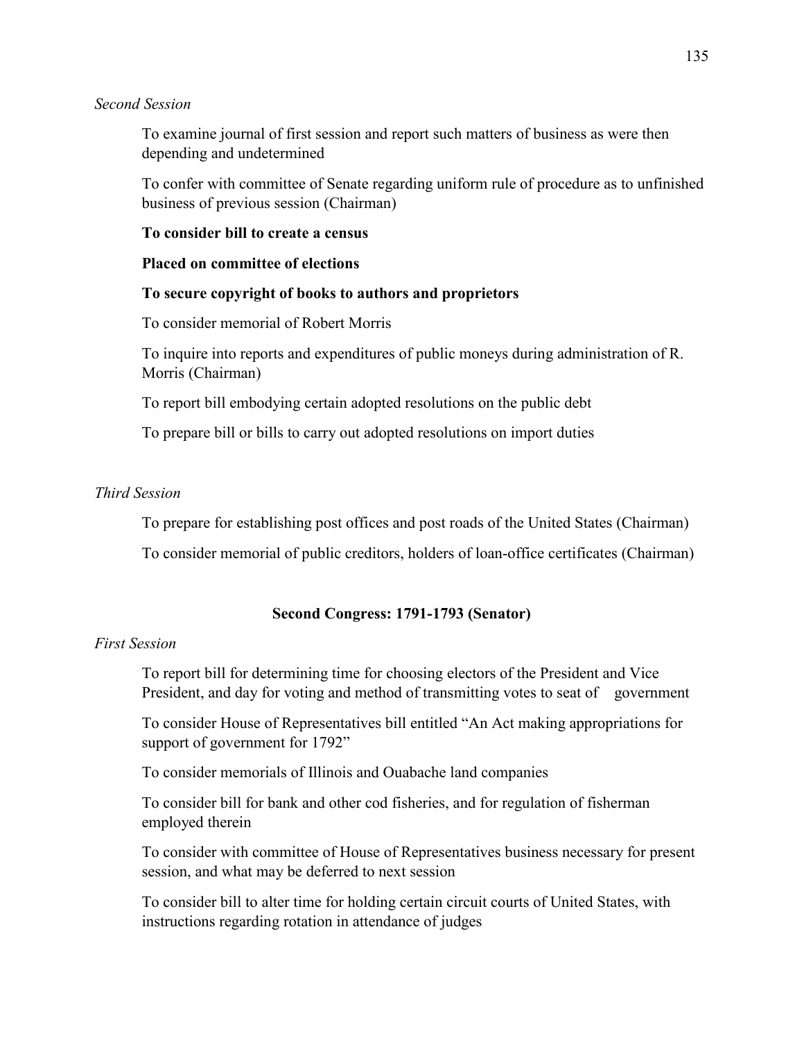*Second Session*

To examine journal of first session and report such matters of business as were then depending and undetermined

To confer with committee of Senate regarding uniform rule of procedure as to unfinished business of previous session (Chairman)

**To consider bill to create a census**

**Placed on committee of elections**

**To secure copyright of books to authors and proprietors**

To consider memorial of Robert Morris

To inquire into reports and expenditures of public moneys during administration of R. Morris (Chairman)

To report bill embodying certain adopted resolutions on the public debt

To prepare bill or bills to carry out adopted resolutions on import duties

*Third Session*

To prepare for establishing post offices and post roads of the United States (Chairman)

To consider memorial of public creditors, holders of loan-office certificates (Chairman)

**Second Congress: 1791-1793 (Senator)**

*First Session*

To report bill for determining time for choosing electors of the President and Vice President, and day for voting and method of transmitting votes to seat of government

To consider House of Representatives bill entitled "An Act making appropriations for support of government for 1792"

To consider memorials of Illinois and Ouabache land companies

To consider bill for bank and other cod fisheries, and for regulation of fisherman employed therein

To consider with committee of House of Representatives business necessary for present session, and what may be deferred to next session

To consider bill to alter time for holding certain circuit courts of United States, with instructions regarding rotation in attendance of judges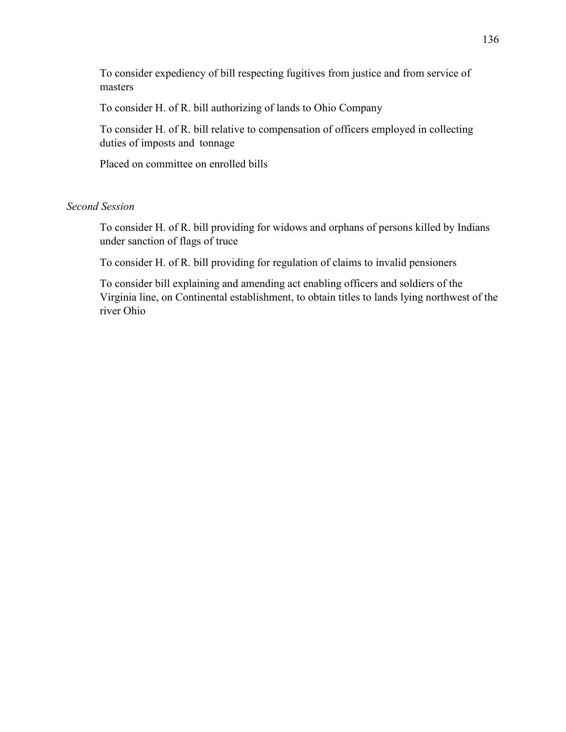To consider expediency of bill respecting fugitives from justice and from service of masters

To consider H. of R. bill authorizing of lands to Ohio Company

To consider H. of R. bill relative to compensation of officers employed in collecting duties of imposts and tonnage

Placed on committee on enrolled bills

*Second Session*

To consider H. of R. bill providing for widows and orphans of persons killed by Indians under sanction of flags of truce

To consider H. of R. bill providing for regulation of claims to invalid pensioners

To consider bill explaining and amending act enabling officers and soldiers of the Virginia line, on Continental establishment, to obtain titles to lands lying northwest of the river Ohio